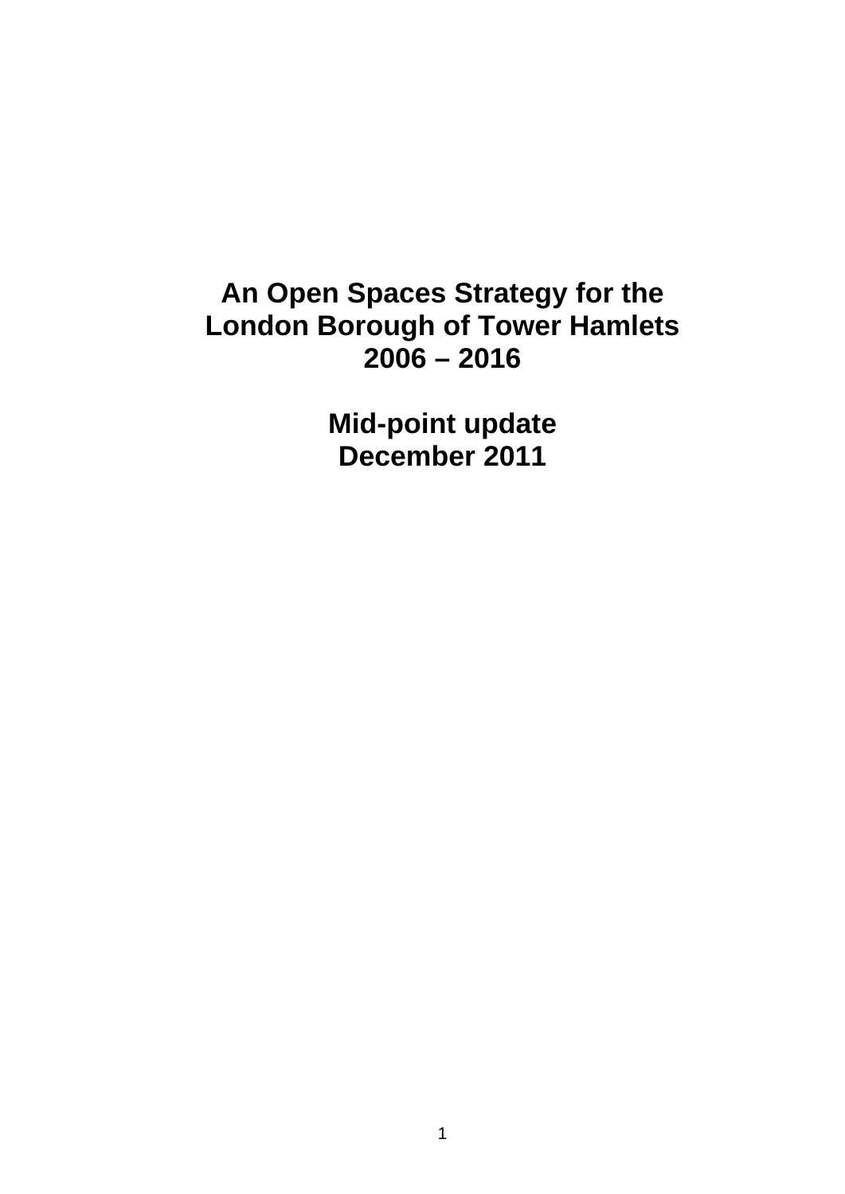# An Open Spaces Strategy for the London Borough of Tower Hamlets 2006 – 2016

## Mid-point update December 2011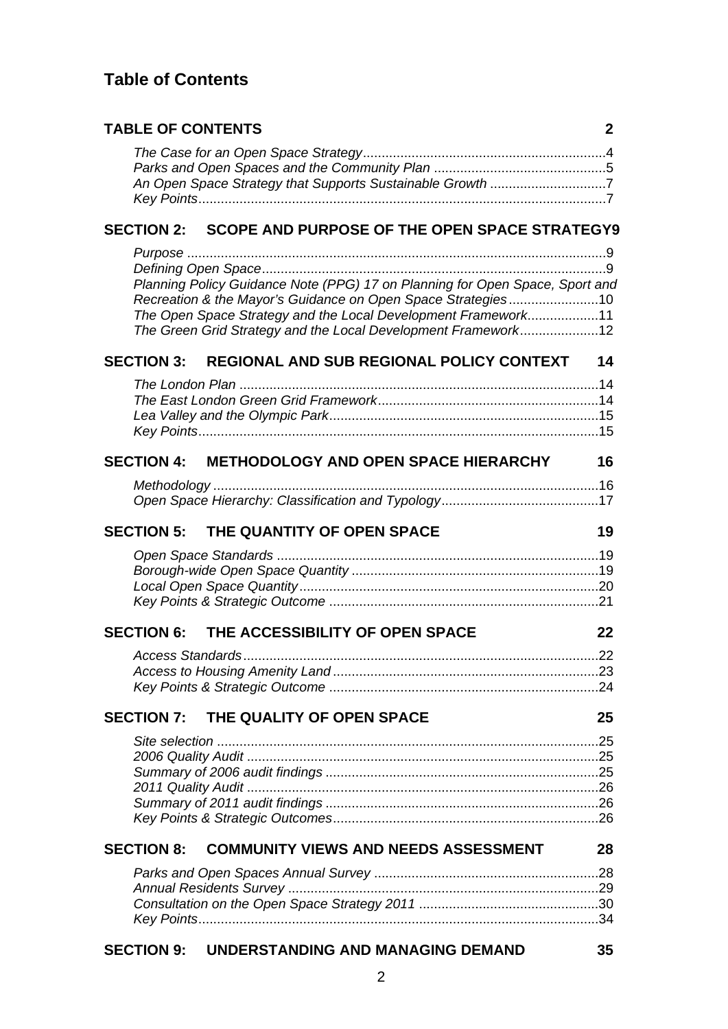# Table of Contents

**TABLE OF CONTENTS** **2**

*The Case for an Open Space Strategy*.....4
*Parks and Open Spaces and the Community Plan* .....5
*An Open Space Strategy that Supports Sustainable Growth* .....7
*Key Points*.....7

**SECTION 2: SCOPE AND PURPOSE OF THE OPEN SPACE STRATEGY 9**

*Purpose* .....9
*Defining Open Space*.....9
*Planning Policy Guidance Note (PPG) 17 on Planning for Open Space, Sport and Recreation & the Mayor's Guidance on Open Space Strategies*.....10
*The Open Space Strategy and the Local Development Framework*.....11
*The Green Grid Strategy and the Local Development Framework*.....12

**SECTION 3: REGIONAL AND SUB REGIONAL POLICY CONTEXT 14**

*The London Plan* .....14
*The East London Green Grid Framework*.....14
*Lea Valley and the Olympic Park*.....15
*Key Points*.....15

**SECTION 4: METHODOLOGY AND OPEN SPACE HIERARCHY 16**

*Methodology* .....16
*Open Space Hierarchy: Classification and Typology*.....17

**SECTION 5: THE QUANTITY OF OPEN SPACE 19**

*Open Space Standards* .....19
*Borough-wide Open Space Quantity* .....19
*Local Open Space Quantity*.....20
*Key Points & Strategic Outcome* .....21

**SECTION 6: THE ACCESSIBILITY OF OPEN SPACE 22**

*Access Standards*.....22
*Access to Housing Amenity Land* .....23
*Key Points & Strategic Outcome* .....24

**SECTION 7: THE QUALITY OF OPEN SPACE 25**

*Site selection* .....25
*2006 Quality Audit* .....25
*Summary of 2006 audit findings* .....25
*2011 Quality Audit* .....26
*Summary of 2011 audit findings* .....26
*Key Points & Strategic Outcomes*.....26

**SECTION 8: COMMUNITY VIEWS AND NEEDS ASSESSMENT 28**

*Parks and Open Spaces Annual Survey* .....28
*Annual Residents Survey* .....29
*Consultation on the Open Space Strategy 2011* .....30
*Key Points*.....34

**SECTION 9: UNDERSTANDING AND MANAGING DEMAND 35**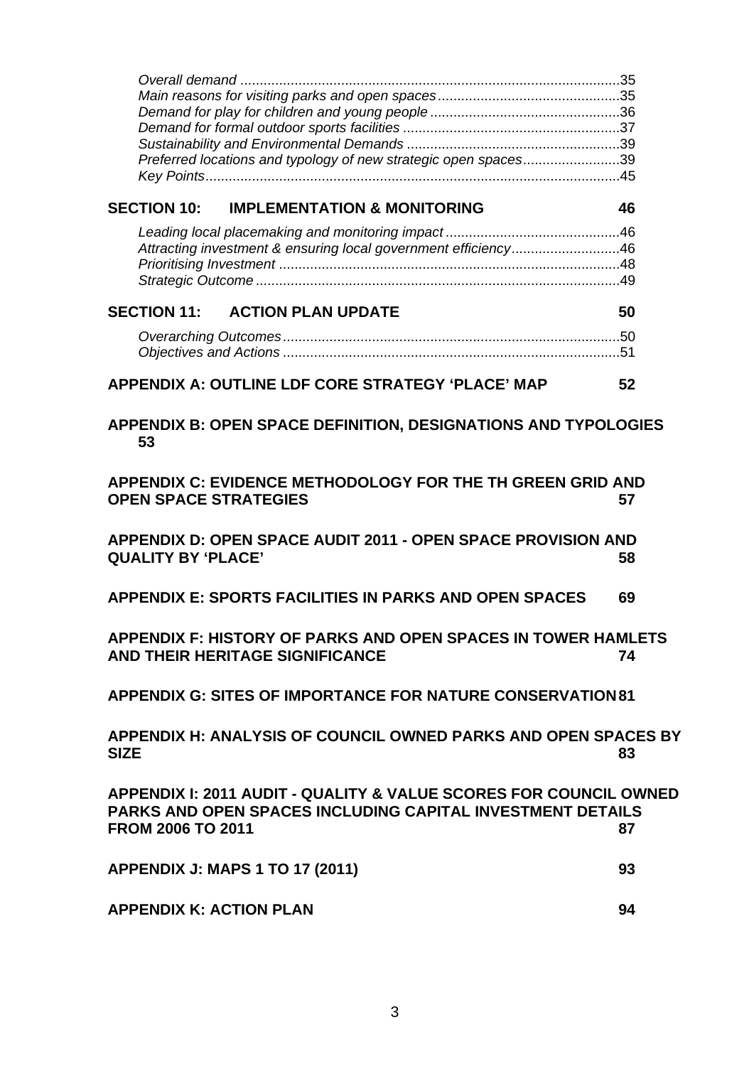*Overall demand* .......................................................................................35
*Main reasons for visiting parks and open spaces* ...............................................35
*Demand for play for children and young people* .................................................36
*Demand for formal outdoor sports facilities* ........................................................37
*Sustainability and Environmental Demands* .......................................................39
*Preferred locations and typology of new strategic open spaces* .........................39
*Key Points*............................................................................................................45

**SECTION 10: IMPLEMENTATION & MONITORING** **46**

*Leading local placemaking and monitoring impact* .............................................46
*Attracting investment & ensuring local government efficiency*...........................46
*Prioritising Investment* ........................................................................................48
*Strategic Outcome* ..............................................................................................49

**SECTION 11: ACTION PLAN UPDATE** **50**

*Overarching Outcomes*.......................................................................................50
*Objectives and Actions* .......................................................................................51

**APPENDIX A: OUTLINE LDF CORE STRATEGY 'PLACE' MAP** **52**

**APPENDIX B: OPEN SPACE DEFINITION, DESIGNATIONS AND TYPOLOGIES 53**

**APPENDIX C: EVIDENCE METHODOLOGY FOR THE TH GREEN GRID AND OPEN SPACE STRATEGIES** **57**

**APPENDIX D: OPEN SPACE AUDIT 2011 - OPEN SPACE PROVISION AND QUALITY BY 'PLACE'** **58**

**APPENDIX E: SPORTS FACILITIES IN PARKS AND OPEN SPACES** **69**

**APPENDIX F: HISTORY OF PARKS AND OPEN SPACES IN TOWER HAMLETS AND THEIR HERITAGE SIGNIFICANCE** **74**

**APPENDIX G: SITES OF IMPORTANCE FOR NATURE CONSERVATION** **81**

**APPENDIX H: ANALYSIS OF COUNCIL OWNED PARKS AND OPEN SPACES BY SIZE** **83**

**APPENDIX I: 2011 AUDIT - QUALITY & VALUE SCORES FOR COUNCIL OWNED PARKS AND OPEN SPACES INCLUDING CAPITAL INVESTMENT DETAILS FROM 2006 TO 2011** **87**

**APPENDIX J: MAPS 1 TO 17 (2011)** **93**

**APPENDIX K: ACTION PLAN** **94**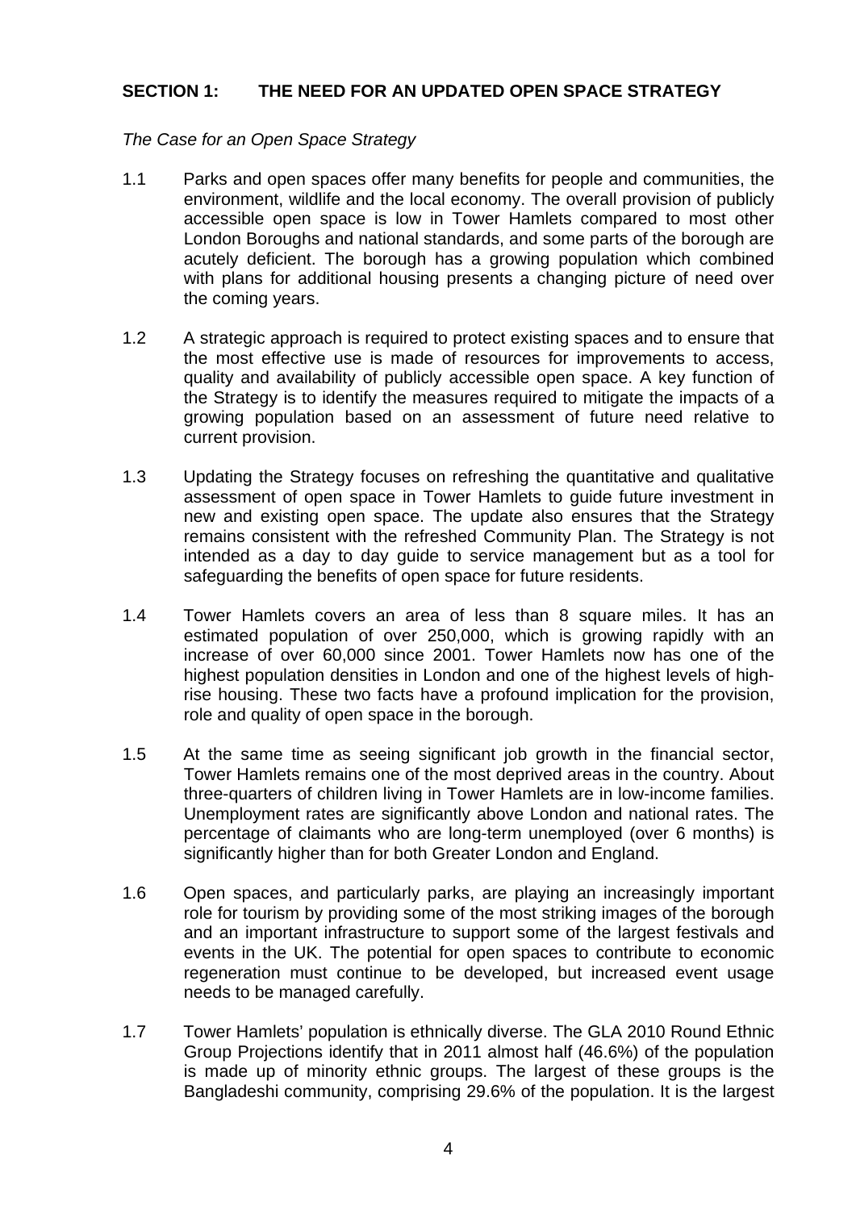## SECTION 1: THE NEED FOR AN UPDATED OPEN SPACE STRATEGY

*The Case for an Open Space Strategy*

1.1 Parks and open spaces offer many benefits for people and communities, the environment, wildlife and the local economy. The overall provision of publicly accessible open space is low in Tower Hamlets compared to most other London Boroughs and national standards, and some parts of the borough are acutely deficient. The borough has a growing population which combined with plans for additional housing presents a changing picture of need over the coming years.

1.2 A strategic approach is required to protect existing spaces and to ensure that the most effective use is made of resources for improvements to access, quality and availability of publicly accessible open space. A key function of the Strategy is to identify the measures required to mitigate the impacts of a growing population based on an assessment of future need relative to current provision.

1.3 Updating the Strategy focuses on refreshing the quantitative and qualitative assessment of open space in Tower Hamlets to guide future investment in new and existing open space. The update also ensures that the Strategy remains consistent with the refreshed Community Plan. The Strategy is not intended as a day to day guide to service management but as a tool for safeguarding the benefits of open space for future residents.

1.4 Tower Hamlets covers an area of less than 8 square miles. It has an estimated population of over 250,000, which is growing rapidly with an increase of over 60,000 since 2001. Tower Hamlets now has one of the highest population densities in London and one of the highest levels of high-rise housing. These two facts have a profound implication for the provision, role and quality of open space in the borough.

1.5 At the same time as seeing significant job growth in the financial sector, Tower Hamlets remains one of the most deprived areas in the country. About three-quarters of children living in Tower Hamlets are in low-income families. Unemployment rates are significantly above London and national rates. The percentage of claimants who are long-term unemployed (over 6 months) is significantly higher than for both Greater London and England.

1.6 Open spaces, and particularly parks, are playing an increasingly important role for tourism by providing some of the most striking images of the borough and an important infrastructure to support some of the largest festivals and events in the UK. The potential for open spaces to contribute to economic regeneration must continue to be developed, but increased event usage needs to be managed carefully.

1.7 Tower Hamlets' population is ethnically diverse. The GLA 2010 Round Ethnic Group Projections identify that in 2011 almost half (46.6%) of the population is made up of minority ethnic groups. The largest of these groups is the Bangladeshi community, comprising 29.6% of the population. It is the largest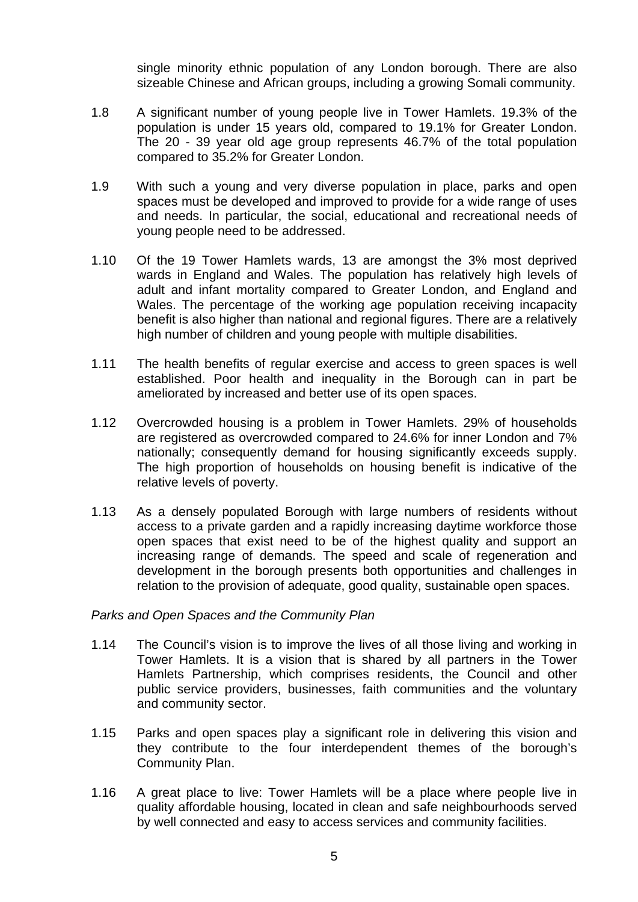single minority ethnic population of any London borough. There are also sizeable Chinese and African groups, including a growing Somali community.

1.8 A significant number of young people live in Tower Hamlets. 19.3% of the population is under 15 years old, compared to 19.1% for Greater London. The 20 - 39 year old age group represents 46.7% of the total population compared to 35.2% for Greater London.

1.9 With such a young and very diverse population in place, parks and open spaces must be developed and improved to provide for a wide range of uses and needs. In particular, the social, educational and recreational needs of young people need to be addressed.

1.10 Of the 19 Tower Hamlets wards, 13 are amongst the 3% most deprived wards in England and Wales. The population has relatively high levels of adult and infant mortality compared to Greater London, and England and Wales. The percentage of the working age population receiving incapacity benefit is also higher than national and regional figures. There are a relatively high number of children and young people with multiple disabilities.

1.11 The health benefits of regular exercise and access to green spaces is well established. Poor health and inequality in the Borough can in part be ameliorated by increased and better use of its open spaces.

1.12 Overcrowded housing is a problem in Tower Hamlets. 29% of households are registered as overcrowded compared to 24.6% for inner London and 7% nationally; consequently demand for housing significantly exceeds supply. The high proportion of households on housing benefit is indicative of the relative levels of poverty.

1.13 As a densely populated Borough with large numbers of residents without access to a private garden and a rapidly increasing daytime workforce those open spaces that exist need to be of the highest quality and support an increasing range of demands. The speed and scale of regeneration and development in the borough presents both opportunities and challenges in relation to the provision of adequate, good quality, sustainable open spaces.

*Parks and Open Spaces and the Community Plan*

1.14 The Council's vision is to improve the lives of all those living and working in Tower Hamlets. It is a vision that is shared by all partners in the Tower Hamlets Partnership, which comprises residents, the Council and other public service providers, businesses, faith communities and the voluntary and community sector.

1.15 Parks and open spaces play a significant role in delivering this vision and they contribute to the four interdependent themes of the borough's Community Plan.

1.16 A great place to live: Tower Hamlets will be a place where people live in quality affordable housing, located in clean and safe neighbourhoods served by well connected and easy to access services and community facilities.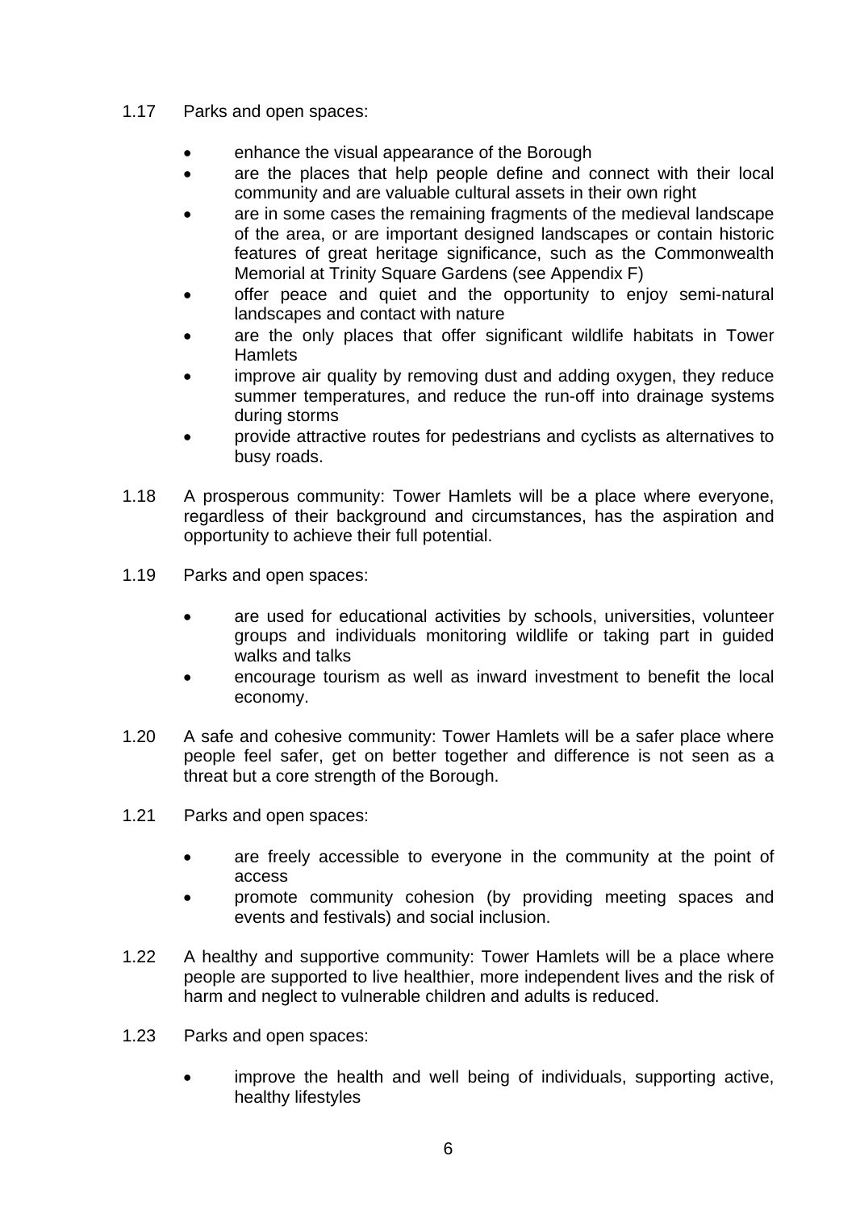1.17 Parks and open spaces:

- enhance the visual appearance of the Borough
- are the places that help people define and connect with their local community and are valuable cultural assets in their own right
- are in some cases the remaining fragments of the medieval landscape of the area, or are important designed landscapes or contain historic features of great heritage significance, such as the Commonwealth Memorial at Trinity Square Gardens (see Appendix F)
- offer peace and quiet and the opportunity to enjoy semi-natural landscapes and contact with nature
- are the only places that offer significant wildlife habitats in Tower Hamlets
- improve air quality by removing dust and adding oxygen, they reduce summer temperatures, and reduce the run-off into drainage systems during storms
- provide attractive routes for pedestrians and cyclists as alternatives to busy roads.

1.18 A prosperous community: Tower Hamlets will be a place where everyone, regardless of their background and circumstances, has the aspiration and opportunity to achieve their full potential.

1.19 Parks and open spaces:

- are used for educational activities by schools, universities, volunteer groups and individuals monitoring wildlife or taking part in guided walks and talks
- encourage tourism as well as inward investment to benefit the local economy.

1.20 A safe and cohesive community: Tower Hamlets will be a safer place where people feel safer, get on better together and difference is not seen as a threat but a core strength of the Borough.

1.21 Parks and open spaces:

- are freely accessible to everyone in the community at the point of access
- promote community cohesion (by providing meeting spaces and events and festivals) and social inclusion.

1.22 A healthy and supportive community: Tower Hamlets will be a place where people are supported to live healthier, more independent lives and the risk of harm and neglect to vulnerable children and adults is reduced.

1.23 Parks and open spaces:

- improve the health and well being of individuals, supporting active, healthy lifestyles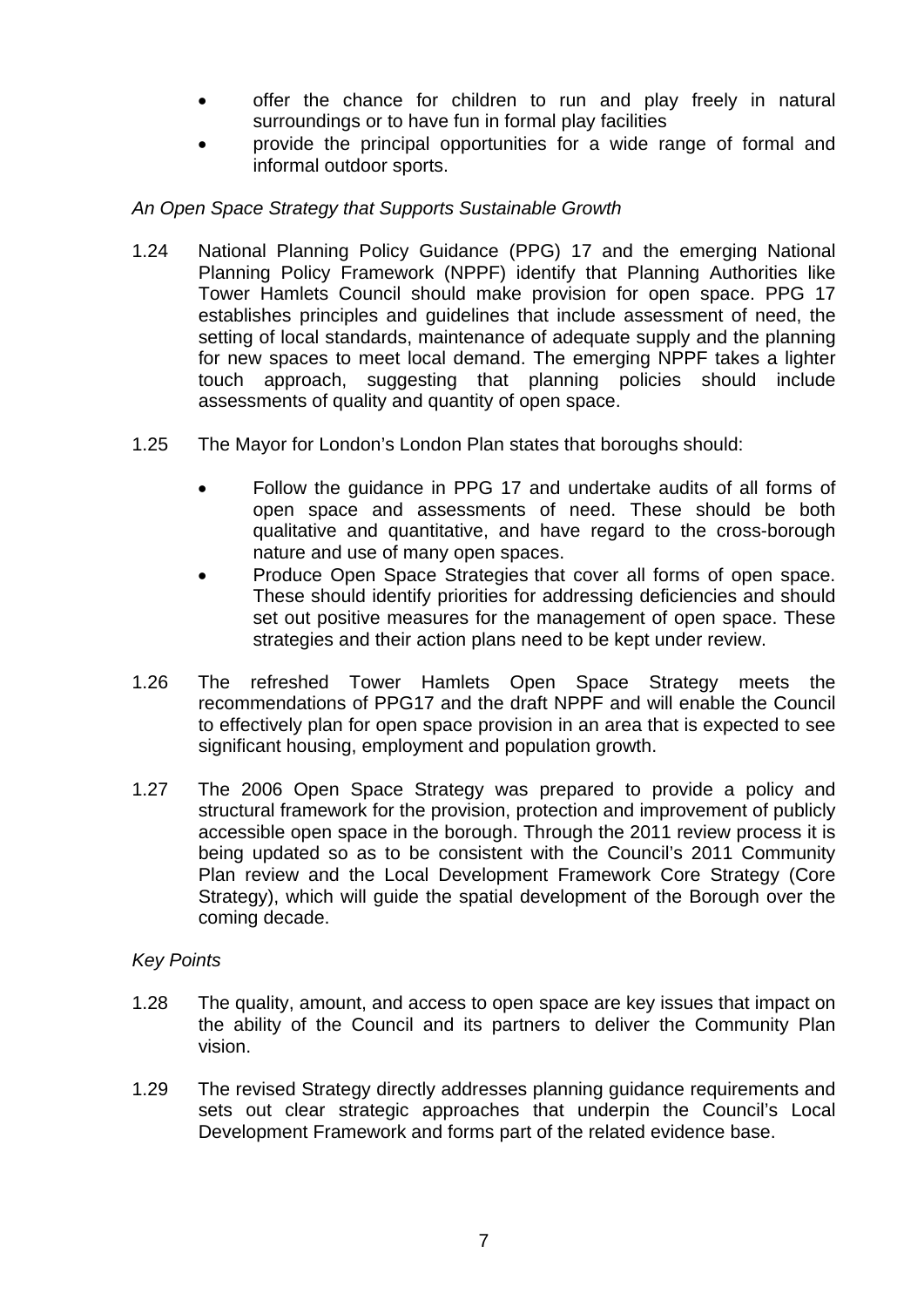- offer the chance for children to run and play freely in natural surroundings or to have fun in formal play facilities
- provide the principal opportunities for a wide range of formal and informal outdoor sports.

*An Open Space Strategy that Supports Sustainable Growth*

1.24 National Planning Policy Guidance (PPG) 17 and the emerging National Planning Policy Framework (NPPF) identify that Planning Authorities like Tower Hamlets Council should make provision for open space. PPG 17 establishes principles and guidelines that include assessment of need, the setting of local standards, maintenance of adequate supply and the planning for new spaces to meet local demand. The emerging NPPF takes a lighter touch approach, suggesting that planning policies should include assessments of quality and quantity of open space.

1.25 The Mayor for London's London Plan states that boroughs should:

- Follow the guidance in PPG 17 and undertake audits of all forms of open space and assessments of need. These should be both qualitative and quantitative, and have regard to the cross-borough nature and use of many open spaces.
- Produce Open Space Strategies that cover all forms of open space. These should identify priorities for addressing deficiencies and should set out positive measures for the management of open space. These strategies and their action plans need to be kept under review.

1.26 The refreshed Tower Hamlets Open Space Strategy meets the recommendations of PPG17 and the draft NPPF and will enable the Council to effectively plan for open space provision in an area that is expected to see significant housing, employment and population growth.

1.27 The 2006 Open Space Strategy was prepared to provide a policy and structural framework for the provision, protection and improvement of publicly accessible open space in the borough. Through the 2011 review process it is being updated so as to be consistent with the Council's 2011 Community Plan review and the Local Development Framework Core Strategy (Core Strategy), which will guide the spatial development of the Borough over the coming decade.

*Key Points*

1.28 The quality, amount, and access to open space are key issues that impact on the ability of the Council and its partners to deliver the Community Plan vision.

1.29 The revised Strategy directly addresses planning guidance requirements and sets out clear strategic approaches that underpin the Council's Local Development Framework and forms part of the related evidence base.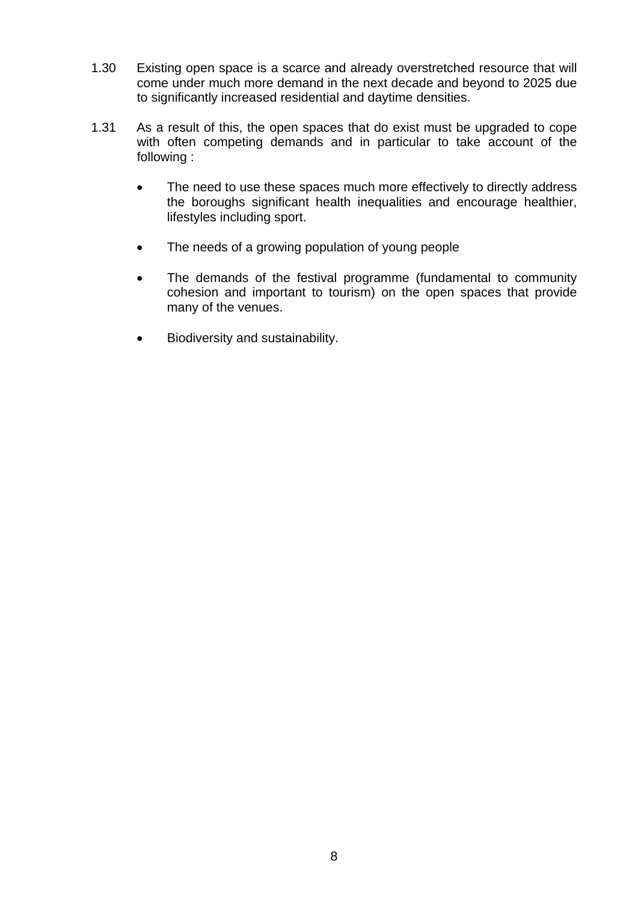1.30 Existing open space is a scarce and already overstretched resource that will come under much more demand in the next decade and beyond to 2025 due to significantly increased residential and daytime densities.

1.31 As a result of this, the open spaces that do exist must be upgraded to cope with often competing demands and in particular to take account of the following :

- The need to use these spaces much more effectively to directly address the boroughs significant health inequalities and encourage healthier, lifestyles including sport.

- The needs of a growing population of young people

- The demands of the festival programme (fundamental to community cohesion and important to tourism) on the open spaces that provide many of the venues.

- Biodiversity and sustainability.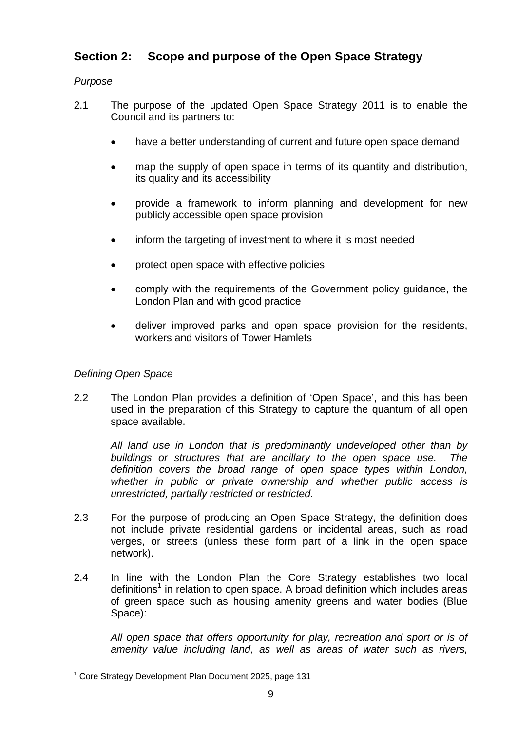## Section 2: Scope and purpose of the Open Space Strategy

*Purpose*

2.1 The purpose of the updated Open Space Strategy 2011 is to enable the Council and its partners to:

- have a better understanding of current and future open space demand
- map the supply of open space in terms of its quantity and distribution, its quality and its accessibility
- provide a framework to inform planning and development for new publicly accessible open space provision
- inform the targeting of investment to where it is most needed
- protect open space with effective policies
- comply with the requirements of the Government policy guidance, the London Plan and with good practice
- deliver improved parks and open space provision for the residents, workers and visitors of Tower Hamlets

*Defining Open Space*

2.2 The London Plan provides a definition of 'Open Space', and this has been used in the preparation of this Strategy to capture the quantum of all open space available.

*All land use in London that is predominantly undeveloped other than by buildings or structures that are ancillary to the open space use. The definition covers the broad range of open space types within London, whether in public or private ownership and whether public access is unrestricted, partially restricted or restricted.*

2.3 For the purpose of producing an Open Space Strategy, the definition does not include private residential gardens or incidental areas, such as road verges, or streets (unless these form part of a link in the open space network).

2.4 In line with the London Plan the Core Strategy establishes two local definitions[1] in relation to open space. A broad definition which includes areas of green space such as housing amenity greens and water bodies (Blue Space):

*All open space that offers opportunity for play, recreation and sport or is of amenity value including land, as well as areas of water such as rivers,*

[1] Core Strategy Development Plan Document 2025, page 131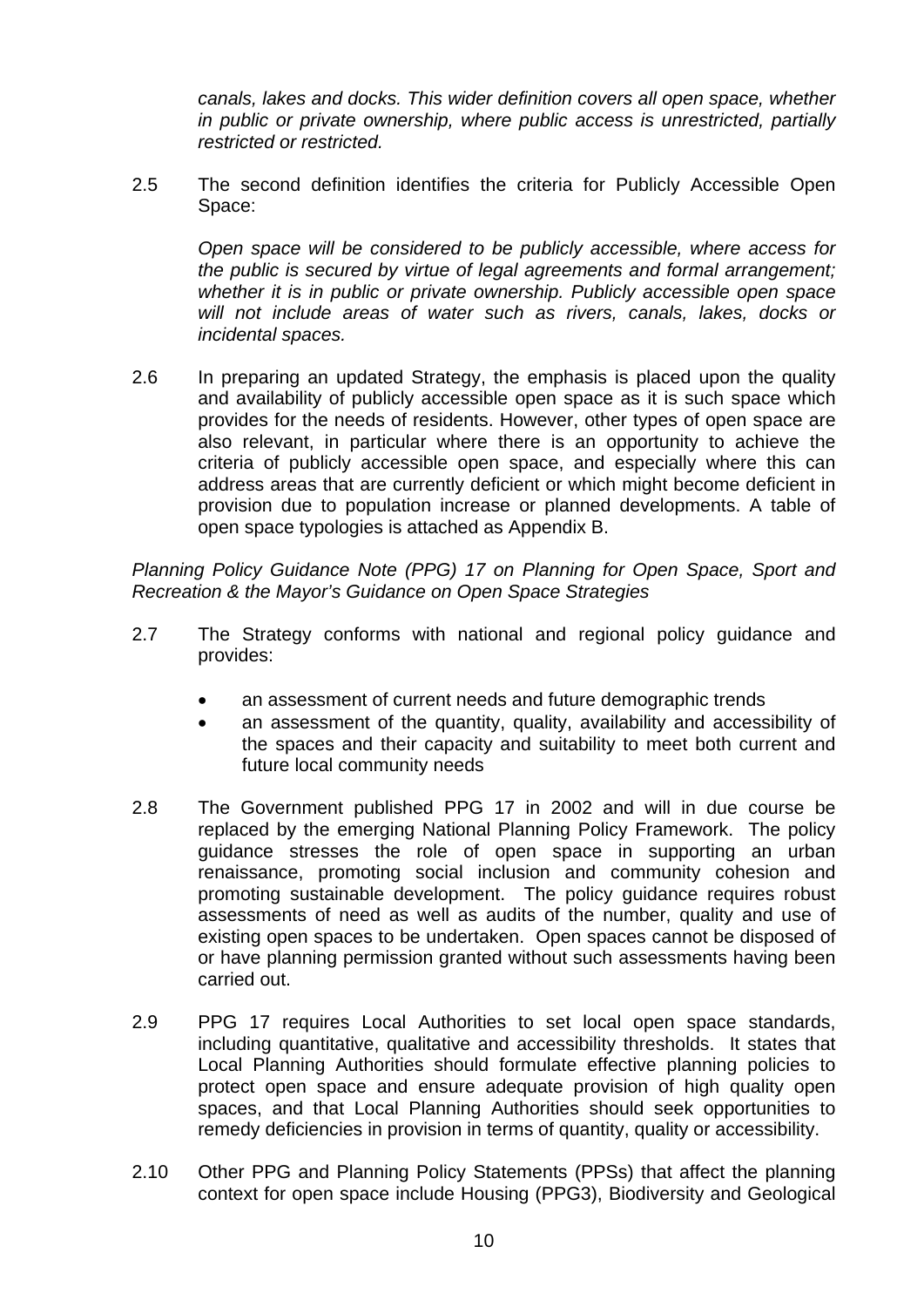*canals, lakes and docks. This wider definition covers all open space, whether in public or private ownership, where public access is unrestricted, partially restricted or restricted.*

2.5 The second definition identifies the criteria for Publicly Accessible Open Space:

*Open space will be considered to be publicly accessible, where access for the public is secured by virtue of legal agreements and formal arrangement; whether it is in public or private ownership. Publicly accessible open space will not include areas of water such as rivers, canals, lakes, docks or incidental spaces.*

2.6 In preparing an updated Strategy, the emphasis is placed upon the quality and availability of publicly accessible open space as it is such space which provides for the needs of residents. However, other types of open space are also relevant, in particular where there is an opportunity to achieve the criteria of publicly accessible open space, and especially where this can address areas that are currently deficient or which might become deficient in provision due to population increase or planned developments. A table of open space typologies is attached as Appendix B.

*Planning Policy Guidance Note (PPG) 17 on Planning for Open Space, Sport and Recreation & the Mayor's Guidance on Open Space Strategies*

2.7 The Strategy conforms with national and regional policy guidance and provides:

- an assessment of current needs and future demographic trends
- an assessment of the quantity, quality, availability and accessibility of the spaces and their capacity and suitability to meet both current and future local community needs

2.8 The Government published PPG 17 in 2002 and will in due course be replaced by the emerging National Planning Policy Framework. The policy guidance stresses the role of open space in supporting an urban renaissance, promoting social inclusion and community cohesion and promoting sustainable development. The policy guidance requires robust assessments of need as well as audits of the number, quality and use of existing open spaces to be undertaken. Open spaces cannot be disposed of or have planning permission granted without such assessments having been carried out.

2.9 PPG 17 requires Local Authorities to set local open space standards, including quantitative, qualitative and accessibility thresholds. It states that Local Planning Authorities should formulate effective planning policies to protect open space and ensure adequate provision of high quality open spaces, and that Local Planning Authorities should seek opportunities to remedy deficiencies in provision in terms of quantity, quality or accessibility.

2.10 Other PPG and Planning Policy Statements (PPSs) that affect the planning context for open space include Housing (PPG3), Biodiversity and Geological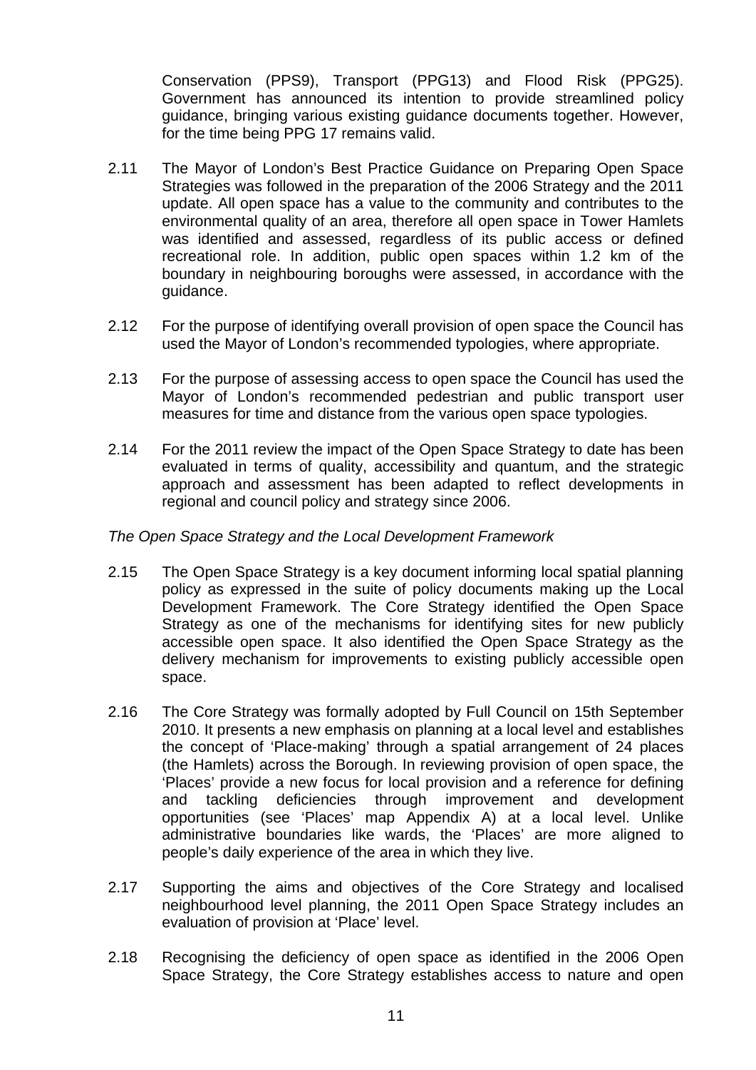Conservation (PPS9), Transport (PPG13) and Flood Risk (PPG25). Government has announced its intention to provide streamlined policy guidance, bringing various existing guidance documents together. However, for the time being PPG 17 remains valid.

2.11 The Mayor of London's Best Practice Guidance on Preparing Open Space Strategies was followed in the preparation of the 2006 Strategy and the 2011 update. All open space has a value to the community and contributes to the environmental quality of an area, therefore all open space in Tower Hamlets was identified and assessed, regardless of its public access or defined recreational role. In addition, public open spaces within 1.2 km of the boundary in neighbouring boroughs were assessed, in accordance with the guidance.

2.12 For the purpose of identifying overall provision of open space the Council has used the Mayor of London's recommended typologies, where appropriate.

2.13 For the purpose of assessing access to open space the Council has used the Mayor of London's recommended pedestrian and public transport user measures for time and distance from the various open space typologies.

2.14 For the 2011 review the impact of the Open Space Strategy to date has been evaluated in terms of quality, accessibility and quantum, and the strategic approach and assessment has been adapted to reflect developments in regional and council policy and strategy since 2006.

*The Open Space Strategy and the Local Development Framework*

2.15 The Open Space Strategy is a key document informing local spatial planning policy as expressed in the suite of policy documents making up the Local Development Framework. The Core Strategy identified the Open Space Strategy as one of the mechanisms for identifying sites for new publicly accessible open space. It also identified the Open Space Strategy as the delivery mechanism for improvements to existing publicly accessible open space.

2.16 The Core Strategy was formally adopted by Full Council on 15th September 2010. It presents a new emphasis on planning at a local level and establishes the concept of 'Place-making' through a spatial arrangement of 24 places (the Hamlets) across the Borough. In reviewing provision of open space, the 'Places' provide a new focus for local provision and a reference for defining and tackling deficiencies through improvement and development opportunities (see 'Places' map Appendix A) at a local level. Unlike administrative boundaries like wards, the 'Places' are more aligned to people's daily experience of the area in which they live.

2.17 Supporting the aims and objectives of the Core Strategy and localised neighbourhood level planning, the 2011 Open Space Strategy includes an evaluation of provision at 'Place' level.

2.18 Recognising the deficiency of open space as identified in the 2006 Open Space Strategy, the Core Strategy establishes access to nature and open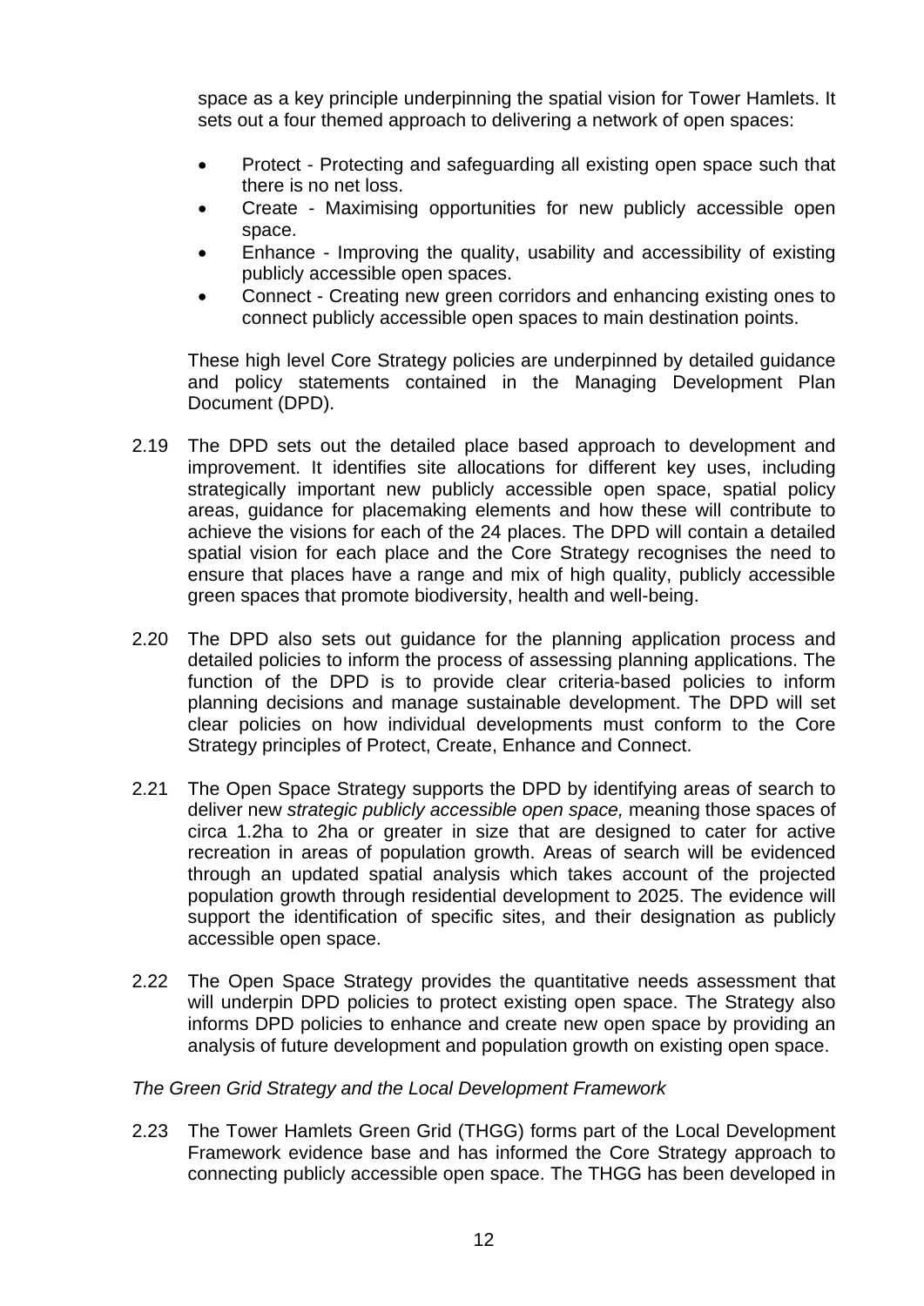space as a key principle underpinning the spatial vision for Tower Hamlets. It sets out a four themed approach to delivering a network of open spaces:

- Protect - Protecting and safeguarding all existing open space such that there is no net loss.
- Create - Maximising opportunities for new publicly accessible open space.
- Enhance - Improving the quality, usability and accessibility of existing publicly accessible open spaces.
- Connect - Creating new green corridors and enhancing existing ones to connect publicly accessible open spaces to main destination points.

These high level Core Strategy policies are underpinned by detailed guidance and policy statements contained in the Managing Development Plan Document (DPD).

2.19 The DPD sets out the detailed place based approach to development and improvement. It identifies site allocations for different key uses, including strategically important new publicly accessible open space, spatial policy areas, guidance for placemaking elements and how these will contribute to achieve the visions for each of the 24 places. The DPD will contain a detailed spatial vision for each place and the Core Strategy recognises the need to ensure that places have a range and mix of high quality, publicly accessible green spaces that promote biodiversity, health and well-being.

2.20 The DPD also sets out guidance for the planning application process and detailed policies to inform the process of assessing planning applications. The function of the DPD is to provide clear criteria-based policies to inform planning decisions and manage sustainable development. The DPD will set clear policies on how individual developments must conform to the Core Strategy principles of Protect, Create, Enhance and Connect.

2.21 The Open Space Strategy supports the DPD by identifying areas of search to deliver new *strategic publicly accessible open space,* meaning those spaces of circa 1.2ha to 2ha or greater in size that are designed to cater for active recreation in areas of population growth. Areas of search will be evidenced through an updated spatial analysis which takes account of the projected population growth through residential development to 2025. The evidence will support the identification of specific sites, and their designation as publicly accessible open space.

2.22 The Open Space Strategy provides the quantitative needs assessment that will underpin DPD policies to protect existing open space. The Strategy also informs DPD policies to enhance and create new open space by providing an analysis of future development and population growth on existing open space.

*The Green Grid Strategy and the Local Development Framework*

2.23 The Tower Hamlets Green Grid (THGG) forms part of the Local Development Framework evidence base and has informed the Core Strategy approach to connecting publicly accessible open space. The THGG has been developed in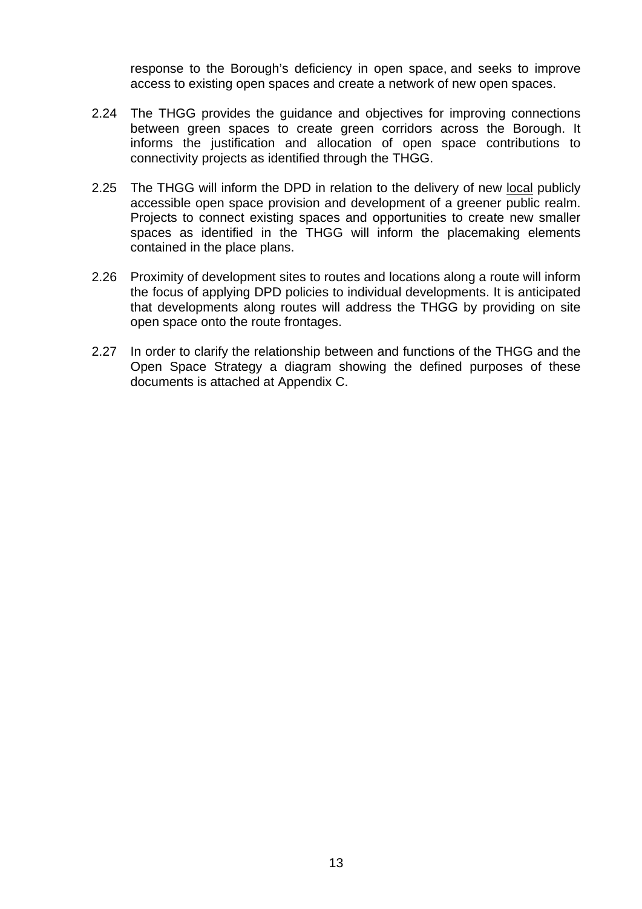response to the Borough's deficiency in open space, and seeks to improve access to existing open spaces and create a network of new open spaces.

2.24 The THGG provides the guidance and objectives for improving connections between green spaces to create green corridors across the Borough. It informs the justification and allocation of open space contributions to connectivity projects as identified through the THGG.

2.25 The THGG will inform the DPD in relation to the delivery of new <u>local</u> publicly accessible open space provision and development of a greener public realm. Projects to connect existing spaces and opportunities to create new smaller spaces as identified in the THGG will inform the placemaking elements contained in the place plans.

2.26 Proximity of development sites to routes and locations along a route will inform the focus of applying DPD policies to individual developments. It is anticipated that developments along routes will address the THGG by providing on site open space onto the route frontages.

2.27 In order to clarify the relationship between and functions of the THGG and the Open Space Strategy a diagram showing the defined purposes of these documents is attached at Appendix C.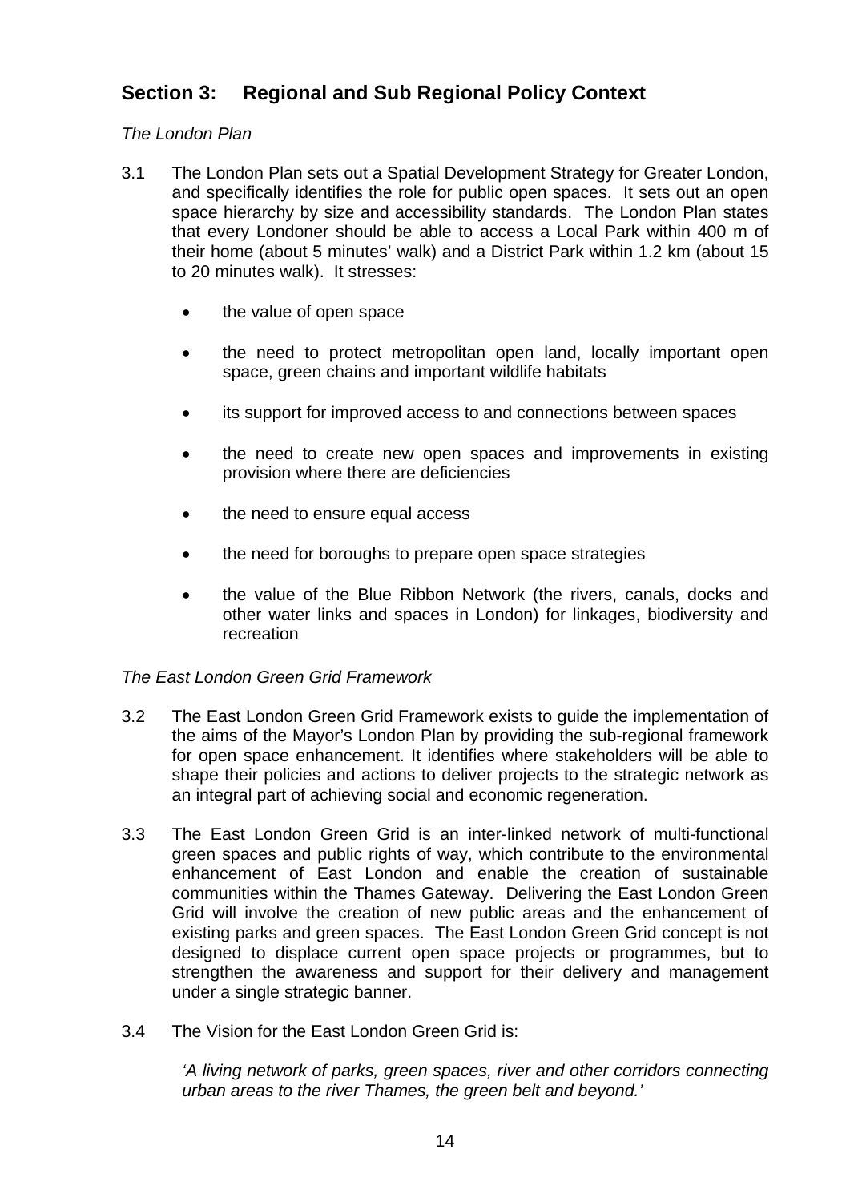## Section 3: Regional and Sub Regional Policy Context

*The London Plan*

3.1 The London Plan sets out a Spatial Development Strategy for Greater London, and specifically identifies the role for public open spaces. It sets out an open space hierarchy by size and accessibility standards. The London Plan states that every Londoner should be able to access a Local Park within 400 m of their home (about 5 minutes' walk) and a District Park within 1.2 km (about 15 to 20 minutes walk). It stresses:

- the value of open space
- the need to protect metropolitan open land, locally important open space, green chains and important wildlife habitats
- its support for improved access to and connections between spaces
- the need to create new open spaces and improvements in existing provision where there are deficiencies
- the need to ensure equal access
- the need for boroughs to prepare open space strategies
- the value of the Blue Ribbon Network (the rivers, canals, docks and other water links and spaces in London) for linkages, biodiversity and recreation

*The East London Green Grid Framework*

3.2 The East London Green Grid Framework exists to guide the implementation of the aims of the Mayor's London Plan by providing the sub-regional framework for open space enhancement. It identifies where stakeholders will be able to shape their policies and actions to deliver projects to the strategic network as an integral part of achieving social and economic regeneration.

3.3 The East London Green Grid is an inter-linked network of multi-functional green spaces and public rights of way, which contribute to the environmental enhancement of East London and enable the creation of sustainable communities within the Thames Gateway. Delivering the East London Green Grid will involve the creation of new public areas and the enhancement of existing parks and green spaces. The East London Green Grid concept is not designed to displace current open space projects or programmes, but to strengthen the awareness and support for their delivery and management under a single strategic banner.

3.4 The Vision for the East London Green Grid is:

> *'A living network of parks, green spaces, river and other corridors connecting urban areas to the river Thames, the green belt and beyond.'*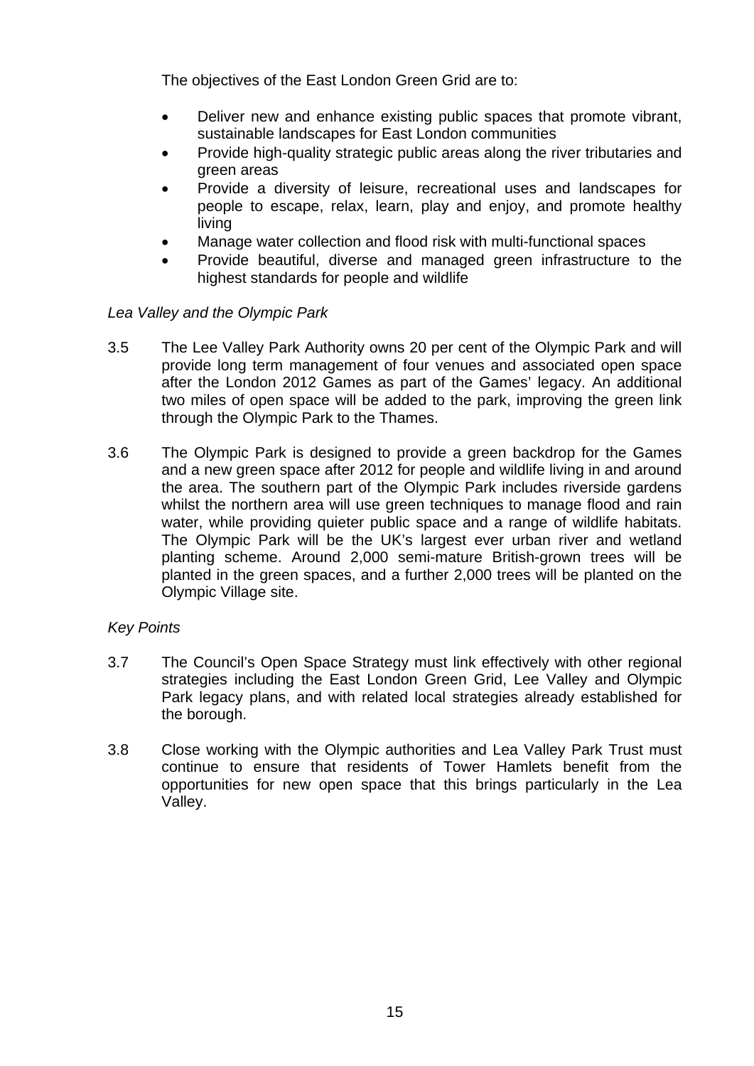The objectives of the East London Green Grid are to:

- Deliver new and enhance existing public spaces that promote vibrant, sustainable landscapes for East London communities
- Provide high-quality strategic public areas along the river tributaries and green areas
- Provide a diversity of leisure, recreational uses and landscapes for people to escape, relax, learn, play and enjoy, and promote healthy living
- Manage water collection and flood risk with multi-functional spaces
- Provide beautiful, diverse and managed green infrastructure to the highest standards for people and wildlife

*Lea Valley and the Olympic Park*

3.5 The Lee Valley Park Authority owns 20 per cent of the Olympic Park and will provide long term management of four venues and associated open space after the London 2012 Games as part of the Games' legacy. An additional two miles of open space will be added to the park, improving the green link through the Olympic Park to the Thames.

3.6 The Olympic Park is designed to provide a green backdrop for the Games and a new green space after 2012 for people and wildlife living in and around the area. The southern part of the Olympic Park includes riverside gardens whilst the northern area will use green techniques to manage flood and rain water, while providing quieter public space and a range of wildlife habitats. The Olympic Park will be the UK's largest ever urban river and wetland planting scheme. Around 2,000 semi-mature British-grown trees will be planted in the green spaces, and a further 2,000 trees will be planted on the Olympic Village site.

*Key Points*

3.7 The Council's Open Space Strategy must link effectively with other regional strategies including the East London Green Grid, Lee Valley and Olympic Park legacy plans, and with related local strategies already established for the borough.

3.8 Close working with the Olympic authorities and Lea Valley Park Trust must continue to ensure that residents of Tower Hamlets benefit from the opportunities for new open space that this brings particularly in the Lea Valley.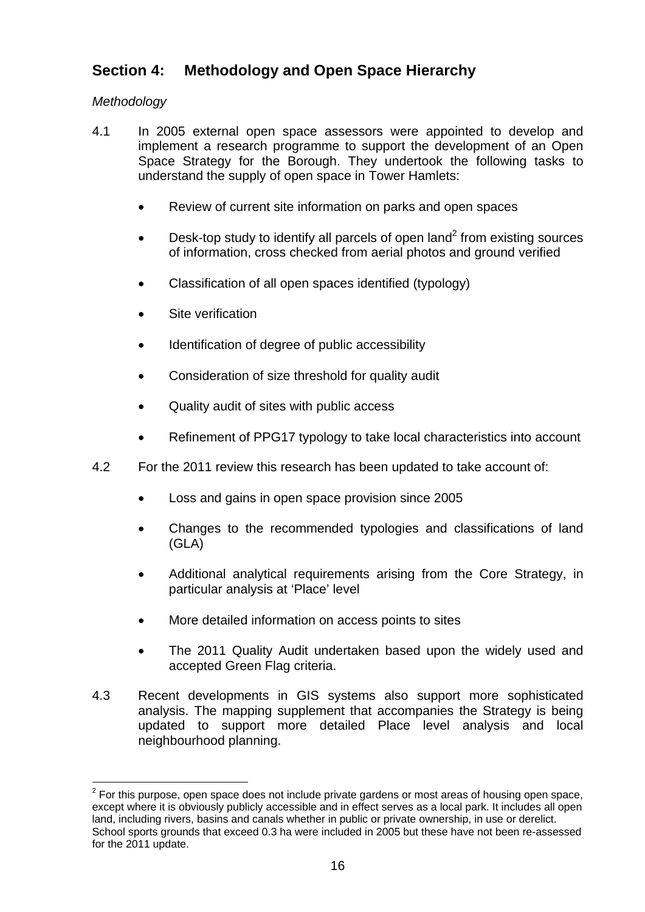## Section 4: Methodology and Open Space Hierarchy

*Methodology*

4.1 In 2005 external open space assessors were appointed to develop and implement a research programme to support the development of an Open Space Strategy for the Borough. They undertook the following tasks to understand the supply of open space in Tower Hamlets:

- Review of current site information on parks and open spaces
- Desk-top study to identify all parcels of open land[2] from existing sources of information, cross checked from aerial photos and ground verified
- Classification of all open spaces identified (typology)
- Site verification
- Identification of degree of public accessibility
- Consideration of size threshold for quality audit
- Quality audit of sites with public access
- Refinement of PPG17 typology to take local characteristics into account

4.2 For the 2011 review this research has been updated to take account of:

- Loss and gains in open space provision since 2005
- Changes to the recommended typologies and classifications of land (GLA)
- Additional analytical requirements arising from the Core Strategy, in particular analysis at 'Place' level
- More detailed information on access points to sites
- The 2011 Quality Audit undertaken based upon the widely used and accepted Green Flag criteria.

4.3 Recent developments in GIS systems also support more sophisticated analysis. The mapping supplement that accompanies the Strategy is being updated to support more detailed Place level analysis and local neighbourhood planning.

[2] For this purpose, open space does not include private gardens or most areas of housing open space, except where it is obviously publicly accessible and in effect serves as a local park. It includes all open land, including rivers, basins and canals whether in public or private ownership, in use or derelict. School sports grounds that exceed 0.3 ha were included in 2005 but these have not been re-assessed for the 2011 update.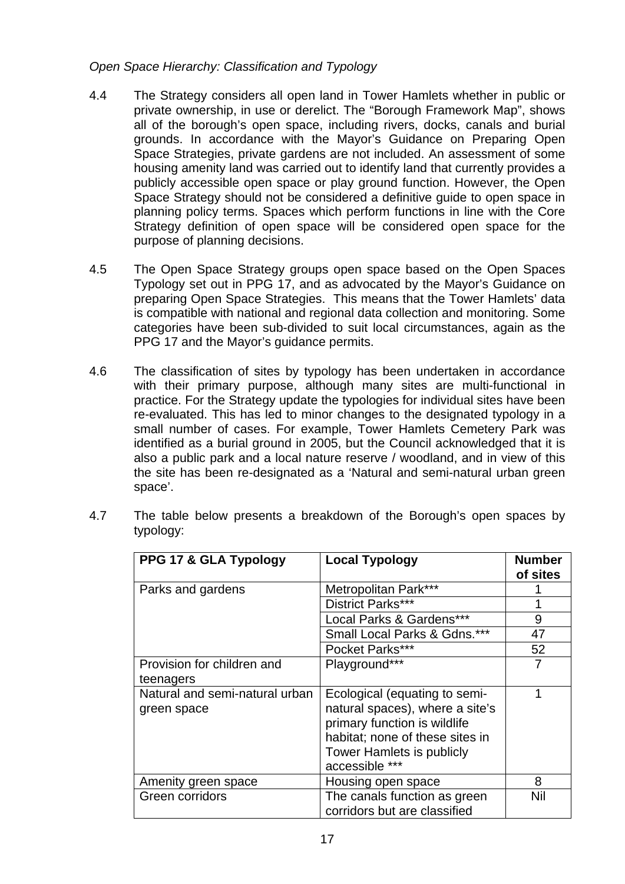*Open Space Hierarchy: Classification and Typology*

4.4 The Strategy considers all open land in Tower Hamlets whether in public or private ownership, in use or derelict. The "Borough Framework Map", shows all of the borough's open space, including rivers, docks, canals and burial grounds. In accordance with the Mayor's Guidance on Preparing Open Space Strategies, private gardens are not included. An assessment of some housing amenity land was carried out to identify land that currently provides a publicly accessible open space or play ground function. However, the Open Space Strategy should not be considered a definitive guide to open space in planning policy terms. Spaces which perform functions in line with the Core Strategy definition of open space will be considered open space for the purpose of planning decisions.

4.5 The Open Space Strategy groups open space based on the Open Spaces Typology set out in PPG 17, and as advocated by the Mayor's Guidance on preparing Open Space Strategies. This means that the Tower Hamlets' data is compatible with national and regional data collection and monitoring. Some categories have been sub-divided to suit local circumstances, again as the PPG 17 and the Mayor's guidance permits.

4.6 The classification of sites by typology has been undertaken in accordance with their primary purpose, although many sites are multi-functional in practice. For the Strategy update the typologies for individual sites have been re-evaluated. This has led to minor changes to the designated typology in a small number of cases. For example, Tower Hamlets Cemetery Park was identified as a burial ground in 2005, but the Council acknowledged that it is also a public park and a local nature reserve / woodland, and in view of this the site has been re-designated as a 'Natural and semi-natural urban green space'.

4.7 The table below presents a breakdown of the Borough's open spaces by typology:

| PPG 17 & GLA Typology | Local Typology | Number of sites |
|---|---|---|
| Parks and gardens | Metropolitan Park*** | 1 |
| | District Parks*** | 1 |
| | Local Parks & Gardens*** | 9 |
| | Small Local Parks & Gdns.*** | 47 |
| | Pocket Parks*** | 52 |
| Provision for children and teenagers | Playground*** | 7 |
| Natural and semi-natural urban green space | Ecological (equating to semi-natural spaces), where a site's primary function is wildlife habitat; none of these sites in Tower Hamlets is publicly accessible *** | 1 |
| Amenity green space | Housing open space | 8 |
| Green corridors | The canals function as green corridors but are classified | Nil |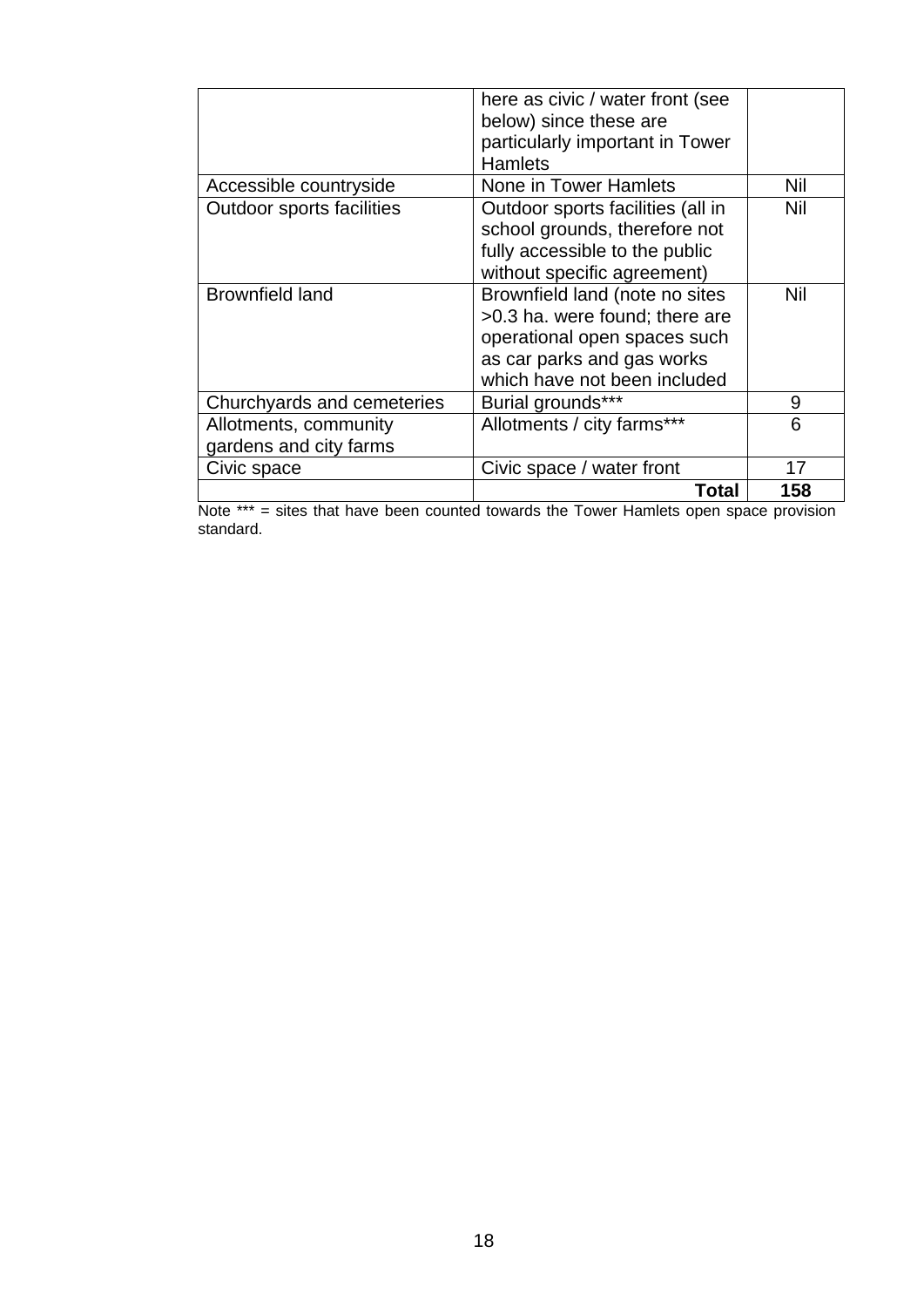| | | |
|---|---|---|
| | here as civic / water front (see below) since these are particularly important in Tower Hamlets | |
| Accessible countryside | None in Tower Hamlets | Nil |
| Outdoor sports facilities | Outdoor sports facilities (all in school grounds, therefore not fully accessible to the public without specific agreement) | Nil |
| Brownfield land | Brownfield land (note no sites >0.3 ha. were found; there are operational open spaces such as car parks and gas works which have not been included | Nil |
| Churchyards and cemeteries | Burial grounds*** | 9 |
| Allotments, community gardens and city farms | Allotments / city farms*** | 6 |
| Civic space | Civic space / water front | 17 |
| | **Total** | **158** |

Note *** = sites that have been counted towards the Tower Hamlets open space provision standard.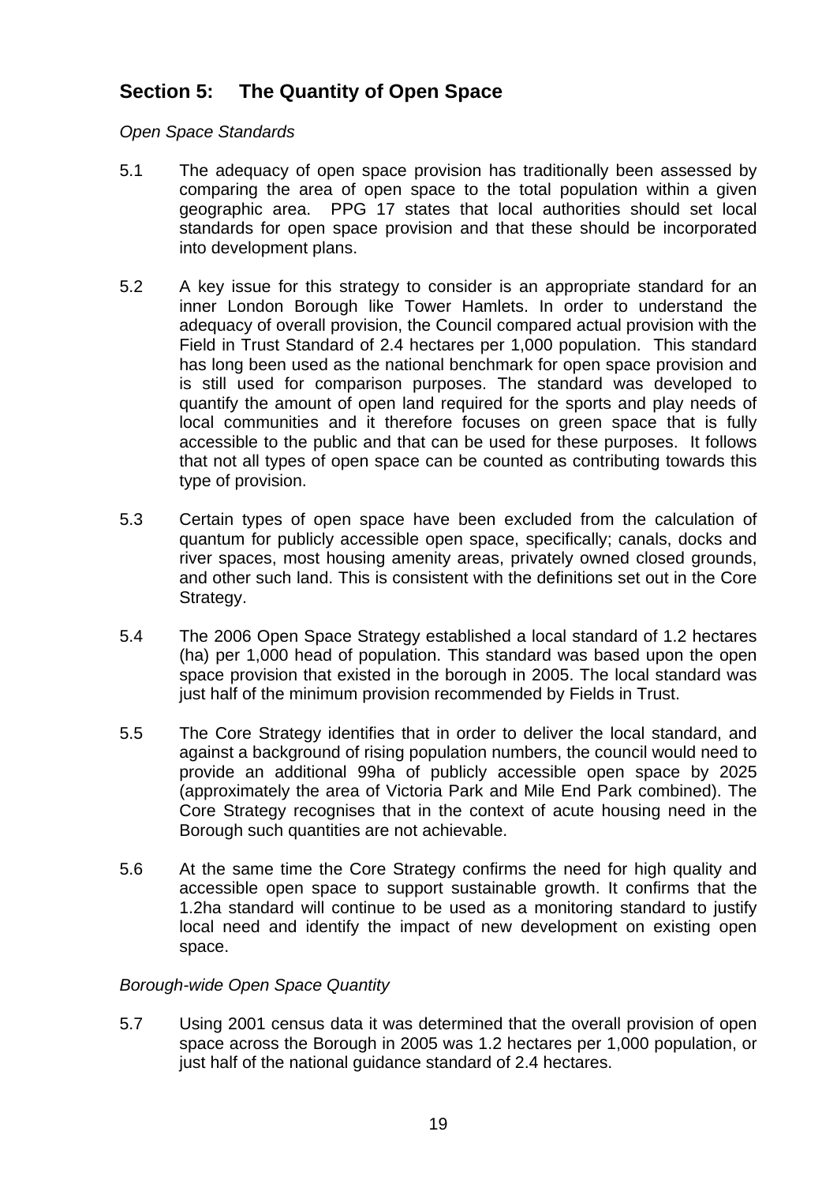## Section 5: The Quantity of Open Space

*Open Space Standards*

5.1 The adequacy of open space provision has traditionally been assessed by comparing the area of open space to the total population within a given geographic area. PPG 17 states that local authorities should set local standards for open space provision and that these should be incorporated into development plans.

5.2 A key issue for this strategy to consider is an appropriate standard for an inner London Borough like Tower Hamlets. In order to understand the adequacy of overall provision, the Council compared actual provision with the Field in Trust Standard of 2.4 hectares per 1,000 population. This standard has long been used as the national benchmark for open space provision and is still used for comparison purposes. The standard was developed to quantify the amount of open land required for the sports and play needs of local communities and it therefore focuses on green space that is fully accessible to the public and that can be used for these purposes. It follows that not all types of open space can be counted as contributing towards this type of provision.

5.3 Certain types of open space have been excluded from the calculation of quantum for publicly accessible open space, specifically; canals, docks and river spaces, most housing amenity areas, privately owned closed grounds, and other such land. This is consistent with the definitions set out in the Core Strategy.

5.4 The 2006 Open Space Strategy established a local standard of 1.2 hectares (ha) per 1,000 head of population. This standard was based upon the open space provision that existed in the borough in 2005. The local standard was just half of the minimum provision recommended by Fields in Trust.

5.5 The Core Strategy identifies that in order to deliver the local standard, and against a background of rising population numbers, the council would need to provide an additional 99ha of publicly accessible open space by 2025 (approximately the area of Victoria Park and Mile End Park combined). The Core Strategy recognises that in the context of acute housing need in the Borough such quantities are not achievable.

5.6 At the same time the Core Strategy confirms the need for high quality and accessible open space to support sustainable growth. It confirms that the 1.2ha standard will continue to be used as a monitoring standard to justify local need and identify the impact of new development on existing open space.

*Borough-wide Open Space Quantity*

5.7 Using 2001 census data it was determined that the overall provision of open space across the Borough in 2005 was 1.2 hectares per 1,000 population, or just half of the national guidance standard of 2.4 hectares.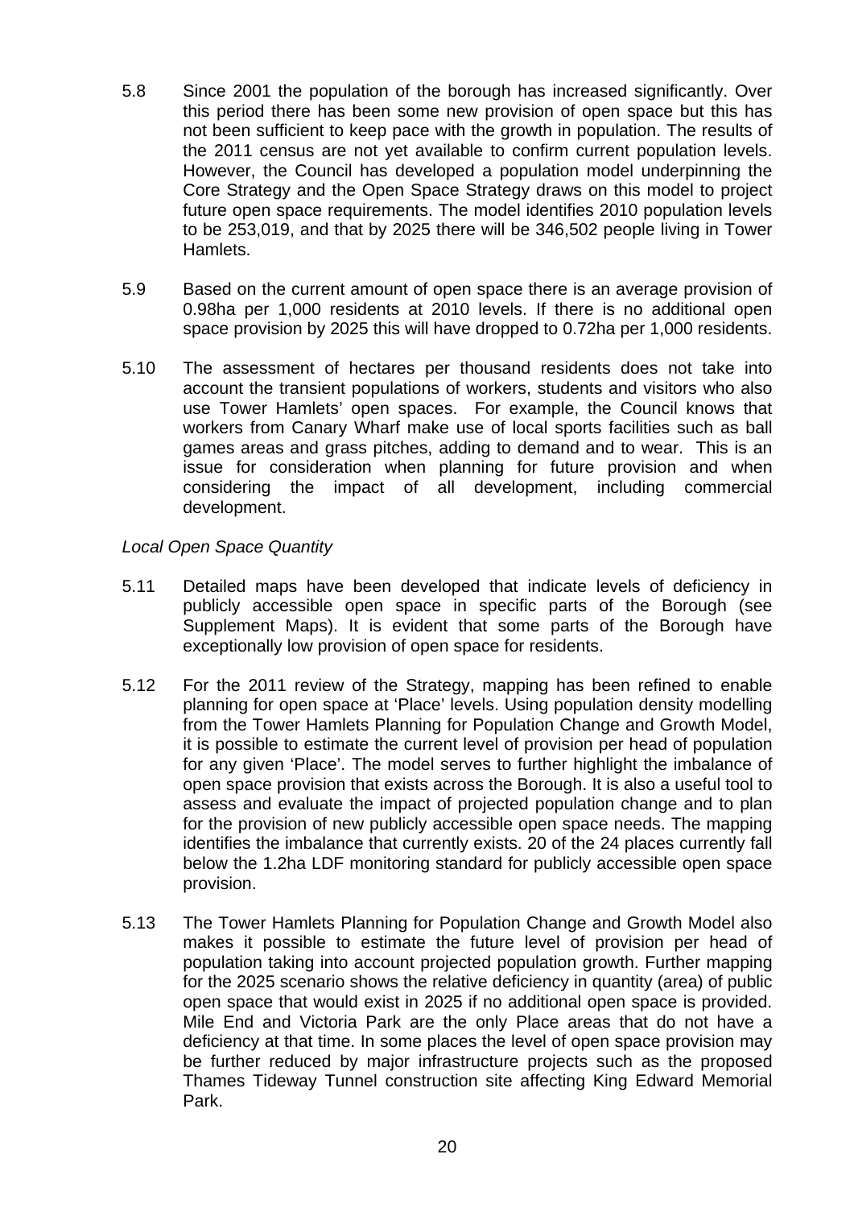5.8 Since 2001 the population of the borough has increased significantly. Over this period there has been some new provision of open space but this has not been sufficient to keep pace with the growth in population. The results of the 2011 census are not yet available to confirm current population levels. However, the Council has developed a population model underpinning the Core Strategy and the Open Space Strategy draws on this model to project future open space requirements. The model identifies 2010 population levels to be 253,019, and that by 2025 there will be 346,502 people living in Tower Hamlets.

5.9 Based on the current amount of open space there is an average provision of 0.98ha per 1,000 residents at 2010 levels. If there is no additional open space provision by 2025 this will have dropped to 0.72ha per 1,000 residents.

5.10 The assessment of hectares per thousand residents does not take into account the transient populations of workers, students and visitors who also use Tower Hamlets' open spaces. For example, the Council knows that workers from Canary Wharf make use of local sports facilities such as ball games areas and grass pitches, adding to demand and to wear. This is an issue for consideration when planning for future provision and when considering the impact of all development, including commercial development.

*Local Open Space Quantity*

5.11 Detailed maps have been developed that indicate levels of deficiency in publicly accessible open space in specific parts of the Borough (see Supplement Maps). It is evident that some parts of the Borough have exceptionally low provision of open space for residents.

5.12 For the 2011 review of the Strategy, mapping has been refined to enable planning for open space at 'Place' levels. Using population density modelling from the Tower Hamlets Planning for Population Change and Growth Model, it is possible to estimate the current level of provision per head of population for any given 'Place'. The model serves to further highlight the imbalance of open space provision that exists across the Borough. It is also a useful tool to assess and evaluate the impact of projected population change and to plan for the provision of new publicly accessible open space needs. The mapping identifies the imbalance that currently exists. 20 of the 24 places currently fall below the 1.2ha LDF monitoring standard for publicly accessible open space provision.

5.13 The Tower Hamlets Planning for Population Change and Growth Model also makes it possible to estimate the future level of provision per head of population taking into account projected population growth. Further mapping for the 2025 scenario shows the relative deficiency in quantity (area) of public open space that would exist in 2025 if no additional open space is provided. Mile End and Victoria Park are the only Place areas that do not have a deficiency at that time. In some places the level of open space provision may be further reduced by major infrastructure projects such as the proposed Thames Tideway Tunnel construction site affecting King Edward Memorial Park.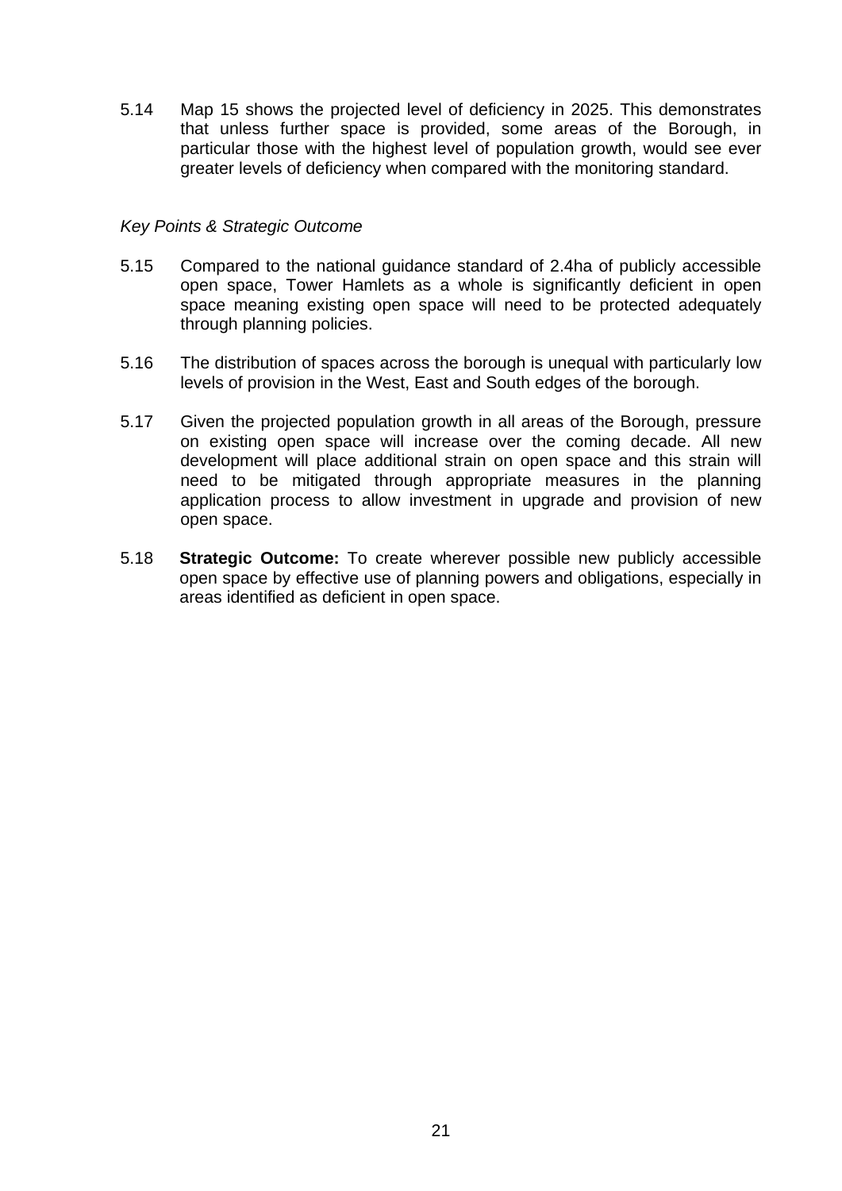5.14 Map 15 shows the projected level of deficiency in 2025. This demonstrates that unless further space is provided, some areas of the Borough, in particular those with the highest level of population growth, would see ever greater levels of deficiency when compared with the monitoring standard.

*Key Points & Strategic Outcome*

5.15 Compared to the national guidance standard of 2.4ha of publicly accessible open space, Tower Hamlets as a whole is significantly deficient in open space meaning existing open space will need to be protected adequately through planning policies.

5.16 The distribution of spaces across the borough is unequal with particularly low levels of provision in the West, East and South edges of the borough.

5.17 Given the projected population growth in all areas of the Borough, pressure on existing open space will increase over the coming decade. All new development will place additional strain on open space and this strain will need to be mitigated through appropriate measures in the planning application process to allow investment in upgrade and provision of new open space.

5.18 **Strategic Outcome:** To create wherever possible new publicly accessible open space by effective use of planning powers and obligations, especially in areas identified as deficient in open space.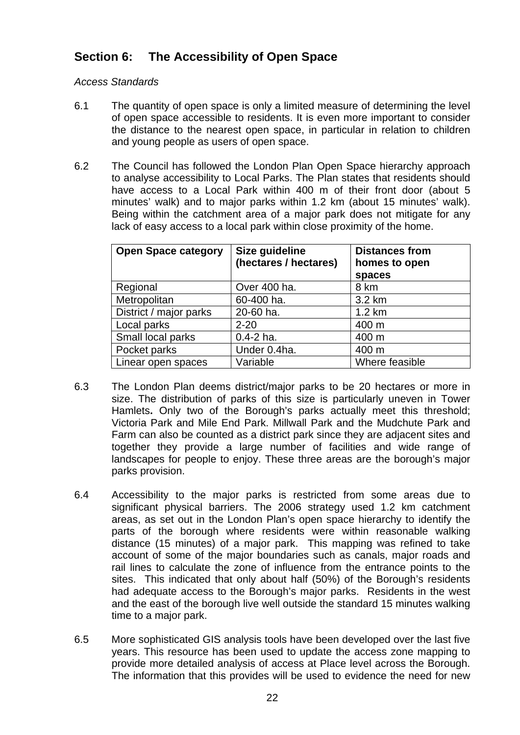## Section 6: The Accessibility of Open Space

*Access Standards*

6.1 The quantity of open space is only a limited measure of determining the level of open space accessible to residents. It is even more important to consider the distance to the nearest open space, in particular in relation to children and young people as users of open space.

6.2 The Council has followed the London Plan Open Space hierarchy approach to analyse accessibility to Local Parks. The Plan states that residents should have access to a Local Park within 400 m of their front door (about 5 minutes' walk) and to major parks within 1.2 km (about 15 minutes' walk). Being within the catchment area of a major park does not mitigate for any lack of easy access to a local park within close proximity of the home.

| **Open Space category** | **Size guideline (hectares / hectares)** | **Distances from homes to open spaces** |
|---|---|---|
| Regional | Over 400 ha. | 8 km |
| Metropolitan | 60-400 ha. | 3.2 km |
| District / major parks | 20-60 ha. | 1.2 km |
| Local parks | 2-20 | 400 m |
| Small local parks | 0.4-2 ha. | 400 m |
| Pocket parks | Under 0.4ha. | 400 m |
| Linear open spaces | Variable | Where feasible |

6.3 The London Plan deems district/major parks to be 20 hectares or more in size. The distribution of parks of this size is particularly uneven in Tower Hamlets**.** Only two of the Borough's parks actually meet this threshold; Victoria Park and Mile End Park. Millwall Park and the Mudchute Park and Farm can also be counted as a district park since they are adjacent sites and together they provide a large number of facilities and wide range of landscapes for people to enjoy. These three areas are the borough's major parks provision.

6.4 Accessibility to the major parks is restricted from some areas due to significant physical barriers. The 2006 strategy used 1.2 km catchment areas, as set out in the London Plan's open space hierarchy to identify the parts of the borough where residents were within reasonable walking distance (15 minutes) of a major park. This mapping was refined to take account of some of the major boundaries such as canals, major roads and rail lines to calculate the zone of influence from the entrance points to the sites. This indicated that only about half (50%) of the Borough's residents had adequate access to the Borough's major parks. Residents in the west and the east of the borough live well outside the standard 15 minutes walking time to a major park.

6.5 More sophisticated GIS analysis tools have been developed over the last five years. This resource has been used to update the access zone mapping to provide more detailed analysis of access at Place level across the Borough. The information that this provides will be used to evidence the need for new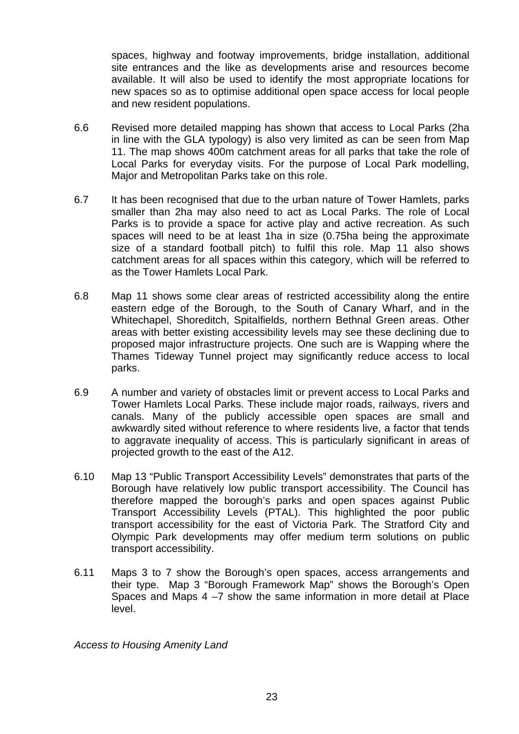spaces, highway and footway improvements, bridge installation, additional site entrances and the like as developments arise and resources become available. It will also be used to identify the most appropriate locations for new spaces so as to optimise additional open space access for local people and new resident populations.

6.6 Revised more detailed mapping has shown that access to Local Parks (2ha in line with the GLA typology) is also very limited as can be seen from Map 11. The map shows 400m catchment areas for all parks that take the role of Local Parks for everyday visits. For the purpose of Local Park modelling, Major and Metropolitan Parks take on this role.

6.7 It has been recognised that due to the urban nature of Tower Hamlets, parks smaller than 2ha may also need to act as Local Parks. The role of Local Parks is to provide a space for active play and active recreation. As such spaces will need to be at least 1ha in size (0.75ha being the approximate size of a standard football pitch) to fulfil this role. Map 11 also shows catchment areas for all spaces within this category, which will be referred to as the Tower Hamlets Local Park.

6.8 Map 11 shows some clear areas of restricted accessibility along the entire eastern edge of the Borough, to the South of Canary Wharf, and in the Whitechapel, Shoreditch, Spitalfields, northern Bethnal Green areas. Other areas with better existing accessibility levels may see these declining due to proposed major infrastructure projects. One such are is Wapping where the Thames Tideway Tunnel project may significantly reduce access to local parks.

6.9 A number and variety of obstacles limit or prevent access to Local Parks and Tower Hamlets Local Parks. These include major roads, railways, rivers and canals. Many of the publicly accessible open spaces are small and awkwardly sited without reference to where residents live, a factor that tends to aggravate inequality of access. This is particularly significant in areas of projected growth to the east of the A12.

6.10 Map 13 "Public Transport Accessibility Levels" demonstrates that parts of the Borough have relatively low public transport accessibility. The Council has therefore mapped the borough's parks and open spaces against Public Transport Accessibility Levels (PTAL). This highlighted the poor public transport accessibility for the east of Victoria Park. The Stratford City and Olympic Park developments may offer medium term solutions on public transport accessibility.

6.11 Maps 3 to 7 show the Borough's open spaces, access arrangements and their type. Map 3 "Borough Framework Map" shows the Borough's Open Spaces and Maps 4 –7 show the same information in more detail at Place level.

*Access to Housing Amenity Land*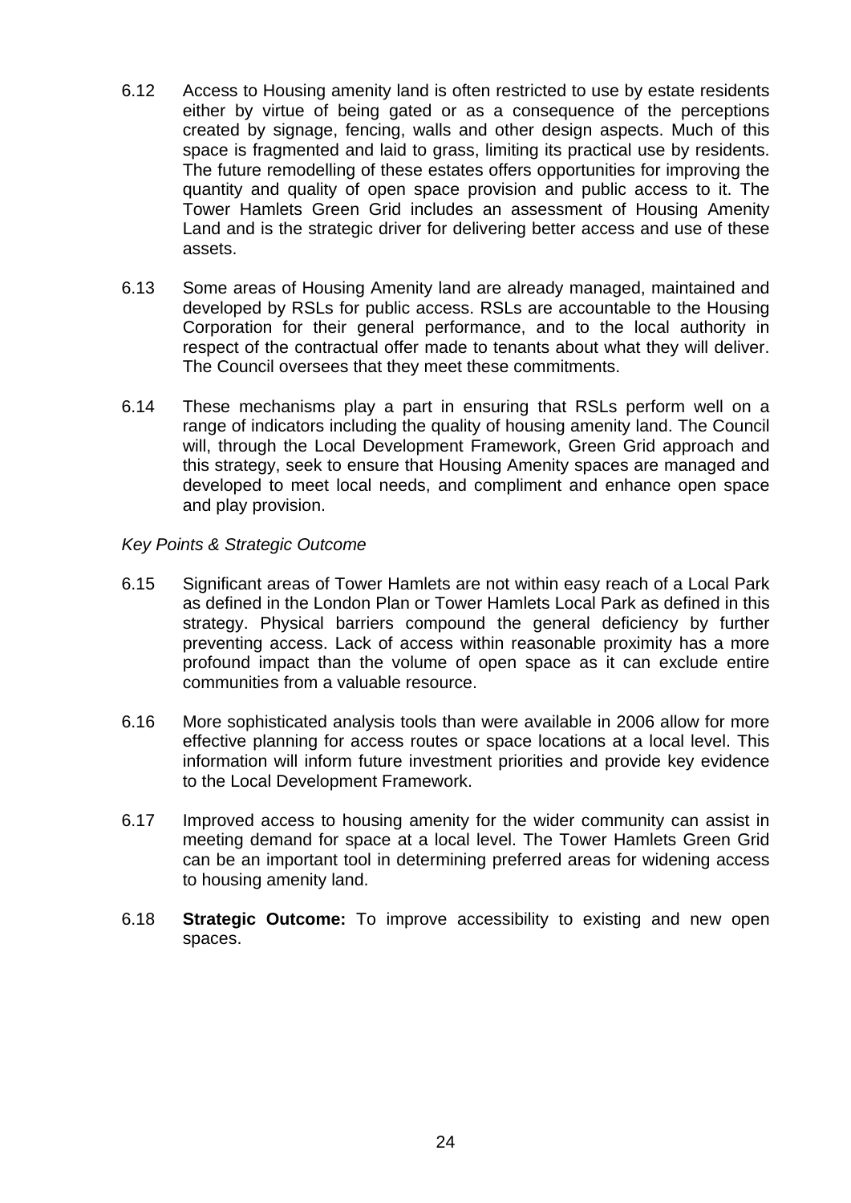6.12 Access to Housing amenity land is often restricted to use by estate residents either by virtue of being gated or as a consequence of the perceptions created by signage, fencing, walls and other design aspects. Much of this space is fragmented and laid to grass, limiting its practical use by residents. The future remodelling of these estates offers opportunities for improving the quantity and quality of open space provision and public access to it. The Tower Hamlets Green Grid includes an assessment of Housing Amenity Land and is the strategic driver for delivering better access and use of these assets.

6.13 Some areas of Housing Amenity land are already managed, maintained and developed by RSLs for public access. RSLs are accountable to the Housing Corporation for their general performance, and to the local authority in respect of the contractual offer made to tenants about what they will deliver. The Council oversees that they meet these commitments.

6.14 These mechanisms play a part in ensuring that RSLs perform well on a range of indicators including the quality of housing amenity land. The Council will, through the Local Development Framework, Green Grid approach and this strategy, seek to ensure that Housing Amenity spaces are managed and developed to meet local needs, and compliment and enhance open space and play provision.

*Key Points & Strategic Outcome*

6.15 Significant areas of Tower Hamlets are not within easy reach of a Local Park as defined in the London Plan or Tower Hamlets Local Park as defined in this strategy. Physical barriers compound the general deficiency by further preventing access. Lack of access within reasonable proximity has a more profound impact than the volume of open space as it can exclude entire communities from a valuable resource.

6.16 More sophisticated analysis tools than were available in 2006 allow for more effective planning for access routes or space locations at a local level. This information will inform future investment priorities and provide key evidence to the Local Development Framework.

6.17 Improved access to housing amenity for the wider community can assist in meeting demand for space at a local level. The Tower Hamlets Green Grid can be an important tool in determining preferred areas for widening access to housing amenity land.

6.18 **Strategic Outcome:** To improve accessibility to existing and new open spaces.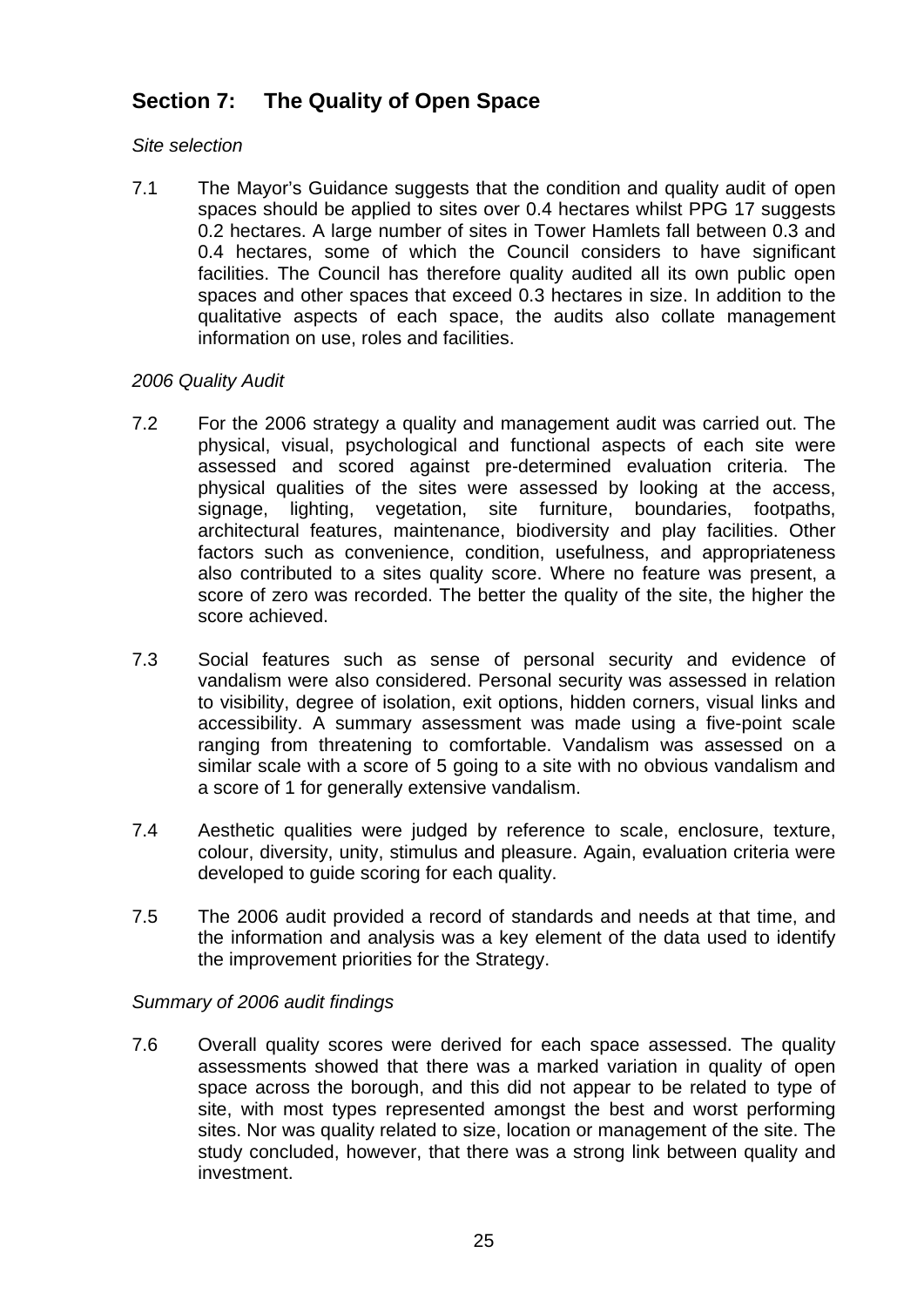## Section 7: The Quality of Open Space

*Site selection*

7.1 The Mayor's Guidance suggests that the condition and quality audit of open spaces should be applied to sites over 0.4 hectares whilst PPG 17 suggests 0.2 hectares. A large number of sites in Tower Hamlets fall between 0.3 and 0.4 hectares, some of which the Council considers to have significant facilities. The Council has therefore quality audited all its own public open spaces and other spaces that exceed 0.3 hectares in size. In addition to the qualitative aspects of each space, the audits also collate management information on use, roles and facilities.

*2006 Quality Audit*

7.2 For the 2006 strategy a quality and management audit was carried out. The physical, visual, psychological and functional aspects of each site were assessed and scored against pre-determined evaluation criteria. The physical qualities of the sites were assessed by looking at the access, signage, lighting, vegetation, site furniture, boundaries, footpaths, architectural features, maintenance, biodiversity and play facilities. Other factors such as convenience, condition, usefulness, and appropriateness also contributed to a sites quality score. Where no feature was present, a score of zero was recorded. The better the quality of the site, the higher the score achieved.

7.3 Social features such as sense of personal security and evidence of vandalism were also considered. Personal security was assessed in relation to visibility, degree of isolation, exit options, hidden corners, visual links and accessibility. A summary assessment was made using a five-point scale ranging from threatening to comfortable. Vandalism was assessed on a similar scale with a score of 5 going to a site with no obvious vandalism and a score of 1 for generally extensive vandalism.

7.4 Aesthetic qualities were judged by reference to scale, enclosure, texture, colour, diversity, unity, stimulus and pleasure. Again, evaluation criteria were developed to guide scoring for each quality.

7.5 The 2006 audit provided a record of standards and needs at that time, and the information and analysis was a key element of the data used to identify the improvement priorities for the Strategy.

*Summary of 2006 audit findings*

7.6 Overall quality scores were derived for each space assessed. The quality assessments showed that there was a marked variation in quality of open space across the borough, and this did not appear to be related to type of site, with most types represented amongst the best and worst performing sites. Nor was quality related to size, location or management of the site. The study concluded, however, that there was a strong link between quality and investment.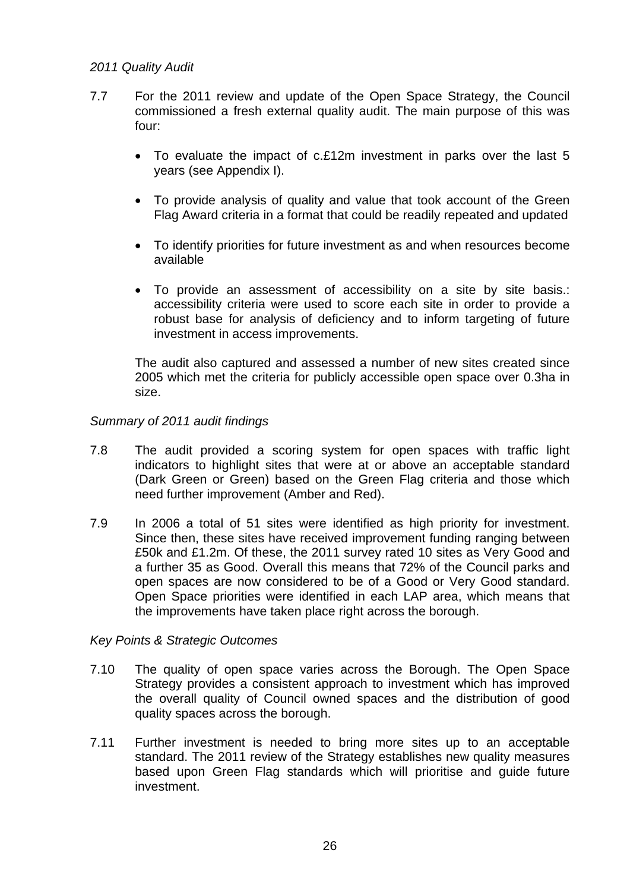*2011 Quality Audit*

7.7 For the 2011 review and update of the Open Space Strategy, the Council commissioned a fresh external quality audit. The main purpose of this was four:

- To evaluate the impact of c.£12m investment in parks over the last 5 years (see Appendix I).
- To provide analysis of quality and value that took account of the Green Flag Award criteria in a format that could be readily repeated and updated
- To identify priorities for future investment as and when resources become available
- To provide an assessment of accessibility on a site by site basis.: accessibility criteria were used to score each site in order to provide a robust base for analysis of deficiency and to inform targeting of future investment in access improvements.

The audit also captured and assessed a number of new sites created since 2005 which met the criteria for publicly accessible open space over 0.3ha in size.

*Summary of 2011 audit findings*

7.8 The audit provided a scoring system for open spaces with traffic light indicators to highlight sites that were at or above an acceptable standard (Dark Green or Green) based on the Green Flag criteria and those which need further improvement (Amber and Red).

7.9 In 2006 a total of 51 sites were identified as high priority for investment. Since then, these sites have received improvement funding ranging between £50k and £1.2m. Of these, the 2011 survey rated 10 sites as Very Good and a further 35 as Good. Overall this means that 72% of the Council parks and open spaces are now considered to be of a Good or Very Good standard. Open Space priorities were identified in each LAP area, which means that the improvements have taken place right across the borough.

*Key Points & Strategic Outcomes*

7.10 The quality of open space varies across the Borough. The Open Space Strategy provides a consistent approach to investment which has improved the overall quality of Council owned spaces and the distribution of good quality spaces across the borough.

7.11 Further investment is needed to bring more sites up to an acceptable standard. The 2011 review of the Strategy establishes new quality measures based upon Green Flag standards which will prioritise and guide future investment.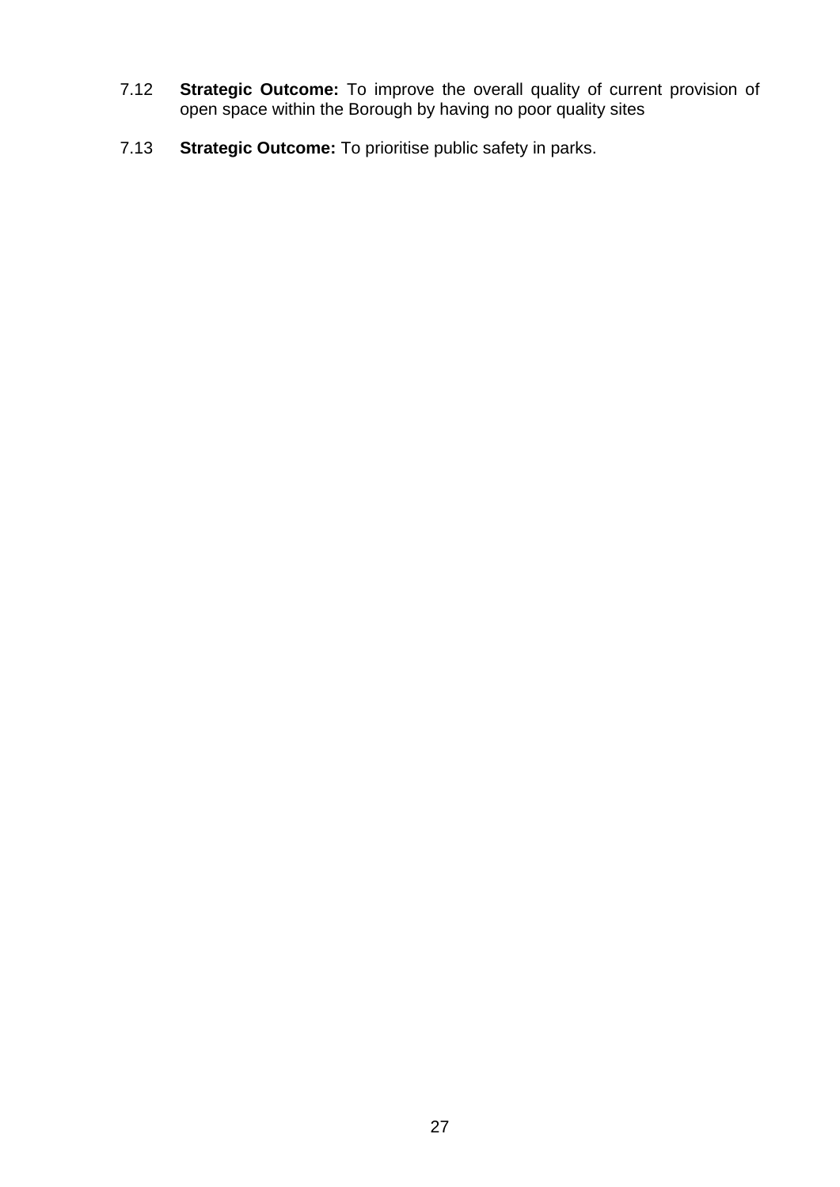7.12 **Strategic Outcome:** To improve the overall quality of current provision of open space within the Borough by having no poor quality sites

7.13 **Strategic Outcome:** To prioritise public safety in parks.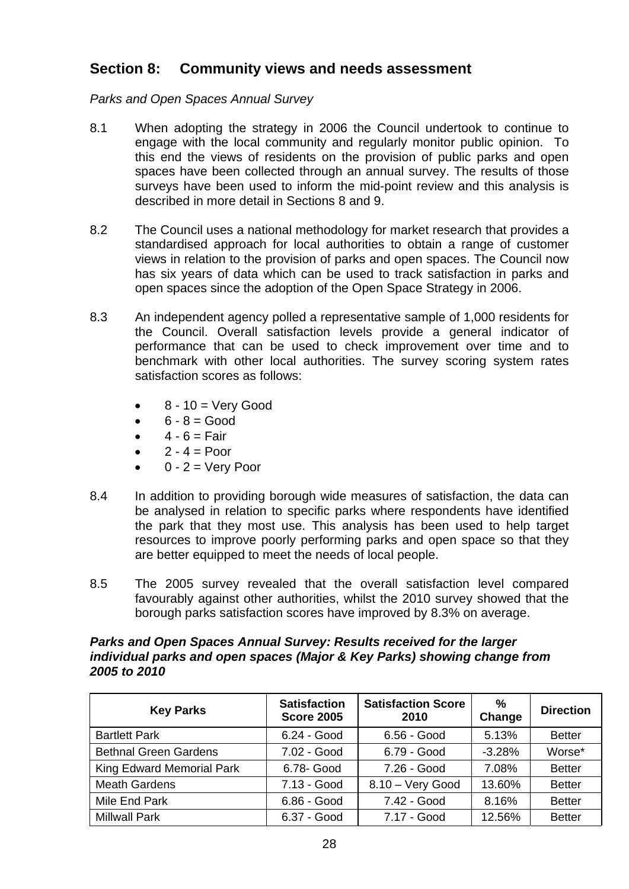## Section 8: Community views and needs assessment

*Parks and Open Spaces Annual Survey*

8.1 When adopting the strategy in 2006 the Council undertook to continue to engage with the local community and regularly monitor public opinion. To this end the views of residents on the provision of public parks and open spaces have been collected through an annual survey. The results of those surveys have been used to inform the mid-point review and this analysis is described in more detail in Sections 8 and 9.

8.2 The Council uses a national methodology for market research that provides a standardised approach for local authorities to obtain a range of customer views in relation to the provision of parks and open spaces. The Council now has six years of data which can be used to track satisfaction in parks and open spaces since the adoption of the Open Space Strategy in 2006.

8.3 An independent agency polled a representative sample of 1,000 residents for the Council. Overall satisfaction levels provide a general indicator of performance that can be used to check improvement over time and to benchmark with other local authorities. The survey scoring system rates satisfaction scores as follows:

- 8 - 10 = Very Good
- 6 - 8 = Good
- 4 - 6 = Fair
- 2 - 4 = Poor
- 0 - 2 = Very Poor

8.4 In addition to providing borough wide measures of satisfaction, the data can be analysed in relation to specific parks where respondents have identified the park that they most use. This analysis has been used to help target resources to improve poorly performing parks and open space so that they are better equipped to meet the needs of local people.

8.5 The 2005 survey revealed that the overall satisfaction level compared favourably against other authorities, whilst the 2010 survey showed that the borough parks satisfaction scores have improved by 8.3% on average.

***Parks and Open Spaces Annual Survey: Results received for the larger individual parks and open spaces (Major & Key Parks) showing change from 2005 to 2010***

| Key Parks | Satisfaction Score 2005 | Satisfaction Score 2010 | % Change | Direction |
|---|---|---|---|---|
| Bartlett Park | 6.24 - Good | 6.56 - Good | 5.13% | Better |
| Bethnal Green Gardens | 7.02 - Good | 6.79 - Good | -3.28% | Worse* |
| King Edward Memorial Park | 6.78- Good | 7.26 - Good | 7.08% | Better |
| Meath Gardens | 7.13 - Good | 8.10 – Very Good | 13.60% | Better |
| Mile End Park | 6.86 - Good | 7.42 - Good | 8.16% | Better |
| Millwall Park | 6.37 - Good | 7.17 - Good | 12.56% | Better |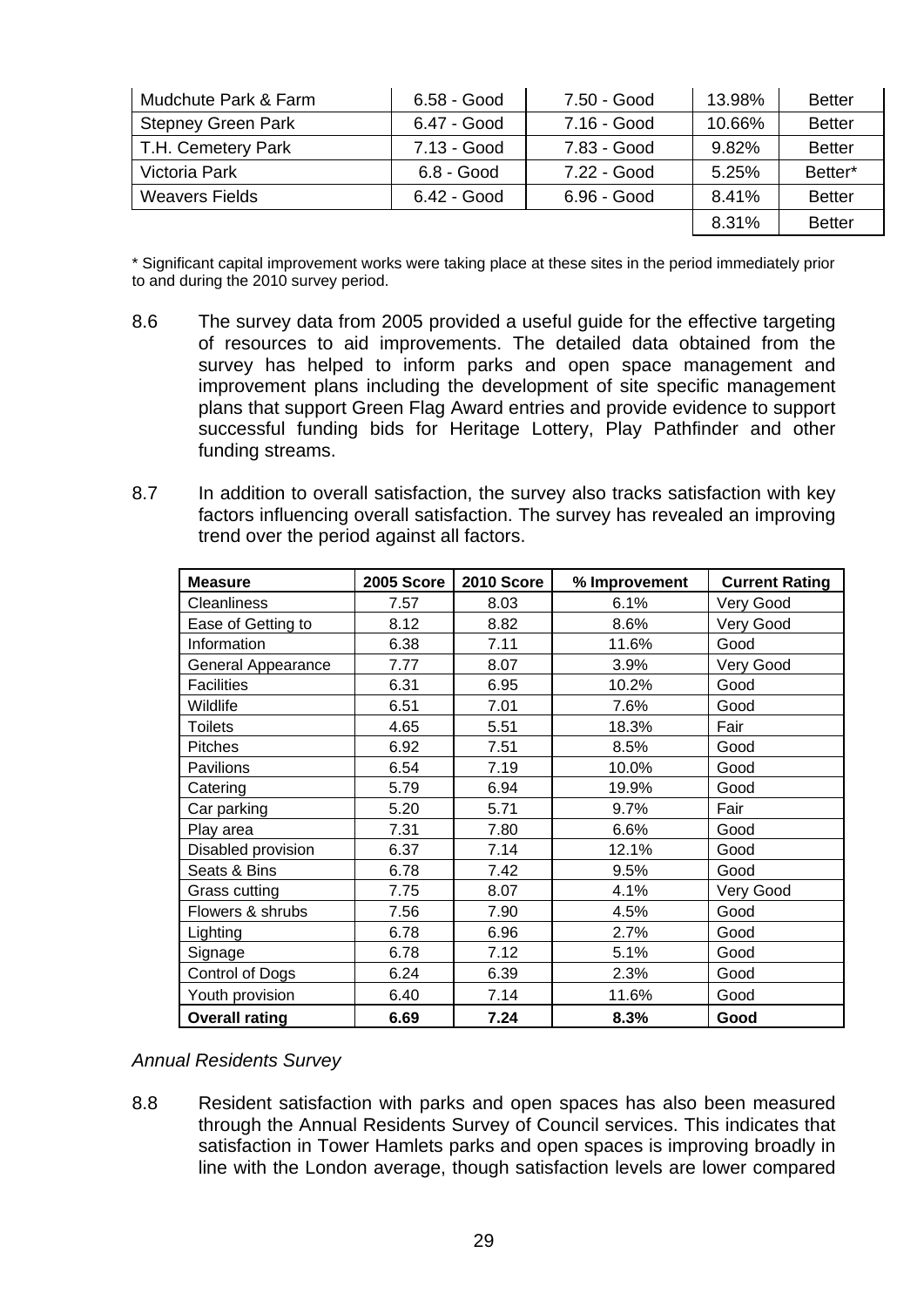| | | | | |
|---|---|---|---|---|
| Mudchute Park & Farm | 6.58 - Good | 7.50 - Good | 13.98% | Better |
| Stepney Green Park | 6.47 - Good | 7.16 - Good | 10.66% | Better |
| T.H. Cemetery Park | 7.13 - Good | 7.83 - Good | 9.82% | Better |
| Victoria Park | 6.8 - Good | 7.22 - Good | 5.25% | Better* |
| Weavers Fields | 6.42 - Good | 6.96 - Good | 8.41% | Better |
| | | | 8.31% | Better |

* Significant capital improvement works were taking place at these sites in the period immediately prior to and during the 2010 survey period.

8.6 The survey data from 2005 provided a useful guide for the effective targeting of resources to aid improvements. The detailed data obtained from the survey has helped to inform parks and open space management and improvement plans including the development of site specific management plans that support Green Flag Award entries and provide evidence to support successful funding bids for Heritage Lottery, Play Pathfinder and other funding streams.

8.7 In addition to overall satisfaction, the survey also tracks satisfaction with key factors influencing overall satisfaction. The survey has revealed an improving trend over the period against all factors.

| Measure | 2005 Score | 2010 Score | % Improvement | Current Rating |
|---|---|---|---|---|
| Cleanliness | 7.57 | 8.03 | 6.1% | Very Good |
| Ease of Getting to | 8.12 | 8.82 | 8.6% | Very Good |
| Information | 6.38 | 7.11 | 11.6% | Good |
| General Appearance | 7.77 | 8.07 | 3.9% | Very Good |
| Facilities | 6.31 | 6.95 | 10.2% | Good |
| Wildlife | 6.51 | 7.01 | 7.6% | Good |
| Toilets | 4.65 | 5.51 | 18.3% | Fair |
| Pitches | 6.92 | 7.51 | 8.5% | Good |
| Pavilions | 6.54 | 7.19 | 10.0% | Good |
| Catering | 5.79 | 6.94 | 19.9% | Good |
| Car parking | 5.20 | 5.71 | 9.7% | Fair |
| Play area | 7.31 | 7.80 | 6.6% | Good |
| Disabled provision | 6.37 | 7.14 | 12.1% | Good |
| Seats & Bins | 6.78 | 7.42 | 9.5% | Good |
| Grass cutting | 7.75 | 8.07 | 4.1% | Very Good |
| Flowers & shrubs | 7.56 | 7.90 | 4.5% | Good |
| Lighting | 6.78 | 6.96 | 2.7% | Good |
| Signage | 6.78 | 7.12 | 5.1% | Good |
| Control of Dogs | 6.24 | 6.39 | 2.3% | Good |
| Youth provision | 6.40 | 7.14 | 11.6% | Good |
| **Overall rating** | **6.69** | **7.24** | **8.3%** | **Good** |

*Annual Residents Survey*

8.8 Resident satisfaction with parks and open spaces has also been measured through the Annual Residents Survey of Council services. This indicates that satisfaction in Tower Hamlets parks and open spaces is improving broadly in line with the London average, though satisfaction levels are lower compared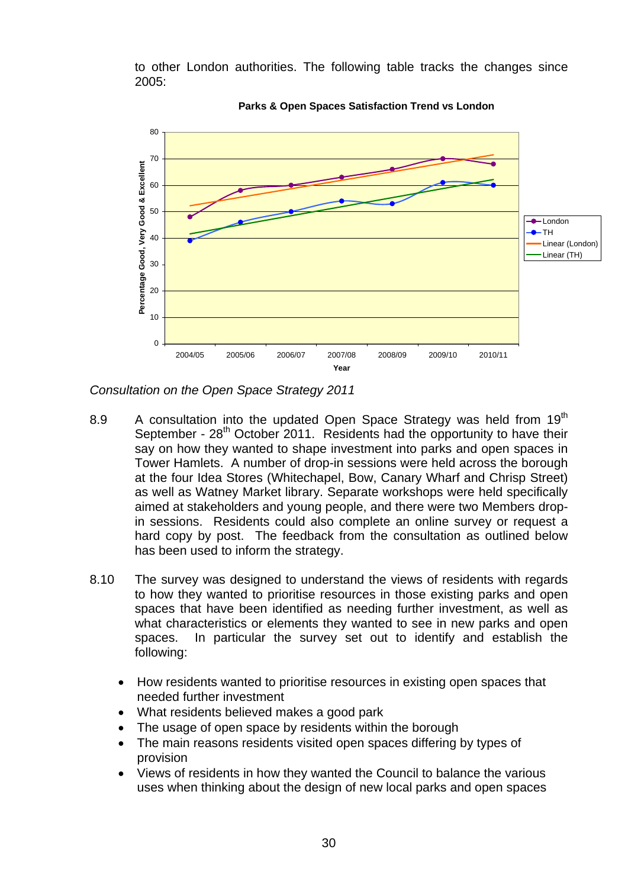to other London authorities. The following table tracks the changes since 2005:

**Parks & Open Spaces Satisfaction Trend vs London**

| Year | London | TH |
|---|---|---|
| 2004/05 | 48 | 39 |
| 2005/06 | 58 | 46 |
| 2006/07 | 60 | 50 |
| 2007/08 | 63 | 54 |
| 2008/09 | 66 | 53 |
| 2009/10 | 70 | 61 |
| 2010/11 | 68 | 60 |

*Consultation on the Open Space Strategy 2011*

8.9 A consultation into the updated Open Space Strategy was held from 19th September - 28th October 2011. Residents had the opportunity to have their say on how they wanted to shape investment into parks and open spaces in Tower Hamlets. A number of drop-in sessions were held across the borough at the four Idea Stores (Whitechapel, Bow, Canary Wharf and Chrisp Street) as well as Watney Market library. Separate workshops were held specifically aimed at stakeholders and young people, and there were two Members drop-in sessions. Residents could also complete an online survey or request a hard copy by post. The feedback from the consultation as outlined below has been used to inform the strategy.

8.10 The survey was designed to understand the views of residents with regards to how they wanted to prioritise resources in those existing parks and open spaces that have been identified as needing further investment, as well as what characteristics or elements they wanted to see in new parks and open spaces. In particular the survey set out to identify and establish the following:

- How residents wanted to prioritise resources in existing open spaces that needed further investment
- What residents believed makes a good park
- The usage of open space by residents within the borough
- The main reasons residents visited open spaces differing by types of provision
- Views of residents in how they wanted the Council to balance the various uses when thinking about the design of new local parks and open spaces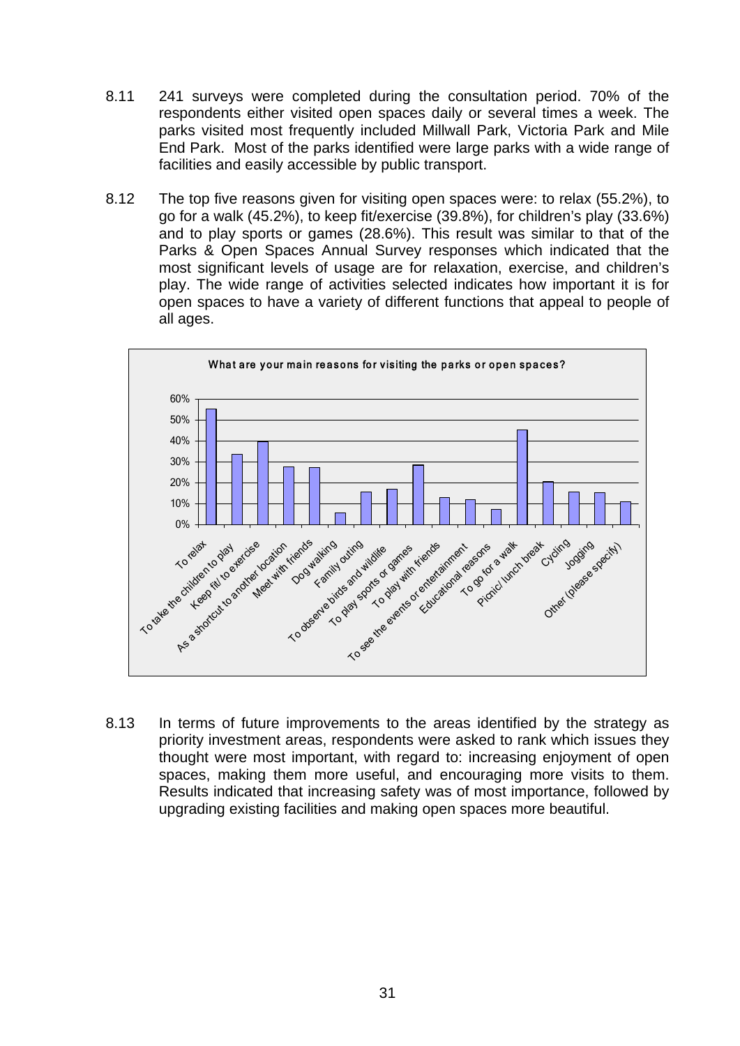8.11 241 surveys were completed during the consultation period. 70% of the respondents either visited open spaces daily or several times a week. The parks visited most frequently included Millwall Park, Victoria Park and Mile End Park. Most of the parks identified were large parks with a wide range of facilities and easily accessible by public transport.

8.12 The top five reasons given for visiting open spaces were: to relax (55.2%), to go for a walk (45.2%), to keep fit/exercise (39.8%), for children's play (33.6%) and to play sports or games (28.6%). This result was similar to that of the Parks & Open Spaces Annual Survey responses which indicated that the most significant levels of usage are for relaxation, exercise, and children's play. The wide range of activities selected indicates how important it is for open spaces to have a variety of different functions that appeal to people of all ages.

**What are your main reasons for visiting the parks or open spaces?**

| Reason | Approx. % |
|---|---|
| To relax | 55% |
| To take the children to play | 34% |
| Keep fit/ to exercise | 40% |
| As a shortcut to another location | 28% |
| Meet with friends | 27% |
| Dog walking | 6% |
| Family outing | 16% |
| To observe birds and wildlife | 17% |
| To play sports or games | 29% |
| To play with friends | 13% |
| To see the events or entertainment | 12% |
| Educational reasons | 7% |
| To go for a walk | 45% |
| Picnic/ lunch break | 21% |
| Cycling | 16% |
| Jogging | 15% |
| Other (please specify) | 11% |

8.13 In terms of future improvements to the areas identified by the strategy as priority investment areas, respondents were asked to rank which issues they thought were most important, with regard to: increasing enjoyment of open spaces, making them more useful, and encouraging more visits to them. Results indicated that increasing safety was of most importance, followed by upgrading existing facilities and making open spaces more beautiful.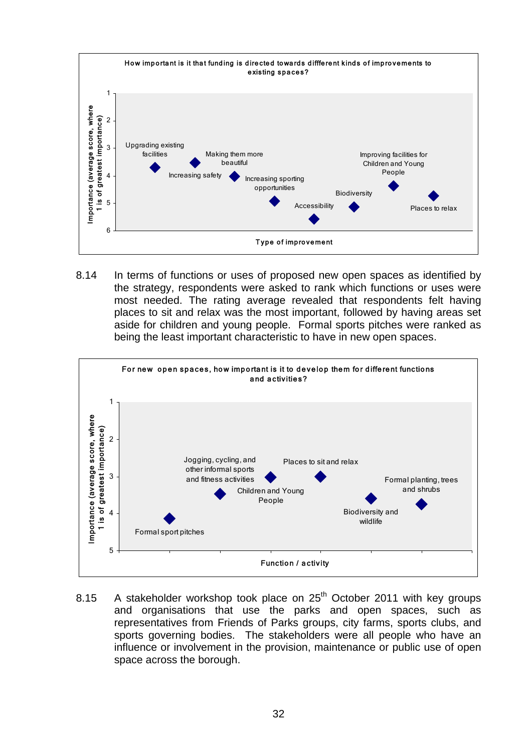**How important is it that funding is directed towards diffferent kinds of improvements to existing spaces?**

Chart: Importance (average score, where 1 is of greatest importance) by Type of improvement — Upgrading existing facilities; Making them more beautiful; Increasing safety; Increasing sporting opportunities; Accessibility; Biodiversity; Improving facilities for Children and Young People; Places to relax.

8.14 In terms of functions or uses of proposed new open spaces as identified by the strategy, respondents were asked to rank which functions or uses were most needed. The rating average revealed that respondents felt having places to sit and relax was the most important, followed by having areas set aside for children and young people. Formal sports pitches were ranked as being the least important characteristic to have in new open spaces.

**For new open spaces, how important is it to develop them for different functions and activities?**

Chart: Importance (average score, where 1 is of greatest importance) by Function / activity — Formal sport pitches; Jogging, cycling, and other informal sports and fitness activities; Children and Young People; Places to sit and relax; Biodiversity and wildlife; Formal planting, trees and shrubs.

8.15 A stakeholder workshop took place on 25th October 2011 with key groups and organisations that use the parks and open spaces, such as representatives from Friends of Parks groups, city farms, sports clubs, and sports governing bodies. The stakeholders were all people who have an influence or involvement in the provision, maintenance or public use of open space across the borough.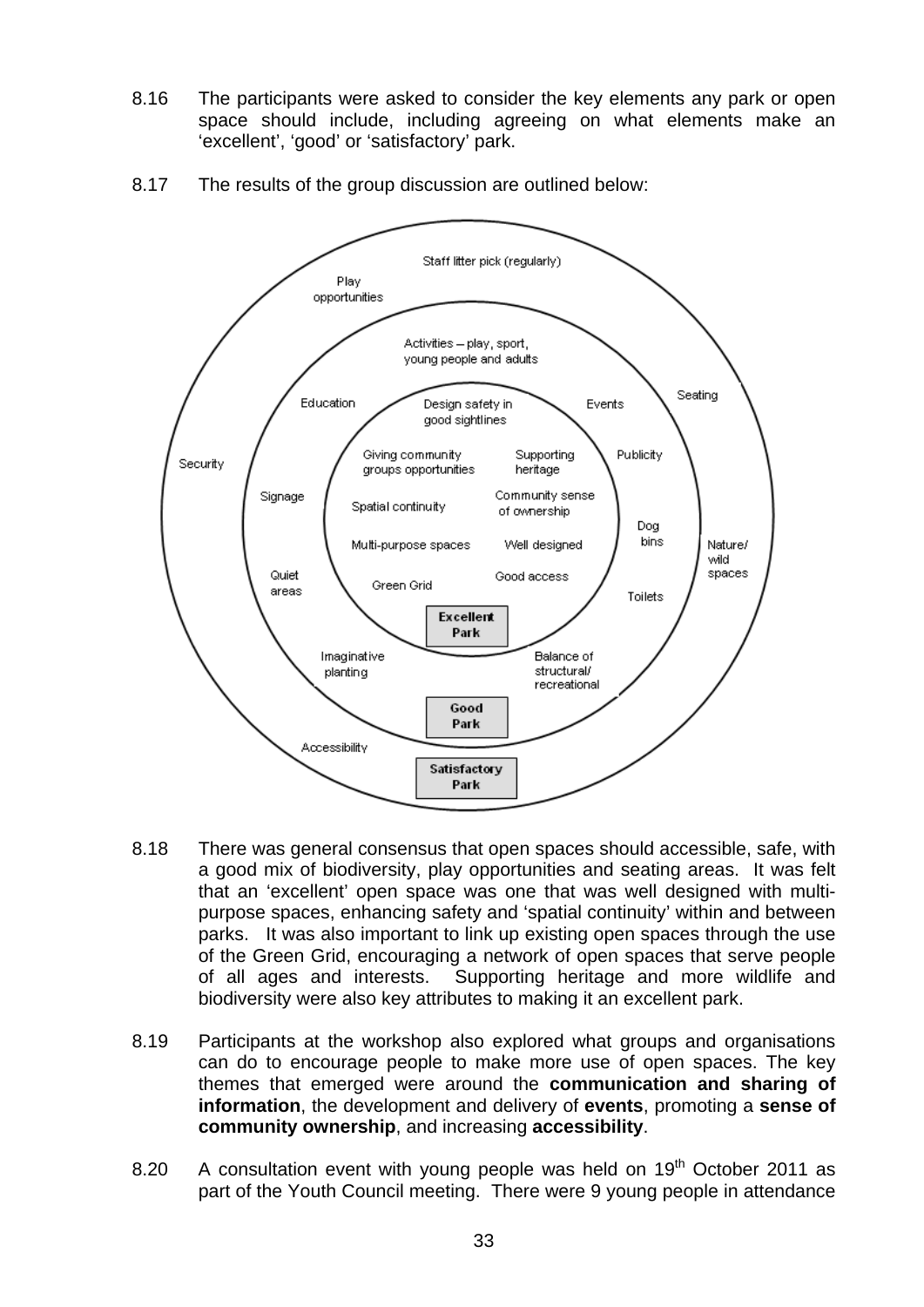8.16 The participants were asked to consider the key elements any park or open space should include, including agreeing on what elements make an 'excellent', 'good' or 'satisfactory' park.

8.17 The results of the group discussion are outlined below:

**Excellent Park**

- Design safety in good sightlines
- Giving community groups opportunities
- Supporting heritage
- Spatial continuity
- Community sense of ownership
- Multi-purpose spaces
- Well designed
- Green Grid
- Good access

**Good Park**

- Activities – play, sport, young people and adults
- Education
- Events
- Publicity
- Signage
- Dog bins
- Quiet areas
- Toilets
- Imaginative planting
- Balance of structural/ recreational

**Satisfactory Park**

- Staff litter pick (regularly)
- Play opportunities
- Seating
- Security
- Nature/ wild spaces
- Accessibility

8.18 There was general consensus that open spaces should accessible, safe, with a good mix of biodiversity, play opportunities and seating areas. It was felt that an 'excellent' open space was one that was well designed with multi-purpose spaces, enhancing safety and 'spatial continuity' within and between parks. It was also important to link up existing open spaces through the use of the Green Grid, encouraging a network of open spaces that serve people of all ages and interests. Supporting heritage and more wildlife and biodiversity were also key attributes to making it an excellent park.

8.19 Participants at the workshop also explored what groups and organisations can do to encourage people to make more use of open spaces. The key themes that emerged were around the **communication and sharing of information**, the development and delivery of **events**, promoting a **sense of community ownership**, and increasing **accessibility**.

8.20 A consultation event with young people was held on 19th October 2011 as part of the Youth Council meeting. There were 9 young people in attendance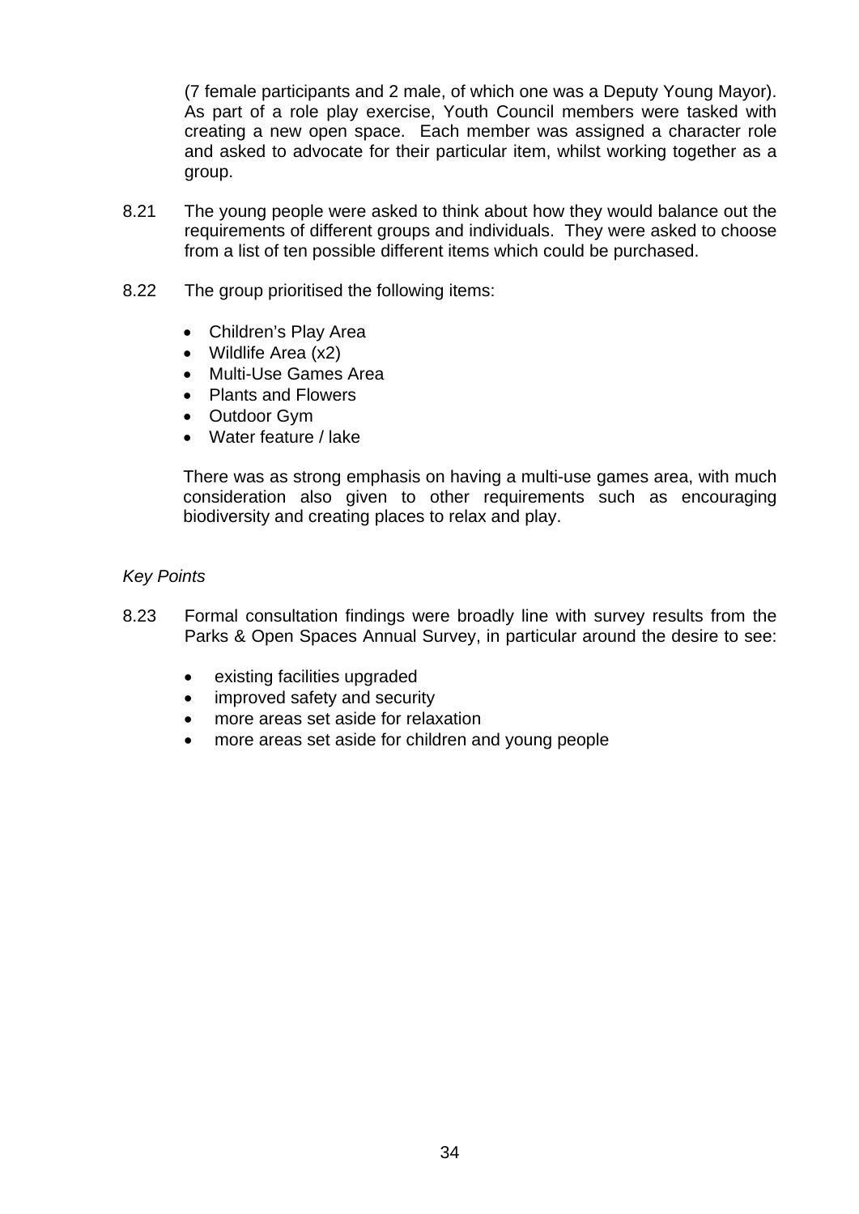(7 female participants and 2 male, of which one was a Deputy Young Mayor). As part of a role play exercise, Youth Council members were tasked with creating a new open space. Each member was assigned a character role and asked to advocate for their particular item, whilst working together as a group.

8.21 The young people were asked to think about how they would balance out the requirements of different groups and individuals. They were asked to choose from a list of ten possible different items which could be purchased.

8.22 The group prioritised the following items:

- Children's Play Area
- Wildlife Area (x2)
- Multi-Use Games Area
- Plants and Flowers
- Outdoor Gym
- Water feature / lake

There was as strong emphasis on having a multi-use games area, with much consideration also given to other requirements such as encouraging biodiversity and creating places to relax and play.

*Key Points*

8.23 Formal consultation findings were broadly line with survey results from the Parks & Open Spaces Annual Survey, in particular around the desire to see:

- existing facilities upgraded
- improved safety and security
- more areas set aside for relaxation
- more areas set aside for children and young people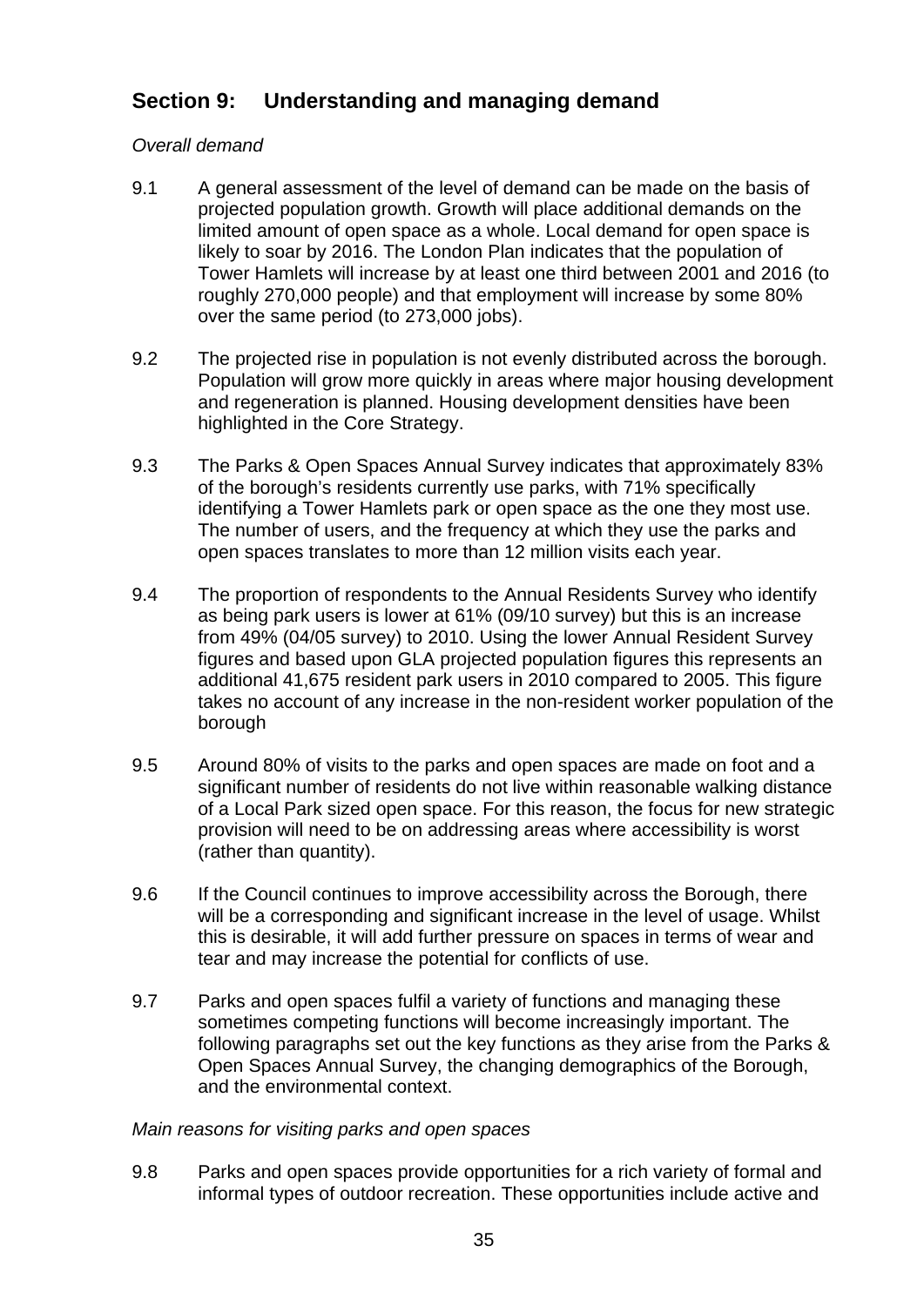## Section 9: Understanding and managing demand

*Overall demand*

9.1 A general assessment of the level of demand can be made on the basis of projected population growth. Growth will place additional demands on the limited amount of open space as a whole. Local demand for open space is likely to soar by 2016. The London Plan indicates that the population of Tower Hamlets will increase by at least one third between 2001 and 2016 (to roughly 270,000 people) and that employment will increase by some 80% over the same period (to 273,000 jobs).

9.2 The projected rise in population is not evenly distributed across the borough. Population will grow more quickly in areas where major housing development and regeneration is planned. Housing development densities have been highlighted in the Core Strategy.

9.3 The Parks & Open Spaces Annual Survey indicates that approximately 83% of the borough's residents currently use parks, with 71% specifically identifying a Tower Hamlets park or open space as the one they most use. The number of users, and the frequency at which they use the parks and open spaces translates to more than 12 million visits each year.

9.4 The proportion of respondents to the Annual Residents Survey who identify as being park users is lower at 61% (09/10 survey) but this is an increase from 49% (04/05 survey) to 2010. Using the lower Annual Resident Survey figures and based upon GLA projected population figures this represents an additional 41,675 resident park users in 2010 compared to 2005. This figure takes no account of any increase in the non-resident worker population of the borough

9.5 Around 80% of visits to the parks and open spaces are made on foot and a significant number of residents do not live within reasonable walking distance of a Local Park sized open space. For this reason, the focus for new strategic provision will need to be on addressing areas where accessibility is worst (rather than quantity).

9.6 If the Council continues to improve accessibility across the Borough, there will be a corresponding and significant increase in the level of usage. Whilst this is desirable, it will add further pressure on spaces in terms of wear and tear and may increase the potential for conflicts of use.

9.7 Parks and open spaces fulfil a variety of functions and managing these sometimes competing functions will become increasingly important. The following paragraphs set out the key functions as they arise from the Parks & Open Spaces Annual Survey, the changing demographics of the Borough, and the environmental context.

*Main reasons for visiting parks and open spaces*

9.8 Parks and open spaces provide opportunities for a rich variety of formal and informal types of outdoor recreation. These opportunities include active and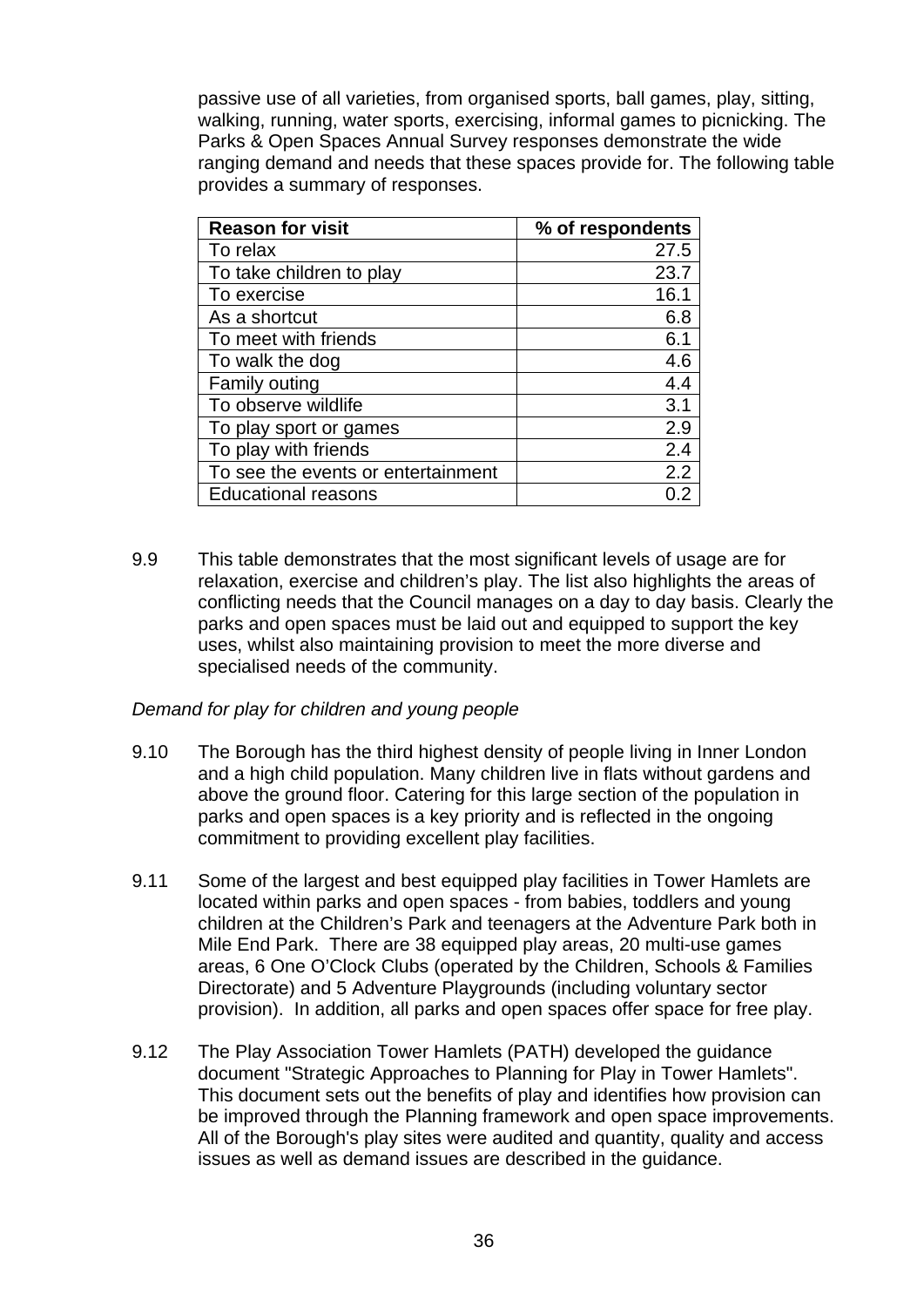passive use of all varieties, from organised sports, ball games, play, sitting, walking, running, water sports, exercising, informal games to picnicking. The Parks & Open Spaces Annual Survey responses demonstrate the wide ranging demand and needs that these spaces provide for. The following table provides a summary of responses.

| Reason for visit | % of respondents |
|---|---:|
| To relax | 27.5 |
| To take children to play | 23.7 |
| To exercise | 16.1 |
| As a shortcut | 6.8 |
| To meet with friends | 6.1 |
| To walk the dog | 4.6 |
| Family outing | 4.4 |
| To observe wildlife | 3.1 |
| To play sport or games | 2.9 |
| To play with friends | 2.4 |
| To see the events or entertainment | 2.2 |
| Educational reasons | 0.2 |

9.9 This table demonstrates that the most significant levels of usage are for relaxation, exercise and children's play. The list also highlights the areas of conflicting needs that the Council manages on a day to day basis. Clearly the parks and open spaces must be laid out and equipped to support the key uses, whilst also maintaining provision to meet the more diverse and specialised needs of the community.

*Demand for play for children and young people*

9.10 The Borough has the third highest density of people living in Inner London and a high child population. Many children live in flats without gardens and above the ground floor. Catering for this large section of the population in parks and open spaces is a key priority and is reflected in the ongoing commitment to providing excellent play facilities.

9.11 Some of the largest and best equipped play facilities in Tower Hamlets are located within parks and open spaces - from babies, toddlers and young children at the Children's Park and teenagers at the Adventure Park both in Mile End Park. There are 38 equipped play areas, 20 multi-use games areas, 6 One O'Clock Clubs (operated by the Children, Schools & Families Directorate) and 5 Adventure Playgrounds (including voluntary sector provision). In addition, all parks and open spaces offer space for free play.

9.12 The Play Association Tower Hamlets (PATH) developed the guidance document "Strategic Approaches to Planning for Play in Tower Hamlets". This document sets out the benefits of play and identifies how provision can be improved through the Planning framework and open space improvements. All of the Borough's play sites were audited and quantity, quality and access issues as well as demand issues are described in the guidance.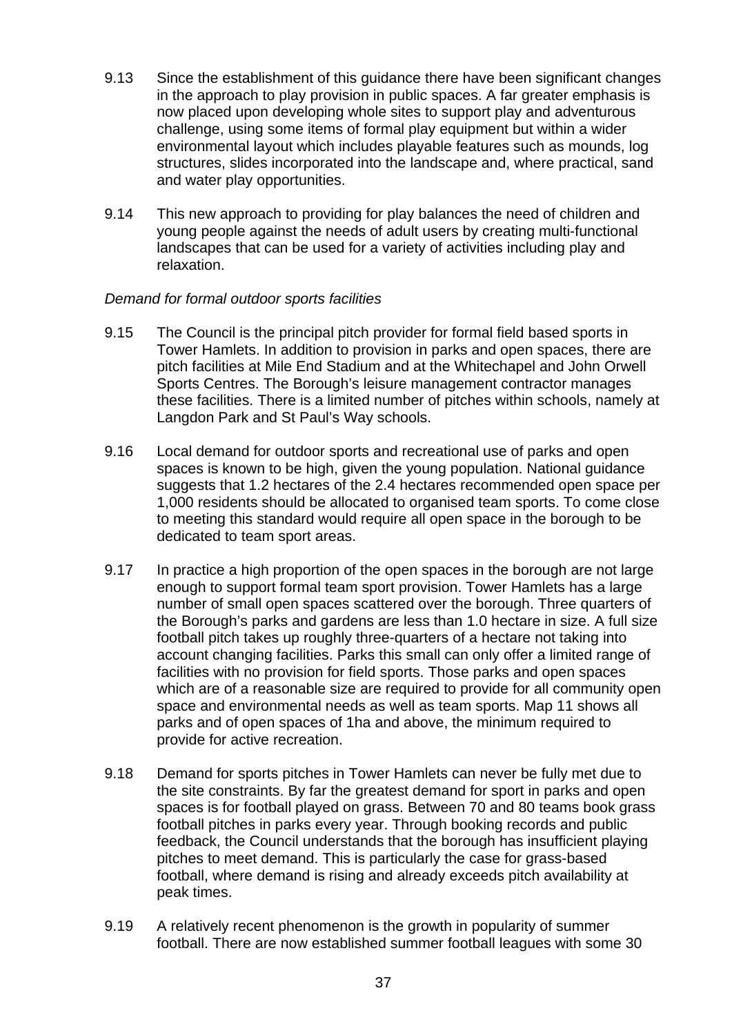9.13 Since the establishment of this guidance there have been significant changes in the approach to play provision in public spaces. A far greater emphasis is now placed upon developing whole sites to support play and adventurous challenge, using some items of formal play equipment but within a wider environmental layout which includes playable features such as mounds, log structures, slides incorporated into the landscape and, where practical, sand and water play opportunities.

9.14 This new approach to providing for play balances the need of children and young people against the needs of adult users by creating multi-functional landscapes that can be used for a variety of activities including play and relaxation.

*Demand for formal outdoor sports facilities*

9.15 The Council is the principal pitch provider for formal field based sports in Tower Hamlets. In addition to provision in parks and open spaces, there are pitch facilities at Mile End Stadium and at the Whitechapel and John Orwell Sports Centres. The Borough's leisure management contractor manages these facilities. There is a limited number of pitches within schools, namely at Langdon Park and St Paul's Way schools.

9.16 Local demand for outdoor sports and recreational use of parks and open spaces is known to be high, given the young population. National guidance suggests that 1.2 hectares of the 2.4 hectares recommended open space per 1,000 residents should be allocated to organised team sports. To come close to meeting this standard would require all open space in the borough to be dedicated to team sport areas.

9.17 In practice a high proportion of the open spaces in the borough are not large enough to support formal team sport provision. Tower Hamlets has a large number of small open spaces scattered over the borough. Three quarters of the Borough's parks and gardens are less than 1.0 hectare in size. A full size football pitch takes up roughly three-quarters of a hectare not taking into account changing facilities. Parks this small can only offer a limited range of facilities with no provision for field sports. Those parks and open spaces which are of a reasonable size are required to provide for all community open space and environmental needs as well as team sports. Map 11 shows all parks and of open spaces of 1ha and above, the minimum required to provide for active recreation.

9.18 Demand for sports pitches in Tower Hamlets can never be fully met due to the site constraints. By far the greatest demand for sport in parks and open spaces is for football played on grass. Between 70 and 80 teams book grass football pitches in parks every year. Through booking records and public feedback, the Council understands that the borough has insufficient playing pitches to meet demand. This is particularly the case for grass-based football, where demand is rising and already exceeds pitch availability at peak times.

9.19 A relatively recent phenomenon is the growth in popularity of summer football. There are now established summer football leagues with some 30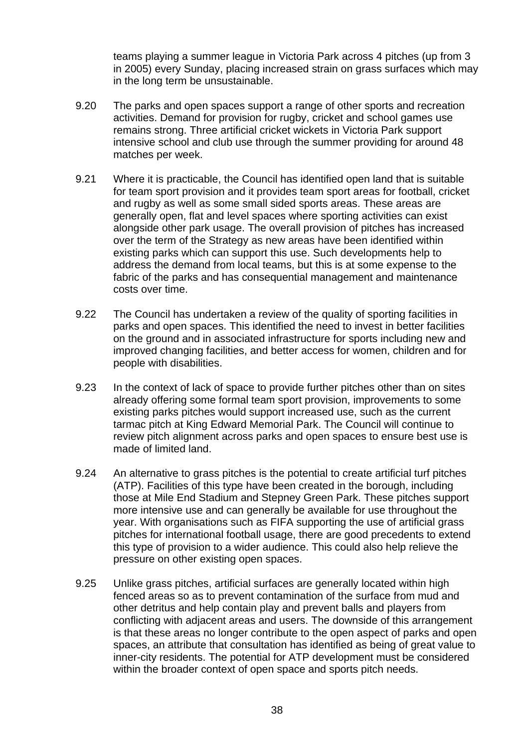teams playing a summer league in Victoria Park across 4 pitches (up from 3 in 2005) every Sunday, placing increased strain on grass surfaces which may in the long term be unsustainable.

9.20 The parks and open spaces support a range of other sports and recreation activities. Demand for provision for rugby, cricket and school games use remains strong. Three artificial cricket wickets in Victoria Park support intensive school and club use through the summer providing for around 48 matches per week.

9.21 Where it is practicable, the Council has identified open land that is suitable for team sport provision and it provides team sport areas for football, cricket and rugby as well as some small sided sports areas. These areas are generally open, flat and level spaces where sporting activities can exist alongside other park usage. The overall provision of pitches has increased over the term of the Strategy as new areas have been identified within existing parks which can support this use. Such developments help to address the demand from local teams, but this is at some expense to the fabric of the parks and has consequential management and maintenance costs over time.

9.22 The Council has undertaken a review of the quality of sporting facilities in parks and open spaces. This identified the need to invest in better facilities on the ground and in associated infrastructure for sports including new and improved changing facilities, and better access for women, children and for people with disabilities.

9.23 In the context of lack of space to provide further pitches other than on sites already offering some formal team sport provision, improvements to some existing parks pitches would support increased use, such as the current tarmac pitch at King Edward Memorial Park. The Council will continue to review pitch alignment across parks and open spaces to ensure best use is made of limited land.

9.24 An alternative to grass pitches is the potential to create artificial turf pitches (ATP). Facilities of this type have been created in the borough, including those at Mile End Stadium and Stepney Green Park. These pitches support more intensive use and can generally be available for use throughout the year. With organisations such as FIFA supporting the use of artificial grass pitches for international football usage, there are good precedents to extend this type of provision to a wider audience. This could also help relieve the pressure on other existing open spaces.

9.25 Unlike grass pitches, artificial surfaces are generally located within high fenced areas so as to prevent contamination of the surface from mud and other detritus and help contain play and prevent balls and players from conflicting with adjacent areas and users. The downside of this arrangement is that these areas no longer contribute to the open aspect of parks and open spaces, an attribute that consultation has identified as being of great value to inner-city residents. The potential for ATP development must be considered within the broader context of open space and sports pitch needs.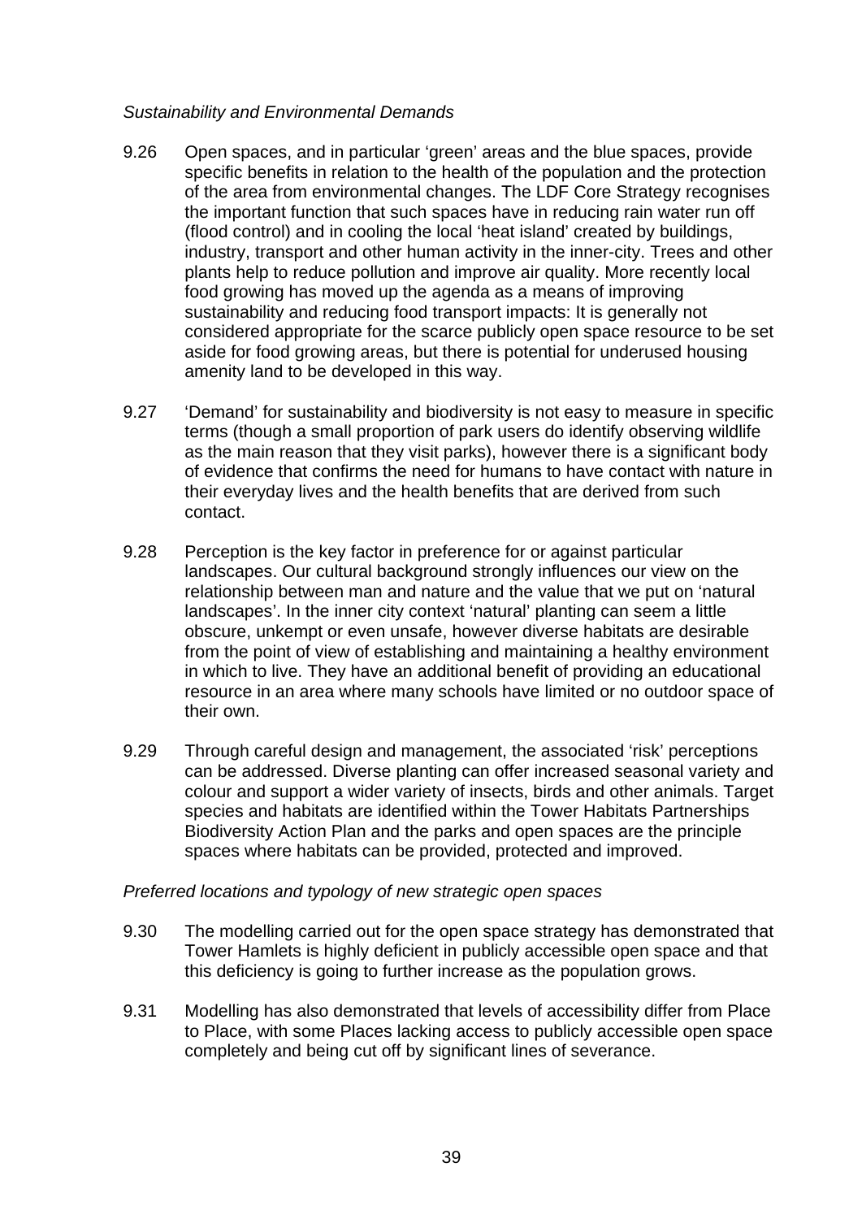*Sustainability and Environmental Demands*

9.26 Open spaces, and in particular 'green' areas and the blue spaces, provide specific benefits in relation to the health of the population and the protection of the area from environmental changes. The LDF Core Strategy recognises the important function that such spaces have in reducing rain water run off (flood control) and in cooling the local 'heat island' created by buildings, industry, transport and other human activity in the inner-city. Trees and other plants help to reduce pollution and improve air quality. More recently local food growing has moved up the agenda as a means of improving sustainability and reducing food transport impacts: It is generally not considered appropriate for the scarce publicly open space resource to be set aside for food growing areas, but there is potential for underused housing amenity land to be developed in this way.

9.27 'Demand' for sustainability and biodiversity is not easy to measure in specific terms (though a small proportion of park users do identify observing wildlife as the main reason that they visit parks), however there is a significant body of evidence that confirms the need for humans to have contact with nature in their everyday lives and the health benefits that are derived from such contact.

9.28 Perception is the key factor in preference for or against particular landscapes. Our cultural background strongly influences our view on the relationship between man and nature and the value that we put on 'natural landscapes'. In the inner city context 'natural' planting can seem a little obscure, unkempt or even unsafe, however diverse habitats are desirable from the point of view of establishing and maintaining a healthy environment in which to live. They have an additional benefit of providing an educational resource in an area where many schools have limited or no outdoor space of their own.

9.29 Through careful design and management, the associated 'risk' perceptions can be addressed. Diverse planting can offer increased seasonal variety and colour and support a wider variety of insects, birds and other animals. Target species and habitats are identified within the Tower Habitats Partnerships Biodiversity Action Plan and the parks and open spaces are the principle spaces where habitats can be provided, protected and improved.

*Preferred locations and typology of new strategic open spaces*

9.30 The modelling carried out for the open space strategy has demonstrated that Tower Hamlets is highly deficient in publicly accessible open space and that this deficiency is going to further increase as the population grows.

9.31 Modelling has also demonstrated that levels of accessibility differ from Place to Place, with some Places lacking access to publicly accessible open space completely and being cut off by significant lines of severance.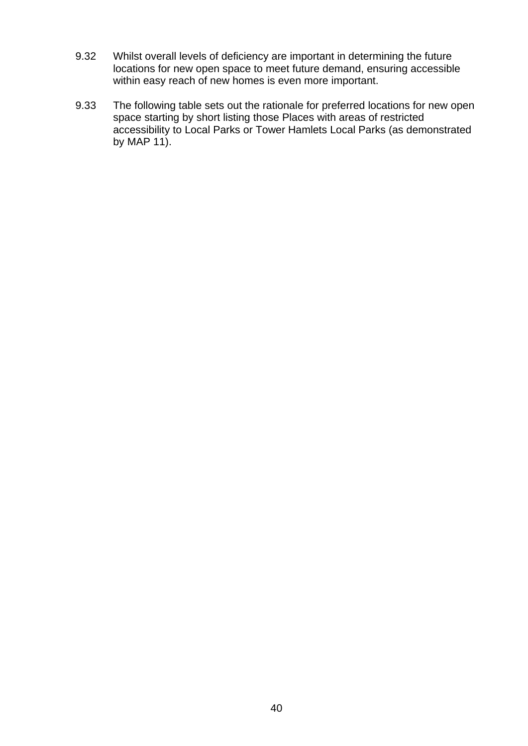9.32 Whilst overall levels of deficiency are important in determining the future locations for new open space to meet future demand, ensuring accessible within easy reach of new homes is even more important.

9.33 The following table sets out the rationale for preferred locations for new open space starting by short listing those Places with areas of restricted accessibility to Local Parks or Tower Hamlets Local Parks (as demonstrated by MAP 11).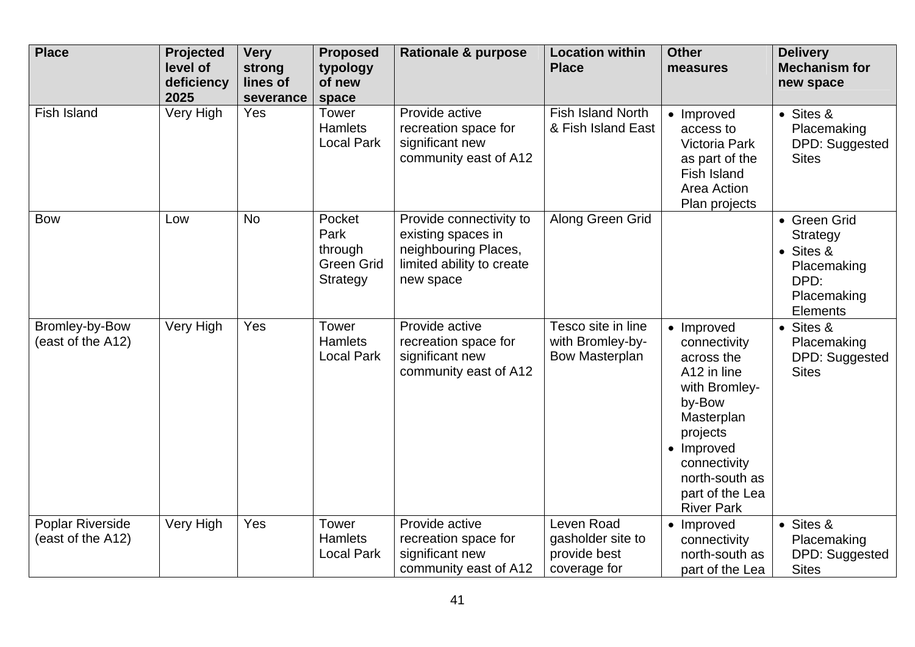| Place | Projected level of deficiency 2025 | Very strong lines of severance | Proposed typology of new space | Rationale & purpose | Location within Place | Other measures | Delivery Mechanism for new space |
|---|---|---|---|---|---|---|---|
| Fish Island | Very High | Yes | Tower Hamlets Local Park | Provide active recreation space for significant new community east of A12 | Fish Island North & Fish Island East | • Improved access to Victoria Park as part of the Fish Island Area Action Plan projects | • Sites & Placemaking DPD: Suggested Sites |
| Bow | Low | No | Pocket Park through Green Grid Strategy | Provide connectivity to existing spaces in neighbouring Places, limited ability to create new space | Along Green Grid | | • Green Grid Strategy<br>• Sites & Placemaking DPD: Placemaking Elements |
| Bromley-by-Bow (east of the A12) | Very High | Yes | Tower Hamlets Local Park | Provide active recreation space for significant new community east of A12 | Tesco site in line with Bromley-by-Bow Masterplan | • Improved connectivity across the A12 in line with Bromley-by-Bow Masterplan projects<br>• Improved connectivity north-south as part of the Lea River Park | • Sites & Placemaking DPD: Suggested Sites |
| Poplar Riverside (east of the A12) | Very High | Yes | Tower Hamlets Local Park | Provide active recreation space for significant new community east of A12 | Leven Road gasholder site to provide best coverage for | • Improved connectivity north-south as part of the Lea | • Sites & Placemaking DPD: Suggested Sites |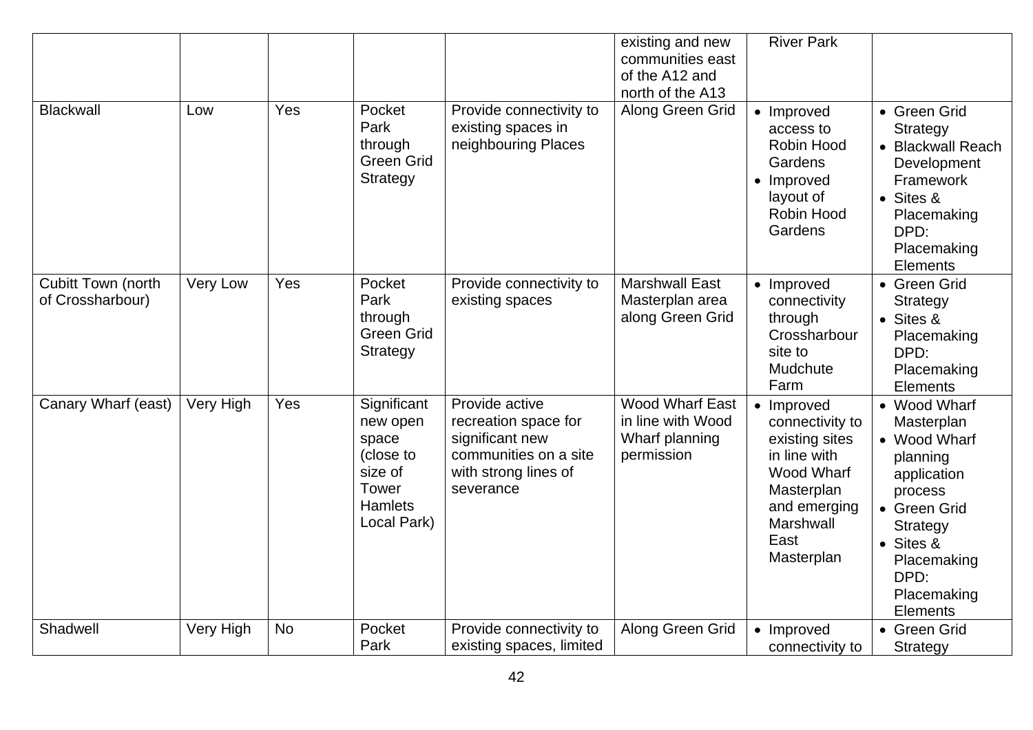| | | | | | | | |
|---|---|---|---|---|---|---|---|
| | | | | | existing and new communities east of the A12 and north of the A13 | River Park | |
| Blackwall | Low | Yes | Pocket Park through Green Grid Strategy | Provide connectivity to existing spaces in neighbouring Places | Along Green Grid | • Improved access to Robin Hood Gardens<br>• Improved layout of Robin Hood Gardens | • Green Grid Strategy<br>• Blackwall Reach Development Framework<br>• Sites & Placemaking DPD: Placemaking Elements |
| Cubitt Town (north of Crossharbour) | Very Low | Yes | Pocket Park through Green Grid Strategy | Provide connectivity to existing spaces | Marshwall East Masterplan area along Green Grid | • Improved connectivity through Crossharbour site to Mudchute Farm | • Green Grid Strategy<br>• Sites & Placemaking DPD: Placemaking Elements |
| Canary Wharf (east) | Very High | Yes | Significant new open space (close to size of Tower Hamlets Local Park) | Provide active recreation space for significant new communities on a site with strong lines of severance | Wood Wharf East in line with Wood Wharf planning permission | • Improved connectivity to existing sites in line with Wood Wharf Masterplan and emerging Marshwall East Masterplan | • Wood Wharf Masterplan<br>• Wood Wharf planning application process<br>• Green Grid Strategy<br>• Sites & Placemaking DPD: Placemaking Elements |
| Shadwell | Very High | No | Pocket Park | Provide connectivity to existing spaces, limited | Along Green Grid | • Improved connectivity to | • Green Grid Strategy |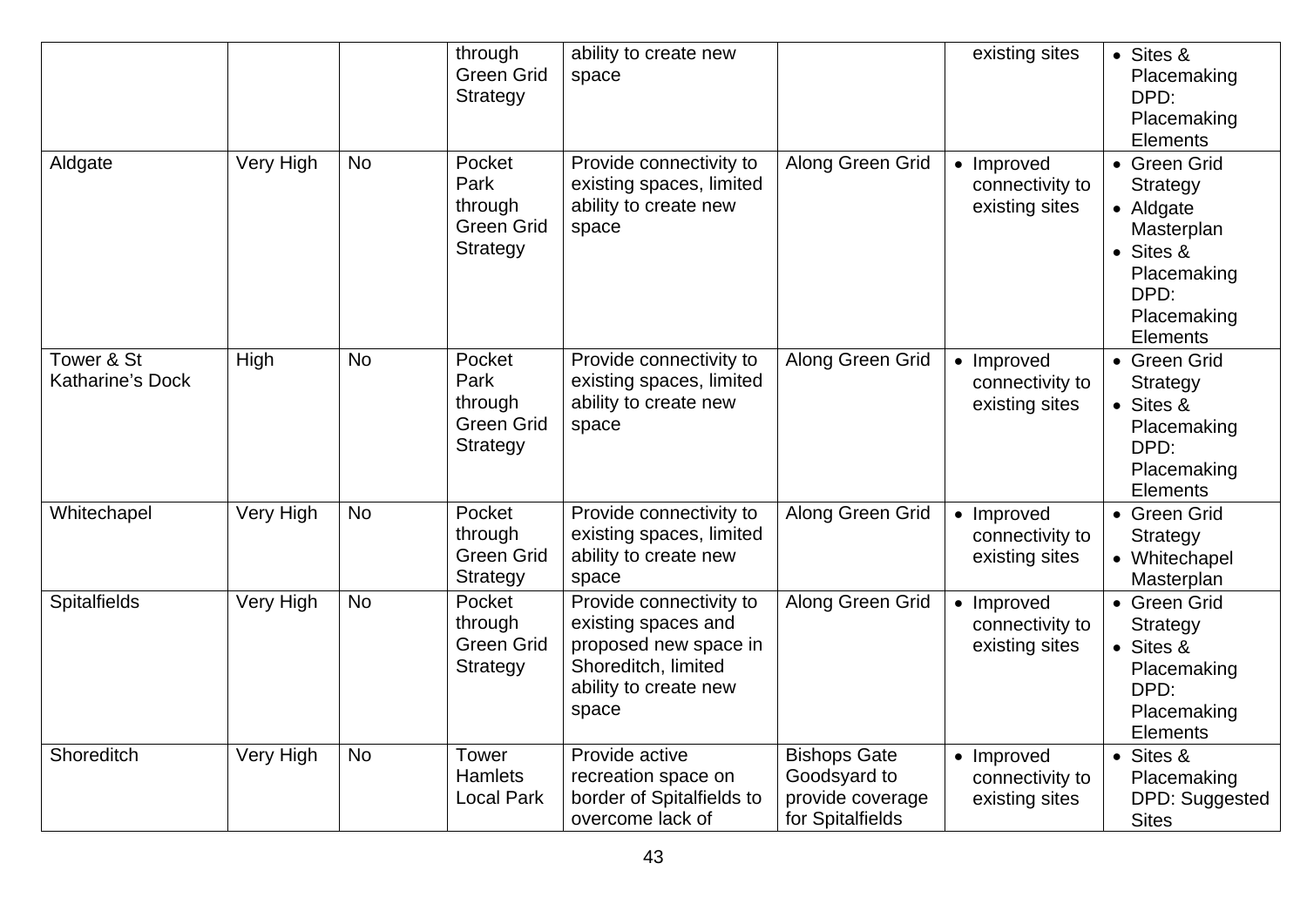| | | | through Green Grid Strategy | ability to create new space | | existing sites | • Sites & Placemaking DPD: Placemaking Elements |
|---|---|---|---|---|---|---|---|
| Aldgate | Very High | No | Pocket Park through Green Grid Strategy | Provide connectivity to existing spaces, limited ability to create new space | Along Green Grid | • Improved connectivity to existing sites | • Green Grid Strategy<br>• Aldgate Masterplan<br>• Sites & Placemaking DPD: Placemaking Elements |
| Tower & St Katharine's Dock | High | No | Pocket Park through Green Grid Strategy | Provide connectivity to existing spaces, limited ability to create new space | Along Green Grid | • Improved connectivity to existing sites | • Green Grid Strategy<br>• Sites & Placemaking DPD: Placemaking Elements |
| Whitechapel | Very High | No | Pocket through Green Grid Strategy | Provide connectivity to existing spaces, limited ability to create new space | Along Green Grid | • Improved connectivity to existing sites | • Green Grid Strategy<br>• Whitechapel Masterplan |
| Spitalfields | Very High | No | Pocket through Green Grid Strategy | Provide connectivity to existing spaces and proposed new space in Shoreditch, limited ability to create new space | Along Green Grid | • Improved connectivity to existing sites | • Green Grid Strategy<br>• Sites & Placemaking DPD: Placemaking Elements |
| Shoreditch | Very High | No | Tower Hamlets Local Park | Provide active recreation space on border of Spitalfields to overcome lack of | Bishops Gate Goodsyard to provide coverage for Spitalfields | • Improved connectivity to existing sites | • Sites & Placemaking DPD: Suggested Sites |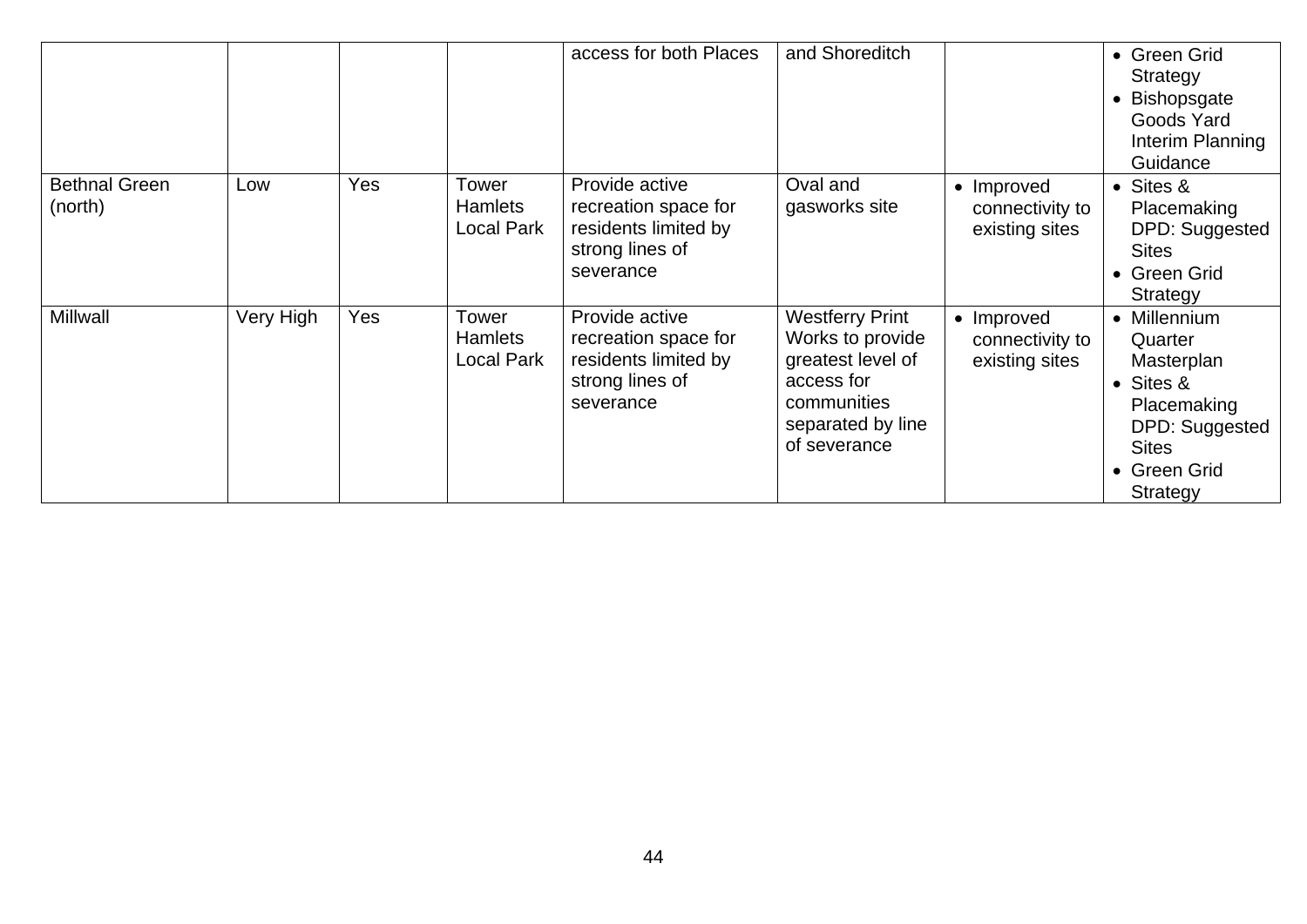| | | | | | | | |
|---|---|---|---|---|---|---|---|
| | | | | access for both Places | and Shoreditch | | • Green Grid Strategy<br>• Bishopsgate Goods Yard Interim Planning Guidance |
| Bethnal Green (north) | Low | Yes | Tower Hamlets Local Park | Provide active recreation space for residents limited by strong lines of severance | Oval and gasworks site | • Improved connectivity to existing sites | • Sites & Placemaking DPD: Suggested Sites<br>• Green Grid Strategy |
| Millwall | Very High | Yes | Tower Hamlets Local Park | Provide active recreation space for residents limited by strong lines of severance | Westferry Print Works to provide greatest level of access for communities separated by line of severance | • Improved connectivity to existing sites | • Millennium Quarter Masterplan<br>• Sites & Placemaking DPD: Suggested Sites<br>• Green Grid Strategy |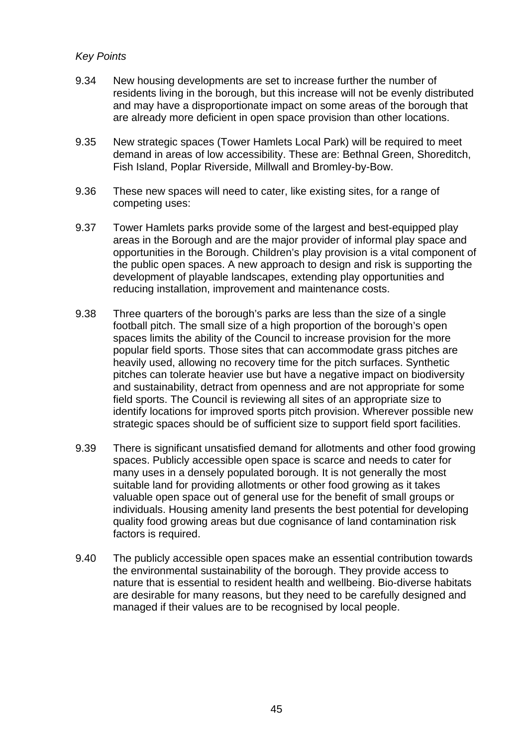*Key Points*

9.34 New housing developments are set to increase further the number of residents living in the borough, but this increase will not be evenly distributed and may have a disproportionate impact on some areas of the borough that are already more deficient in open space provision than other locations.

9.35 New strategic spaces (Tower Hamlets Local Park) will be required to meet demand in areas of low accessibility. These are: Bethnal Green, Shoreditch, Fish Island, Poplar Riverside, Millwall and Bromley-by-Bow.

9.36 These new spaces will need to cater, like existing sites, for a range of competing uses:

9.37 Tower Hamlets parks provide some of the largest and best-equipped play areas in the Borough and are the major provider of informal play space and opportunities in the Borough. Children's play provision is a vital component of the public open spaces. A new approach to design and risk is supporting the development of playable landscapes, extending play opportunities and reducing installation, improvement and maintenance costs.

9.38 Three quarters of the borough's parks are less than the size of a single football pitch. The small size of a high proportion of the borough's open spaces limits the ability of the Council to increase provision for the more popular field sports. Those sites that can accommodate grass pitches are heavily used, allowing no recovery time for the pitch surfaces. Synthetic pitches can tolerate heavier use but have a negative impact on biodiversity and sustainability, detract from openness and are not appropriate for some field sports. The Council is reviewing all sites of an appropriate size to identify locations for improved sports pitch provision. Wherever possible new strategic spaces should be of sufficient size to support field sport facilities.

9.39 There is significant unsatisfied demand for allotments and other food growing spaces. Publicly accessible open space is scarce and needs to cater for many uses in a densely populated borough. It is not generally the most suitable land for providing allotments or other food growing as it takes valuable open space out of general use for the benefit of small groups or individuals. Housing amenity land presents the best potential for developing quality food growing areas but due cognisance of land contamination risk factors is required.

9.40 The publicly accessible open spaces make an essential contribution towards the environmental sustainability of the borough. They provide access to nature that is essential to resident health and wellbeing. Bio-diverse habitats are desirable for many reasons, but they need to be carefully designed and managed if their values are to be recognised by local people.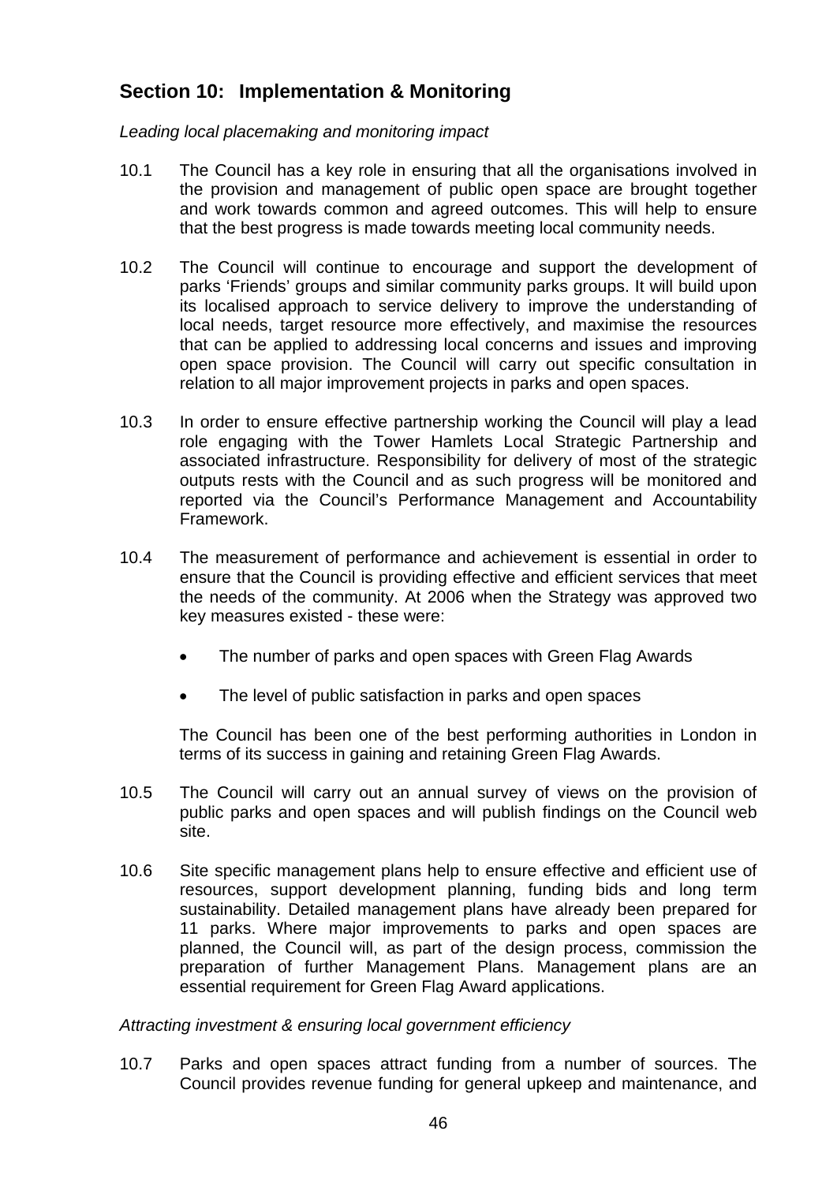## Section 10: Implementation & Monitoring

*Leading local placemaking and monitoring impact*

10.1 The Council has a key role in ensuring that all the organisations involved in the provision and management of public open space are brought together and work towards common and agreed outcomes. This will help to ensure that the best progress is made towards meeting local community needs.

10.2 The Council will continue to encourage and support the development of parks 'Friends' groups and similar community parks groups. It will build upon its localised approach to service delivery to improve the understanding of local needs, target resource more effectively, and maximise the resources that can be applied to addressing local concerns and issues and improving open space provision. The Council will carry out specific consultation in relation to all major improvement projects in parks and open spaces.

10.3 In order to ensure effective partnership working the Council will play a lead role engaging with the Tower Hamlets Local Strategic Partnership and associated infrastructure. Responsibility for delivery of most of the strategic outputs rests with the Council and as such progress will be monitored and reported via the Council's Performance Management and Accountability Framework.

10.4 The measurement of performance and achievement is essential in order to ensure that the Council is providing effective and efficient services that meet the needs of the community. At 2006 when the Strategy was approved two key measures existed - these were:

- The number of parks and open spaces with Green Flag Awards
- The level of public satisfaction in parks and open spaces

The Council has been one of the best performing authorities in London in terms of its success in gaining and retaining Green Flag Awards.

10.5 The Council will carry out an annual survey of views on the provision of public parks and open spaces and will publish findings on the Council web site.

10.6 Site specific management plans help to ensure effective and efficient use of resources, support development planning, funding bids and long term sustainability. Detailed management plans have already been prepared for 11 parks. Where major improvements to parks and open spaces are planned, the Council will, as part of the design process, commission the preparation of further Management Plans. Management plans are an essential requirement for Green Flag Award applications.

*Attracting investment & ensuring local government efficiency*

10.7 Parks and open spaces attract funding from a number of sources. The Council provides revenue funding for general upkeep and maintenance, and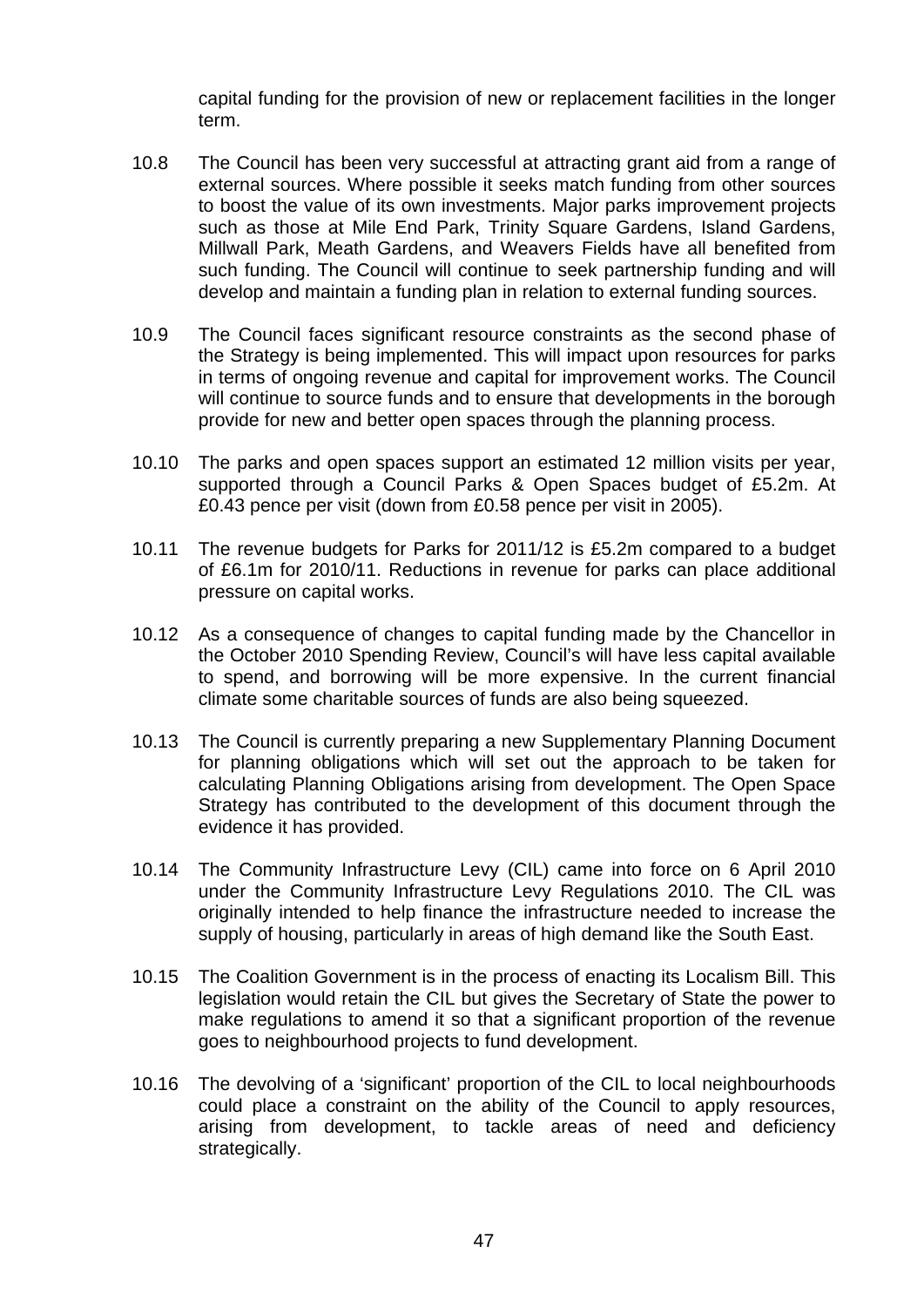capital funding for the provision of new or replacement facilities in the longer term.

10.8 The Council has been very successful at attracting grant aid from a range of external sources. Where possible it seeks match funding from other sources to boost the value of its own investments. Major parks improvement projects such as those at Mile End Park, Trinity Square Gardens, Island Gardens, Millwall Park, Meath Gardens, and Weavers Fields have all benefited from such funding. The Council will continue to seek partnership funding and will develop and maintain a funding plan in relation to external funding sources.

10.9 The Council faces significant resource constraints as the second phase of the Strategy is being implemented. This will impact upon resources for parks in terms of ongoing revenue and capital for improvement works. The Council will continue to source funds and to ensure that developments in the borough provide for new and better open spaces through the planning process.

10.10 The parks and open spaces support an estimated 12 million visits per year, supported through a Council Parks & Open Spaces budget of £5.2m. At £0.43 pence per visit (down from £0.58 pence per visit in 2005).

10.11 The revenue budgets for Parks for 2011/12 is £5.2m compared to a budget of £6.1m for 2010/11. Reductions in revenue for parks can place additional pressure on capital works.

10.12 As a consequence of changes to capital funding made by the Chancellor in the October 2010 Spending Review, Council's will have less capital available to spend, and borrowing will be more expensive. In the current financial climate some charitable sources of funds are also being squeezed.

10.13 The Council is currently preparing a new Supplementary Planning Document for planning obligations which will set out the approach to be taken for calculating Planning Obligations arising from development. The Open Space Strategy has contributed to the development of this document through the evidence it has provided.

10.14 The Community Infrastructure Levy (CIL) came into force on 6 April 2010 under the Community Infrastructure Levy Regulations 2010. The CIL was originally intended to help finance the infrastructure needed to increase the supply of housing, particularly in areas of high demand like the South East.

10.15 The Coalition Government is in the process of enacting its Localism Bill. This legislation would retain the CIL but gives the Secretary of State the power to make regulations to amend it so that a significant proportion of the revenue goes to neighbourhood projects to fund development.

10.16 The devolving of a 'significant' proportion of the CIL to local neighbourhoods could place a constraint on the ability of the Council to apply resources, arising from development, to tackle areas of need and deficiency strategically.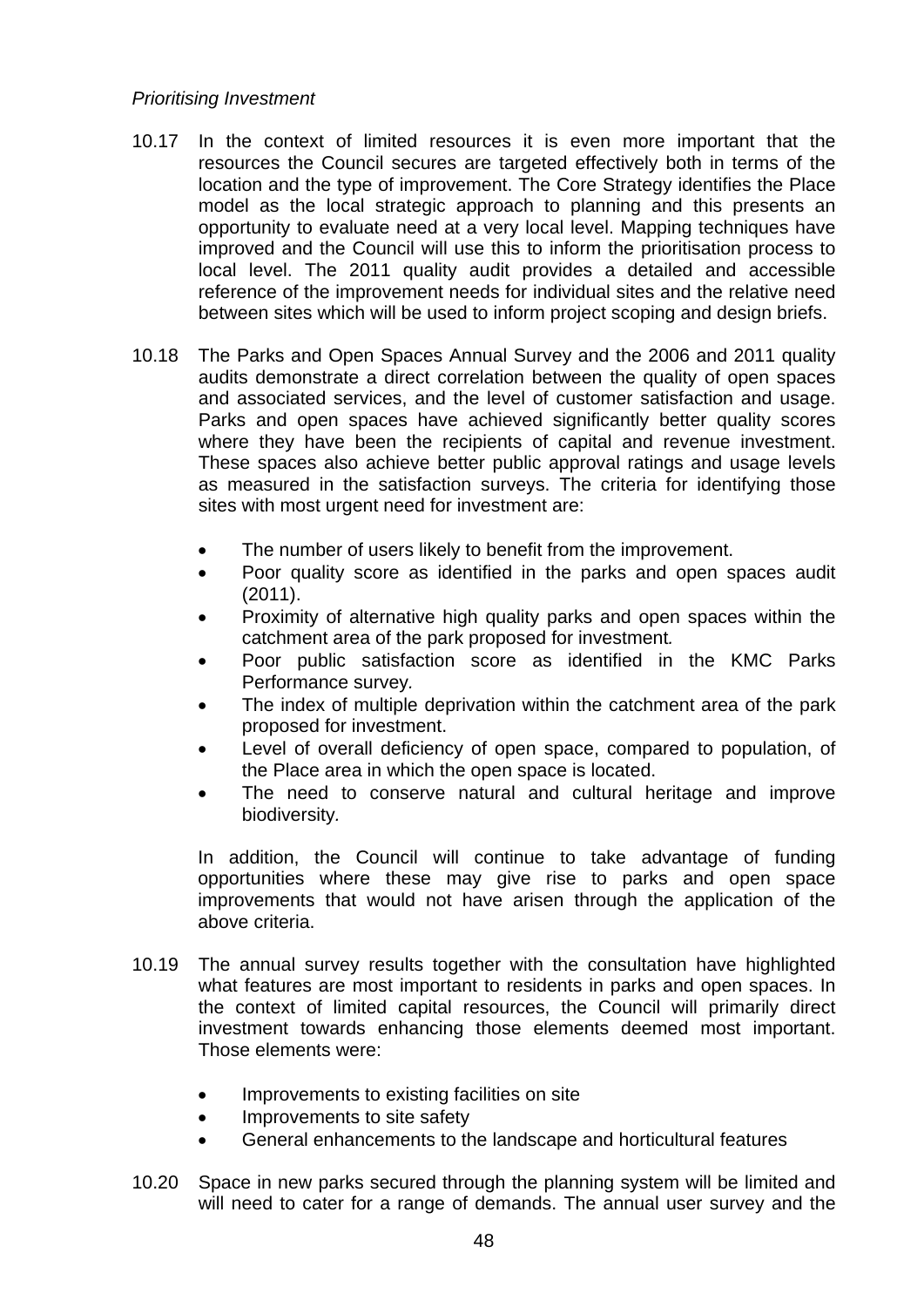*Prioritising Investment*

10.17 In the context of limited resources it is even more important that the resources the Council secures are targeted effectively both in terms of the location and the type of improvement. The Core Strategy identifies the Place model as the local strategic approach to planning and this presents an opportunity to evaluate need at a very local level. Mapping techniques have improved and the Council will use this to inform the prioritisation process to local level. The 2011 quality audit provides a detailed and accessible reference of the improvement needs for individual sites and the relative need between sites which will be used to inform project scoping and design briefs.

10.18 The Parks and Open Spaces Annual Survey and the 2006 and 2011 quality audits demonstrate a direct correlation between the quality of open spaces and associated services, and the level of customer satisfaction and usage. Parks and open spaces have achieved significantly better quality scores where they have been the recipients of capital and revenue investment. These spaces also achieve better public approval ratings and usage levels as measured in the satisfaction surveys. The criteria for identifying those sites with most urgent need for investment are:

- The number of users likely to benefit from the improvement.
- Poor quality score as identified in the parks and open spaces audit (2011).
- Proximity of alternative high quality parks and open spaces within the catchment area of the park proposed for investment.
- Poor public satisfaction score as identified in the KMC Parks Performance survey.
- The index of multiple deprivation within the catchment area of the park proposed for investment.
- Level of overall deficiency of open space, compared to population, of the Place area in which the open space is located.
- The need to conserve natural and cultural heritage and improve biodiversity.

In addition, the Council will continue to take advantage of funding opportunities where these may give rise to parks and open space improvements that would not have arisen through the application of the above criteria.

10.19 The annual survey results together with the consultation have highlighted what features are most important to residents in parks and open spaces. In the context of limited capital resources, the Council will primarily direct investment towards enhancing those elements deemed most important. Those elements were:

- Improvements to existing facilities on site
- Improvements to site safety
- General enhancements to the landscape and horticultural features

10.20 Space in new parks secured through the planning system will be limited and will need to cater for a range of demands. The annual user survey and the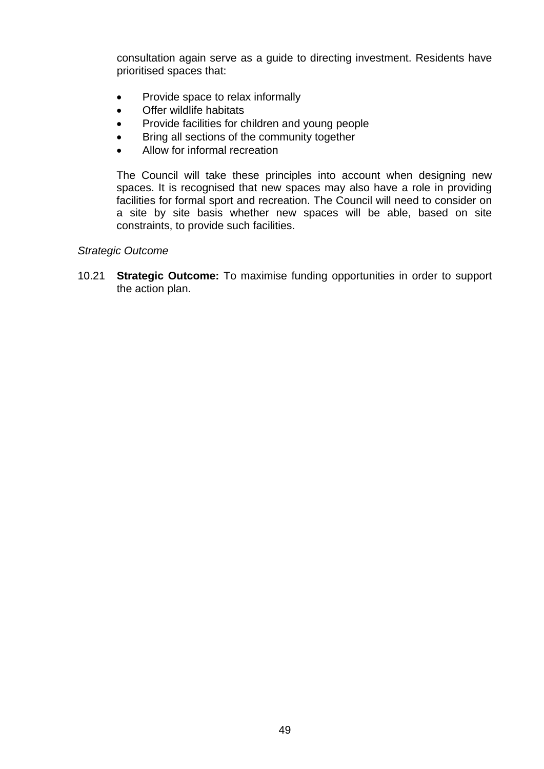consultation again serve as a guide to directing investment. Residents have prioritised spaces that:

- Provide space to relax informally
- Offer wildlife habitats
- Provide facilities for children and young people
- Bring all sections of the community together
- Allow for informal recreation

The Council will take these principles into account when designing new spaces. It is recognised that new spaces may also have a role in providing facilities for formal sport and recreation. The Council will need to consider on a site by site basis whether new spaces will be able, based on site constraints, to provide such facilities.

*Strategic Outcome*

10.21 **Strategic Outcome:** To maximise funding opportunities in order to support the action plan.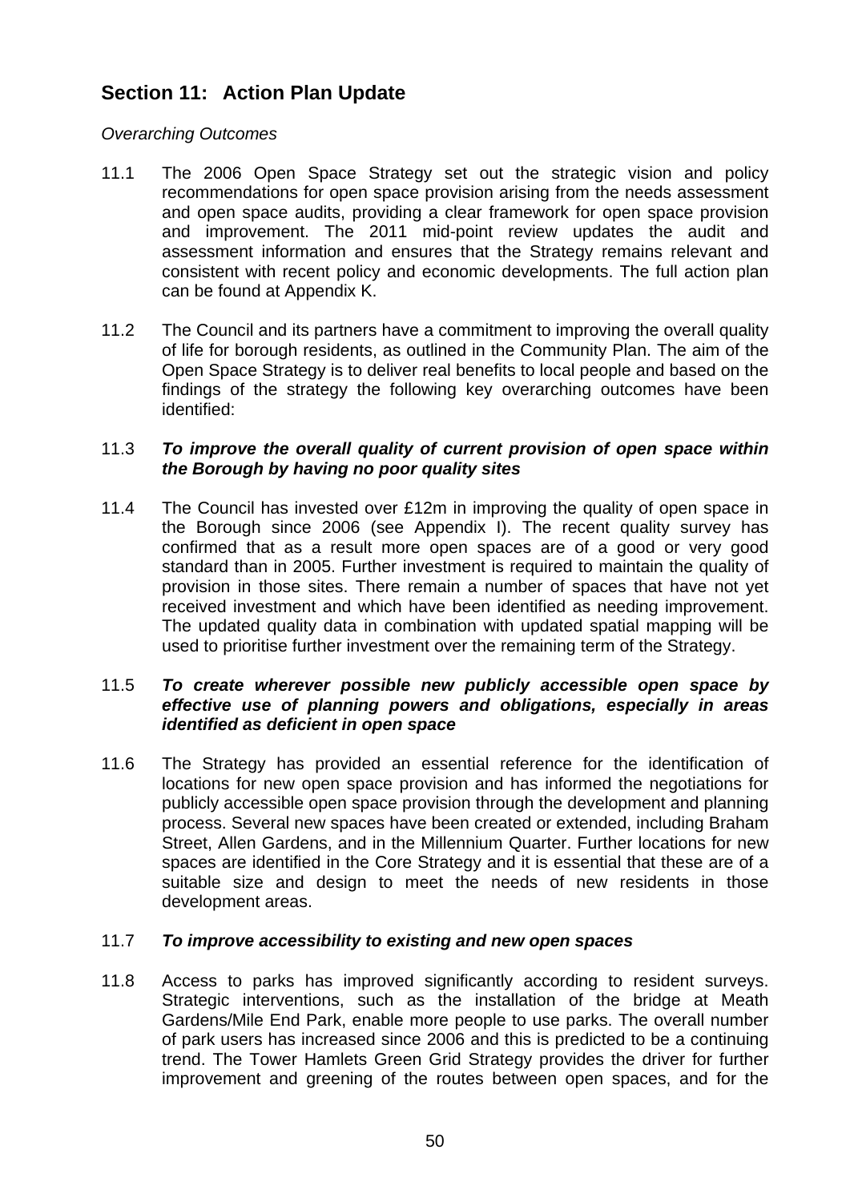## Section 11: Action Plan Update

*Overarching Outcomes*

11.1 The 2006 Open Space Strategy set out the strategic vision and policy recommendations for open space provision arising from the needs assessment and open space audits, providing a clear framework for open space provision and improvement. The 2011 mid-point review updates the audit and assessment information and ensures that the Strategy remains relevant and consistent with recent policy and economic developments. The full action plan can be found at Appendix K.

11.2 The Council and its partners have a commitment to improving the overall quality of life for borough residents, as outlined in the Community Plan. The aim of the Open Space Strategy is to deliver real benefits to local people and based on the findings of the strategy the following key overarching outcomes have been identified:

11.3 ***To improve the overall quality of current provision of open space within the Borough by having no poor quality sites***

11.4 The Council has invested over £12m in improving the quality of open space in the Borough since 2006 (see Appendix I). The recent quality survey has confirmed that as a result more open spaces are of a good or very good standard than in 2005. Further investment is required to maintain the quality of provision in those sites. There remain a number of spaces that have not yet received investment and which have been identified as needing improvement. The updated quality data in combination with updated spatial mapping will be used to prioritise further investment over the remaining term of the Strategy.

11.5 ***To create wherever possible new publicly accessible open space by effective use of planning powers and obligations, especially in areas identified as deficient in open space***

11.6 The Strategy has provided an essential reference for the identification of locations for new open space provision and has informed the negotiations for publicly accessible open space provision through the development and planning process. Several new spaces have been created or extended, including Braham Street, Allen Gardens, and in the Millennium Quarter. Further locations for new spaces are identified in the Core Strategy and it is essential that these are of a suitable size and design to meet the needs of new residents in those development areas.

11.7 ***To improve accessibility to existing and new open spaces***

11.8 Access to parks has improved significantly according to resident surveys. Strategic interventions, such as the installation of the bridge at Meath Gardens/Mile End Park, enable more people to use parks. The overall number of park users has increased since 2006 and this is predicted to be a continuing trend. The Tower Hamlets Green Grid Strategy provides the driver for further improvement and greening of the routes between open spaces, and for the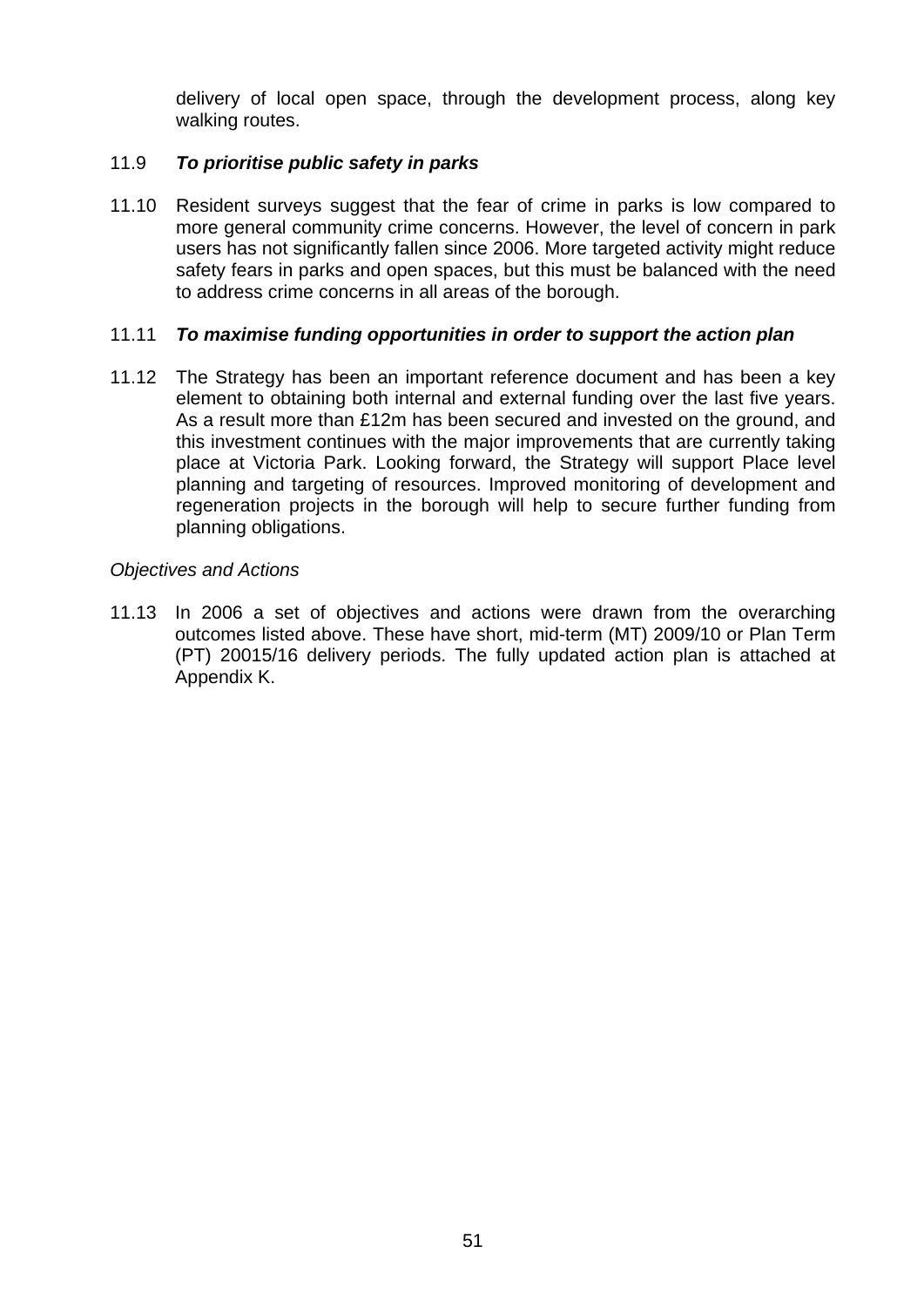delivery of local open space, through the development process, along key walking routes.

11.9 ***To prioritise public safety in parks***

11.10 Resident surveys suggest that the fear of crime in parks is low compared to more general community crime concerns. However, the level of concern in park users has not significantly fallen since 2006. More targeted activity might reduce safety fears in parks and open spaces, but this must be balanced with the need to address crime concerns in all areas of the borough.

11.11 ***To maximise funding opportunities in order to support the action plan***

11.12 The Strategy has been an important reference document and has been a key element to obtaining both internal and external funding over the last five years. As a result more than £12m has been secured and invested on the ground, and this investment continues with the major improvements that are currently taking place at Victoria Park. Looking forward, the Strategy will support Place level planning and targeting of resources. Improved monitoring of development and regeneration projects in the borough will help to secure further funding from planning obligations.

*Objectives and Actions*

11.13 In 2006 a set of objectives and actions were drawn from the overarching outcomes listed above. These have short, mid-term (MT) 2009/10 or Plan Term (PT) 20015/16 delivery periods. The fully updated action plan is attached at Appendix K.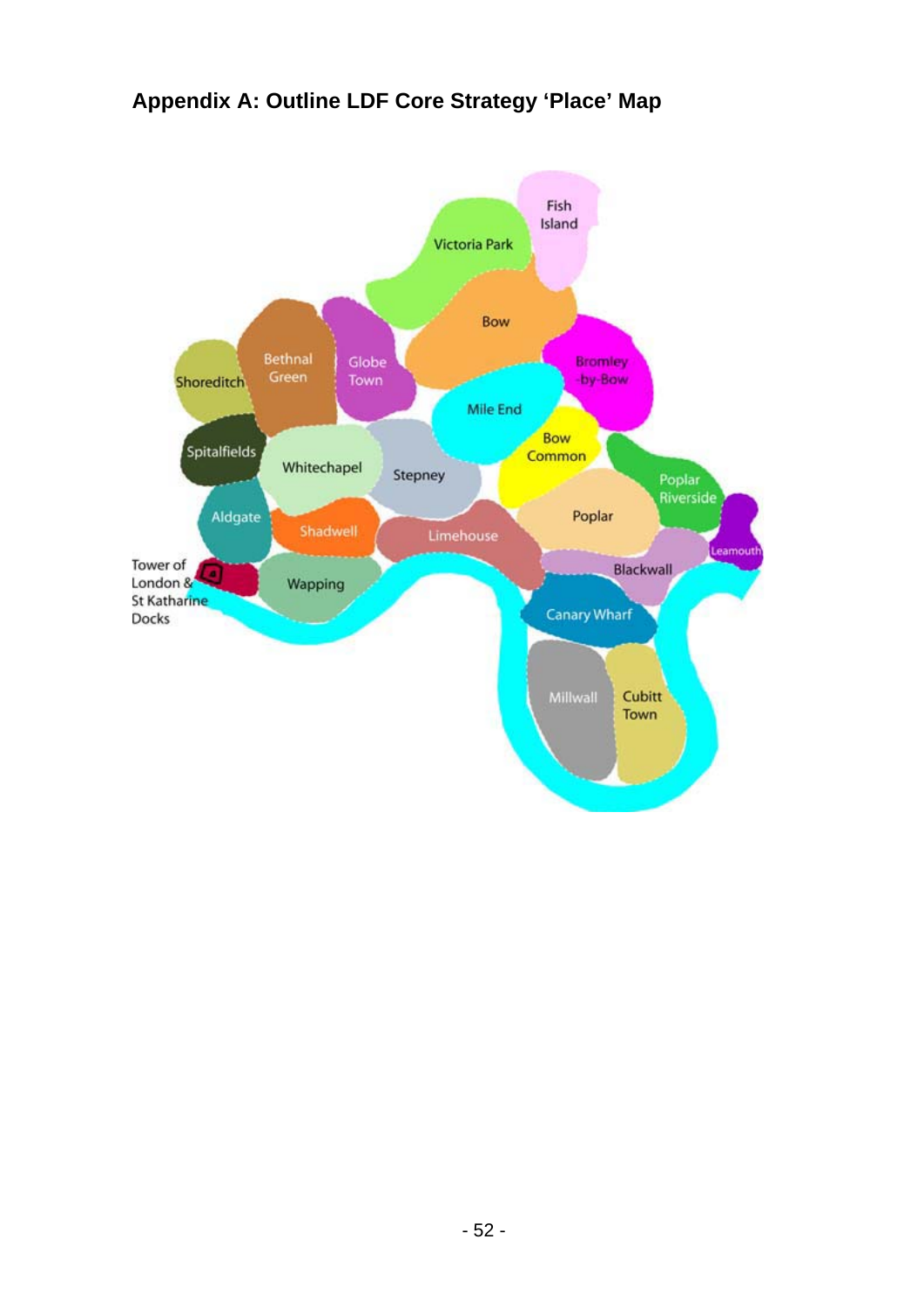## Appendix A: Outline LDF Core Strategy 'Place' Map

Fish Island

Victoria Park

Bow

Bethnal Green

Globe Town

Shoreditch

Bromley-by-Bow

Mile End

Bow Common

Spitalfields

Whitechapel

Stepney

Poplar Riverside

Poplar

Aldgate

Shadwell

Limehouse

Leamouth

Tower of London & St Katharine Docks

Wapping

Blackwall

Canary Wharf

Millwall

Cubitt Town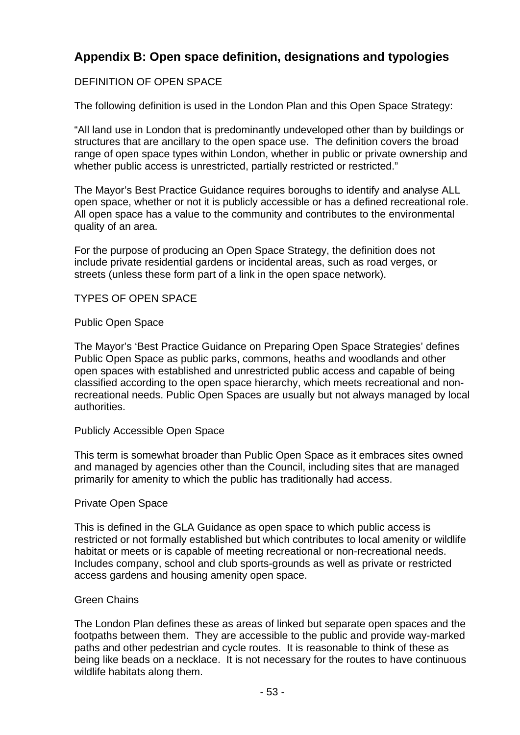## Appendix B: Open space definition, designations and typologies

DEFINITION OF OPEN SPACE

The following definition is used in the London Plan and this Open Space Strategy:

"All land use in London that is predominantly undeveloped other than by buildings or structures that are ancillary to the open space use. The definition covers the broad range of open space types within London, whether in public or private ownership and whether public access is unrestricted, partially restricted or restricted."

The Mayor's Best Practice Guidance requires boroughs to identify and analyse ALL open space, whether or not it is publicly accessible or has a defined recreational role. All open space has a value to the community and contributes to the environmental quality of an area.

For the purpose of producing an Open Space Strategy, the definition does not include private residential gardens or incidental areas, such as road verges, or streets (unless these form part of a link in the open space network).

TYPES OF OPEN SPACE

Public Open Space

The Mayor's 'Best Practice Guidance on Preparing Open Space Strategies' defines Public Open Space as public parks, commons, heaths and woodlands and other open spaces with established and unrestricted public access and capable of being classified according to the open space hierarchy, which meets recreational and non-recreational needs. Public Open Spaces are usually but not always managed by local authorities.

Publicly Accessible Open Space

This term is somewhat broader than Public Open Space as it embraces sites owned and managed by agencies other than the Council, including sites that are managed primarily for amenity to which the public has traditionally had access.

Private Open Space

This is defined in the GLA Guidance as open space to which public access is restricted or not formally established but which contributes to local amenity or wildlife habitat or meets or is capable of meeting recreational or non-recreational needs. Includes company, school and club sports-grounds as well as private or restricted access gardens and housing amenity open space.

Green Chains

The London Plan defines these as areas of linked but separate open spaces and the footpaths between them. They are accessible to the public and provide way-marked paths and other pedestrian and cycle routes. It is reasonable to think of these as being like beads on a necklace. It is not necessary for the routes to have continuous wildlife habitats along them.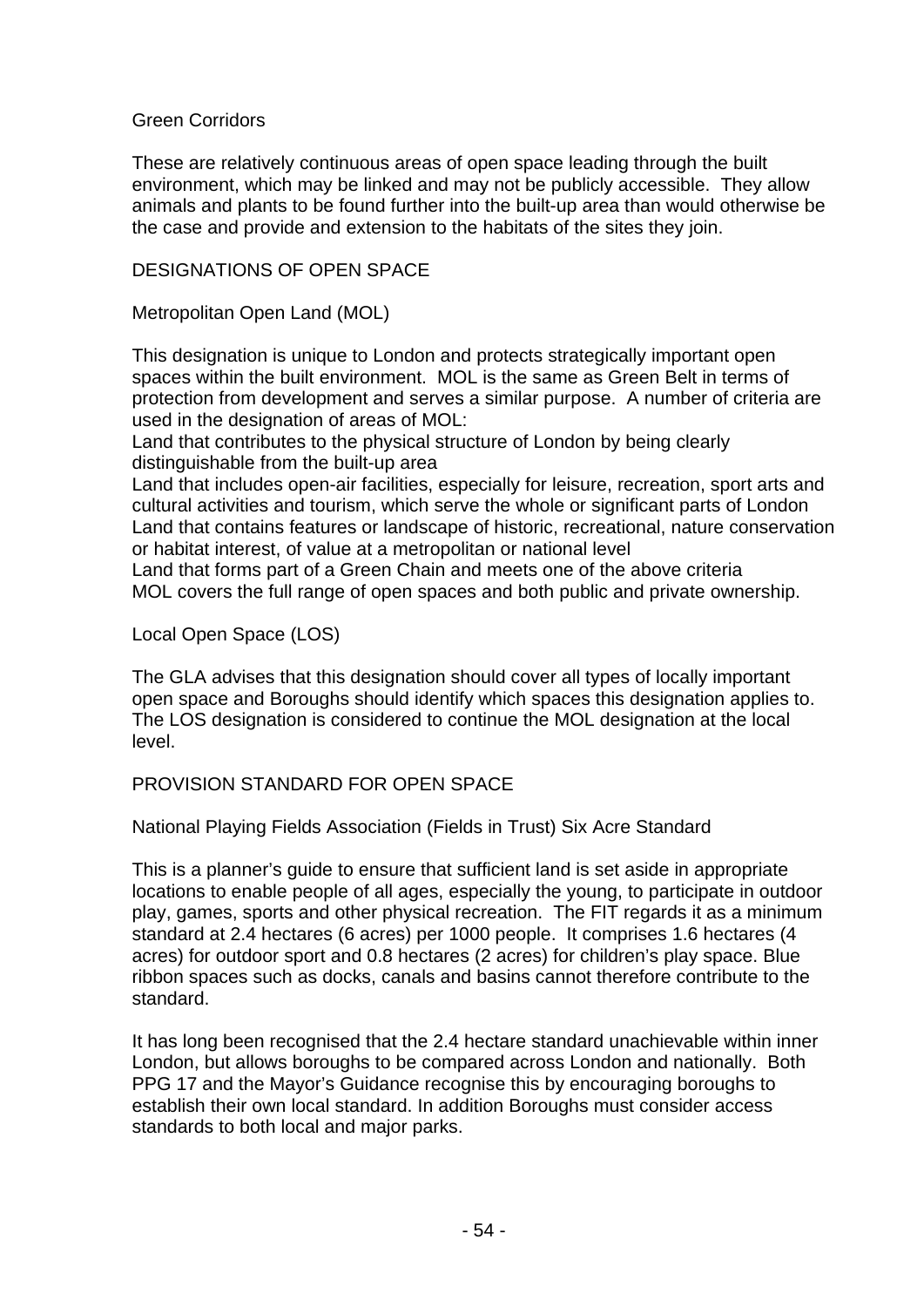### Green Corridors

These are relatively continuous areas of open space leading through the built environment, which may be linked and may not be publicly accessible. They allow animals and plants to be found further into the built-up area than would otherwise be the case and provide and extension to the habitats of the sites they join.

## DESIGNATIONS OF OPEN SPACE

### Metropolitan Open Land (MOL)

This designation is unique to London and protects strategically important open spaces within the built environment. MOL is the same as Green Belt in terms of protection from development and serves a similar purpose. A number of criteria are used in the designation of areas of MOL:

Land that contributes to the physical structure of London by being clearly distinguishable from the built-up area

Land that includes open-air facilities, especially for leisure, recreation, sport arts and cultural activities and tourism, which serve the whole or significant parts of London

Land that contains features or landscape of historic, recreational, nature conservation or habitat interest, of value at a metropolitan or national level

Land that forms part of a Green Chain and meets one of the above criteria

MOL covers the full range of open spaces and both public and private ownership.

### Local Open Space (LOS)

The GLA advises that this designation should cover all types of locally important open space and Boroughs should identify which spaces this designation applies to. The LOS designation is considered to continue the MOL designation at the local level.

## PROVISION STANDARD FOR OPEN SPACE

### National Playing Fields Association (Fields in Trust) Six Acre Standard

This is a planner's guide to ensure that sufficient land is set aside in appropriate locations to enable people of all ages, especially the young, to participate in outdoor play, games, sports and other physical recreation. The FIT regards it as a minimum standard at 2.4 hectares (6 acres) per 1000 people. It comprises 1.6 hectares (4 acres) for outdoor sport and 0.8 hectares (2 acres) for children's play space. Blue ribbon spaces such as docks, canals and basins cannot therefore contribute to the standard.

It has long been recognised that the 2.4 hectare standard unachievable within inner London, but allows boroughs to be compared across London and nationally. Both PPG 17 and the Mayor's Guidance recognise this by encouraging boroughs to establish their own local standard. In addition Boroughs must consider access standards to both local and major parks.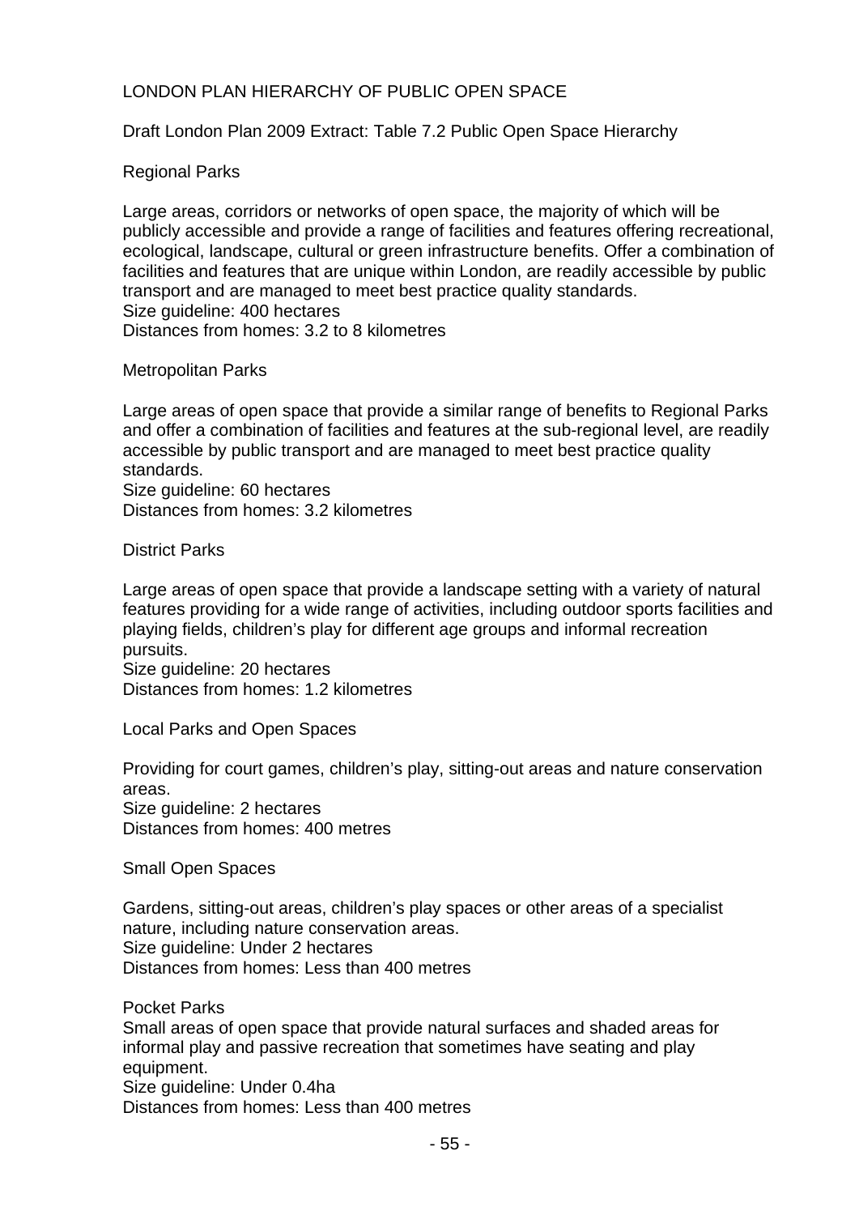# LONDON PLAN HIERARCHY OF PUBLIC OPEN SPACE

Draft London Plan 2009 Extract: Table 7.2 Public Open Space Hierarchy

## Regional Parks

Large areas, corridors or networks of open space, the majority of which will be publicly accessible and provide a range of facilities and features offering recreational, ecological, landscape, cultural or green infrastructure benefits. Offer a combination of facilities and features that are unique within London, are readily accessible by public transport and are managed to meet best practice quality standards.
Size guideline: 400 hectares
Distances from homes: 3.2 to 8 kilometres

## Metropolitan Parks

Large areas of open space that provide a similar range of benefits to Regional Parks and offer a combination of facilities and features at the sub-regional level, are readily accessible by public transport and are managed to meet best practice quality standards.
Size guideline: 60 hectares
Distances from homes: 3.2 kilometres

## District Parks

Large areas of open space that provide a landscape setting with a variety of natural features providing for a wide range of activities, including outdoor sports facilities and playing fields, children's play for different age groups and informal recreation pursuits.
Size guideline: 20 hectares
Distances from homes: 1.2 kilometres

## Local Parks and Open Spaces

Providing for court games, children's play, sitting-out areas and nature conservation areas.
Size guideline: 2 hectares
Distances from homes: 400 metres

## Small Open Spaces

Gardens, sitting-out areas, children's play spaces or other areas of a specialist nature, including nature conservation areas.
Size guideline: Under 2 hectares
Distances from homes: Less than 400 metres

## Pocket Parks

Small areas of open space that provide natural surfaces and shaded areas for informal play and passive recreation that sometimes have seating and play equipment.
Size guideline: Under 0.4ha
Distances from homes: Less than 400 metres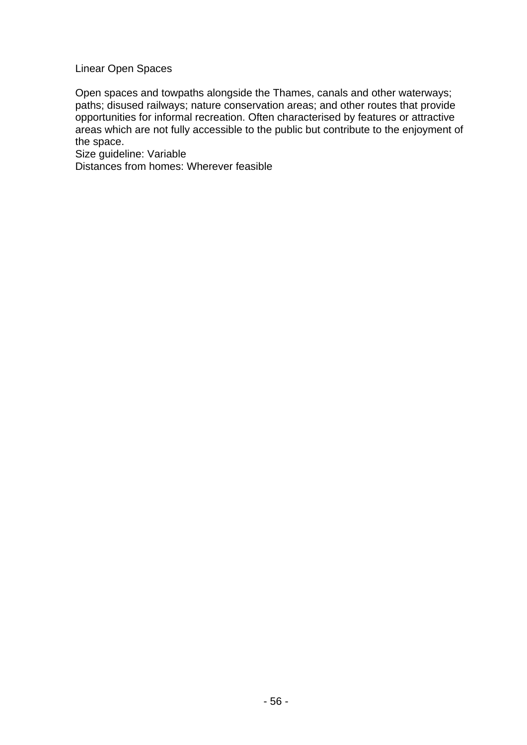Linear Open Spaces

Open spaces and towpaths alongside the Thames, canals and other waterways; paths; disused railways; nature conservation areas; and other routes that provide opportunities for informal recreation. Often characterised by features or attractive areas which are not fully accessible to the public but contribute to the enjoyment of the space.
Size guideline: Variable
Distances from homes: Wherever feasible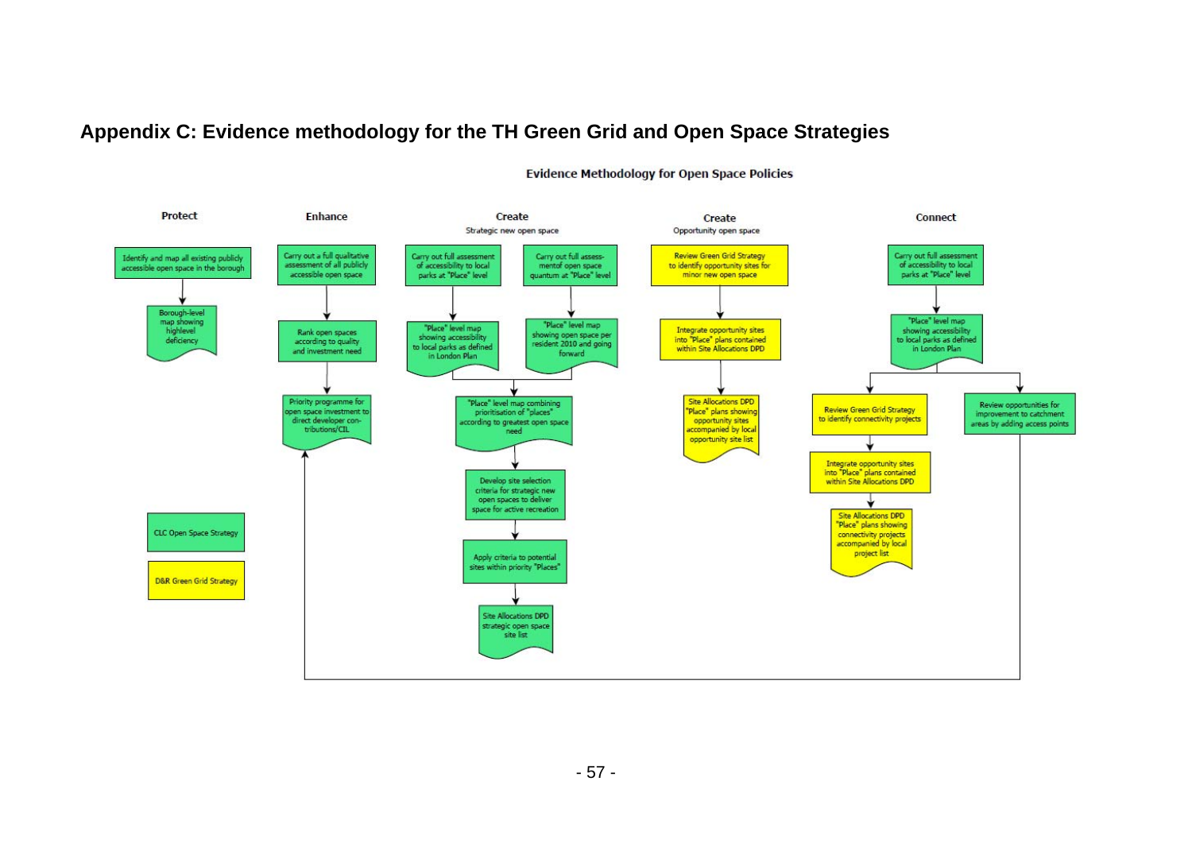# Appendix C: Evidence methodology for the TH Green Grid and Open Space Strategies

## Evidence Methodology for Open Space Policies

**Protect**

- Identify and map all existing publicly accessible open space in the borough
- → Borough-level map showing highlevel deficiency

**Enhance**

- Carry out a full qualitative assessment of all publicly accessible open space
- → Rank open spaces according to quality and investment need
- → Priority programme for open space investment to direct developer contributions/CIL

**Create** – Strategic new open space

- Carry out full assessment of accessibility to local parks at "Place" level
  - → "Place" level map showing accessibility to local parks as defined in London Plan
- Carry out full assessment of open space quantum at "Place" level
  - → "Place" level map showing open space per resident 2010 and going forward
- → "Place" level map combining prioritisation of "places" according to greatest open space need
- → Develop site selection criteria for strategic new open spaces to deliver space for active recreation
- → Apply criteria to potential sites within priority "Places"
- → Site Allocations DPD strategic open space site list

**Create** – Opportunity open space

- Review Green Grid Strategy to identify opportunity sites for minor new open space
- → Integrate opportunity sites into "Place" plans contained within Site Allocations DPD
- → Site Allocations DPD "Place" plans showing opportunity sites accompanied by local opportunity site list

**Connect**

- Carry out full assessment of accessibility to local parks at "Place" level
- → "Place" level map showing accessibility to local parks as defined in London Plan
  - → Review Green Grid Strategy to identify connectivity projects
    - → Integrate opportunity sites into "Place" plans contained within Site Allocations DPD
    - → Site Allocations DPD "Place" plans showing connectivity projects accompanied by local project list
  - → Review opportunities for improvement to catchment areas by adding access points
    - → Priority programme for open space investment to direct developer contributions/CIL (Enhance)

Key:

- CLC Open Space Strategy (green)
- D&R Green Grid Strategy (yellow)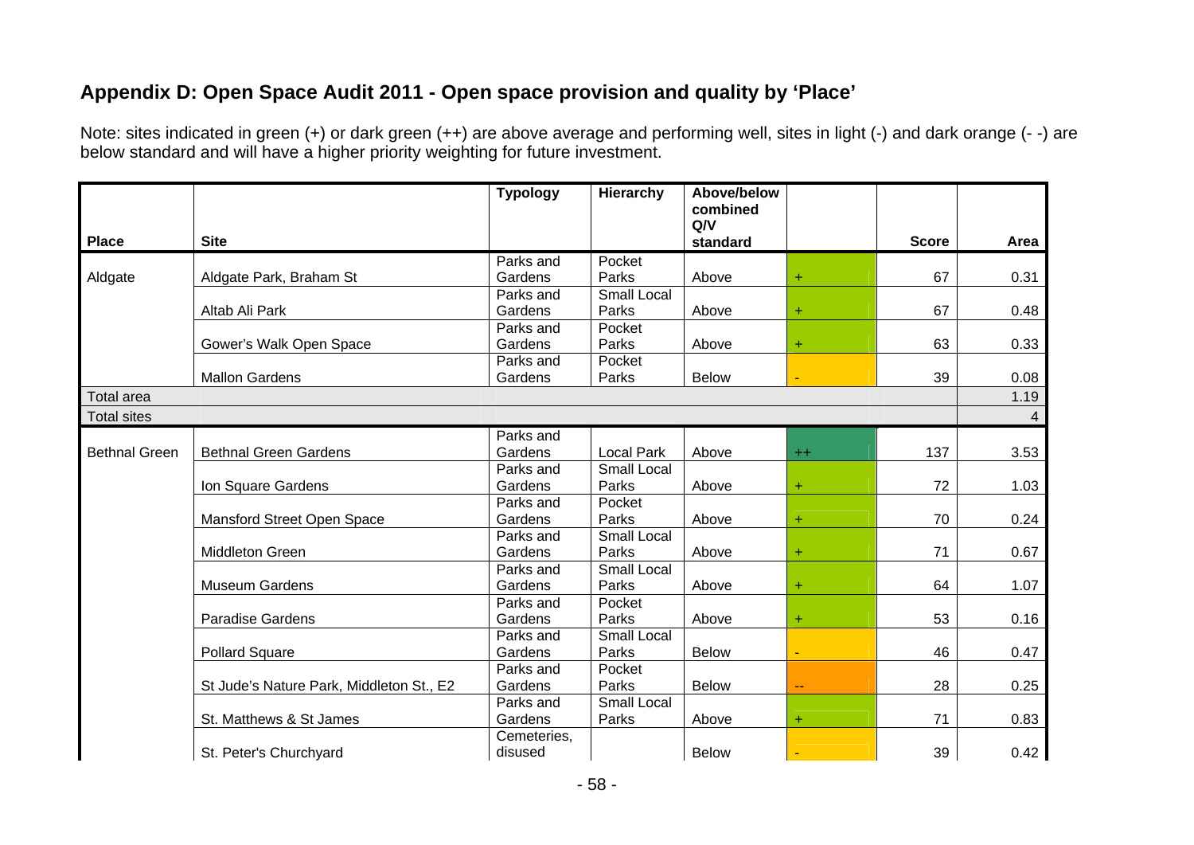## Appendix D: Open Space Audit 2011 - Open space provision and quality by 'Place'

Note: sites indicated in green (+) or dark green (++) are above average and performing well, sites in light (-) and dark orange (- -) are below standard and will have a higher priority weighting for future investment.

| Place | Site | Typology | Hierarchy | Above/below combined Q/V standard | | Score | Area |
|---|---|---|---|---|---|---|---|
| Aldgate | Aldgate Park, Braham St | Parks and Gardens | Pocket Parks | Above | + | 67 | 0.31 |
| | Altab Ali Park | Parks and Gardens | Small Local Parks | Above | + | 67 | 0.48 |
| | Gower's Walk Open Space | Parks and Gardens | Pocket Parks | Above | + | 63 | 0.33 |
| | Mallon Gardens | Parks and Gardens | Pocket Parks | Below | - | 39 | 0.08 |
| Total area | | | | | | | 1.19 |
| Total sites | | | | | | | 4 |
| Bethnal Green | Bethnal Green Gardens | Parks and Gardens | Local Park | Above | ++ | 137 | 3.53 |
| | Ion Square Gardens | Parks and Gardens | Small Local Parks | Above | + | 72 | 1.03 |
| | Mansford Street Open Space | Parks and Gardens | Pocket Parks | Above | + | 70 | 0.24 |
| | Middleton Green | Parks and Gardens | Small Local Parks | Above | + | 71 | 0.67 |
| | Museum Gardens | Parks and Gardens | Small Local Parks | Above | + | 64 | 1.07 |
| | Paradise Gardens | Parks and Gardens | Pocket Parks | Above | + | 53 | 0.16 |
| | Pollard Square | Parks and Gardens | Small Local Parks | Below | - | 46 | 0.47 |
| | St Jude's Nature Park, Middleton St., E2 | Parks and Gardens | Pocket Parks | Below | -- | 28 | 0.25 |
| | St. Matthews & St James | Parks and Gardens | Small Local Parks | Above | + | 71 | 0.83 |
| | St. Peter's Churchyard | Cemeteries, disused | | Below | - | 39 | 0.42 |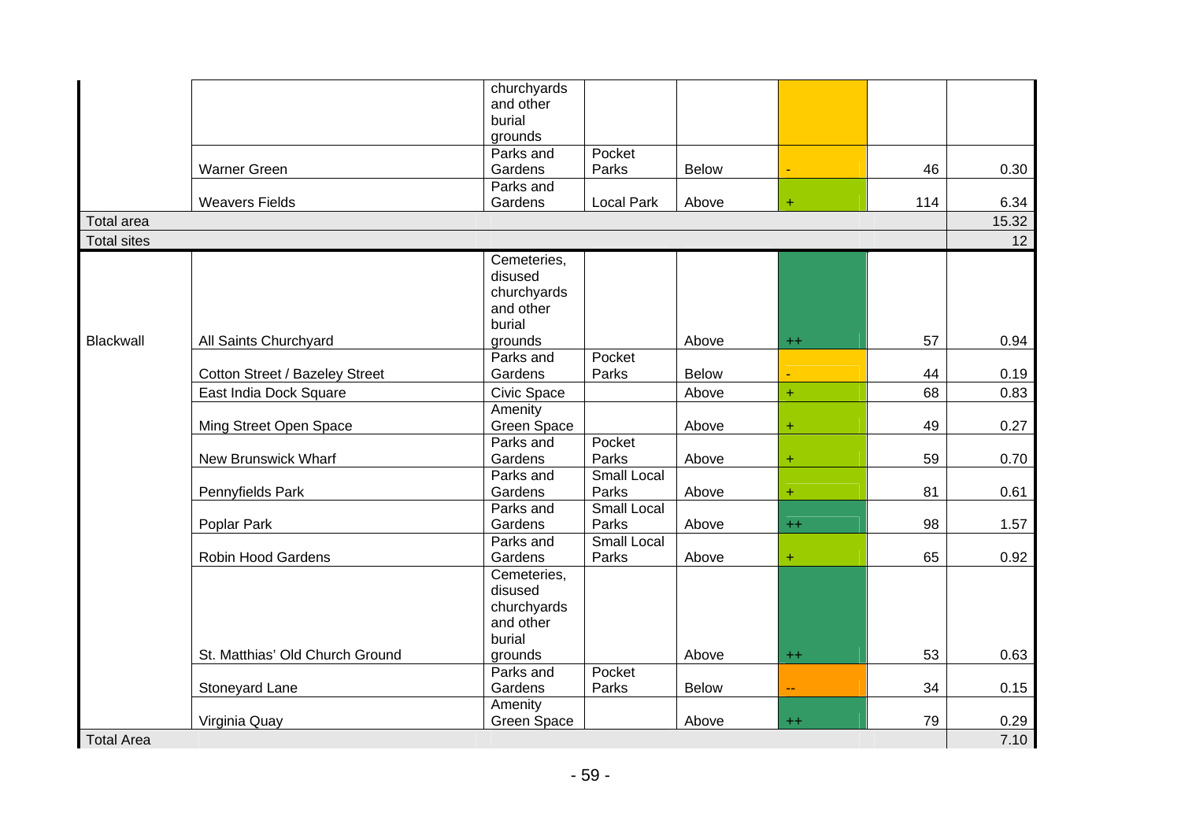| | | | | | | | |
|---|---|---|---|---|---|---|---|
| | | churchyards and other burial grounds | | | | | |
| | Warner Green | Parks and Gardens | Pocket Parks | Below | - | 46 | 0.30 |
| | Weavers Fields | Parks and Gardens | Local Park | Above | + | 114 | 6.34 |
| Total area | | | | | | | 15.32 |
| Total sites | | | | | | | 12 |
| Blackwall | All Saints Churchyard | Cemeteries, disused churchyards and other burial grounds | | Above | ++ | 57 | 0.94 |
| | Cotton Street / Bazeley Street | Parks and Gardens | Pocket Parks | Below | - | 44 | 0.19 |
| | East India Dock Square | Civic Space | | Above | + | 68 | 0.83 |
| | Ming Street Open Space | Amenity Green Space | | Above | + | 49 | 0.27 |
| | New Brunswick Wharf | Parks and Gardens | Pocket Parks | Above | + | 59 | 0.70 |
| | Pennyfields Park | Parks and Gardens | Small Local Parks | Above | + | 81 | 0.61 |
| | Poplar Park | Parks and Gardens | Small Local Parks | Above | ++ | 98 | 1.57 |
| | Robin Hood Gardens | Parks and Gardens | Small Local Parks | Above | + | 65 | 0.92 |
| | St. Matthias' Old Church Ground | Cemeteries, disused churchyards and other burial grounds | | Above | ++ | 53 | 0.63 |
| | Stoneyard Lane | Parks and Gardens | Pocket Parks | Below | -- | 34 | 0.15 |
| | Virginia Quay | Amenity Green Space | | Above | ++ | 79 | 0.29 |
| Total Area | | | | | | | 7.10 |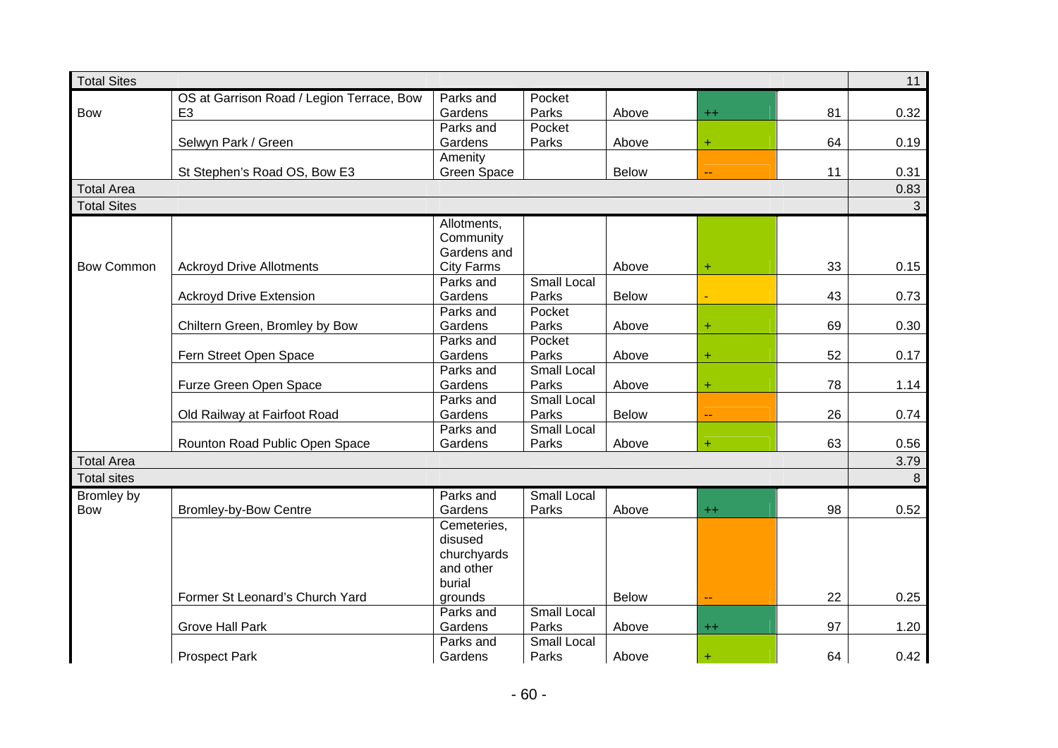| | | | | | | | |
|---|---|---|---|---|---|---|---|
| Total Sites | | | | | | | 11 |
| Bow | OS at Garrison Road / Legion Terrace, Bow E3 | Parks and Gardens | Pocket Parks | Above | ++ | 81 | 0.32 |
| | Selwyn Park / Green | Parks and Gardens | Pocket Parks | Above | + | 64 | 0.19 |
| | St Stephen's Road OS, Bow E3 | Amenity Green Space | | Below | -- | 11 | 0.31 |
| Total Area | | | | | | | 0.83 |
| Total Sites | | | | | | | 3 |
| Bow Common | Ackroyd Drive Allotments | Allotments, Community Gardens and City Farms | | Above | + | 33 | 0.15 |
| | Ackroyd Drive Extension | Parks and Gardens | Small Local Parks | Below | - | 43 | 0.73 |
| | Chiltern Green, Bromley by Bow | Parks and Gardens | Pocket Parks | Above | + | 69 | 0.30 |
| | Fern Street Open Space | Parks and Gardens | Pocket Parks | Above | + | 52 | 0.17 |
| | Furze Green Open Space | Parks and Gardens | Small Local Parks | Above | + | 78 | 1.14 |
| | Old Railway at Fairfoot Road | Parks and Gardens | Small Local Parks | Below | -- | 26 | 0.74 |
| | Rounton Road Public Open Space | Parks and Gardens | Small Local Parks | Above | + | 63 | 0.56 |
| Total Area | | | | | | | 3.79 |
| Total sites | | | | | | | 8 |
| Bromley by Bow | Bromley-by-Bow Centre | Parks and Gardens | Small Local Parks | Above | ++ | 98 | 0.52 |
| | Former St Leonard's Church Yard | Cemeteries, disused churchyards and other burial grounds | | Below | -- | 22 | 0.25 |
| | Grove Hall Park | Parks and Gardens | Small Local Parks | Above | ++ | 97 | 1.20 |
| | Prospect Park | Parks and Gardens | Small Local Parks | Above | + | 64 | 0.42 |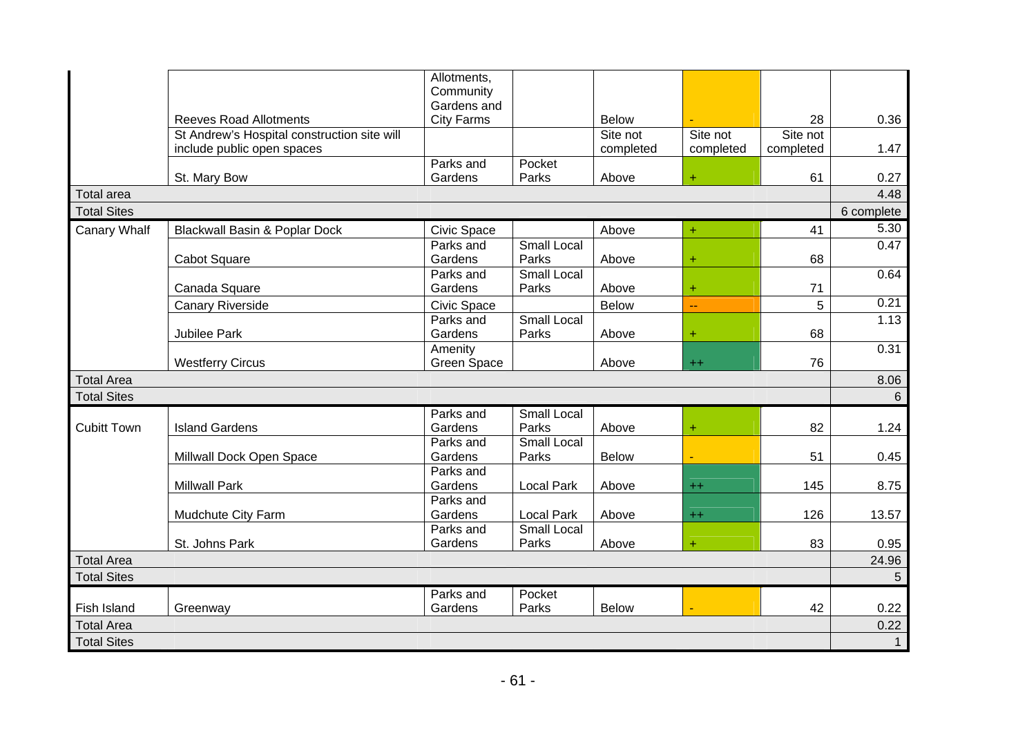| | | | | | | | |
|---|---|---|---|---|---|---|---|
| | Reeves Road Allotments | Allotments, Community Gardens and City Farms | | Below | - | 28 | 0.36 |
| | St Andrew's Hospital construction site will include public open spaces | | | Site not completed | Site not completed | Site not completed | 1.47 |
| | St. Mary Bow | Parks and Gardens | Pocket Parks | Above | + | 61 | 0.27 |
| Total area | | | | | | | 4.48 |
| Total Sites | | | | | | | 6 complete |
| Canary Whalf | Blackwall Basin & Poplar Dock | Civic Space | | Above | + | 41 | 5.30 |
| | Cabot Square | Parks and Gardens | Small Local Parks | Above | + | 68 | 0.47 |
| | Canada Square | Parks and Gardens | Small Local Parks | Above | + | 71 | 0.64 |
| | Canary Riverside | Civic Space | | Below | -- | 5 | 0.21 |
| | Jubilee Park | Parks and Gardens | Small Local Parks | Above | + | 68 | 1.13 |
| | Westferry Circus | Amenity Green Space | | Above | ++ | 76 | 0.31 |
| Total Area | | | | | | | 8.06 |
| Total Sites | | | | | | | 6 |
| Cubitt Town | Island Gardens | Parks and Gardens | Small Local Parks | Above | + | 82 | 1.24 |
| | Millwall Dock Open Space | Parks and Gardens | Small Local Parks | Below | - | 51 | 0.45 |
| | Millwall Park | Parks and Gardens | Local Park | Above | ++ | 145 | 8.75 |
| | Mudchute City Farm | Parks and Gardens | Local Park | Above | ++ | 126 | 13.57 |
| | St. Johns Park | Parks and Gardens | Small Local Parks | Above | + | 83 | 0.95 |
| Total Area | | | | | | | 24.96 |
| Total Sites | | | | | | | 5 |
| Fish Island | Greenway | Parks and Gardens | Pocket Parks | Below | - | 42 | 0.22 |
| Total Area | | | | | | | 0.22 |
| Total Sites | | | | | | | 1 |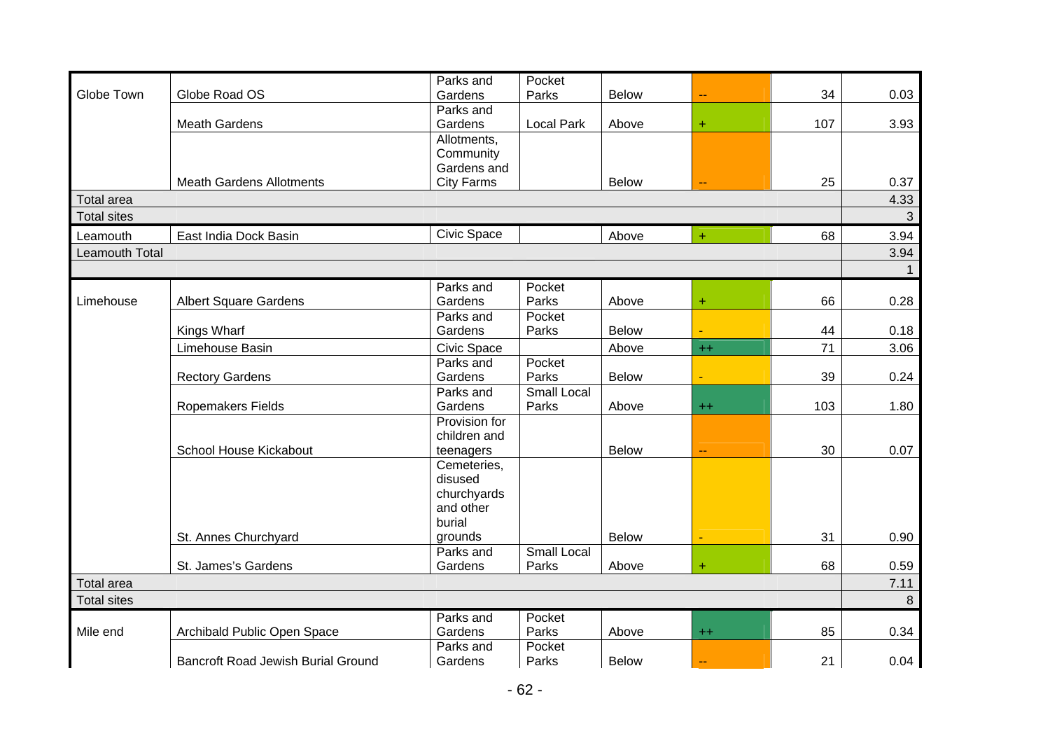| | | | | | | | |
|---|---|---|---|---|---|---|---|
| Globe Town | Globe Road OS | Parks and Gardens | Pocket Parks | Below | -- | 34 | 0.03 |
| | Meath Gardens | Parks and Gardens | Local Park | Above | + | 107 | 3.93 |
| | Meath Gardens Allotments | Allotments, Community Gardens and City Farms | | Below | -- | 25 | 0.37 |
| Total area | | | | | | | 4.33 |
| Total sites | | | | | | | 3 |
| Leamouth | East India Dock Basin | Civic Space | | Above | + | 68 | 3.94 |
| Leamouth Total | | | | | | | 3.94 |
| | | | | | | | 1 |
| Limehouse | Albert Square Gardens | Parks and Gardens | Pocket Parks | Above | + | 66 | 0.28 |
| | Kings Wharf | Parks and Gardens | Pocket Parks | Below | - | 44 | 0.18 |
| | Limehouse Basin | Civic Space | | Above | ++ | 71 | 3.06 |
| | Rectory Gardens | Parks and Gardens | Pocket Parks | Below | - | 39 | 0.24 |
| | Ropemakers Fields | Parks and Gardens | Small Local Parks | Above | ++ | 103 | 1.80 |
| | School House Kickabout | Provision for children and teenagers | | Below | -- | 30 | 0.07 |
| | St. Annes Churchyard | Cemeteries, disused churchyards and other burial grounds | | Below | - | 31 | 0.90 |
| | St. James's Gardens | Parks and Gardens | Small Local Parks | Above | + | 68 | 0.59 |
| Total area | | | | | | | 7.11 |
| Total sites | | | | | | | 8 |
| Mile end | Archibald Public Open Space | Parks and Gardens | Pocket Parks | Above | ++ | 85 | 0.34 |
| | Bancroft Road Jewish Burial Ground | Parks and Gardens | Pocket Parks | Below | -- | 21 | 0.04 |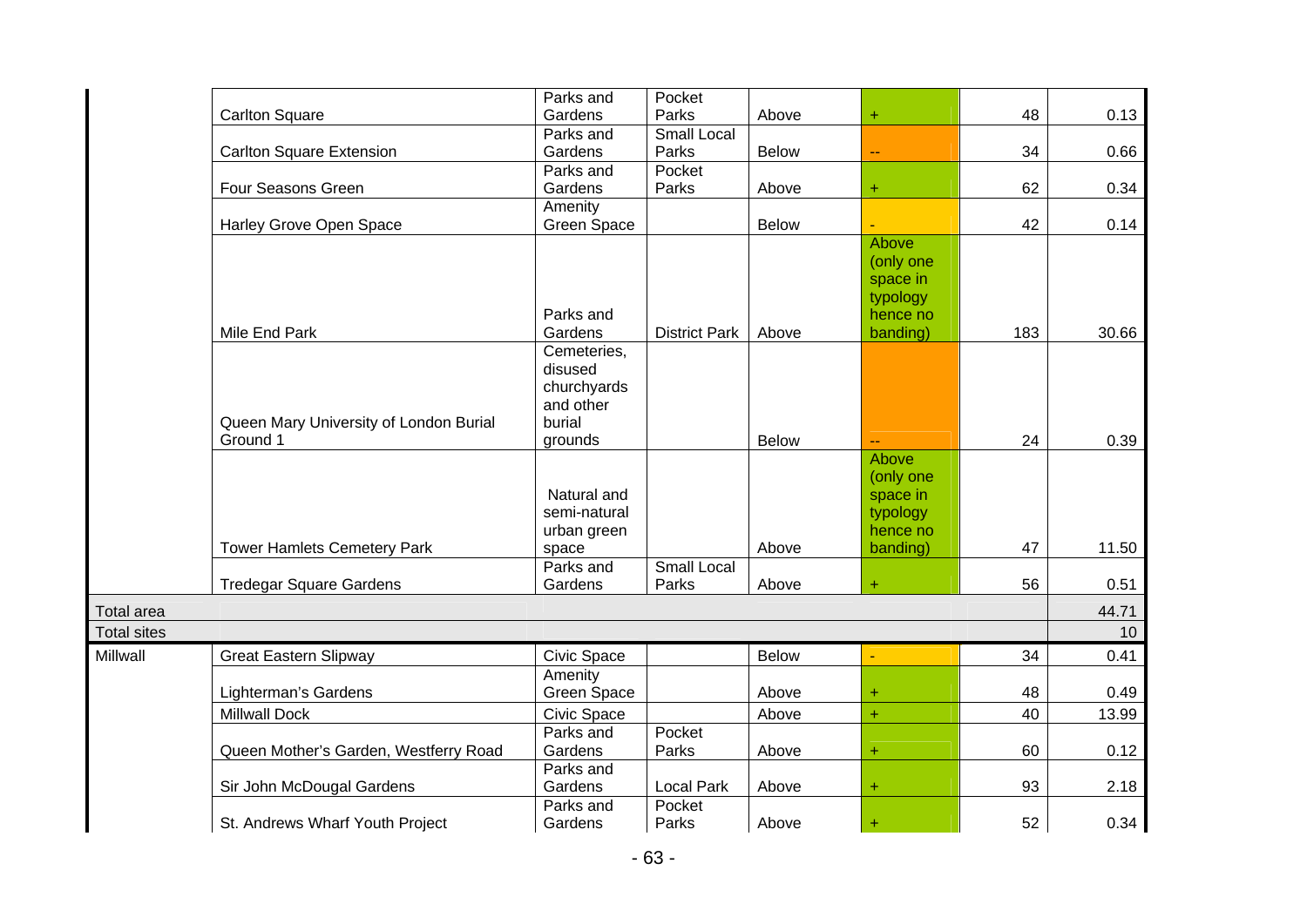| | | | | | | | |
|---|---|---|---|---|---|---|---|
| | Carlton Square | Parks and Gardens | Pocket Parks | Above | + | 48 | 0.13 |
| | Carlton Square Extension | Parks and Gardens | Small Local Parks | Below | -- | 34 | 0.66 |
| | Four Seasons Green | Parks and Gardens | Pocket Parks | Above | + | 62 | 0.34 |
| | Harley Grove Open Space | Amenity Green Space | | Below | - | 42 | 0.14 |
| | Mile End Park | Parks and Gardens | District Park | Above | Above (only one space in typology hence no banding) | 183 | 30.66 |
| | Queen Mary University of London Burial Ground 1 | Cemeteries, disused churchyards and other burial grounds | | Below | -- | 24 | 0.39 |
| | Tower Hamlets Cemetery Park | Natural and semi-natural urban green space | | Above | Above (only one space in typology hence no banding) | 47 | 11.50 |
| | Tredegar Square Gardens | Parks and Gardens | Small Local Parks | Above | + | 56 | 0.51 |
| Total area | | | | | | | 44.71 |
| Total sites | | | | | | | 10 |
| Millwall | Great Eastern Slipway | Civic Space | | Below | - | 34 | 0.41 |
| | Lighterman's Gardens | Amenity Green Space | | Above | + | 48 | 0.49 |
| | Millwall Dock | Civic Space | | Above | + | 40 | 13.99 |
| | Queen Mother's Garden, Westferry Road | Parks and Gardens | Pocket Parks | Above | + | 60 | 0.12 |
| | Sir John McDougal Gardens | Parks and Gardens | Local Park | Above | + | 93 | 2.18 |
| | St. Andrews Wharf Youth Project | Parks and Gardens | Pocket Parks | Above | + | 52 | 0.34 |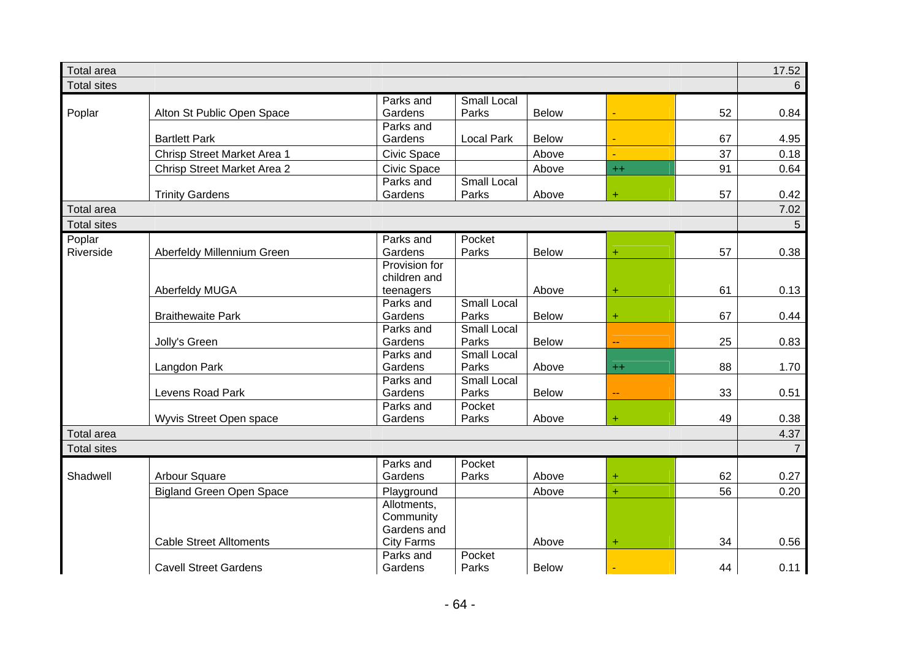| | | | | | | | |
|---|---|---|---|---|---|---|---|
| Total area | | | | | | | 17.52 |
| Total sites | | | | | | | 6 |
| Poplar | Alton St Public Open Space | Parks and Gardens | Small Local Parks | Below | - | 52 | 0.84 |
| | Bartlett Park | Parks and Gardens | Local Park | Below | - | 67 | 4.95 |
| | Chrisp Street Market Area 1 | Civic Space | | Above | - | 37 | 0.18 |
| | Chrisp Street Market Area 2 | Civic Space | | Above | ++ | 91 | 0.64 |
| | Trinity Gardens | Parks and Gardens | Small Local Parks | Above | + | 57 | 0.42 |
| Total area | | | | | | | 7.02 |
| Total sites | | | | | | | 5 |
| Poplar Riverside | Aberfeldy Millennium Green | Parks and Gardens | Pocket Parks | Below | + | 57 | 0.38 |
| | Aberfeldy MUGA | Provision for children and teenagers | | Above | + | 61 | 0.13 |
| | Braithewaite Park | Parks and Gardens | Small Local Parks | Below | + | 67 | 0.44 |
| | Jolly's Green | Parks and Gardens | Small Local Parks | Below | -- | 25 | 0.83 |
| | Langdon Park | Parks and Gardens | Small Local Parks | Above | ++ | 88 | 1.70 |
| | Levens Road Park | Parks and Gardens | Small Local Parks | Below | -- | 33 | 0.51 |
| | Wyvis Street Open space | Parks and Gardens | Pocket Parks | Above | + | 49 | 0.38 |
| Total area | | | | | | | 4.37 |
| Total sites | | | | | | | 7 |
| Shadwell | Arbour Square | Parks and Gardens | Pocket Parks | Above | + | 62 | 0.27 |
| | Bigland Green Open Space | Playground | | Above | + | 56 | 0.20 |
| | Cable Street Alltoments | Allotments, Community Gardens and City Farms | | Above | + | 34 | 0.56 |
| | Cavell Street Gardens | Parks and Gardens | Pocket Parks | Below | - | 44 | 0.11 |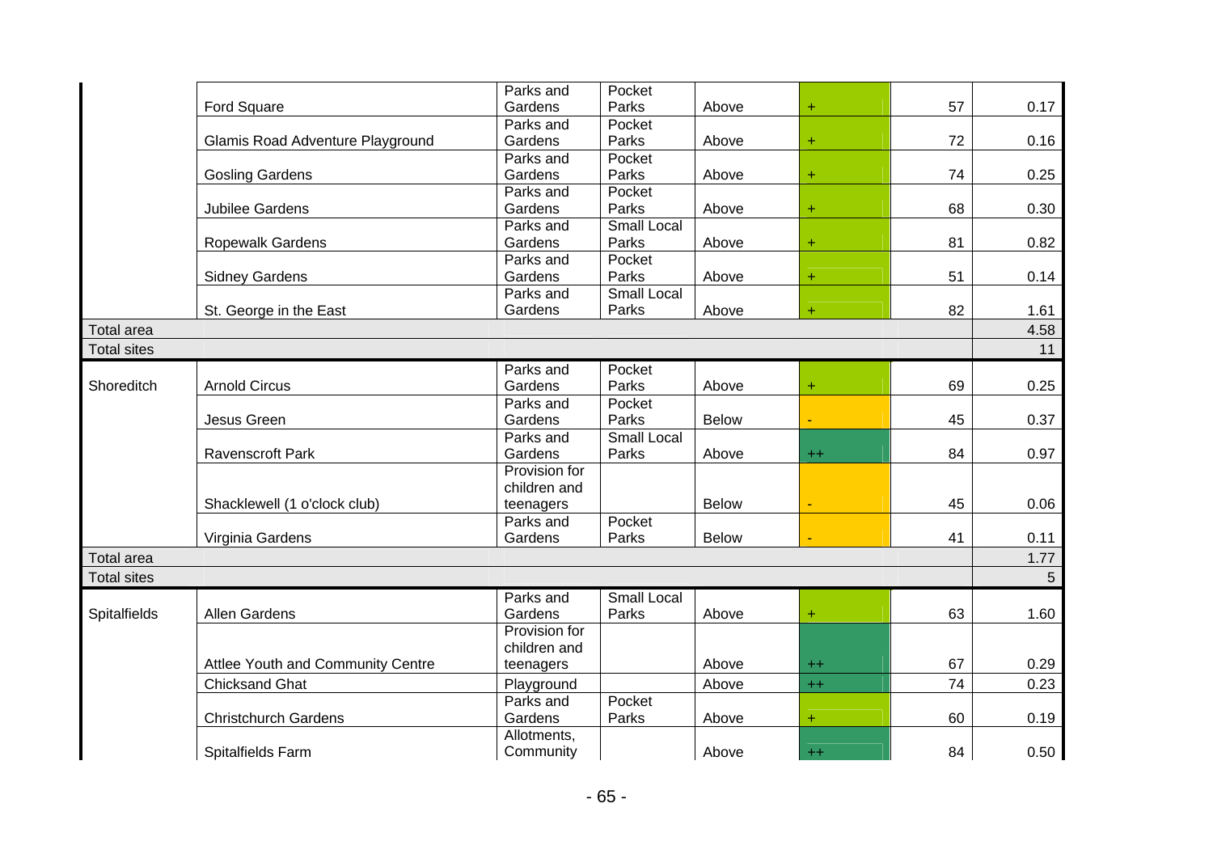| | | | | | | | |
|---|---|---|---|---|---|---|---|
| | Ford Square | Parks and Gardens | Pocket Parks | Above | + | 57 | 0.17 |
| | Glamis Road Adventure Playground | Parks and Gardens | Pocket Parks | Above | + | 72 | 0.16 |
| | Gosling Gardens | Parks and Gardens | Pocket Parks | Above | + | 74 | 0.25 |
| | Jubilee Gardens | Parks and Gardens | Pocket Parks | Above | + | 68 | 0.30 |
| | Ropewalk Gardens | Parks and Gardens | Small Local Parks | Above | + | 81 | 0.82 |
| | Sidney Gardens | Parks and Gardens | Pocket Parks | Above | + | 51 | 0.14 |
| | St. George in the East | Parks and Gardens | Small Local Parks | Above | + | 82 | 1.61 |
| Total area | | | | | | | 4.58 |
| Total sites | | | | | | | 11 |
| Shoreditch | Arnold Circus | Parks and Gardens | Pocket Parks | Above | + | 69 | 0.25 |
| | Jesus Green | Parks and Gardens | Pocket Parks | Below | - | 45 | 0.37 |
| | Ravenscroft Park | Parks and Gardens | Small Local Parks | Above | ++ | 84 | 0.97 |
| | Shacklewell (1 o'clock club) | Provision for children and teenagers | | Below | - | 45 | 0.06 |
| | Virginia Gardens | Parks and Gardens | Pocket Parks | Below | - | 41 | 0.11 |
| Total area | | | | | | | 1.77 |
| Total sites | | | | | | | 5 |
| Spitalfields | Allen Gardens | Parks and Gardens | Small Local Parks | Above | + | 63 | 1.60 |
| | Attlee Youth and Community Centre | Provision for children and teenagers | | Above | ++ | 67 | 0.29 |
| | Chicksand Ghat | Playground | | Above | ++ | 74 | 0.23 |
| | Christchurch Gardens | Parks and Gardens | Pocket Parks | Above | + | 60 | 0.19 |
| | Spitalfields Farm | Allotments, Community | | Above | ++ | 84 | 0.50 |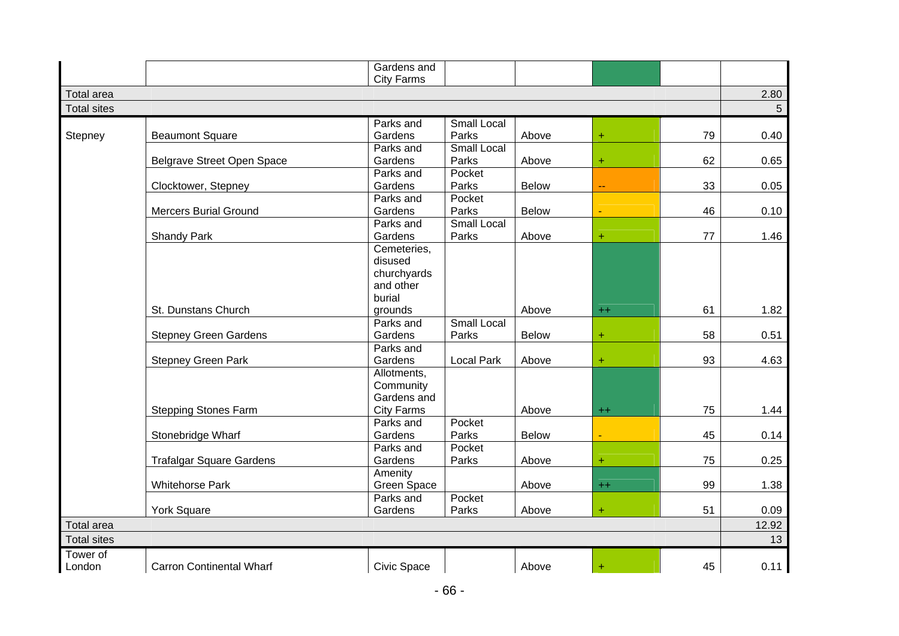| | | | | | | | |
|---|---|---|---|---|---|---|---|
| | | Gardens and City Farms | | | | | |
| Total area | | | | | | | 2.80 |
| Total sites | | | | | | | 5 |
| Stepney | Beaumont Square | Parks and Gardens | Small Local Parks | Above | + | 79 | 0.40 |
| | Belgrave Street Open Space | Parks and Gardens | Small Local Parks | Above | + | 62 | 0.65 |
| | Clocktower, Stepney | Parks and Gardens | Pocket Parks | Below | -- | 33 | 0.05 |
| | Mercers Burial Ground | Parks and Gardens | Pocket Parks | Below | - | 46 | 0.10 |
| | Shandy Park | Parks and Gardens | Small Local Parks | Above | + | 77 | 1.46 |
| | St. Dunstans Church | Cemeteries, disused churchyards and other burial grounds | | Above | ++ | 61 | 1.82 |
| | Stepney Green Gardens | Parks and Gardens | Small Local Parks | Below | + | 58 | 0.51 |
| | Stepney Green Park | Parks and Gardens | Local Park | Above | + | 93 | 4.63 |
| | Stepping Stones Farm | Allotments, Community Gardens and City Farms | | Above | ++ | 75 | 1.44 |
| | Stonebridge Wharf | Parks and Gardens | Pocket Parks | Below | - | 45 | 0.14 |
| | Trafalgar Square Gardens | Parks and Gardens | Pocket Parks | Above | + | 75 | 0.25 |
| | Whitehorse Park | Amenity Green Space | | Above | ++ | 99 | 1.38 |
| | York Square | Parks and Gardens | Pocket Parks | Above | + | 51 | 0.09 |
| Total area | | | | | | | 12.92 |
| Total sites | | | | | | | 13 |
| Tower of London | Carron Continental Wharf | Civic Space | | Above | + | 45 | 0.11 |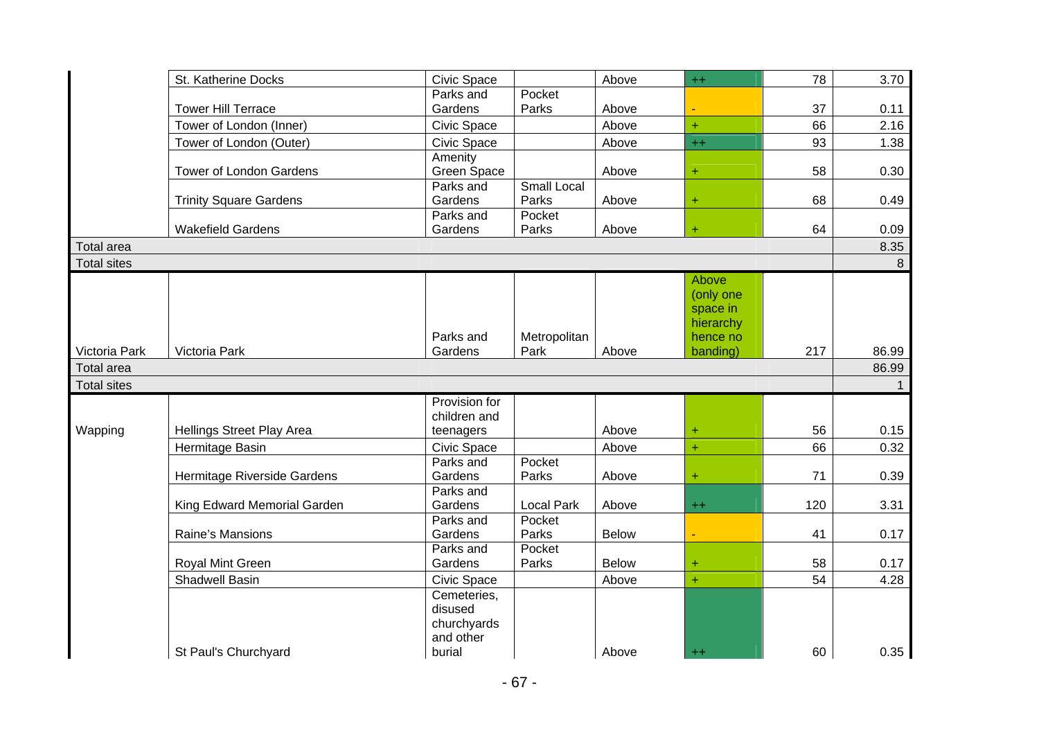| | | | | | | | |
|---|---|---|---|---|---|---|---|
| | St. Katherine Docks | Civic Space | | Above | ++ | 78 | 3.70 |
| | Tower Hill Terrace | Parks and Gardens | Pocket Parks | Above | - | 37 | 0.11 |
| | Tower of London (Inner) | Civic Space | | Above | + | 66 | 2.16 |
| | Tower of London (Outer) | Civic Space | | Above | ++ | 93 | 1.38 |
| | Tower of London Gardens | Amenity Green Space | | Above | + | 58 | 0.30 |
| | Trinity Square Gardens | Parks and Gardens | Small Local Parks | Above | + | 68 | 0.49 |
| | Wakefield Gardens | Parks and Gardens | Pocket Parks | Above | + | 64 | 0.09 |
| Total area | | | | | | | 8.35 |
| Total sites | | | | | | | 8 |
| Victoria Park | Victoria Park | Parks and Gardens | Metropolitan Park | Above | Above (only one space in hierarchy hence no banding) | 217 | 86.99 |
| Total area | | | | | | | 86.99 |
| Total sites | | | | | | | 1 |
| Wapping | Hellings Street Play Area | Provision for children and teenagers | | Above | + | 56 | 0.15 |
| | Hermitage Basin | Civic Space | | Above | + | 66 | 0.32 |
| | Hermitage Riverside Gardens | Parks and Gardens | Pocket Parks | Above | + | 71 | 0.39 |
| | King Edward Memorial Garden | Parks and Gardens | Local Park | Above | ++ | 120 | 3.31 |
| | Raine's Mansions | Parks and Gardens | Pocket Parks | Below | - | 41 | 0.17 |
| | Royal Mint Green | Parks and Gardens | Pocket Parks | Below | + | 58 | 0.17 |
| | Shadwell Basin | Civic Space | | Above | + | 54 | 4.28 |
| | St Paul's Churchyard | Cemeteries, disused churchyards and other burial | | Above | ++ | 60 | 0.35 |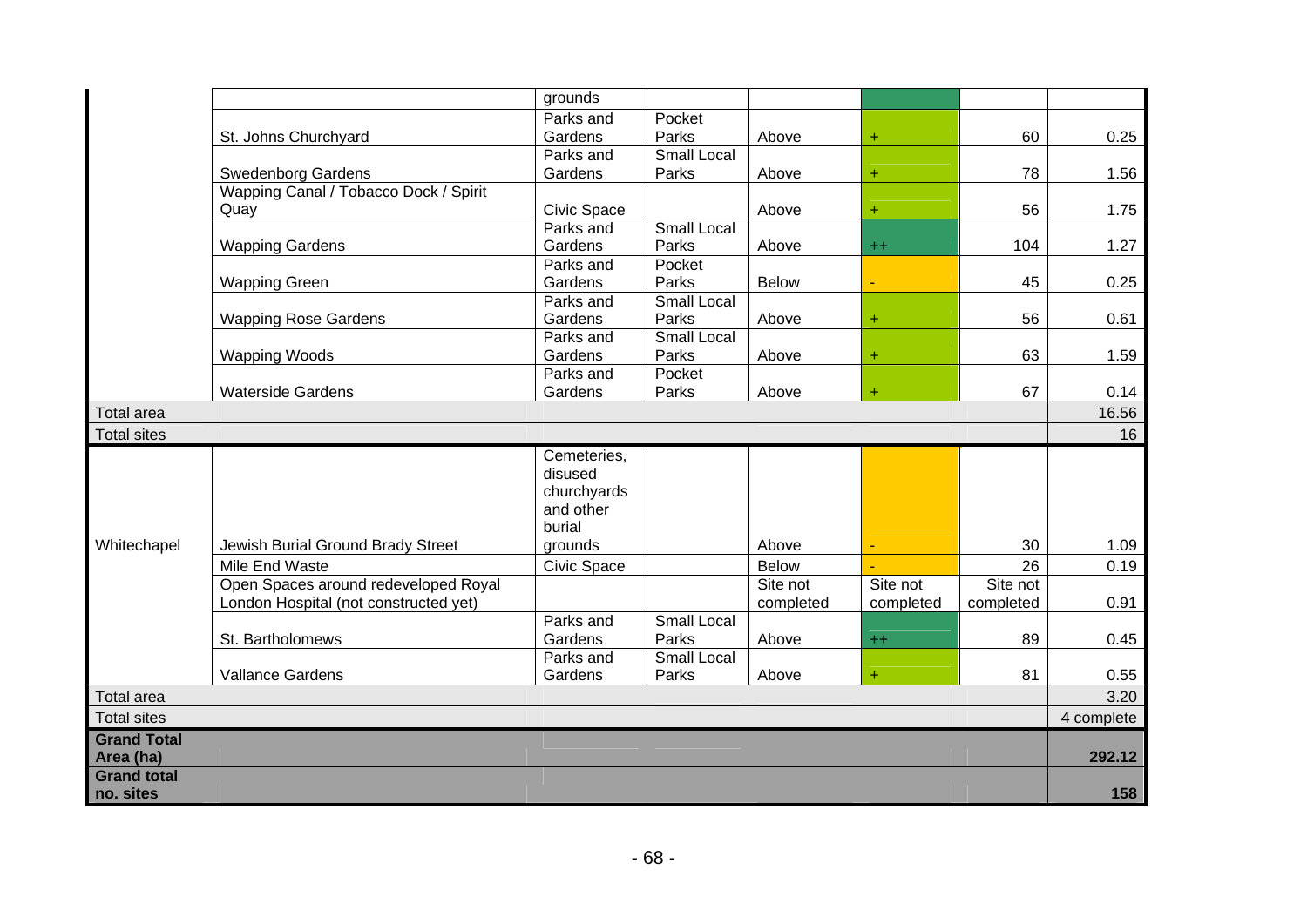| | | | | | | | |
|---|---|---|---|---|---|---|---|
| | | grounds | | | | | |
| | St. Johns Churchyard | Parks and Gardens | Pocket Parks | Above | + | 60 | 0.25 |
| | Swedenborg Gardens | Parks and Gardens | Small Local Parks | Above | + | 78 | 1.56 |
| | Wapping Canal / Tobacco Dock / Spirit Quay | Civic Space | | Above | + | 56 | 1.75 |
| | Wapping Gardens | Parks and Gardens | Small Local Parks | Above | ++ | 104 | 1.27 |
| | Wapping Green | Parks and Gardens | Pocket Parks | Below | - | 45 | 0.25 |
| | Wapping Rose Gardens | Parks and Gardens | Small Local Parks | Above | + | 56 | 0.61 |
| | Wapping Woods | Parks and Gardens | Small Local Parks | Above | + | 63 | 1.59 |
| | Waterside Gardens | Parks and Gardens | Pocket Parks | Above | + | 67 | 0.14 |
| Total area | | | | | | | 16.56 |
| Total sites | | | | | | | 16 |
| Whitechapel | Jewish Burial Ground Brady Street | Cemeteries, disused churchyards and other burial grounds | | Above | - | 30 | 1.09 |
| | Mile End Waste | Civic Space | | Below | - | 26 | 0.19 |
| | Open Spaces around redeveloped Royal London Hospital (not constructed yet) | | | Site not completed | Site not completed | Site not completed | 0.91 |
| | St. Bartholomews | Parks and Gardens | Small Local Parks | Above | ++ | 89 | 0.45 |
| | Vallance Gardens | Parks and Gardens | Small Local Parks | Above | + | 81 | 0.55 |
| Total area | | | | | | | 3.20 |
| Total sites | | | | | | | 4 complete |
| **Grand Total Area (ha)** | | | | | | | **292.12** |
| **Grand total no. sites** | | | | | | | **158** |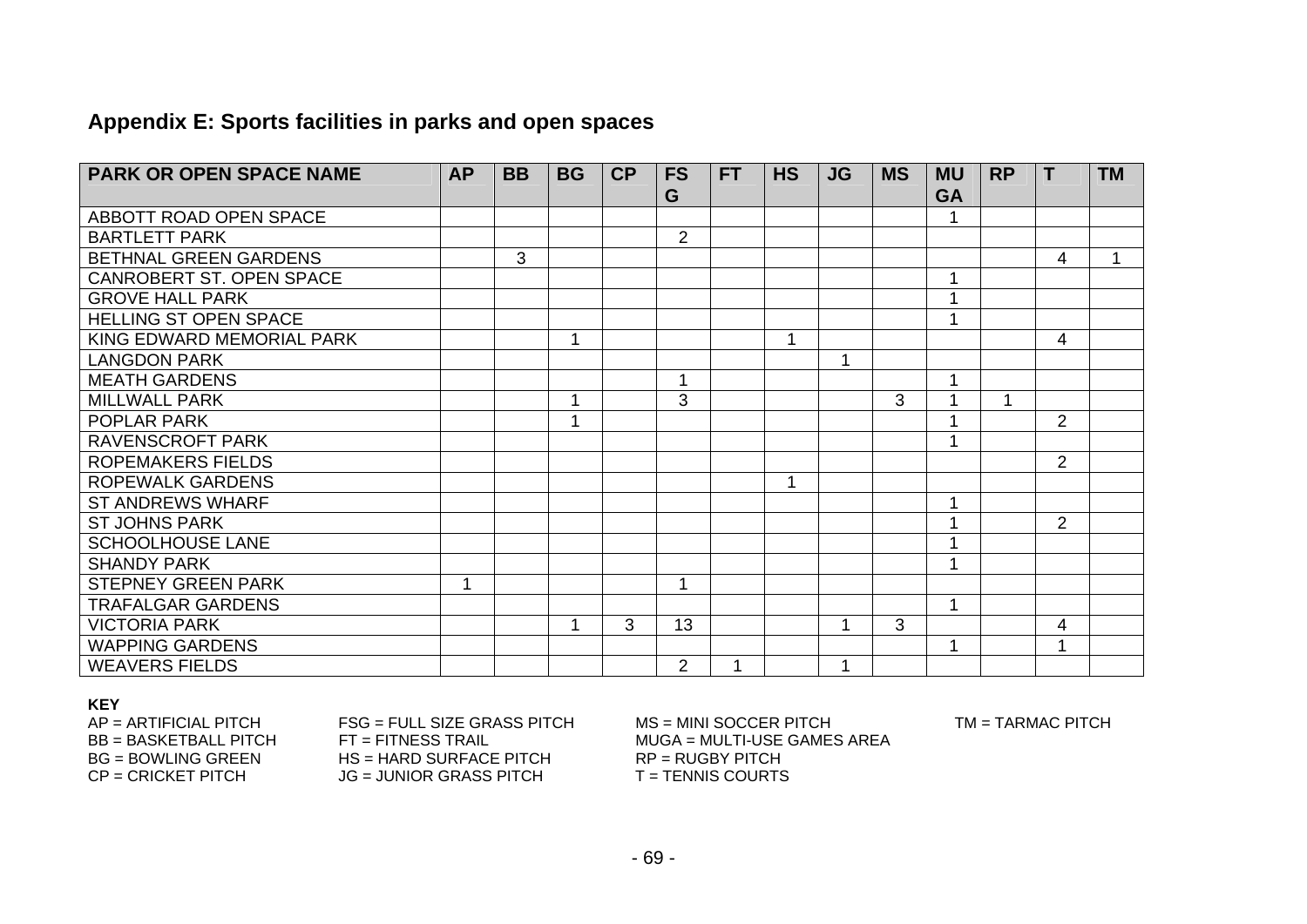## Appendix E: Sports facilities in parks and open spaces

| PARK OR OPEN SPACE NAME | AP | BB | BG | CP | FSG | FT | HS | JG | MS | MUGA | RP | T | TM |
|---|---|---|---|---|---|---|---|---|---|---|---|---|---|
| ABBOTT ROAD OPEN SPACE | | | | | | | | | | 1 | | | |
| BARTLETT PARK | | | | | 2 | | | | | | | | |
| BETHNAL GREEN GARDENS | | 3 | | | | | | | | | | 4 | 1 |
| CANROBERT ST. OPEN SPACE | | | | | | | | | | 1 | | | |
| GROVE HALL PARK | | | | | | | | | | 1 | | | |
| HELLING ST OPEN SPACE | | | | | | | | | | 1 | | | |
| KING EDWARD MEMORIAL PARK | | | 1 | | | | 1 | | | | | 4 | |
| LANGDON PARK | | | | | | | | 1 | | | | | |
| MEATH GARDENS | | | | | 1 | | | | | 1 | | | |
| MILLWALL PARK | | | 1 | | 3 | | | | 3 | 1 | 1 | | |
| POPLAR PARK | | | 1 | | | | | | | 1 | | 2 | |
| RAVENSCROFT PARK | | | | | | | | | | 1 | | | |
| ROPEMAKERS FIELDS | | | | | | | | | | | | 2 | |
| ROPEWALK GARDENS | | | | | | | 1 | | | | | | |
| ST ANDREWS WHARF | | | | | | | | | | 1 | | | |
| ST JOHNS PARK | | | | | | | | | | 1 | | 2 | |
| SCHOOLHOUSE LANE | | | | | | | | | | 1 | | | |
| SHANDY PARK | | | | | | | | | | 1 | | | |
| STEPNEY GREEN PARK | 1 | | | | 1 | | | | | | | | |
| TRAFALGAR GARDENS | | | | | | | | | | 1 | | | |
| VICTORIA PARK | | | 1 | 3 | 13 | | | 1 | 3 | | | 4 | |
| WAPPING GARDENS | | | | | | | | | | 1 | | 1 | |
| WEAVERS FIELDS | | | | | 2 | 1 | | 1 | | | | | |

**KEY**

AP = ARTIFICIAL PITCH
BB = BASKETBALL PITCH
BG = BOWLING GREEN
CP = CRICKET PITCH
FSG = FULL SIZE GRASS PITCH
FT = FITNESS TRAIL
HS = HARD SURFACE PITCH
JG = JUNIOR GRASS PITCH
MS = MINI SOCCER PITCH
MUGA = MULTI-USE GAMES AREA
RP = RUGBY PITCH
T = TENNIS COURTS
TM = TARMAC PITCH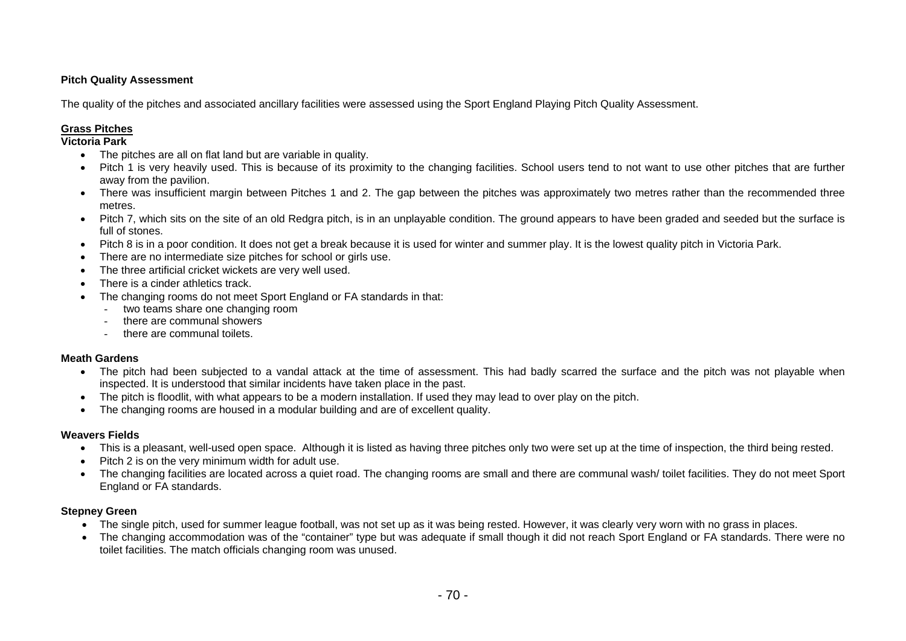**Pitch Quality Assessment**

The quality of the pitches and associated ancillary facilities were assessed using the Sport England Playing Pitch Quality Assessment.

**Grass Pitches**

**Victoria Park**

- The pitches are all on flat land but are variable in quality.
- Pitch 1 is very heavily used. This is because of its proximity to the changing facilities. School users tend to not want to use other pitches that are further away from the pavilion.
- There was insufficient margin between Pitches 1 and 2. The gap between the pitches was approximately two metres rather than the recommended three metres.
- Pitch 7, which sits on the site of an old Redgra pitch, is in an unplayable condition. The ground appears to have been graded and seeded but the surface is full of stones.
- Pitch 8 is in a poor condition. It does not get a break because it is used for winter and summer play. It is the lowest quality pitch in Victoria Park.
- There are no intermediate size pitches for school or girls use.
- The three artificial cricket wickets are very well used.
- There is a cinder athletics track.
- The changing rooms do not meet Sport England or FA standards in that:
  - two teams share one changing room
  - there are communal showers
  - there are communal toilets.

**Meath Gardens**

- The pitch had been subjected to a vandal attack at the time of assessment. This had badly scarred the surface and the pitch was not playable when inspected. It is understood that similar incidents have taken place in the past.
- The pitch is floodlit, with what appears to be a modern installation. If used they may lead to over play on the pitch.
- The changing rooms are housed in a modular building and are of excellent quality.

**Weavers Fields**

- This is a pleasant, well-used open space. Although it is listed as having three pitches only two were set up at the time of inspection, the third being rested.
- Pitch 2 is on the very minimum width for adult use.
- The changing facilities are located across a quiet road. The changing rooms are small and there are communal wash/ toilet facilities. They do not meet Sport England or FA standards.

**Stepney Green**

- The single pitch, used for summer league football, was not set up as it was being rested. However, it was clearly very worn with no grass in places.
- The changing accommodation was of the "container" type but was adequate if small though it did not reach Sport England or FA standards. There were no toilet facilities. The match officials changing room was unused.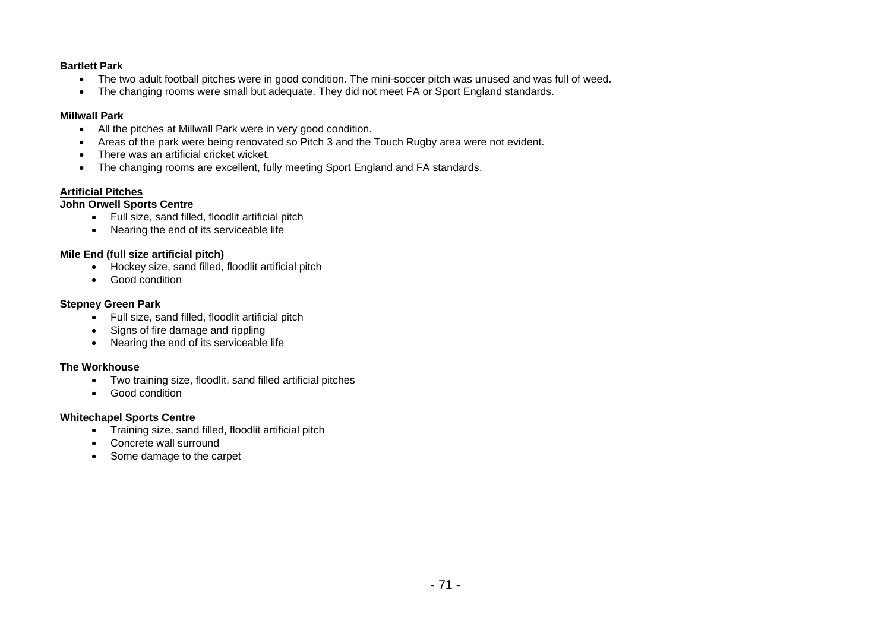**Bartlett Park**

- The two adult football pitches were in good condition. The mini-soccer pitch was unused and was full of weed.
- The changing rooms were small but adequate. They did not meet FA or Sport England standards.

**Millwall Park**

- All the pitches at Millwall Park were in very good condition.
- Areas of the park were being renovated so Pitch 3 and the Touch Rugby area were not evident.
- There was an artificial cricket wicket.
- The changing rooms are excellent, fully meeting Sport England and FA standards.

## Artificial Pitches

**John Orwell Sports Centre**

- Full size, sand filled, floodlit artificial pitch
- Nearing the end of its serviceable life

**Mile End (full size artificial pitch)**

- Hockey size, sand filled, floodlit artificial pitch
- Good condition

**Stepney Green Park**

- Full size, sand filled, floodlit artificial pitch
- Signs of fire damage and rippling
- Nearing the end of its serviceable life

**The Workhouse**

- Two training size, floodlit, sand filled artificial pitches
- Good condition

**Whitechapel Sports Centre**

- Training size, sand filled, floodlit artificial pitch
- Concrete wall surround
- Some damage to the carpet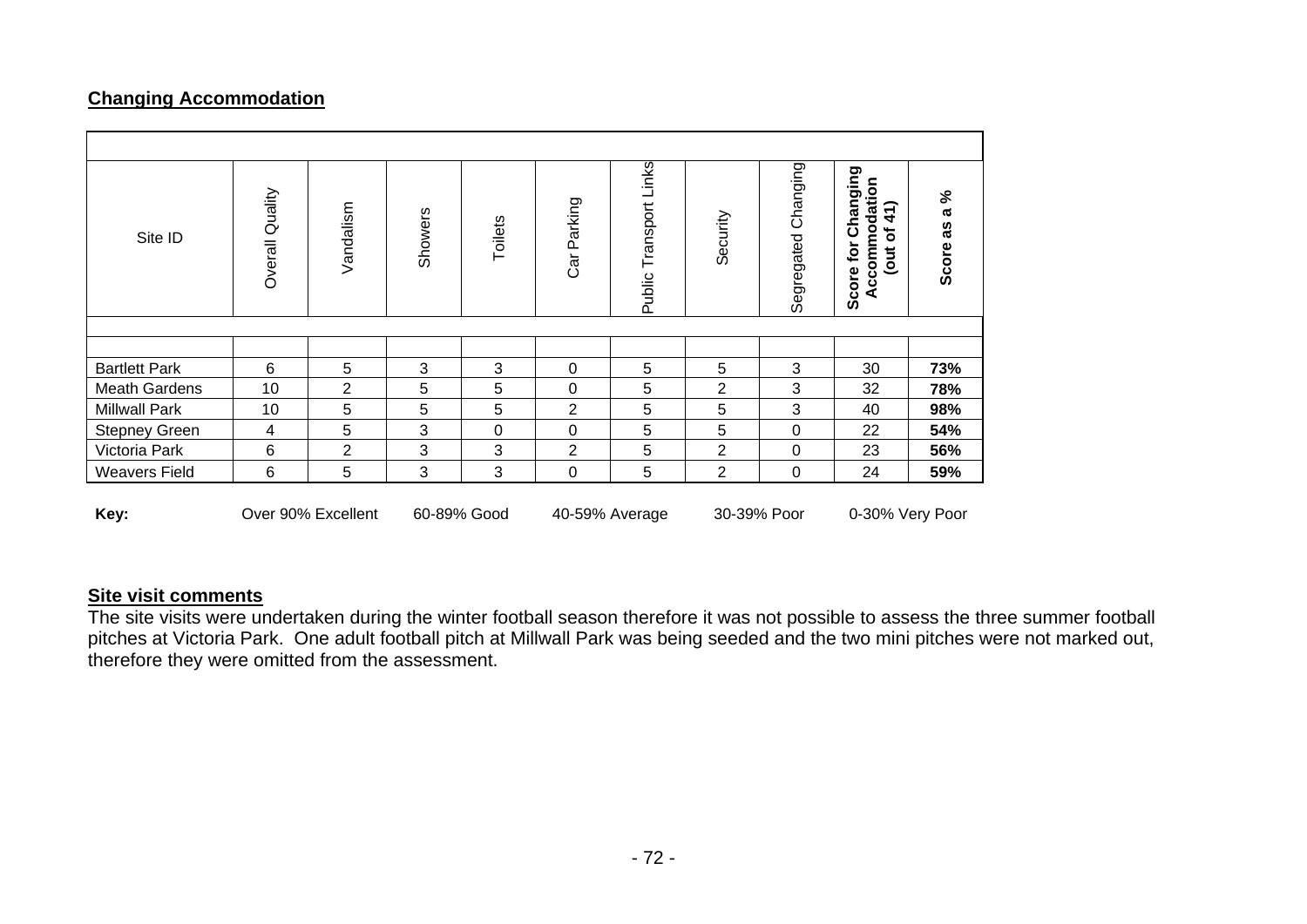## Changing Accommodation

| Site ID | Overall Quality | Vandalism | Showers | Toilets | Car Parking | Public Transport Links | Security | Segregated Changing | **Score for Changing Accommodation (out of 41)** | **Score as a %** |
|---|---|---|---|---|---|---|---|---|---|---|
| Bartlett Park | 6 | 5 | 3 | 3 | 0 | 5 | 5 | 3 | 30 | **73%** |
| Meath Gardens | 10 | 2 | 5 | 5 | 0 | 5 | 2 | 3 | 32 | **78%** |
| Millwall Park | 10 | 5 | 5 | 5 | 2 | 5 | 5 | 3 | 40 | **98%** |
| Stepney Green | 4 | 5 | 3 | 0 | 0 | 5 | 5 | 0 | 22 | **54%** |
| Victoria Park | 6 | 2 | 3 | 3 | 2 | 5 | 2 | 0 | 23 | **56%** |
| Weavers Field | 6 | 5 | 3 | 3 | 0 | 5 | 2 | 0 | 24 | **59%** |

**Key:** Over 90% Excellent 60-89% Good 40-59% Average 30-39% Poor 0-30% Very Poor

**Site visit comments**

The site visits were undertaken during the winter football season therefore it was not possible to assess the three summer football pitches at Victoria Park. One adult football pitch at Millwall Park was being seeded and the two mini pitches were not marked out, therefore they were omitted from the assessment.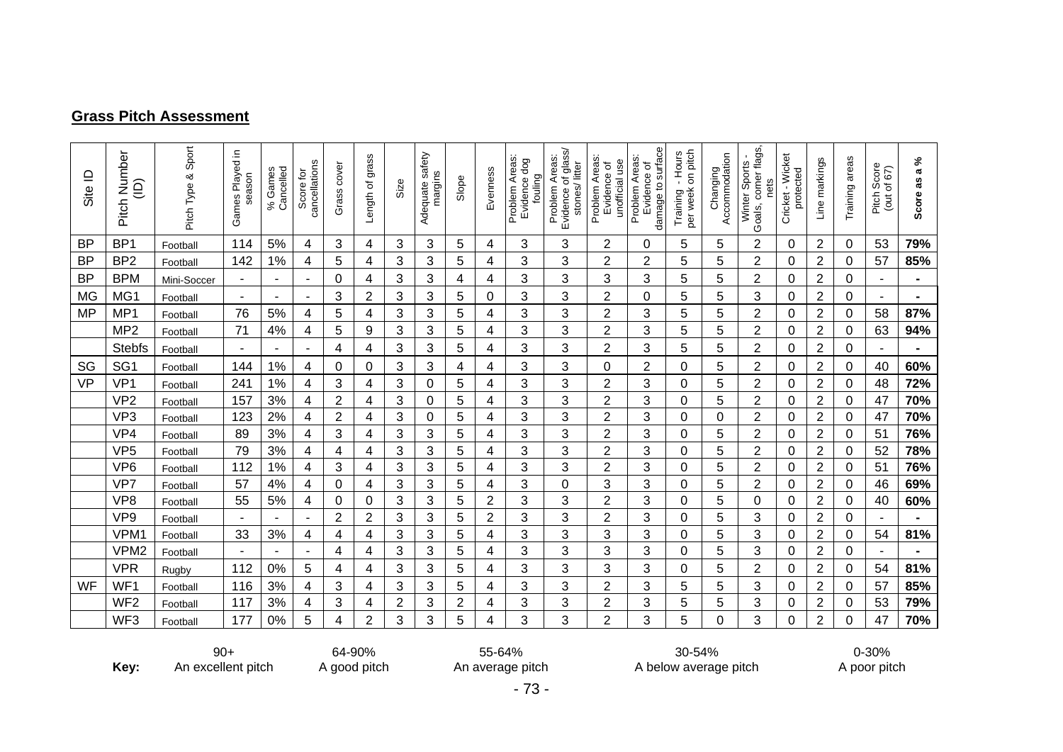## Grass Pitch Assessment

| Site ID | Pitch Number (ID) | Pitch Type & Sport | Games Played in season | % Games Cancelled | Score for cancellations | Grass cover | Length of grass | Size | Adequate safety margins | Slope | Evenness | Problem Areas: Evidence dog fouling | Problem Areas: Evidence of glass/ stones/ litter | Problem Areas: Evidence of unofficial use | Problem Areas: Evidence of damage to surface | Training - Hours per week on pitch | Changing Accommodation | Winter Sports - Goals, corner flags, nets | Cricket - Wicket protected | Line markings | Training areas | Pitch Score (out of 67) | **Score as a %** |
|---|---|---|---|---|---|---|---|---|---|---|---|---|---|---|---|---|---|---|---|---|---|---|---|
| BP | BP1 | Football | 114 | 5% | 4 | 3 | 4 | 3 | 3 | 5 | 4 | 3 | 3 | 2 | 0 | 5 | 5 | 2 | 0 | 2 | 0 | 53 | **79%** |
| BP | BP2 | Football | 142 | 1% | 4 | 5 | 4 | 3 | 3 | 5 | 4 | 3 | 3 | 2 | 2 | 5 | 5 | 2 | 0 | 2 | 0 | 57 | **85%** |
| BP | BPM | Mini-Soccer | - | - | - | 0 | 4 | 3 | 3 | 4 | 4 | 3 | 3 | 3 | 3 | 5 | 5 | 2 | 0 | 2 | 0 | - | **-** |
| MG | MG1 | Football | - | - | - | 3 | 2 | 3 | 3 | 5 | 0 | 3 | 3 | 2 | 0 | 5 | 5 | 3 | 0 | 2 | 0 | - | **-** |
| MP | MP1 | Football | 76 | 5% | 4 | 5 | 4 | 3 | 3 | 5 | 4 | 3 | 3 | 2 | 3 | 5 | 5 | 2 | 0 | 2 | 0 | 58 | **87%** |
| | MP2 | Football | 71 | 4% | 4 | 5 | 9 | 3 | 3 | 5 | 4 | 3 | 3 | 2 | 3 | 5 | 5 | 2 | 0 | 2 | 0 | 63 | **94%** |
| | Stebfs | Football | - | - | - | 4 | 4 | 3 | 3 | 5 | 4 | 3 | 3 | 2 | 3 | 5 | 5 | 2 | 0 | 2 | 0 | - | **-** |
| SG | SG1 | Football | 144 | 1% | 4 | 0 | 0 | 3 | 3 | 4 | 4 | 3 | 3 | 0 | 2 | 0 | 5 | 2 | 0 | 2 | 0 | 40 | **60%** |
| VP | VP1 | Football | 241 | 1% | 4 | 3 | 4 | 3 | 0 | 5 | 4 | 3 | 3 | 2 | 3 | 0 | 5 | 2 | 0 | 2 | 0 | 48 | **72%** |
| | VP2 | Football | 157 | 3% | 4 | 2 | 4 | 3 | 0 | 5 | 4 | 3 | 3 | 2 | 3 | 0 | 5 | 2 | 0 | 2 | 0 | 47 | **70%** |
| | VP3 | Football | 123 | 2% | 4 | 2 | 4 | 3 | 0 | 5 | 4 | 3 | 3 | 2 | 3 | 0 | 0 | 2 | 0 | 2 | 0 | 47 | **70%** |
| | VP4 | Football | 89 | 3% | 4 | 3 | 4 | 3 | 3 | 5 | 4 | 3 | 3 | 2 | 3 | 0 | 5 | 2 | 0 | 2 | 0 | 51 | **76%** |
| | VP5 | Football | 79 | 3% | 4 | 4 | 4 | 3 | 3 | 5 | 4 | 3 | 3 | 2 | 3 | 0 | 5 | 2 | 0 | 2 | 0 | 52 | **78%** |
| | VP6 | Football | 112 | 1% | 4 | 3 | 4 | 3 | 3 | 5 | 4 | 3 | 3 | 2 | 3 | 0 | 5 | 2 | 0 | 2 | 0 | 51 | **76%** |
| | VP7 | Football | 57 | 4% | 4 | 0 | 4 | 3 | 3 | 5 | 4 | 3 | 0 | 3 | 3 | 0 | 5 | 2 | 0 | 2 | 0 | 46 | **69%** |
| | VP8 | Football | 55 | 5% | 4 | 0 | 0 | 3 | 3 | 5 | 2 | 3 | 3 | 2 | 3 | 0 | 5 | 0 | 0 | 2 | 0 | 40 | **60%** |
| | VP9 | Football | - | - | - | 2 | 2 | 3 | 3 | 5 | 2 | 3 | 3 | 2 | 3 | 0 | 5 | 3 | 0 | 2 | 0 | - | **-** |
| | VPM1 | Football | 33 | 3% | 4 | 4 | 4 | 3 | 3 | 5 | 4 | 3 | 3 | 3 | 3 | 0 | 5 | 3 | 0 | 2 | 0 | 54 | **81%** |
| | VPM2 | Football | - | - | - | 4 | 4 | 3 | 3 | 5 | 4 | 3 | 3 | 3 | 3 | 0 | 5 | 3 | 0 | 2 | 0 | - | **-** |
| | VPR | Rugby | 112 | 0% | 5 | 4 | 4 | 3 | 3 | 5 | 4 | 3 | 3 | 3 | 3 | 0 | 5 | 2 | 0 | 2 | 0 | 54 | **81%** |
| WF | WF1 | Football | 116 | 3% | 4 | 3 | 4 | 3 | 3 | 5 | 4 | 3 | 3 | 2 | 3 | 5 | 5 | 3 | 0 | 2 | 0 | 57 | **85%** |
| | WF2 | Football | 117 | 3% | 4 | 3 | 4 | 2 | 3 | 2 | 4 | 3 | 3 | 2 | 3 | 5 | 5 | 3 | 0 | 2 | 0 | 53 | **79%** |
| | WF3 | Football | 177 | 0% | 5 | 4 | 2 | 3 | 3 | 5 | 4 | 3 | 3 | 2 | 3 | 5 | 0 | 3 | 0 | 2 | 0 | 47 | **70%** |

**Key:**

| 90+ | 64-90% | 55-64% | 30-54% | 0-30% |
|---|---|---|---|---|
| An excellent pitch | A good pitch | An average pitch | A below average pitch | A poor pitch |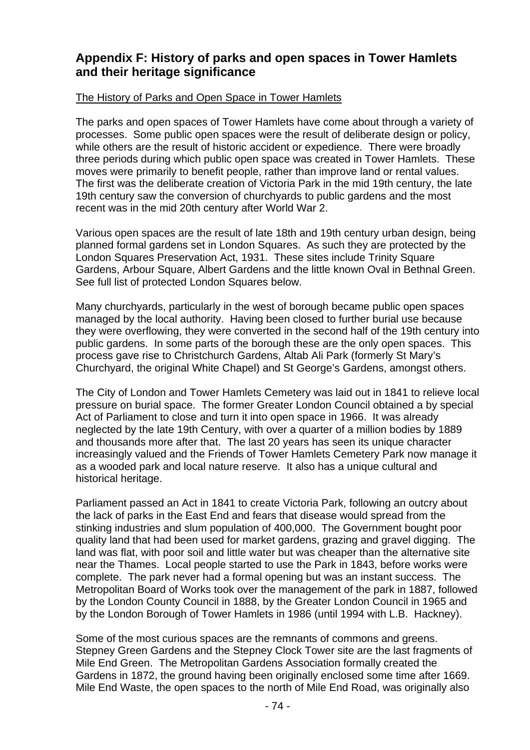## Appendix F: History of parks and open spaces in Tower Hamlets and their heritage significance

The History of Parks and Open Space in Tower Hamlets

The parks and open spaces of Tower Hamlets have come about through a variety of processes. Some public open spaces were the result of deliberate design or policy, while others are the result of historic accident or expedience. There were broadly three periods during which public open space was created in Tower Hamlets. These moves were primarily to benefit people, rather than improve land or rental values. The first was the deliberate creation of Victoria Park in the mid 19th century, the late 19th century saw the conversion of churchyards to public gardens and the most recent was in the mid 20th century after World War 2.

Various open spaces are the result of late 18th and 19th century urban design, being planned formal gardens set in London Squares. As such they are protected by the London Squares Preservation Act, 1931. These sites include Trinity Square Gardens, Arbour Square, Albert Gardens and the little known Oval in Bethnal Green. See full list of protected London Squares below.

Many churchyards, particularly in the west of borough became public open spaces managed by the local authority. Having been closed to further burial use because they were overflowing, they were converted in the second half of the 19th century into public gardens. In some parts of the borough these are the only open spaces. This process gave rise to Christchurch Gardens, Altab Ali Park (formerly St Mary's Churchyard, the original White Chapel) and St George's Gardens, amongst others.

The City of London and Tower Hamlets Cemetery was laid out in 1841 to relieve local pressure on burial space. The former Greater London Council obtained a by special Act of Parliament to close and turn it into open space in 1966. It was already neglected by the late 19th Century, with over a quarter of a million bodies by 1889 and thousands more after that. The last 20 years has seen its unique character increasingly valued and the Friends of Tower Hamlets Cemetery Park now manage it as a wooded park and local nature reserve. It also has a unique cultural and historical heritage.

Parliament passed an Act in 1841 to create Victoria Park, following an outcry about the lack of parks in the East End and fears that disease would spread from the stinking industries and slum population of 400,000. The Government bought poor quality land that had been used for market gardens, grazing and gravel digging. The land was flat, with poor soil and little water but was cheaper than the alternative site near the Thames. Local people started to use the Park in 1843, before works were complete. The park never had a formal opening but was an instant success. The Metropolitan Board of Works took over the management of the park in 1887, followed by the London County Council in 1888, by the Greater London Council in 1965 and by the London Borough of Tower Hamlets in 1986 (until 1994 with L.B. Hackney).

Some of the most curious spaces are the remnants of commons and greens. Stepney Green Gardens and the Stepney Clock Tower site are the last fragments of Mile End Green. The Metropolitan Gardens Association formally created the Gardens in 1872, the ground having been originally enclosed some time after 1669. Mile End Waste, the open spaces to the north of Mile End Road, was originally also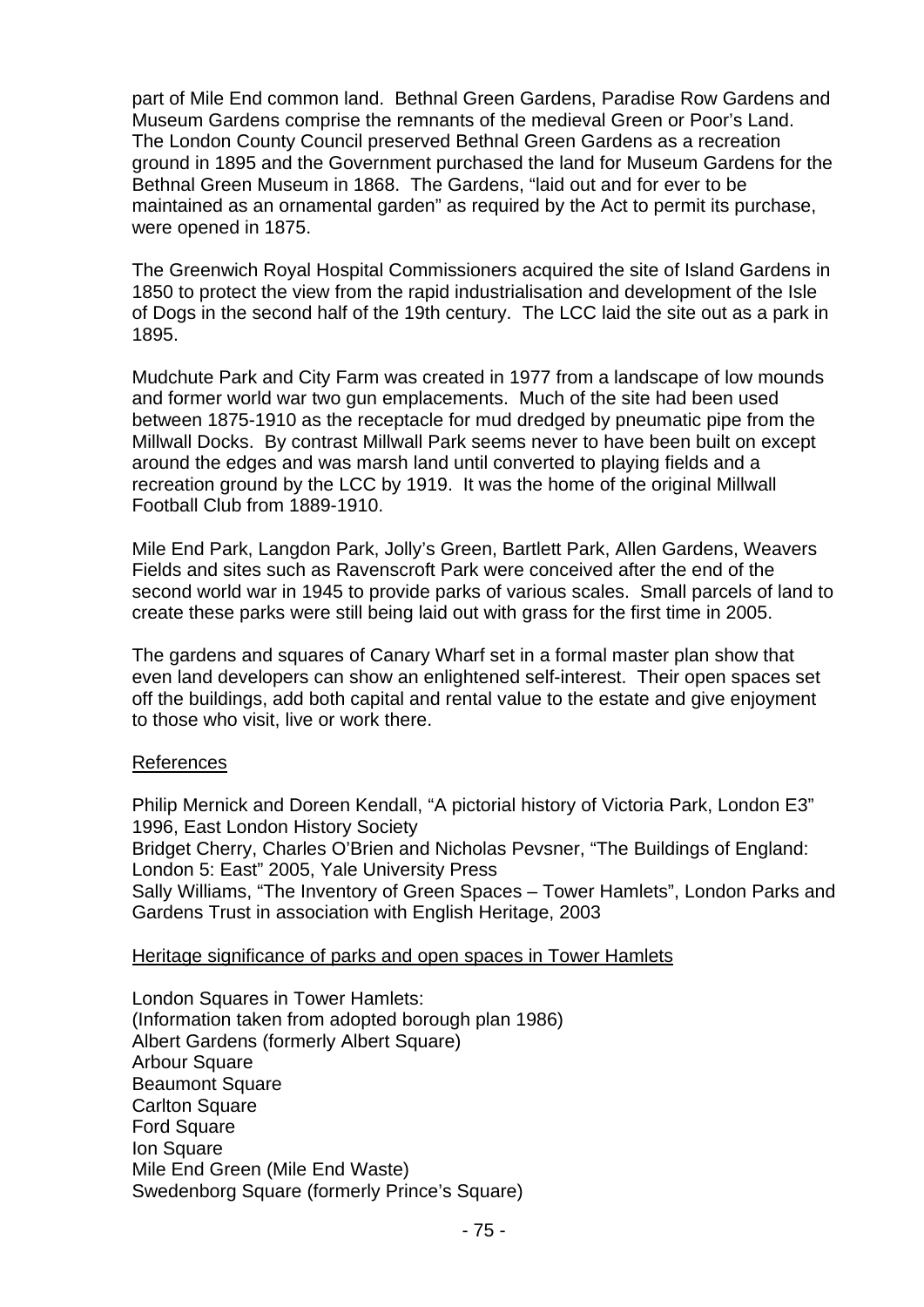part of Mile End common land. Bethnal Green Gardens, Paradise Row Gardens and Museum Gardens comprise the remnants of the medieval Green or Poor's Land. The London County Council preserved Bethnal Green Gardens as a recreation ground in 1895 and the Government purchased the land for Museum Gardens for the Bethnal Green Museum in 1868. The Gardens, "laid out and for ever to be maintained as an ornamental garden" as required by the Act to permit its purchase, were opened in 1875.

The Greenwich Royal Hospital Commissioners acquired the site of Island Gardens in 1850 to protect the view from the rapid industrialisation and development of the Isle of Dogs in the second half of the 19th century. The LCC laid the site out as a park in 1895.

Mudchute Park and City Farm was created in 1977 from a landscape of low mounds and former world war two gun emplacements. Much of the site had been used between 1875-1910 as the receptacle for mud dredged by pneumatic pipe from the Millwall Docks. By contrast Millwall Park seems never to have been built on except around the edges and was marsh land until converted to playing fields and a recreation ground by the LCC by 1919. It was the home of the original Millwall Football Club from 1889-1910.

Mile End Park, Langdon Park, Jolly's Green, Bartlett Park, Allen Gardens, Weavers Fields and sites such as Ravenscroft Park were conceived after the end of the second world war in 1945 to provide parks of various scales. Small parcels of land to create these parks were still being laid out with grass for the first time in 2005.

The gardens and squares of Canary Wharf set in a formal master plan show that even land developers can show an enlightened self-interest. Their open spaces set off the buildings, add both capital and rental value to the estate and give enjoyment to those who visit, live or work there.

References

Philip Mernick and Doreen Kendall, "A pictorial history of Victoria Park, London E3" 1996, East London History Society
Bridget Cherry, Charles O'Brien and Nicholas Pevsner, "The Buildings of England: London 5: East" 2005, Yale University Press
Sally Williams, "The Inventory of Green Spaces – Tower Hamlets", London Parks and Gardens Trust in association with English Heritage, 2003

Heritage significance of parks and open spaces in Tower Hamlets

London Squares in Tower Hamlets:
(Information taken from adopted borough plan 1986)
Albert Gardens (formerly Albert Square)
Arbour Square
Beaumont Square
Carlton Square
Ford Square
Ion Square
Mile End Green (Mile End Waste)
Swedenborg Square (formerly Prince's Square)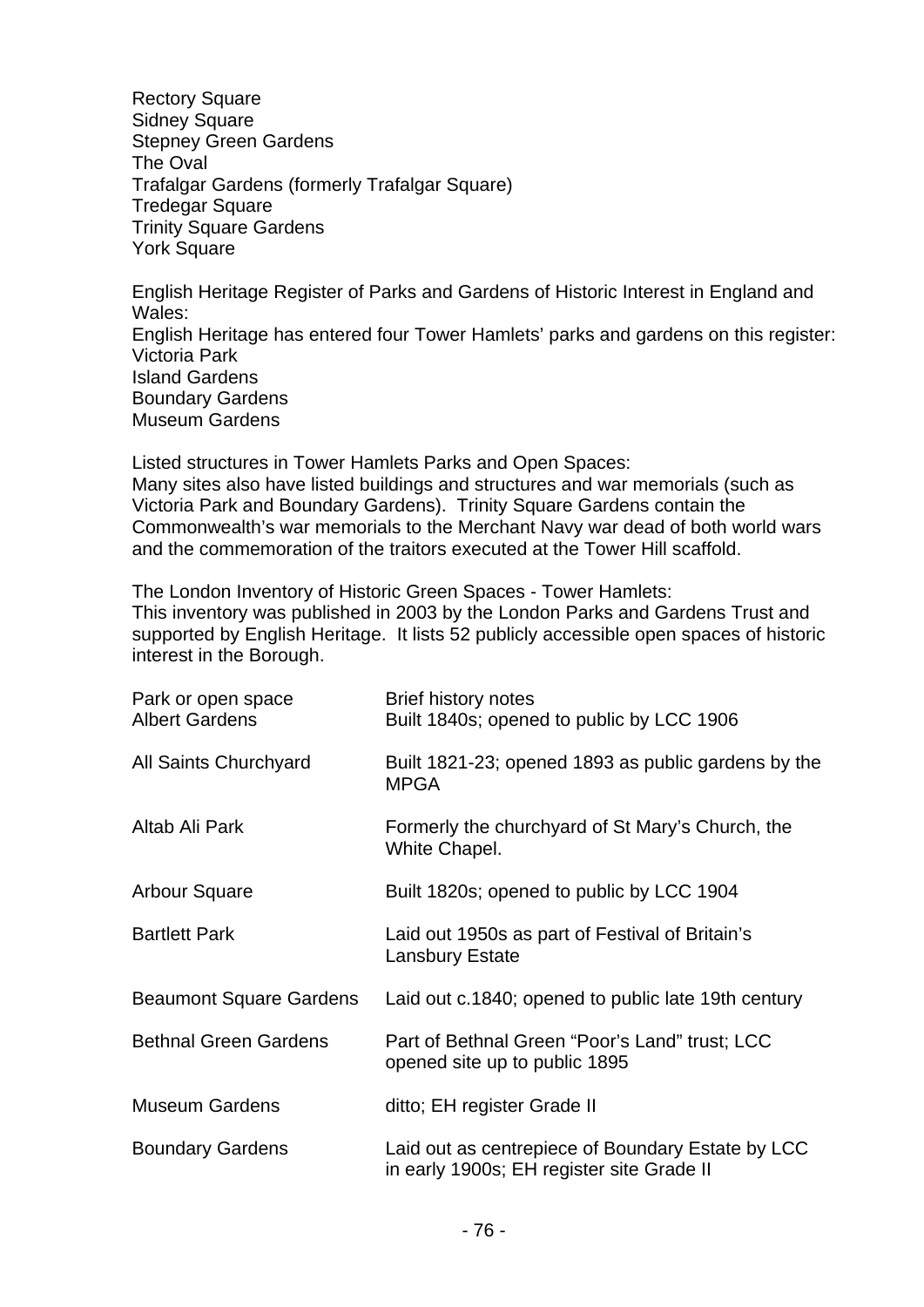Rectory Square
Sidney Square
Stepney Green Gardens
The Oval
Trafalgar Gardens (formerly Trafalgar Square)
Tredegar Square
Trinity Square Gardens
York Square

English Heritage Register of Parks and Gardens of Historic Interest in England and Wales:
English Heritage has entered four Tower Hamlets' parks and gardens on this register:
Victoria Park
Island Gardens
Boundary Gardens
Museum Gardens

Listed structures in Tower Hamlets Parks and Open Spaces:
Many sites also have listed buildings and structures and war memorials (such as Victoria Park and Boundary Gardens). Trinity Square Gardens contain the Commonwealth's war memorials to the Merchant Navy war dead of both world wars and the commemoration of the traitors executed at the Tower Hill scaffold.

The London Inventory of Historic Green Spaces - Tower Hamlets:
This inventory was published in 2003 by the London Parks and Gardens Trust and supported by English Heritage. It lists 52 publicly accessible open spaces of historic interest in the Borough.

| Park or open space | Brief history notes |
|---|---|
| Albert Gardens | Built 1840s; opened to public by LCC 1906 |
| All Saints Churchyard | Built 1821-23; opened 1893 as public gardens by the MPGA |
| Altab Ali Park | Formerly the churchyard of St Mary's Church, the White Chapel. |
| Arbour Square | Built 1820s; opened to public by LCC 1904 |
| Bartlett Park | Laid out 1950s as part of Festival of Britain's Lansbury Estate |
| Beaumont Square Gardens | Laid out c.1840; opened to public late 19th century |
| Bethnal Green Gardens | Part of Bethnal Green "Poor's Land" trust; LCC opened site up to public 1895 |
| Museum Gardens | ditto; EH register Grade II |
| Boundary Gardens | Laid out as centrepiece of Boundary Estate by LCC in early 1900s; EH register site Grade II |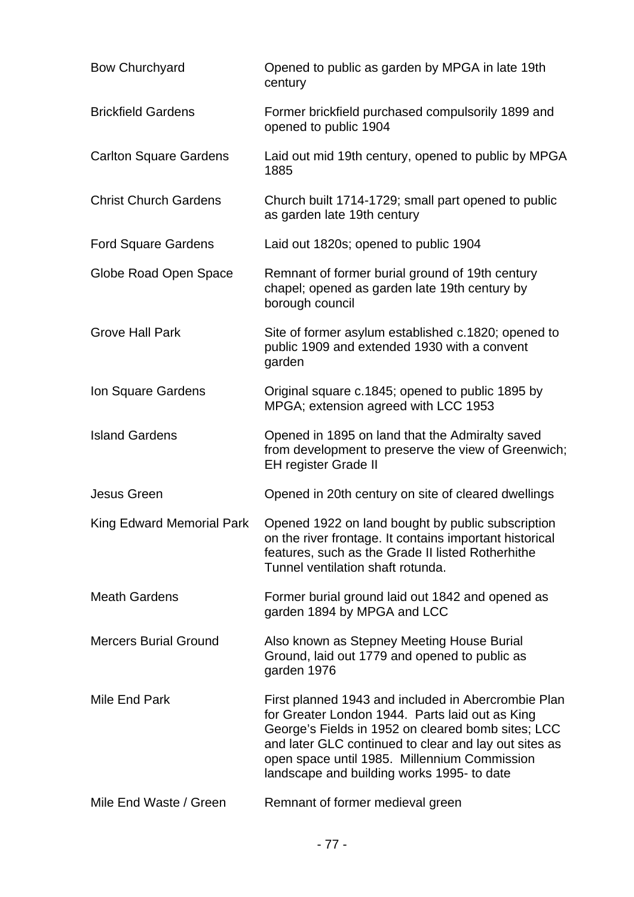| | |
|---|---|
| Bow Churchyard | Opened to public as garden by MPGA in late 19th century |
| Brickfield Gardens | Former brickfield purchased compulsorily 1899 and opened to public 1904 |
| Carlton Square Gardens | Laid out mid 19th century, opened to public by MPGA 1885 |
| Christ Church Gardens | Church built 1714-1729; small part opened to public as garden late 19th century |
| Ford Square Gardens | Laid out 1820s; opened to public 1904 |
| Globe Road Open Space | Remnant of former burial ground of 19th century chapel; opened as garden late 19th century by borough council |
| Grove Hall Park | Site of former asylum established c.1820; opened to public 1909 and extended 1930 with a convent garden |
| Ion Square Gardens | Original square c.1845; opened to public 1895 by MPGA; extension agreed with LCC 1953 |
| Island Gardens | Opened in 1895 on land that the Admiralty saved from development to preserve the view of Greenwich; EH register Grade II |
| Jesus Green | Opened in 20th century on site of cleared dwellings |
| King Edward Memorial Park | Opened 1922 on land bought by public subscription on the river frontage. It contains important historical features, such as the Grade II listed Rotherhithe Tunnel ventilation shaft rotunda. |
| Meath Gardens | Former burial ground laid out 1842 and opened as garden 1894 by MPGA and LCC |
| Mercers Burial Ground | Also known as Stepney Meeting House Burial Ground, laid out 1779 and opened to public as garden 1976 |
| Mile End Park | First planned 1943 and included in Abercrombie Plan for Greater London 1944. Parts laid out as King George's Fields in 1952 on cleared bomb sites; LCC and later GLC continued to clear and lay out sites as open space until 1985. Millennium Commission landscape and building works 1995- to date |
| Mile End Waste / Green | Remnant of former medieval green |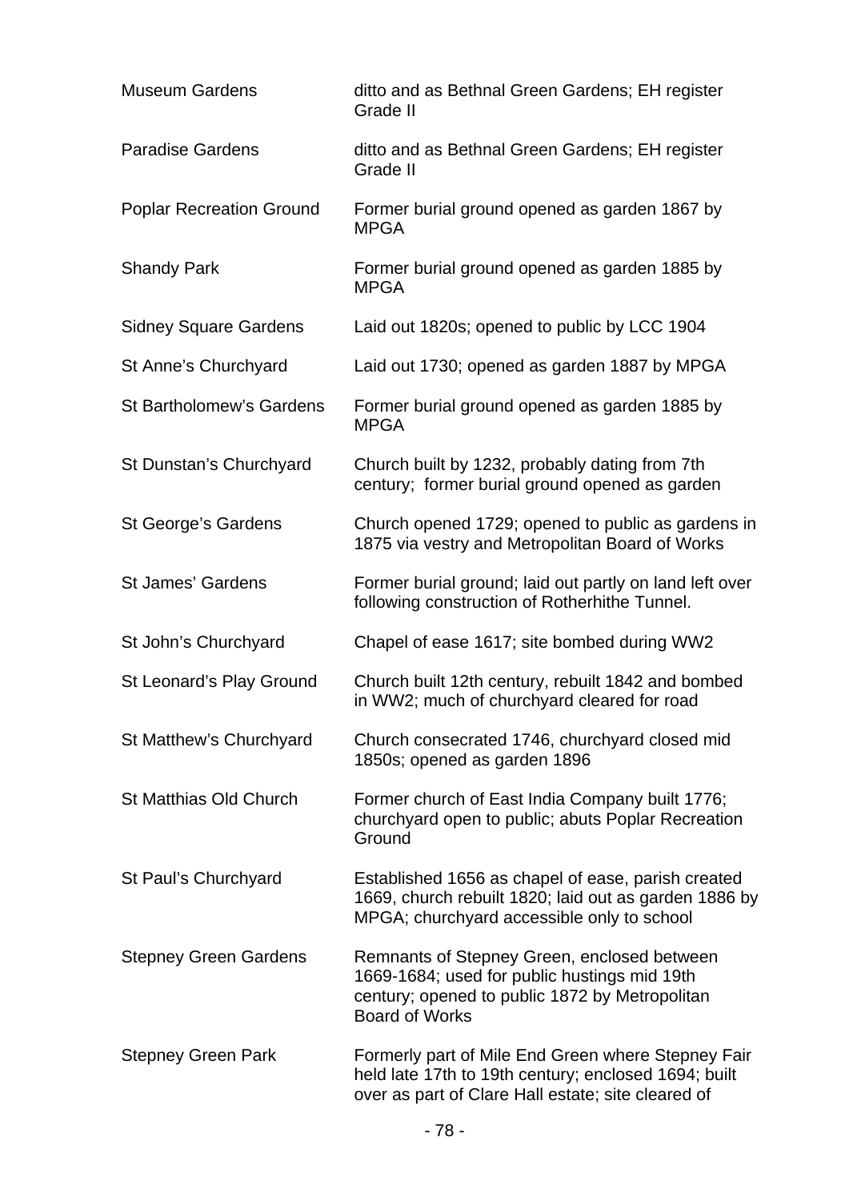| | |
|---|---|
| Museum Gardens | ditto and as Bethnal Green Gardens; EH register Grade II |
| Paradise Gardens | ditto and as Bethnal Green Gardens; EH register Grade II |
| Poplar Recreation Ground | Former burial ground opened as garden 1867 by MPGA |
| Shandy Park | Former burial ground opened as garden 1885 by MPGA |
| Sidney Square Gardens | Laid out 1820s; opened to public by LCC 1904 |
| St Anne's Churchyard | Laid out 1730; opened as garden 1887 by MPGA |
| St Bartholomew's Gardens | Former burial ground opened as garden 1885 by MPGA |
| St Dunstan's Churchyard | Church built by 1232, probably dating from 7th century; former burial ground opened as garden |
| St George's Gardens | Church opened 1729; opened to public as gardens in 1875 via vestry and Metropolitan Board of Works |
| St James' Gardens | Former burial ground; laid out partly on land left over following construction of Rotherhithe Tunnel. |
| St John's Churchyard | Chapel of ease 1617; site bombed during WW2 |
| St Leonard's Play Ground | Church built 12th century, rebuilt 1842 and bombed in WW2; much of churchyard cleared for road |
| St Matthew's Churchyard | Church consecrated 1746, churchyard closed mid 1850s; opened as garden 1896 |
| St Matthias Old Church | Former church of East India Company built 1776; churchyard open to public; abuts Poplar Recreation Ground |
| St Paul's Churchyard | Established 1656 as chapel of ease, parish created 1669, church rebuilt 1820; laid out as garden 1886 by MPGA; churchyard accessible only to school |
| Stepney Green Gardens | Remnants of Stepney Green, enclosed between 1669-1684; used for public hustings mid 19th century; opened to public 1872 by Metropolitan Board of Works |
| Stepney Green Park | Formerly part of Mile End Green where Stepney Fair held late 17th to 19th century; enclosed 1694; built over as part of Clare Hall estate; site cleared of |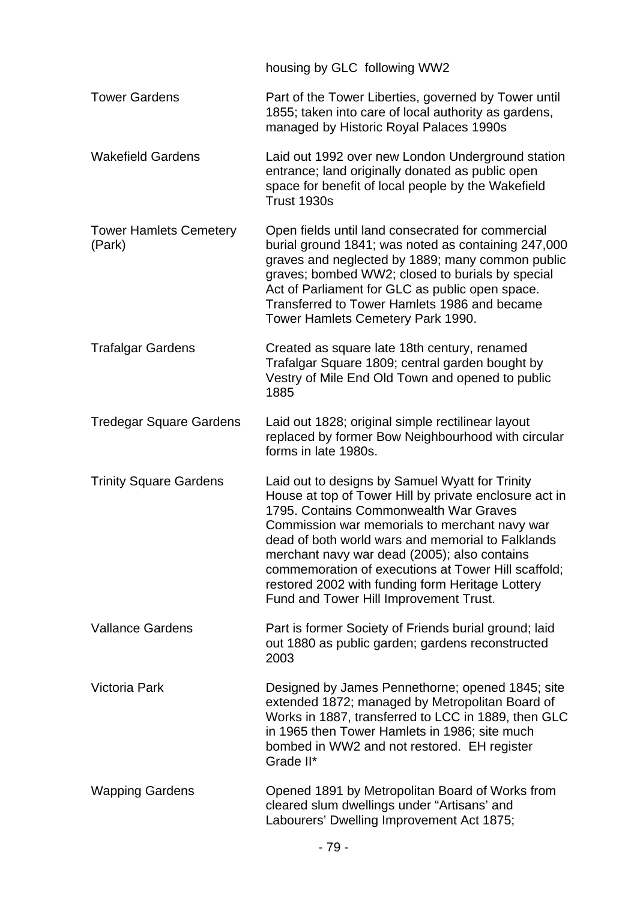| | |
|---|---|
| | housing by GLC following WW2 |
| Tower Gardens | Part of the Tower Liberties, governed by Tower until 1855; taken into care of local authority as gardens, managed by Historic Royal Palaces 1990s |
| Wakefield Gardens | Laid out 1992 over new London Underground station entrance; land originally donated as public open space for benefit of local people by the Wakefield Trust 1930s |
| Tower Hamlets Cemetery (Park) | Open fields until land consecrated for commercial burial ground 1841; was noted as containing 247,000 graves and neglected by 1889; many common public graves; bombed WW2; closed to burials by special Act of Parliament for GLC as public open space. Transferred to Tower Hamlets 1986 and became Tower Hamlets Cemetery Park 1990. |
| Trafalgar Gardens | Created as square late 18th century, renamed Trafalgar Square 1809; central garden bought by Vestry of Mile End Old Town and opened to public 1885 |
| Tredegar Square Gardens | Laid out 1828; original simple rectilinear layout replaced by former Bow Neighbourhood with circular forms in late 1980s. |
| Trinity Square Gardens | Laid out to designs by Samuel Wyatt for Trinity House at top of Tower Hill by private enclosure act in 1795. Contains Commonwealth War Graves Commission war memorials to merchant navy war dead of both world wars and memorial to Falklands merchant navy war dead (2005); also contains commemoration of executions at Tower Hill scaffold; restored 2002 with funding form Heritage Lottery Fund and Tower Hill Improvement Trust. |
| Vallance Gardens | Part is former Society of Friends burial ground; laid out 1880 as public garden; gardens reconstructed 2003 |
| Victoria Park | Designed by James Pennethorne; opened 1845; site extended 1872; managed by Metropolitan Board of Works in 1887, transferred to LCC in 1889, then GLC in 1965 then Tower Hamlets in 1986; site much bombed in WW2 and not restored. EH register Grade II* |
| Wapping Gardens | Opened 1891 by Metropolitan Board of Works from cleared slum dwellings under "Artisans' and Labourers' Dwelling Improvement Act 1875; |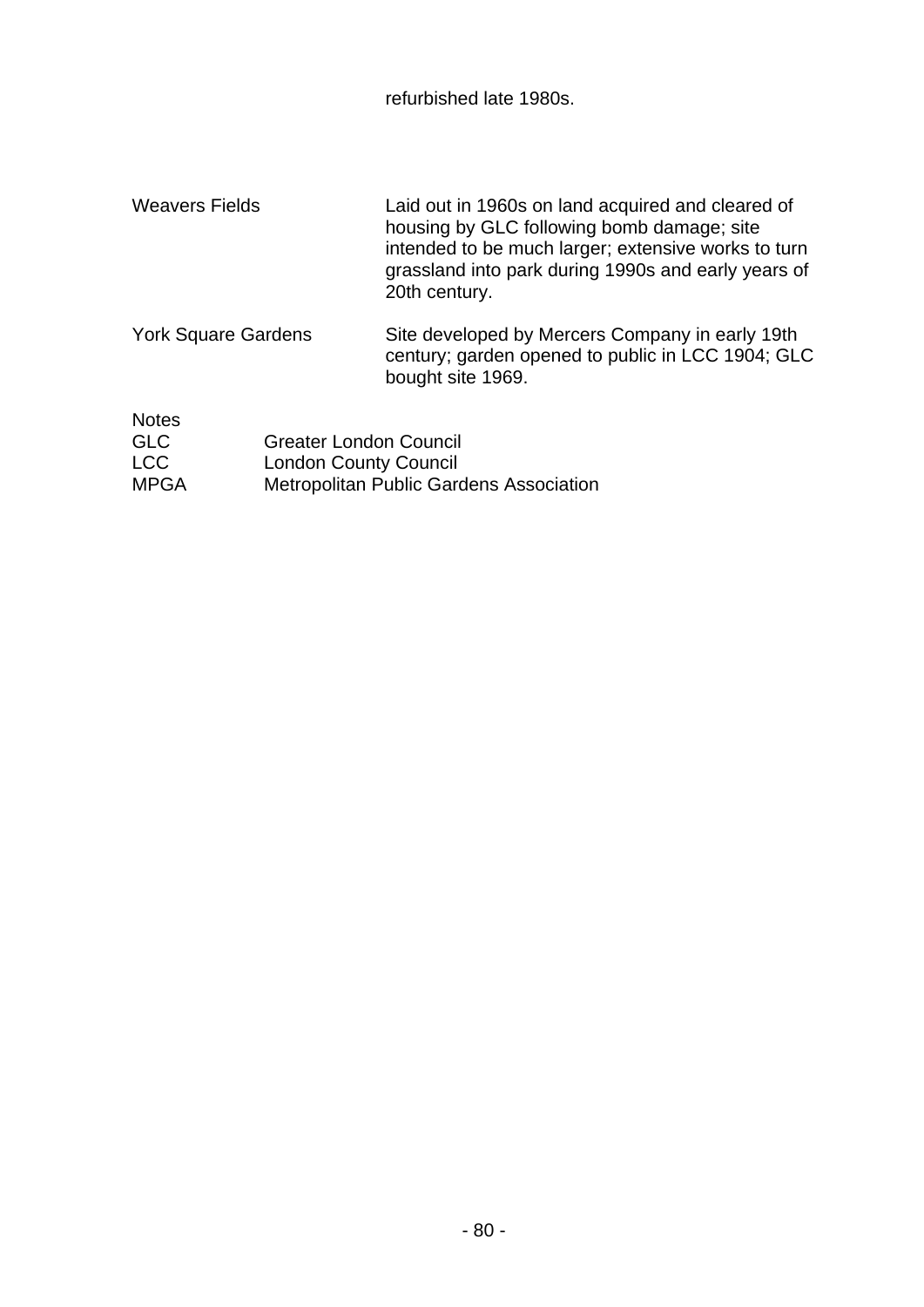| | |
|---|---|
| | refurbished late 1980s. |
| Weavers Fields | Laid out in 1960s on land acquired and cleared of housing by GLC following bomb damage; site intended to be much larger; extensive works to turn grassland into park during 1990s and early years of 20th century. |
| York Square Gardens | Site developed by Mercers Company in early 19th century; garden opened to public in LCC 1904; GLC bought site 1969. |

Notes

| | |
|---|---|
| GLC | Greater London Council |
| LCC | London County Council |
| MPGA | Metropolitan Public Gardens Association |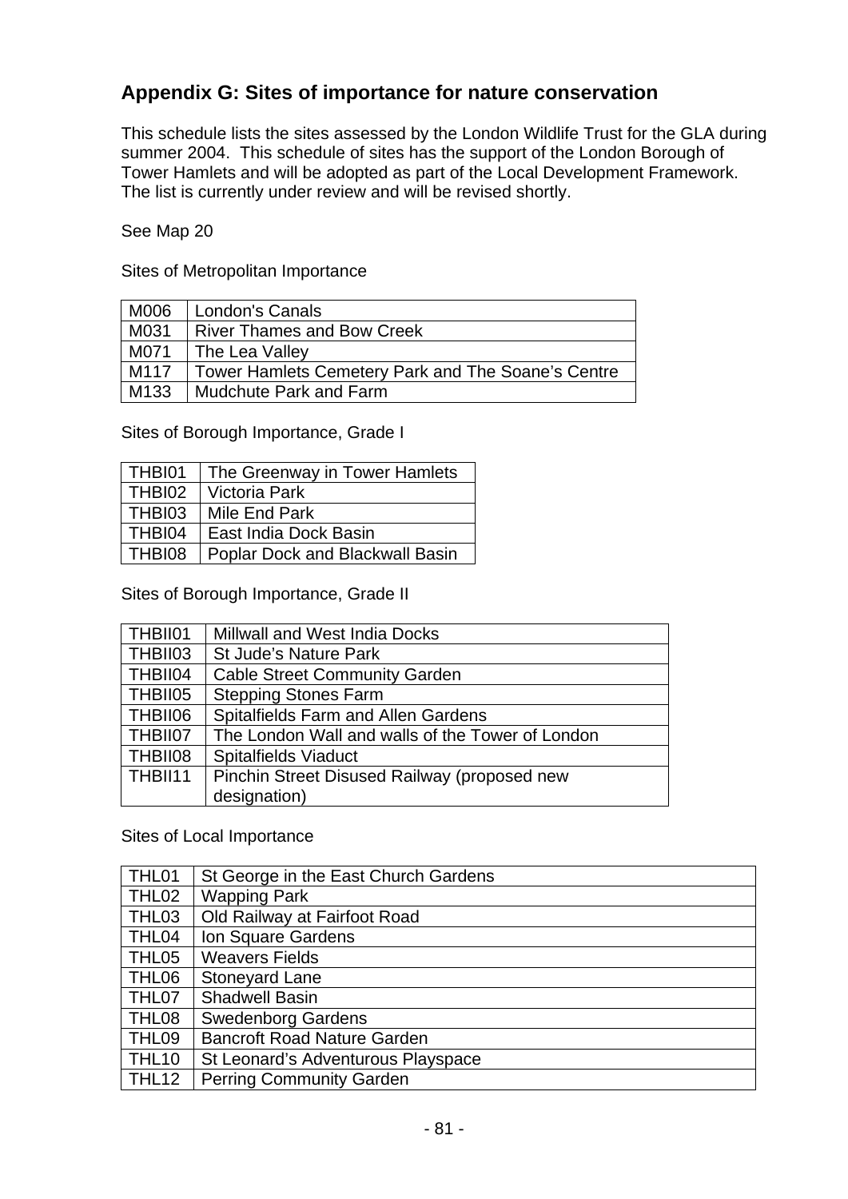## Appendix G: Sites of importance for nature conservation

This schedule lists the sites assessed by the London Wildlife Trust for the GLA during summer 2004. This schedule of sites has the support of the London Borough of Tower Hamlets and will be adopted as part of the Local Development Framework. The list is currently under review and will be revised shortly.

See Map 20

Sites of Metropolitan Importance

| | |
|---|---|
| M006 | London's Canals |
| M031 | River Thames and Bow Creek |
| M071 | The Lea Valley |
| M117 | Tower Hamlets Cemetery Park and The Soane's Centre |
| M133 | Mudchute Park and Farm |

Sites of Borough Importance, Grade I

| | |
|---|---|
| THBI01 | The Greenway in Tower Hamlets |
| THBI02 | Victoria Park |
| THBI03 | Mile End Park |
| THBI04 | East India Dock Basin |
| THBI08 | Poplar Dock and Blackwall Basin |

Sites of Borough Importance, Grade II

| | |
|---|---|
| THBII01 | Millwall and West India Docks |
| THBII03 | St Jude's Nature Park |
| THBII04 | Cable Street Community Garden |
| THBII05 | Stepping Stones Farm |
| THBII06 | Spitalfields Farm and Allen Gardens |
| THBII07 | The London Wall and walls of the Tower of London |
| THBII08 | Spitalfields Viaduct |
| THBII11 | Pinchin Street Disused Railway (proposed new designation) |

Sites of Local Importance

| | |
|---|---|
| THL01 | St George in the East Church Gardens |
| THL02 | Wapping Park |
| THL03 | Old Railway at Fairfoot Road |
| THL04 | Ion Square Gardens |
| THL05 | Weavers Fields |
| THL06 | Stoneyard Lane |
| THL07 | Shadwell Basin |
| THL08 | Swedenborg Gardens |
| THL09 | Bancroft Road Nature Garden |
| THL10 | St Leonard's Adventurous Playspace |
| THL12 | Perring Community Garden |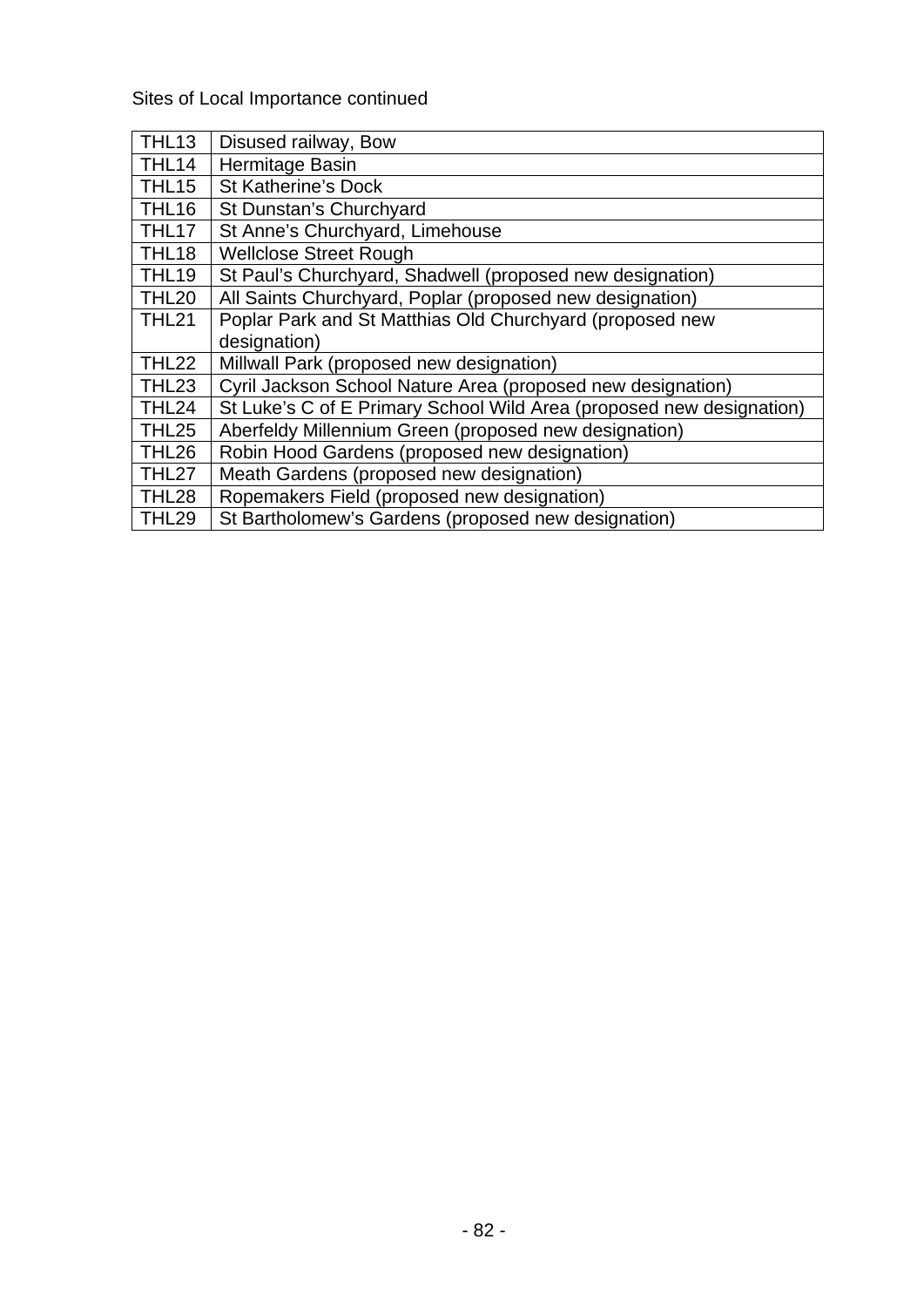Sites of Local Importance continued

| | |
|---|---|
| THL13 | Disused railway, Bow |
| THL14 | Hermitage Basin |
| THL15 | St Katherine's Dock |
| THL16 | St Dunstan's Churchyard |
| THL17 | St Anne's Churchyard, Limehouse |
| THL18 | Wellclose Street Rough |
| THL19 | St Paul's Churchyard, Shadwell (proposed new designation) |
| THL20 | All Saints Churchyard, Poplar (proposed new designation) |
| THL21 | Poplar Park and St Matthias Old Churchyard (proposed new designation) |
| THL22 | Millwall Park (proposed new designation) |
| THL23 | Cyril Jackson School Nature Area (proposed new designation) |
| THL24 | St Luke's C of E Primary School Wild Area (proposed new designation) |
| THL25 | Aberfeldy Millennium Green (proposed new designation) |
| THL26 | Robin Hood Gardens (proposed new designation) |
| THL27 | Meath Gardens (proposed new designation) |
| THL28 | Ropemakers Field (proposed new designation) |
| THL29 | St Bartholomew's Gardens (proposed new designation) |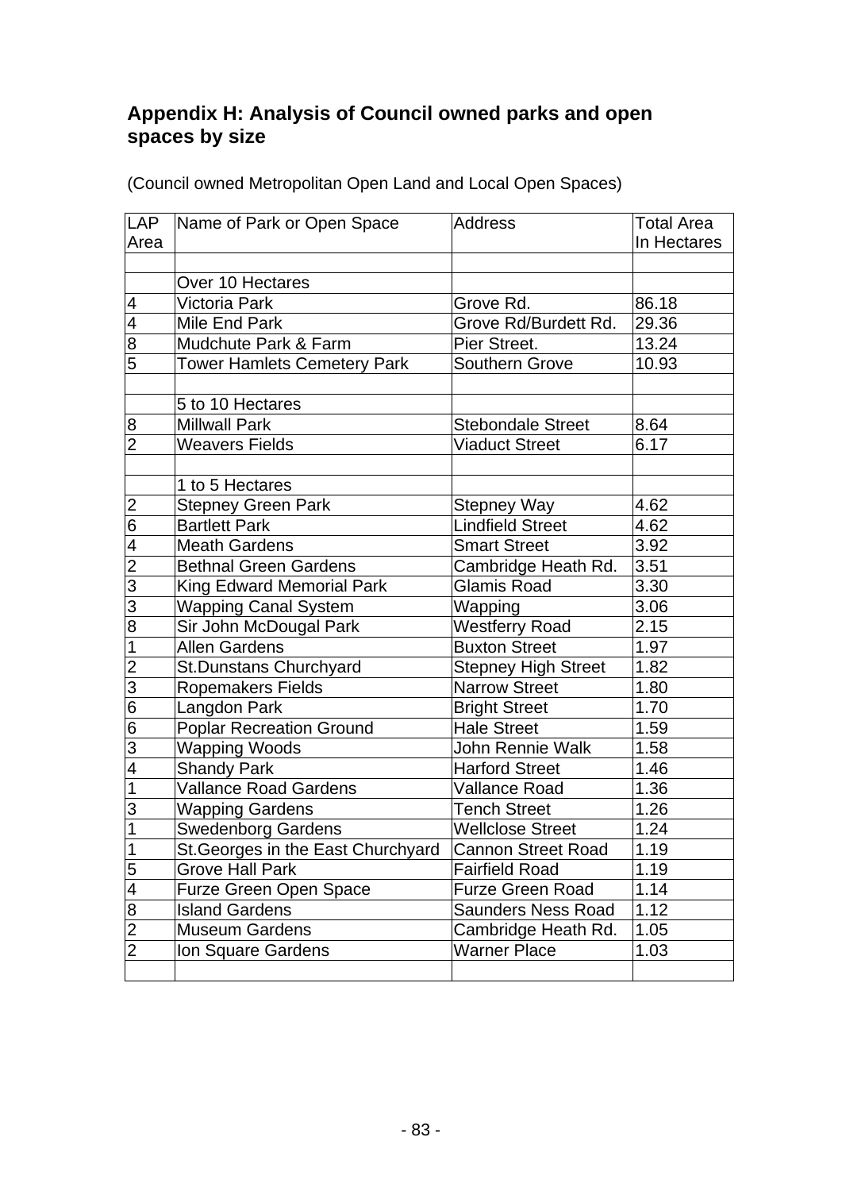## Appendix H: Analysis of Council owned parks and open spaces by size

(Council owned Metropolitan Open Land and Local Open Spaces)

| LAP Area | Name of Park or Open Space | Address | Total Area In Hectares |
|---|---|---|---|
| | | | |
| | Over 10 Hectares | | |
| 4 | Victoria Park | Grove Rd. | 86.18 |
| 4 | Mile End Park | Grove Rd/Burdett Rd. | 29.36 |
| 8 | Mudchute Park & Farm | Pier Street. | 13.24 |
| 5 | Tower Hamlets Cemetery Park | Southern Grove | 10.93 |
| | | | |
| | 5 to 10 Hectares | | |
| 8 | Millwall Park | Stebondale Street | 8.64 |
| 2 | Weavers Fields | Viaduct Street | 6.17 |
| | | | |
| | 1 to 5 Hectares | | |
| 2 | Stepney Green Park | Stepney Way | 4.62 |
| 6 | Bartlett Park | Lindfield Street | 4.62 |
| 4 | Meath Gardens | Smart Street | 3.92 |
| 2 | Bethnal Green Gardens | Cambridge Heath Rd. | 3.51 |
| 3 | King Edward Memorial Park | Glamis Road | 3.30 |
| 3 | Wapping Canal System | Wapping | 3.06 |
| 8 | Sir John McDougal Park | Westferry Road | 2.15 |
| 1 | Allen Gardens | Buxton Street | 1.97 |
| 2 | St.Dunstans Churchyard | Stepney High Street | 1.82 |
| 3 | Ropemakers Fields | Narrow Street | 1.80 |
| 6 | Langdon Park | Bright Street | 1.70 |
| 6 | Poplar Recreation Ground | Hale Street | 1.59 |
| 3 | Wapping Woods | John Rennie Walk | 1.58 |
| 4 | Shandy Park | Harford Street | 1.46 |
| 1 | Vallance Road Gardens | Vallance Road | 1.36 |
| 3 | Wapping Gardens | Tench Street | 1.26 |
| 1 | Swedenborg Gardens | Wellclose Street | 1.24 |
| 1 | St.Georges in the East Churchyard | Cannon Street Road | 1.19 |
| 5 | Grove Hall Park | Fairfield Road | 1.19 |
| 4 | Furze Green Open Space | Furze Green Road | 1.14 |
| 8 | Island Gardens | Saunders Ness Road | 1.12 |
| 2 | Museum Gardens | Cambridge Heath Rd. | 1.05 |
| 2 | Ion Square Gardens | Warner Place | 1.03 |
| | | | |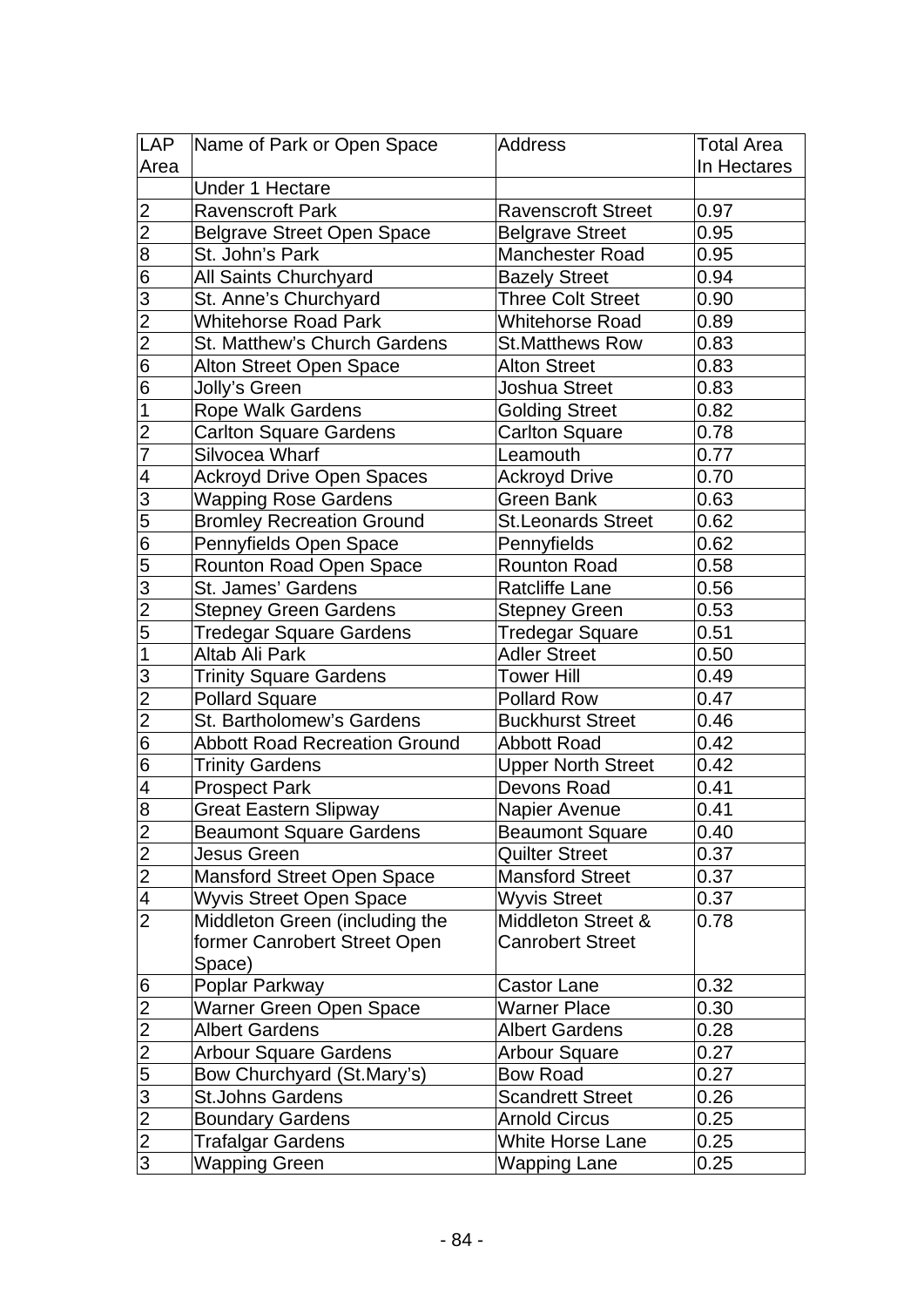| LAP Area | Name of Park or Open Space | Address | Total Area In Hectares |
|---|---|---|---|
| | Under 1 Hectare | | |
| 2 | Ravenscroft Park | Ravenscroft Street | 0.97 |
| 2 | Belgrave Street Open Space | Belgrave Street | 0.95 |
| 8 | St. John's Park | Manchester Road | 0.95 |
| 6 | All Saints Churchyard | Bazely Street | 0.94 |
| 3 | St. Anne's Churchyard | Three Colt Street | 0.90 |
| 2 | Whitehorse Road Park | Whitehorse Road | 0.89 |
| 2 | St. Matthew's Church Gardens | St.Matthews Row | 0.83 |
| 6 | Alton Street Open Space | Alton Street | 0.83 |
| 6 | Jolly's Green | Joshua Street | 0.83 |
| 1 | Rope Walk Gardens | Golding Street | 0.82 |
| 2 | Carlton Square Gardens | Carlton Square | 0.78 |
| 7 | Silvocea Wharf | Leamouth | 0.77 |
| 4 | Ackroyd Drive Open Spaces | Ackroyd Drive | 0.70 |
| 3 | Wapping Rose Gardens | Green Bank | 0.63 |
| 5 | Bromley Recreation Ground | St.Leonards Street | 0.62 |
| 6 | Pennyfields Open Space | Pennyfields | 0.62 |
| 5 | Rounton Road Open Space | Rounton Road | 0.58 |
| 3 | St. James' Gardens | Ratcliffe Lane | 0.56 |
| 2 | Stepney Green Gardens | Stepney Green | 0.53 |
| 5 | Tredegar Square Gardens | Tredegar Square | 0.51 |
| 1 | Altab Ali Park | Adler Street | 0.50 |
| 3 | Trinity Square Gardens | Tower Hill | 0.49 |
| 2 | Pollard Square | Pollard Row | 0.47 |
| 2 | St. Bartholomew's Gardens | Buckhurst Street | 0.46 |
| 6 | Abbott Road Recreation Ground | Abbott Road | 0.42 |
| 6 | Trinity Gardens | Upper North Street | 0.42 |
| 4 | Prospect Park | Devons Road | 0.41 |
| 8 | Great Eastern Slipway | Napier Avenue | 0.41 |
| 2 | Beaumont Square Gardens | Beaumont Square | 0.40 |
| 2 | Jesus Green | Quilter Street | 0.37 |
| 2 | Mansford Street Open Space | Mansford Street | 0.37 |
| 4 | Wyvis Street Open Space | Wyvis Street | 0.37 |
| 2 | Middleton Green (including the former Canrobert Street Open Space) | Middleton Street & Canrobert Street | 0.78 |
| 6 | Poplar Parkway | Castor Lane | 0.32 |
| 2 | Warner Green Open Space | Warner Place | 0.30 |
| 2 | Albert Gardens | Albert Gardens | 0.28 |
| 2 | Arbour Square Gardens | Arbour Square | 0.27 |
| 5 | Bow Churchyard (St.Mary's) | Bow Road | 0.27 |
| 3 | St.Johns Gardens | Scandrett Street | 0.26 |
| 2 | Boundary Gardens | Arnold Circus | 0.25 |
| 2 | Trafalgar Gardens | White Horse Lane | 0.25 |
| 3 | Wapping Green | Wapping Lane | 0.25 |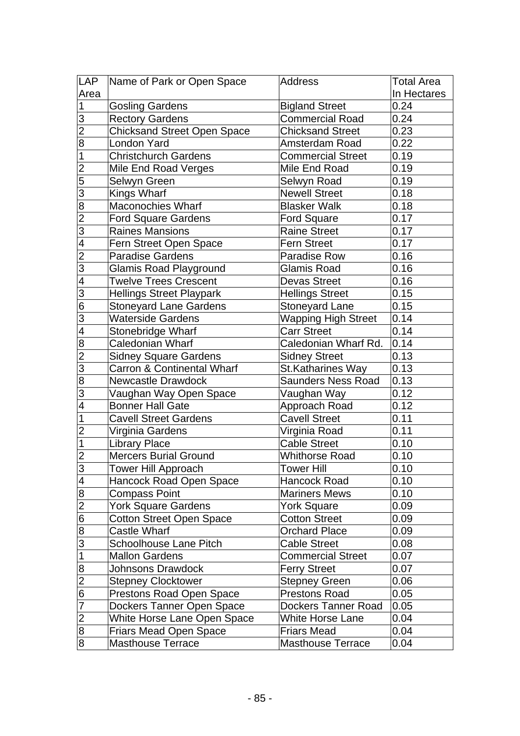| LAP Area | Name of Park or Open Space | Address | Total Area In Hectares |
|---|---|---|---|
| 1 | Gosling Gardens | Bigland Street | 0.24 |
| 3 | Rectory Gardens | Commercial Road | 0.24 |
| 2 | Chicksand Street Open Space | Chicksand Street | 0.23 |
| 8 | London Yard | Amsterdam Road | 0.22 |
| 1 | Christchurch Gardens | Commercial Street | 0.19 |
| 2 | Mile End Road Verges | Mile End Road | 0.19 |
| 5 | Selwyn Green | Selwyn Road | 0.19 |
| 3 | Kings Wharf | Newell Street | 0.18 |
| 8 | Maconochies Wharf | Blasker Walk | 0.18 |
| 2 | Ford Square Gardens | Ford Square | 0.17 |
| 3 | Raines Mansions | Raine Street | 0.17 |
| 4 | Fern Street Open Space | Fern Street | 0.17 |
| 2 | Paradise Gardens | Paradise Row | 0.16 |
| 3 | Glamis Road Playground | Glamis Road | 0.16 |
| 4 | Twelve Trees Crescent | Devas Street | 0.16 |
| 3 | Hellings Street Playpark | Hellings Street | 0.15 |
| 6 | Stoneyard Lane Gardens | Stoneyard Lane | 0.15 |
| 3 | Waterside Gardens | Wapping High Street | 0.14 |
| 4 | Stonebridge Wharf | Carr Street | 0.14 |
| 8 | Caledonian Wharf | Caledonian Wharf Rd. | 0.14 |
| 2 | Sidney Square Gardens | Sidney Street | 0.13 |
| 3 | Carron & Continental Wharf | St.Katharines Way | 0.13 |
| 8 | Newcastle Drawdock | Saunders Ness Road | 0.13 |
| 3 | Vaughan Way Open Space | Vaughan Way | 0.12 |
| 4 | Bonner Hall Gate | Approach Road | 0.12 |
| 1 | Cavell Street Gardens | Cavell Street | 0.11 |
| 2 | Virginia Gardens | Virginia Road | 0.11 |
| 1 | Library Place | Cable Street | 0.10 |
| 2 | Mercers Burial Ground | Whithorse Road | 0.10 |
| 3 | Tower Hill Approach | Tower Hill | 0.10 |
| 4 | Hancock Road Open Space | Hancock Road | 0.10 |
| 8 | Compass Point | Mariners Mews | 0.10 |
| 2 | York Square Gardens | York Square | 0.09 |
| 6 | Cotton Street Open Space | Cotton Street | 0.09 |
| 8 | Castle Wharf | Orchard Place | 0.09 |
| 3 | Schoolhouse Lane Pitch | Cable Street | 0.08 |
| 1 | Mallon Gardens | Commercial Street | 0.07 |
| 8 | Johnsons Drawdock | Ferry Street | 0.07 |
| 2 | Stepney Clocktower | Stepney Green | 0.06 |
| 6 | Prestons Road Open Space | Prestons Road | 0.05 |
| 7 | Dockers Tanner Open Space | Dockers Tanner Road | 0.05 |
| 2 | White Horse Lane Open Space | White Horse Lane | 0.04 |
| 8 | Friars Mead Open Space | Friars Mead | 0.04 |
| 8 | Masthouse Terrace | Masthouse Terrace | 0.04 |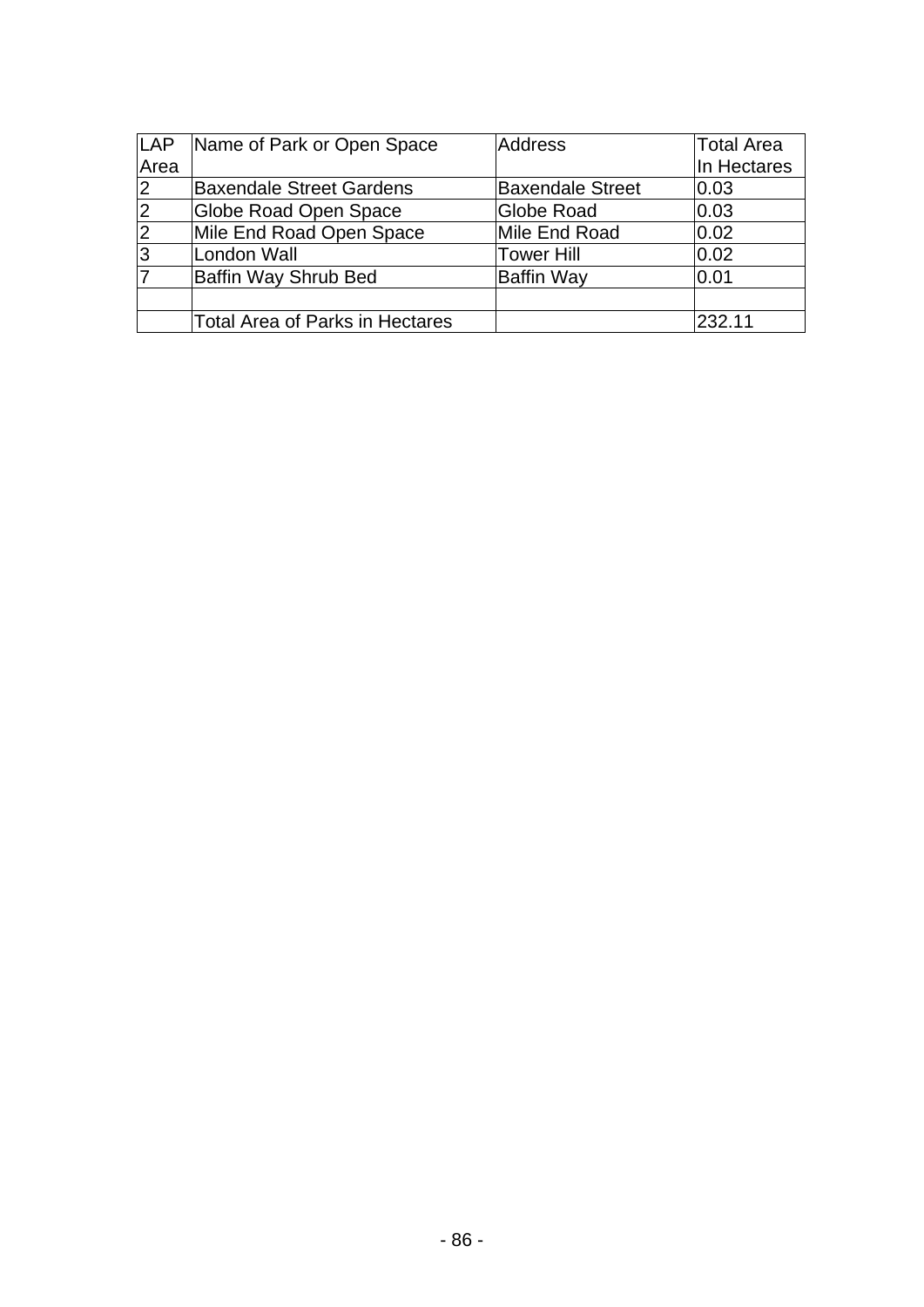| LAP Area | Name of Park or Open Space | Address | Total Area In Hectares |
|---|---|---|---|
| 2 | Baxendale Street Gardens | Baxendale Street | 0.03 |
| 2 | Globe Road Open Space | Globe Road | 0.03 |
| 2 | Mile End Road Open Space | Mile End Road | 0.02 |
| 3 | London Wall | Tower Hill | 0.02 |
| 7 | Baffin Way Shrub Bed | Baffin Way | 0.01 |
| | | | |
| | Total Area of Parks in Hectares | | 232.11 |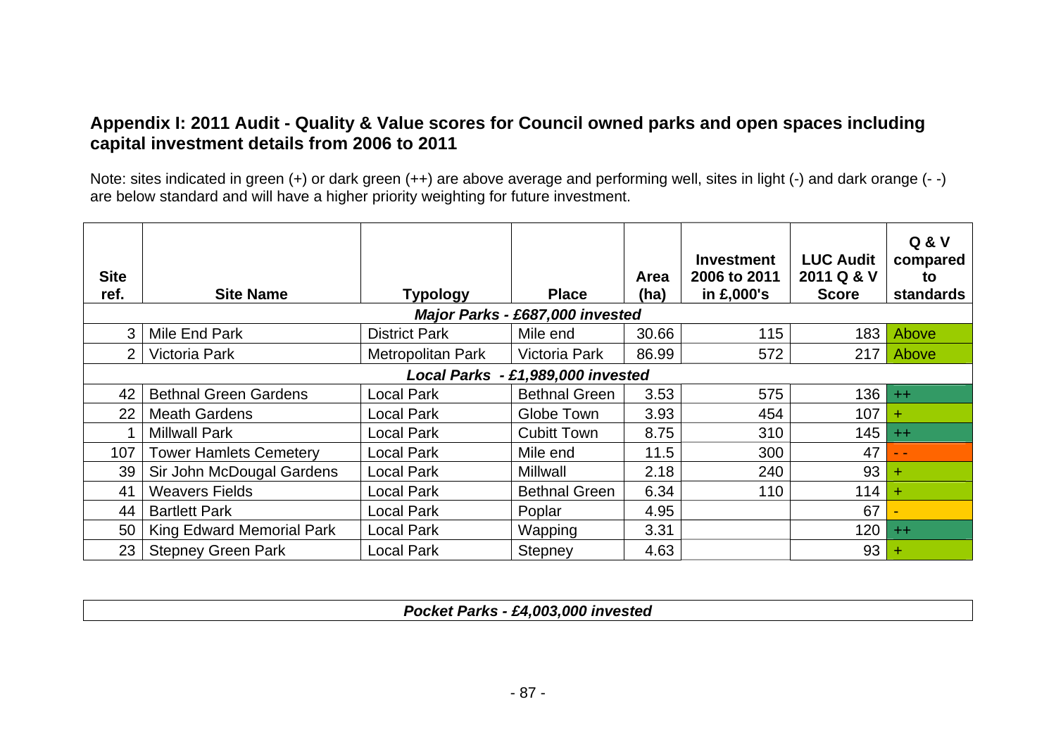## Appendix I: 2011 Audit - Quality & Value scores for Council owned parks and open spaces including capital investment details from 2006 to 2011

Note: sites indicated in green (+) or dark green (++) are above average and performing well, sites in light (-) and dark orange (- -) are below standard and will have a higher priority weighting for future investment.

| Site ref. | Site Name | Typology | Place | Area (ha) | Investment 2006 to 2011 in £,000's | LUC Audit 2011 Q & V Score | Q & V compared to standards |
|---|---|---|---|---|---|---|---|
| | | | ***Major Parks - £687,000 invested*** | | | | |
| 3 | Mile End Park | District Park | Mile end | 30.66 | 115 | 183 | Above |
| 2 | Victoria Park | Metropolitan Park | Victoria Park | 86.99 | 572 | 217 | Above |
| | | | ***Local Parks - £1,989,000 invested*** | | | | |
| 42 | Bethnal Green Gardens | Local Park | Bethnal Green | 3.53 | 575 | 136 | ++ |
| 22 | Meath Gardens | Local Park | Globe Town | 3.93 | 454 | 107 | + |
| 1 | Millwall Park | Local Park | Cubitt Town | 8.75 | 310 | 145 | ++ |
| 107 | Tower Hamlets Cemetery | Local Park | Mile end | 11.5 | 300 | 47 | - - |
| 39 | Sir John McDougal Gardens | Local Park | Millwall | 2.18 | 240 | 93 | + |
| 41 | Weavers Fields | Local Park | Bethnal Green | 6.34 | 110 | 114 | + |
| 44 | Bartlett Park | Local Park | Poplar | 4.95 | | 67 | - |
| 50 | King Edward Memorial Park | Local Park | Wapping | 3.31 | | 120 | ++ |
| 23 | Stepney Green Park | Local Park | Stepney | 4.63 | | 93 | + |

***Pocket Parks - £4,003,000 invested***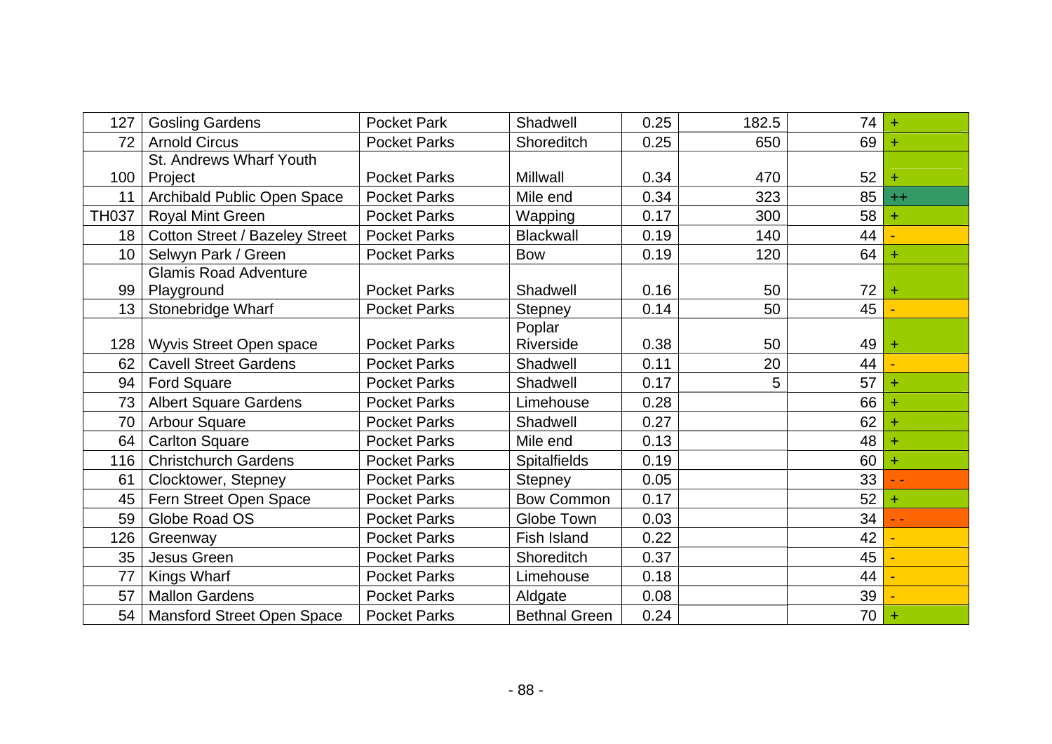| | | | | | | | |
|---|---|---|---|---|---|---|---|
| 127 | Gosling Gardens | Pocket Park | Shadwell | 0.25 | 182.5 | 74 | + |
| 72 | Arnold Circus | Pocket Parks | Shoreditch | 0.25 | 650 | 69 | + |
| 100 | St. Andrews Wharf Youth Project | Pocket Parks | Millwall | 0.34 | 470 | 52 | + |
| 11 | Archibald Public Open Space | Pocket Parks | Mile end | 0.34 | 323 | 85 | ++ |
| TH037 | Royal Mint Green | Pocket Parks | Wapping | 0.17 | 300 | 58 | + |
| 18 | Cotton Street / Bazeley Street | Pocket Parks | Blackwall | 0.19 | 140 | 44 | - |
| 10 | Selwyn Park / Green | Pocket Parks | Bow | 0.19 | 120 | 64 | + |
| 99 | Glamis Road Adventure Playground | Pocket Parks | Shadwell | 0.16 | 50 | 72 | + |
| 13 | Stonebridge Wharf | Pocket Parks | Stepney | 0.14 | 50 | 45 | - |
| 128 | Wyvis Street Open space | Pocket Parks | Poplar Riverside | 0.38 | 50 | 49 | + |
| 62 | Cavell Street Gardens | Pocket Parks | Shadwell | 0.11 | 20 | 44 | - |
| 94 | Ford Square | Pocket Parks | Shadwell | 0.17 | 5 | 57 | + |
| 73 | Albert Square Gardens | Pocket Parks | Limehouse | 0.28 | | 66 | + |
| 70 | Arbour Square | Pocket Parks | Shadwell | 0.27 | | 62 | + |
| 64 | Carlton Square | Pocket Parks | Mile end | 0.13 | | 48 | + |
| 116 | Christchurch Gardens | Pocket Parks | Spitalfields | 0.19 | | 60 | + |
| 61 | Clocktower, Stepney | Pocket Parks | Stepney | 0.05 | | 33 | - - |
| 45 | Fern Street Open Space | Pocket Parks | Bow Common | 0.17 | | 52 | + |
| 59 | Globe Road OS | Pocket Parks | Globe Town | 0.03 | | 34 | - - |
| 126 | Greenway | Pocket Parks | Fish Island | 0.22 | | 42 | - |
| 35 | Jesus Green | Pocket Parks | Shoreditch | 0.37 | | 45 | - |
| 77 | Kings Wharf | Pocket Parks | Limehouse | 0.18 | | 44 | - |
| 57 | Mallon Gardens | Pocket Parks | Aldgate | 0.08 | | 39 | - |
| 54 | Mansford Street Open Space | Pocket Parks | Bethnal Green | 0.24 | | 70 | + |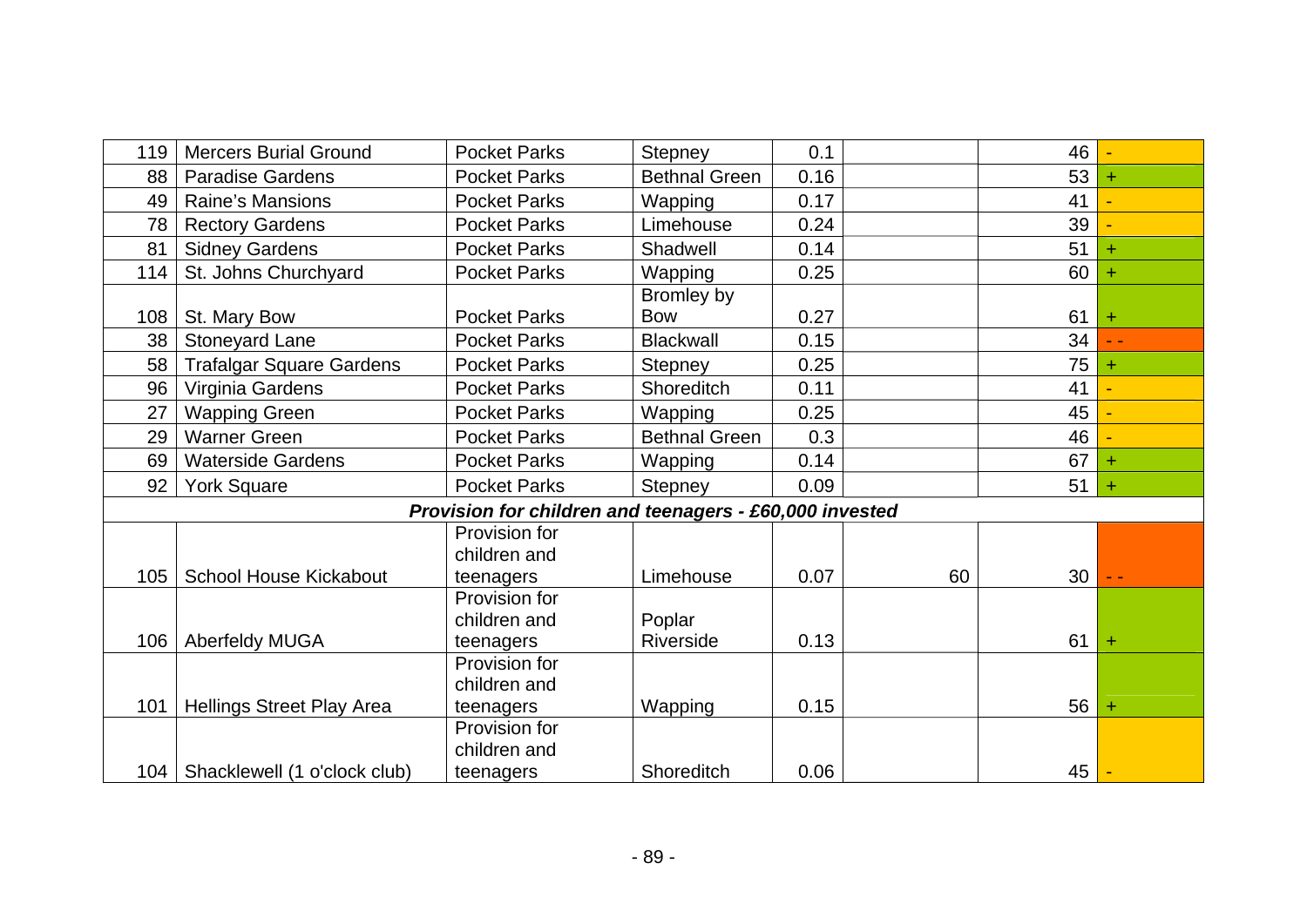| | | | | | | | |
|---|---|---|---|---|---|---|---|
| 119 | Mercers Burial Ground | Pocket Parks | Stepney | 0.1 | | 46 | - |
| 88 | Paradise Gardens | Pocket Parks | Bethnal Green | 0.16 | | 53 | + |
| 49 | Raine's Mansions | Pocket Parks | Wapping | 0.17 | | 41 | - |
| 78 | Rectory Gardens | Pocket Parks | Limehouse | 0.24 | | 39 | - |
| 81 | Sidney Gardens | Pocket Parks | Shadwell | 0.14 | | 51 | + |
| 114 | St. Johns Churchyard | Pocket Parks | Wapping | 0.25 | | 60 | + |
| 108 | St. Mary Bow | Pocket Parks | Bromley by Bow | 0.27 | | 61 | + |
| 38 | Stoneyard Lane | Pocket Parks | Blackwall | 0.15 | | 34 | - - |
| 58 | Trafalgar Square Gardens | Pocket Parks | Stepney | 0.25 | | 75 | + |
| 96 | Virginia Gardens | Pocket Parks | Shoreditch | 0.11 | | 41 | - |
| 27 | Wapping Green | Pocket Parks | Wapping | 0.25 | | 45 | - |
| 29 | Warner Green | Pocket Parks | Bethnal Green | 0.3 | | 46 | - |
| 69 | Waterside Gardens | Pocket Parks | Wapping | 0.14 | | 67 | + |
| 92 | York Square | Pocket Parks | Stepney | 0.09 | | 51 | + |
| ***Provision for children and teenagers - £60,000 invested*** | | | | | | | |
| 105 | School House Kickabout | Provision for children and teenagers | Limehouse | 0.07 | 60 | 30 | - - |
| 106 | Aberfeldy MUGA | Provision for children and teenagers | Poplar Riverside | 0.13 | | 61 | + |
| 101 | Hellings Street Play Area | Provision for children and teenagers | Wapping | 0.15 | | 56 | + |
| 104 | Shacklewell (1 o'clock club) | Provision for children and teenagers | Shoreditch | 0.06 | | 45 | - |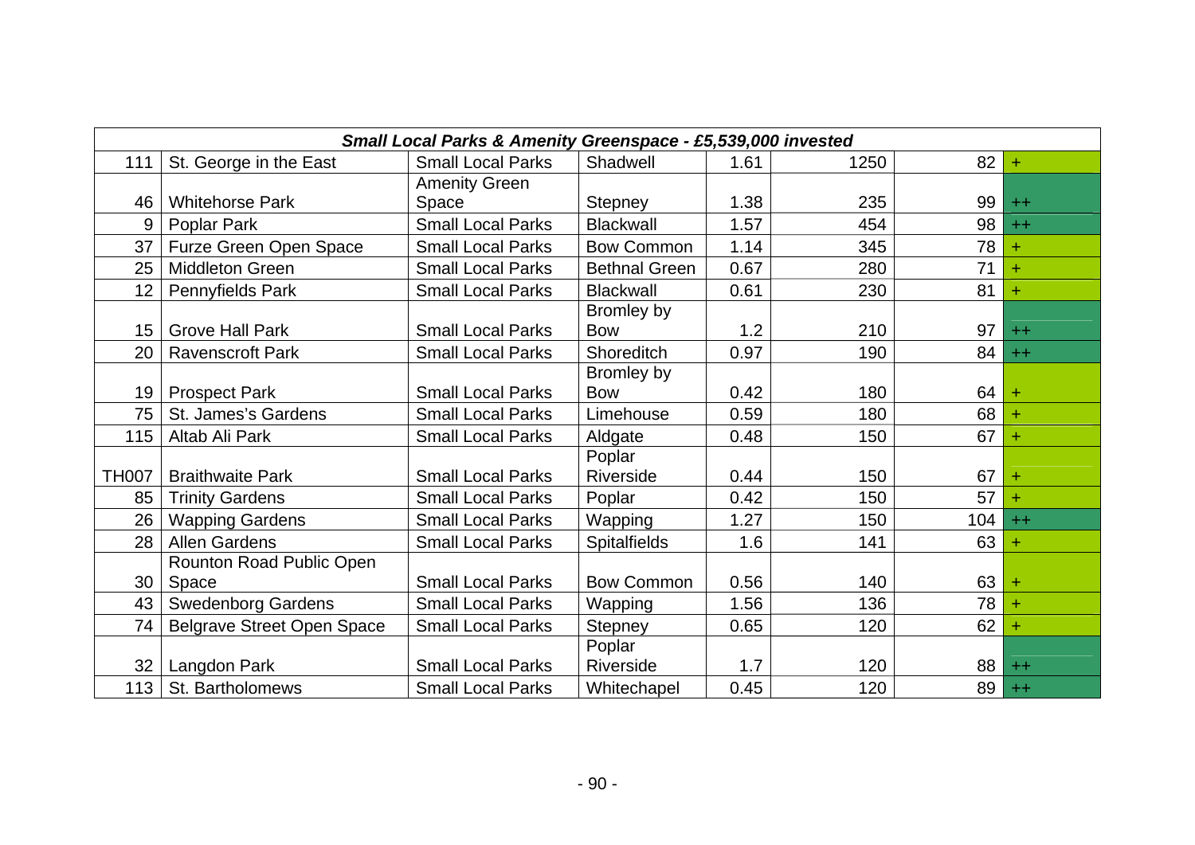| *Small Local Parks & Amenity Greenspace - £5,539,000 invested* | | | | | | | |
|---|---|---|---|---|---|---|---|
| 111 | St. George in the East | Small Local Parks | Shadwell | 1.61 | 1250 | 82 | + |
| 46 | Whitehorse Park | Amenity Green Space | Stepney | 1.38 | 235 | 99 | ++ |
| 9 | Poplar Park | Small Local Parks | Blackwall | 1.57 | 454 | 98 | ++ |
| 37 | Furze Green Open Space | Small Local Parks | Bow Common | 1.14 | 345 | 78 | + |
| 25 | Middleton Green | Small Local Parks | Bethnal Green | 0.67 | 280 | 71 | + |
| 12 | Pennyfields Park | Small Local Parks | Blackwall | 0.61 | 230 | 81 | + |
| 15 | Grove Hall Park | Small Local Parks | Bromley by Bow | 1.2 | 210 | 97 | ++ |
| 20 | Ravenscroft Park | Small Local Parks | Shoreditch | 0.97 | 190 | 84 | ++ |
| 19 | Prospect Park | Small Local Parks | Bromley by Bow | 0.42 | 180 | 64 | + |
| 75 | St. James's Gardens | Small Local Parks | Limehouse | 0.59 | 180 | 68 | + |
| 115 | Altab Ali Park | Small Local Parks | Aldgate | 0.48 | 150 | 67 | + |
| TH007 | Braithwaite Park | Small Local Parks | Poplar Riverside | 0.44 | 150 | 67 | + |
| 85 | Trinity Gardens | Small Local Parks | Poplar | 0.42 | 150 | 57 | + |
| 26 | Wapping Gardens | Small Local Parks | Wapping | 1.27 | 150 | 104 | ++ |
| 28 | Allen Gardens | Small Local Parks | Spitalfields | 1.6 | 141 | 63 | + |
| 30 | Rounton Road Public Open Space | Small Local Parks | Bow Common | 0.56 | 140 | 63 | + |
| 43 | Swedenborg Gardens | Small Local Parks | Wapping | 1.56 | 136 | 78 | + |
| 74 | Belgrave Street Open Space | Small Local Parks | Stepney | 0.65 | 120 | 62 | + |
| 32 | Langdon Park | Small Local Parks | Poplar Riverside | 1.7 | 120 | 88 | ++ |
| 113 | St. Bartholomews | Small Local Parks | Whitechapel | 0.45 | 120 | 89 | ++ |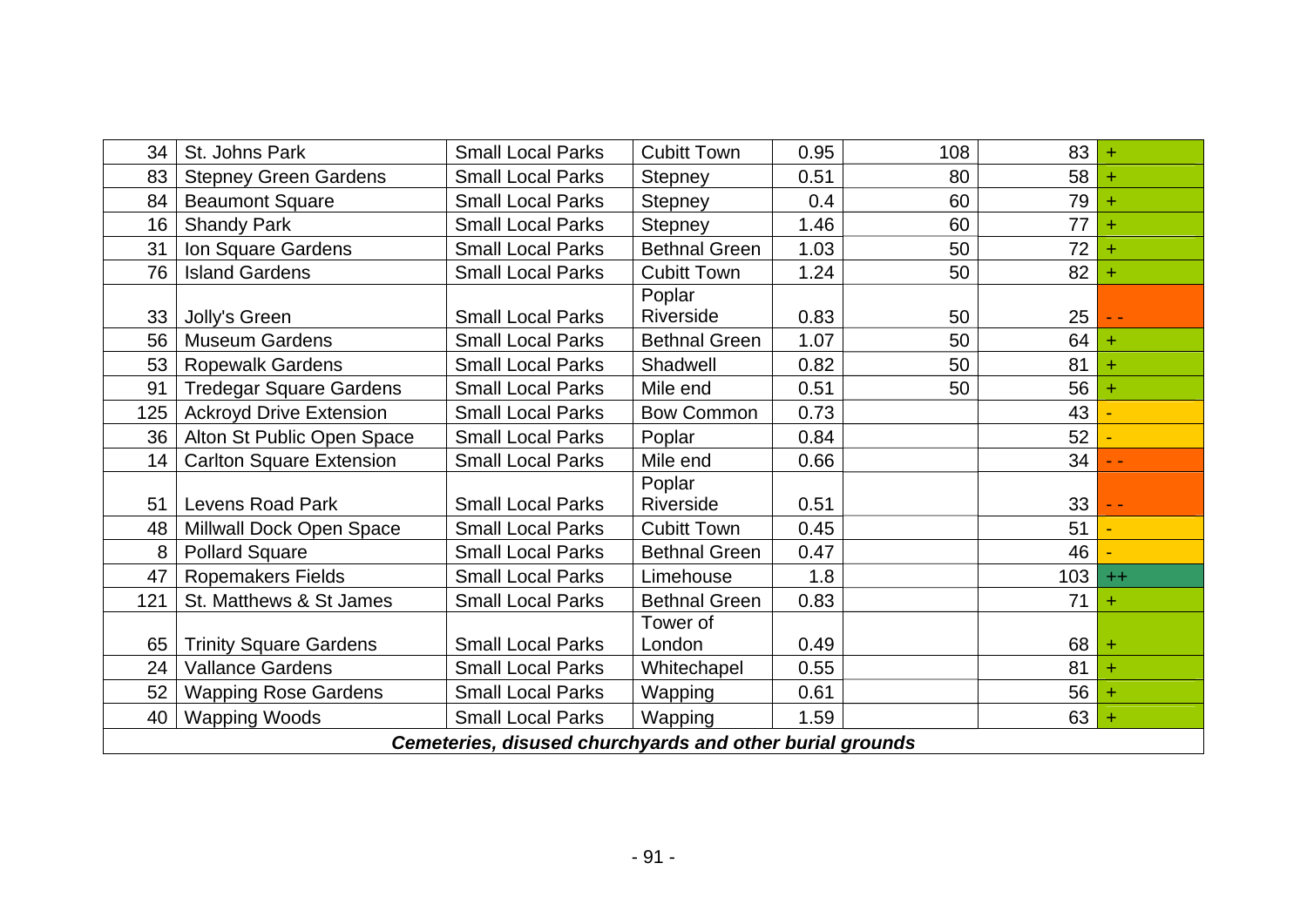| | | | | | | | |
|---|---|---|---|---|---|---|---|
| 34 | St. Johns Park | Small Local Parks | Cubitt Town | 0.95 | 108 | 83 | + |
| 83 | Stepney Green Gardens | Small Local Parks | Stepney | 0.51 | 80 | 58 | + |
| 84 | Beaumont Square | Small Local Parks | Stepney | 0.4 | 60 | 79 | + |
| 16 | Shandy Park | Small Local Parks | Stepney | 1.46 | 60 | 77 | + |
| 31 | Ion Square Gardens | Small Local Parks | Bethnal Green | 1.03 | 50 | 72 | + |
| 76 | Island Gardens | Small Local Parks | Cubitt Town | 1.24 | 50 | 82 | + |
| 33 | Jolly's Green | Small Local Parks | Poplar Riverside | 0.83 | 50 | 25 | - - |
| 56 | Museum Gardens | Small Local Parks | Bethnal Green | 1.07 | 50 | 64 | + |
| 53 | Ropewalk Gardens | Small Local Parks | Shadwell | 0.82 | 50 | 81 | + |
| 91 | Tredegar Square Gardens | Small Local Parks | Mile end | 0.51 | 50 | 56 | + |
| 125 | Ackroyd Drive Extension | Small Local Parks | Bow Common | 0.73 | | 43 | - |
| 36 | Alton St Public Open Space | Small Local Parks | Poplar | 0.84 | | 52 | - |
| 14 | Carlton Square Extension | Small Local Parks | Mile end | 0.66 | | 34 | - - |
| 51 | Levens Road Park | Small Local Parks | Poplar Riverside | 0.51 | | 33 | - - |
| 48 | Millwall Dock Open Space | Small Local Parks | Cubitt Town | 0.45 | | 51 | - |
| 8 | Pollard Square | Small Local Parks | Bethnal Green | 0.47 | | 46 | - |
| 47 | Ropemakers Fields | Small Local Parks | Limehouse | 1.8 | | 103 | ++ |
| 121 | St. Matthews & St James | Small Local Parks | Bethnal Green | 0.83 | | 71 | + |
| 65 | Trinity Square Gardens | Small Local Parks | Tower of London | 0.49 | | 68 | + |
| 24 | Vallance Gardens | Small Local Parks | Whitechapel | 0.55 | | 81 | + |
| 52 | Wapping Rose Gardens | Small Local Parks | Wapping | 0.61 | | 56 | + |
| 40 | Wapping Woods | Small Local Parks | Wapping | 1.59 | | 63 | + |
| ***Cemeteries, disused churchyards and other burial grounds*** | | | | | | | |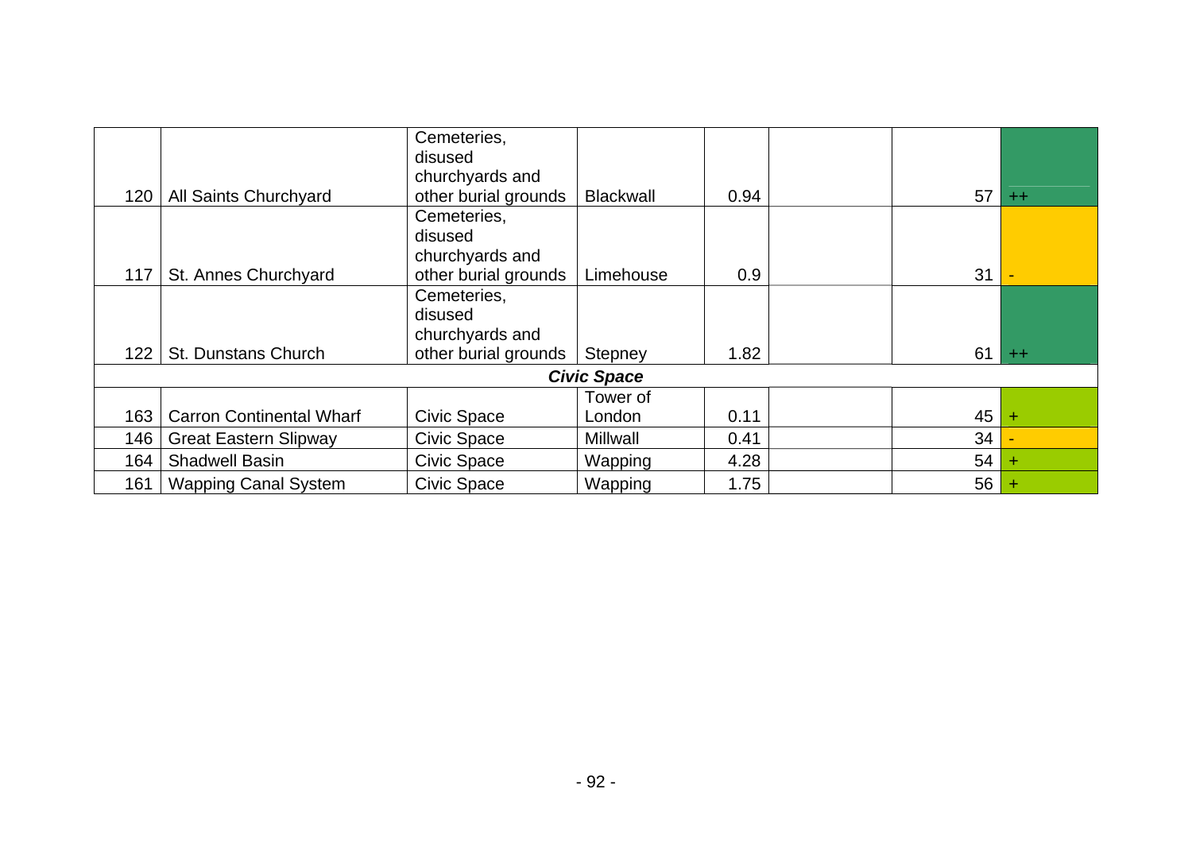|  |  |  |  |  |  |  |  |
|---|---|---|---|---|---|---|---|
| 120 | All Saints Churchyard | Cemeteries, disused churchyards and other burial grounds | Blackwall | 0.94 |  | 57 | ++ |
| 117 | St. Annes Churchyard | Cemeteries, disused churchyards and other burial grounds | Limehouse | 0.9 |  | 31 | - |
| 122 | St. Dunstans Church | Cemeteries, disused churchyards and other burial grounds | Stepney | 1.82 |  | 61 | ++ |
| ***Civic Space*** |  |  |  |  |  |  |  |
| 163 | Carron Continental Wharf | Civic Space | Tower of London | 0.11 |  | 45 | + |
| 146 | Great Eastern Slipway | Civic Space | Millwall | 0.41 |  | 34 | - |
| 164 | Shadwell Basin | Civic Space | Wapping | 4.28 |  | 54 | + |
| 161 | Wapping Canal System | Civic Space | Wapping | 1.75 |  | 56 | + |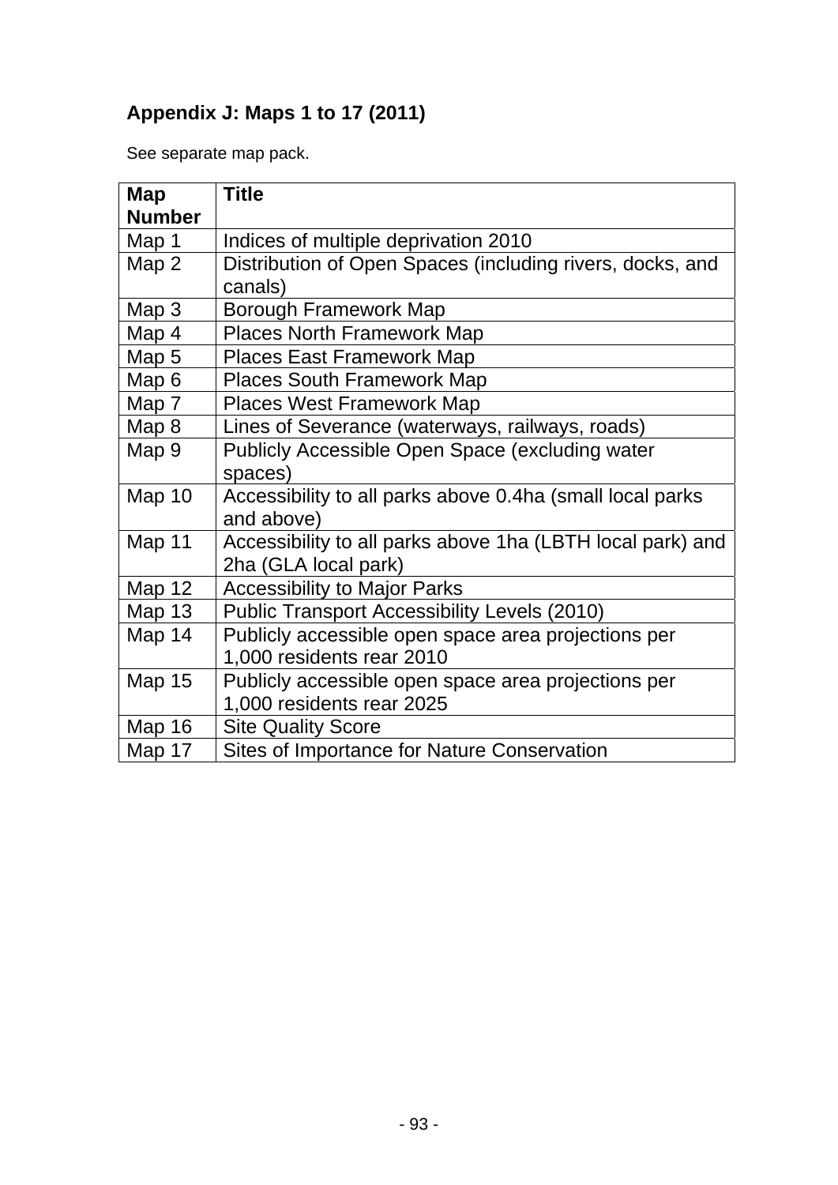## Appendix J: Maps 1 to 17 (2011)

See separate map pack.

| Map Number | Title |
|---|---|
| Map 1 | Indices of multiple deprivation 2010 |
| Map 2 | Distribution of Open Spaces (including rivers, docks, and canals) |
| Map 3 | Borough Framework Map |
| Map 4 | Places North Framework Map |
| Map 5 | Places East Framework Map |
| Map 6 | Places South Framework Map |
| Map 7 | Places West Framework Map |
| Map 8 | Lines of Severance (waterways, railways, roads) |
| Map 9 | Publicly Accessible Open Space (excluding water spaces) |
| Map 10 | Accessibility to all parks above 0.4ha (small local parks and above) |
| Map 11 | Accessibility to all parks above 1ha (LBTH local park) and 2ha (GLA local park) |
| Map 12 | Accessibility to Major Parks |
| Map 13 | Public Transport Accessibility Levels (2010) |
| Map 14 | Publicly accessible open space area projections per 1,000 residents rear 2010 |
| Map 15 | Publicly accessible open space area projections per 1,000 residents rear 2025 |
| Map 16 | Site Quality Score |
| Map 17 | Sites of Importance for Nature Conservation |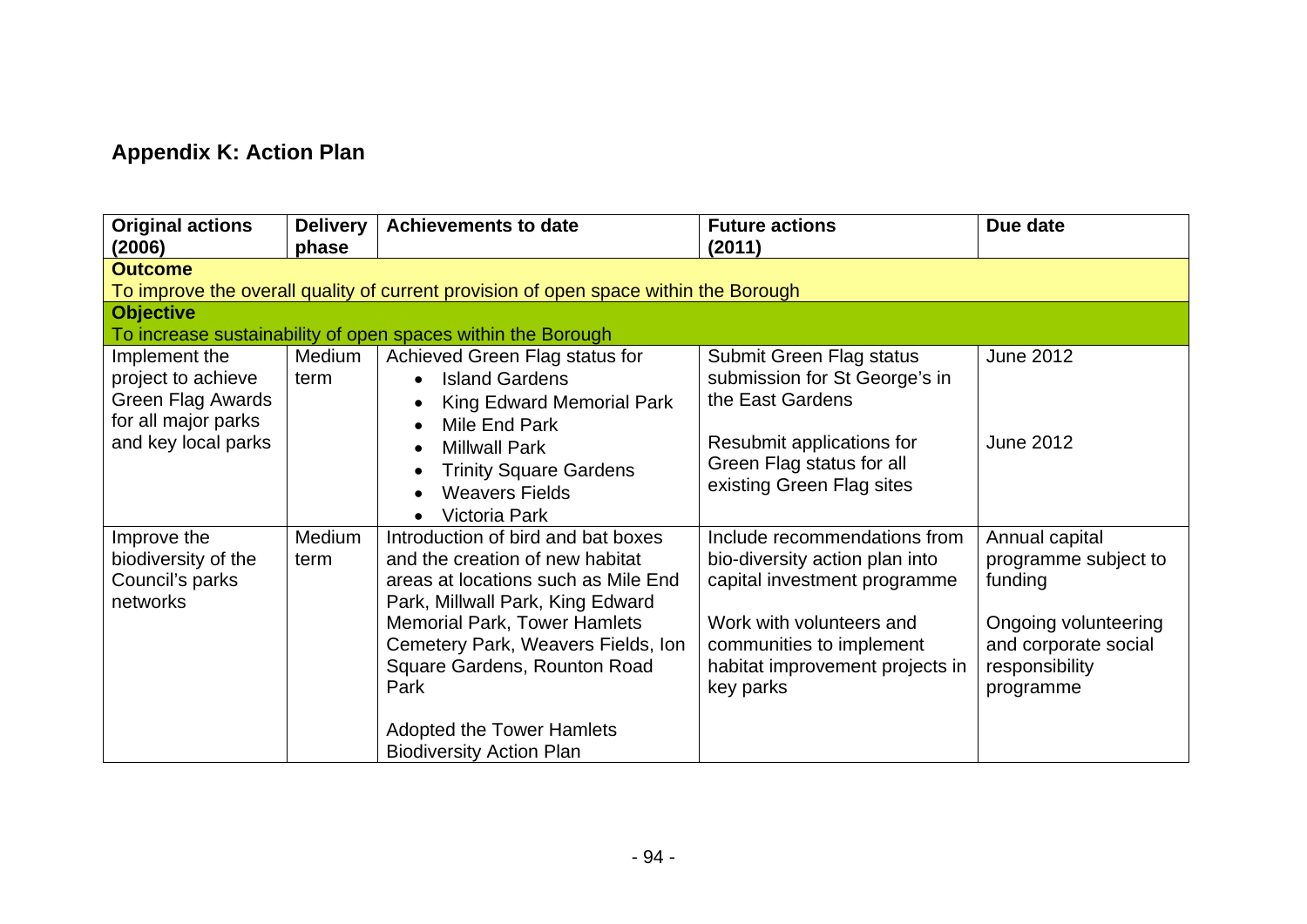## Appendix K: Action Plan

| Original actions (2006) | Delivery phase | Achievements to date | Future actions (2011) | Due date |
|---|---|---|---|---|
| **Outcome** To improve the overall quality of current provision of open space within the Borough | | | | |
| **Objective** To increase sustainability of open spaces within the Borough | | | | |
| Implement the project to achieve Green Flag Awards for all major parks and key local parks | Medium term | Achieved Green Flag status for<br>• Island Gardens<br>• King Edward Memorial Park<br>• Mile End Park<br>• Millwall Park<br>• Trinity Square Gardens<br>• Weavers Fields<br>• Victoria Park | Submit Green Flag status submission for St George's in the East Gardens<br><br>Resubmit applications for Green Flag status for all existing Green Flag sites | June 2012<br><br>June 2012 |
| Improve the biodiversity of the Council's parks networks | Medium term | Introduction of bird and bat boxes and the creation of new habitat areas at locations such as Mile End Park, Millwall Park, King Edward Memorial Park, Tower Hamlets Cemetery Park, Weavers Fields, Ion Square Gardens, Rounton Road Park<br><br>Adopted the Tower Hamlets Biodiversity Action Plan | Include recommendations from bio-diversity action plan into capital investment programme<br><br>Work with volunteers and communities to implement habitat improvement projects in key parks | Annual capital programme subject to funding<br><br>Ongoing volunteering and corporate social responsibility programme |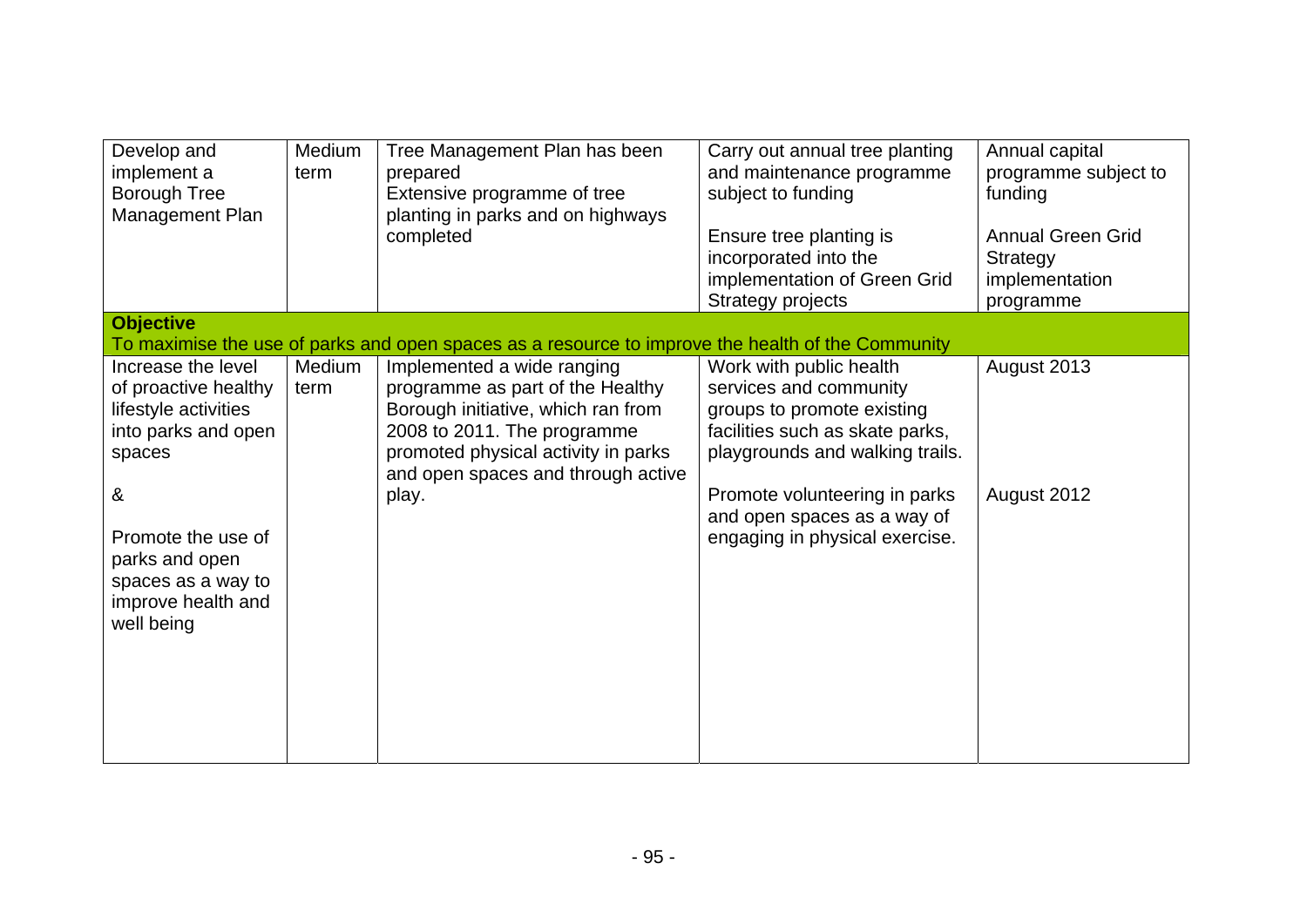| | | | | |
|---|---|---|---|---|
| Develop and implement a Borough Tree Management Plan | Medium term | Tree Management Plan has been prepared<br>Extensive programme of tree planting in parks and on highways completed | Carry out annual tree planting and maintenance programme subject to funding<br><br>Ensure tree planting is incorporated into the implementation of Green Grid Strategy projects | Annual capital programme subject to funding<br><br>Annual Green Grid Strategy implementation programme |
| **Objective**<br>To maximise the use of parks and open spaces as a resource to improve the health of the Community | | | | |
| Increase the level of proactive healthy lifestyle activities into parks and open spaces<br><br>&<br><br>Promote the use of parks and open spaces as a way to improve health and well being | Medium term | Implemented a wide ranging programme as part of the Healthy Borough initiative, which ran from 2008 to 2011. The programme promoted physical activity in parks and open spaces and through active play. | Work with public health services and community groups to promote existing facilities such as skate parks, playgrounds and walking trails.<br><br>Promote volunteering in parks and open spaces as a way of engaging in physical exercise. | August 2013<br><br>August 2012 |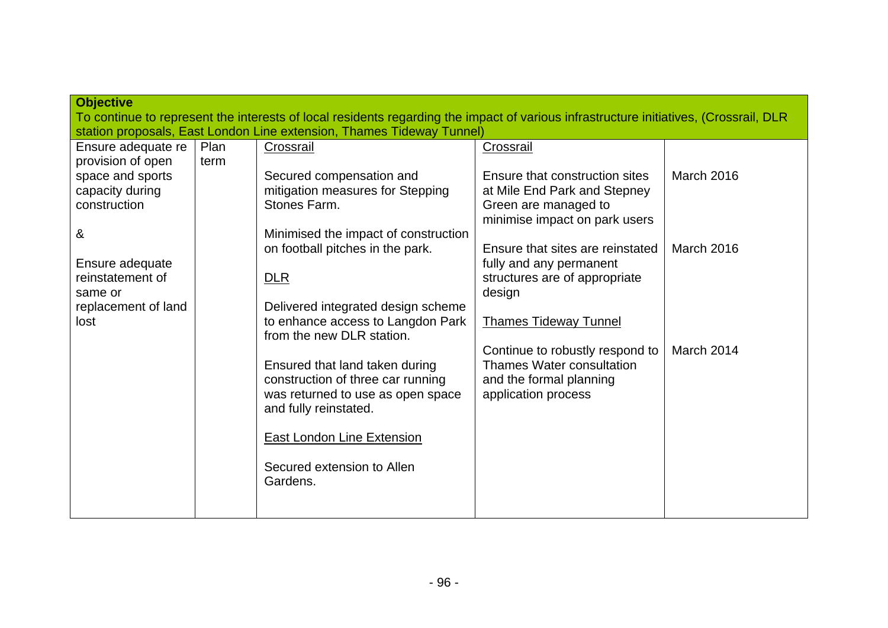| **Objective**<br>To continue to represent the interests of local residents regarding the impact of various infrastructure initiatives, (Crossrail, DLR station proposals, East London Line extension, Thames Tideway Tunnel) | | | | |
|---|---|---|---|---|
| Ensure adequate re provision of open space and sports capacity during construction<br><br>&<br><br>Ensure adequate reinstatement of same or replacement of land lost | Plan term | Crossrail<br><br>Secured compensation and mitigation measures for Stepping Stones Farm.<br><br>Minimised the impact of construction on football pitches in the park.<br><br>DLR<br><br>Delivered integrated design scheme to enhance access to Langdon Park from the new DLR station.<br><br>Ensured that land taken during construction of three car running was returned to use as open space and fully reinstated.<br><br>East London Line Extension<br><br>Secured extension to Allen Gardens. | Crossrail<br><br>Ensure that construction sites at Mile End Park and Stepney Green are managed to minimise impact on park users<br><br>Ensure that sites are reinstated fully and any permanent structures are of appropriate design<br><br>Thames Tideway Tunnel<br><br>Continue to robustly respond to Thames Water consultation and the formal planning application process | <br><br>March 2016<br><br><br><br>March 2016<br><br><br><br><br><br>March 2014 |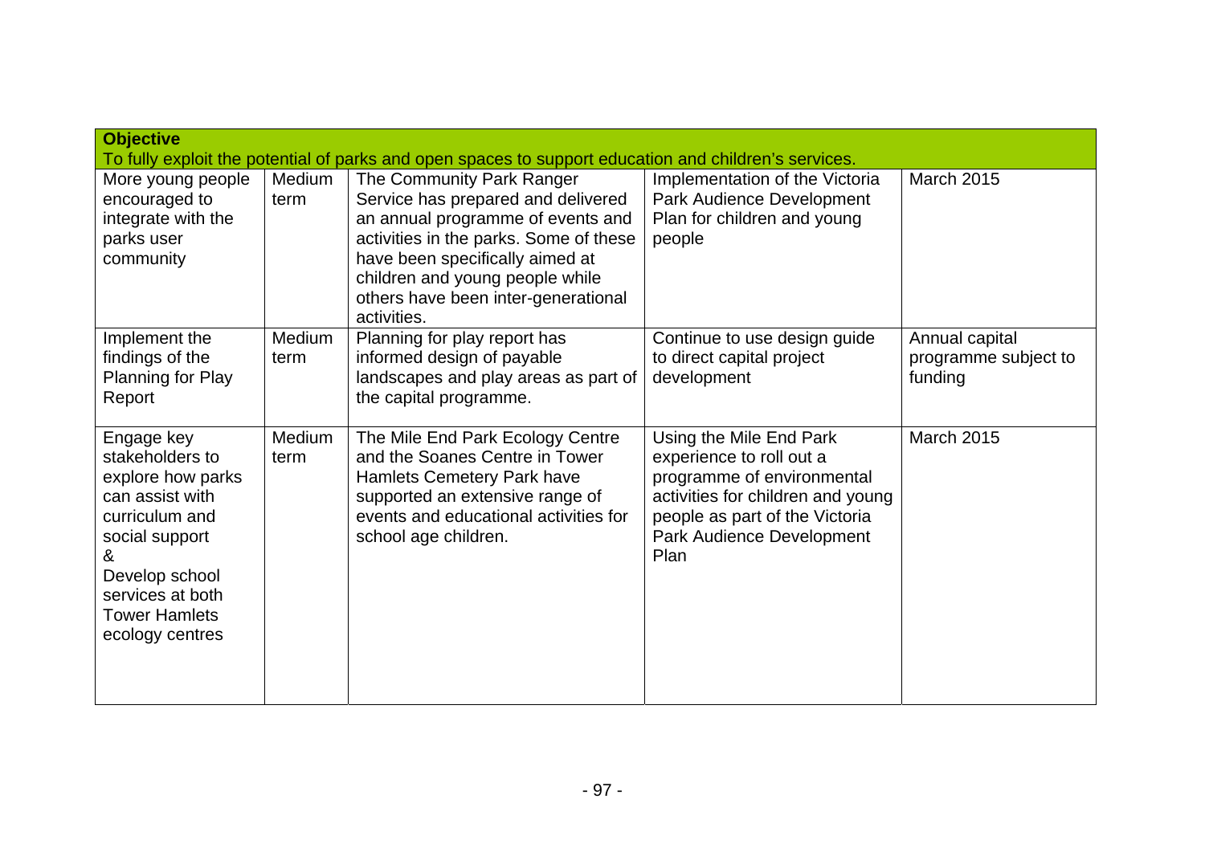| **Objective**<br>To fully exploit the potential of parks and open spaces to support education and children's services. | | | | |
|---|---|---|---|---|
| More young people encouraged to integrate with the parks user community | Medium term | The Community Park Ranger Service has prepared and delivered an annual programme of events and activities in the parks. Some of these have been specifically aimed at children and young people while others have been inter-generational activities. | Implementation of the Victoria Park Audience Development Plan for children and young people | March 2015 |
| Implement the findings of the Planning for Play Report | Medium term | Planning for play report has informed design of payable landscapes and play areas as part of the capital programme. | Continue to use design guide to direct capital project development | Annual capital programme subject to funding |
| Engage key stakeholders to explore how parks can assist with curriculum and social support<br>&<br>Develop school services at both Tower Hamlets ecology centres | Medium term | The Mile End Park Ecology Centre and the Soanes Centre in Tower Hamlets Cemetery Park have supported an extensive range of events and educational activities for school age children. | Using the Mile End Park experience to roll out a programme of environmental activities for children and young people as part of the Victoria Park Audience Development Plan | March 2015 |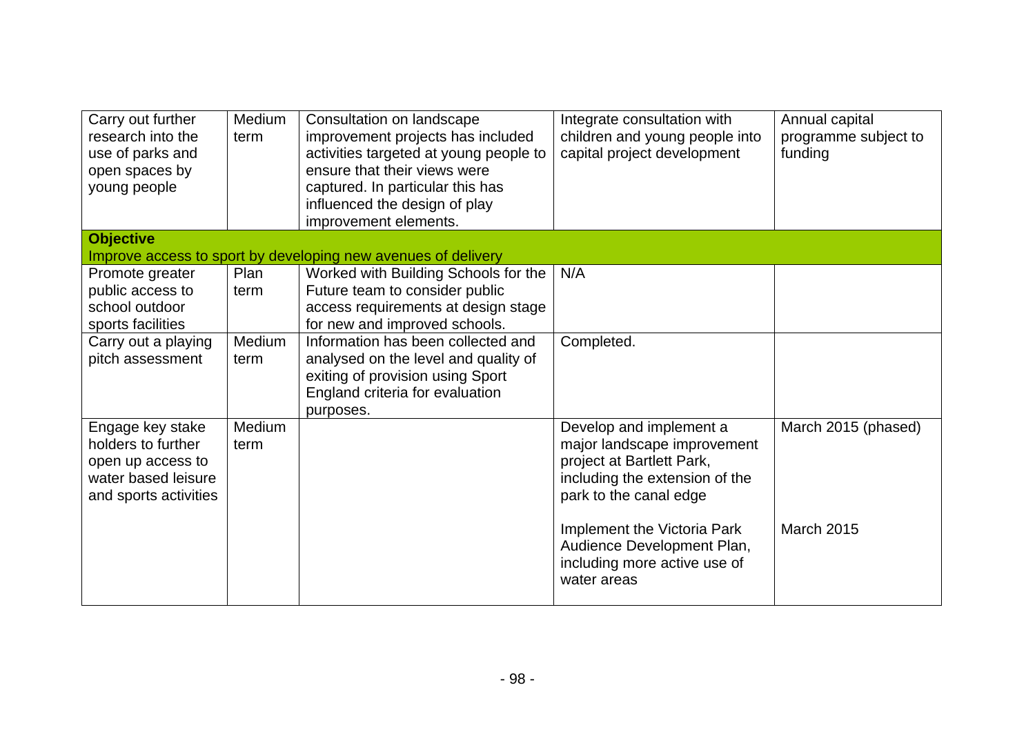| Carry out further research into the use of parks and open spaces by young people | Medium term | Consultation on landscape improvement projects has included activities targeted at young people to ensure that their views were captured. In particular this has influenced the design of play improvement elements. | Integrate consultation with children and young people into capital project development | Annual capital programme subject to funding |
|---|---|---|---|---|
| **Objective** Improve access to sport by developing new avenues of delivery | | | | |
| Promote greater public access to school outdoor sports facilities | Plan term | Worked with Building Schools for the Future team to consider public access requirements at design stage for new and improved schools. | N/A | |
| Carry out a playing pitch assessment | Medium term | Information has been collected and analysed on the level and quality of exiting of provision using Sport England criteria for evaluation purposes. | Completed. | |
| Engage key stake holders to further open up access to water based leisure and sports activities | Medium term | | Develop and implement a major landscape improvement project at Bartlett Park, including the extension of the park to the canal edge | March 2015 (phased) |
| | | | Implement the Victoria Park Audience Development Plan, including more active use of water areas | March 2015 |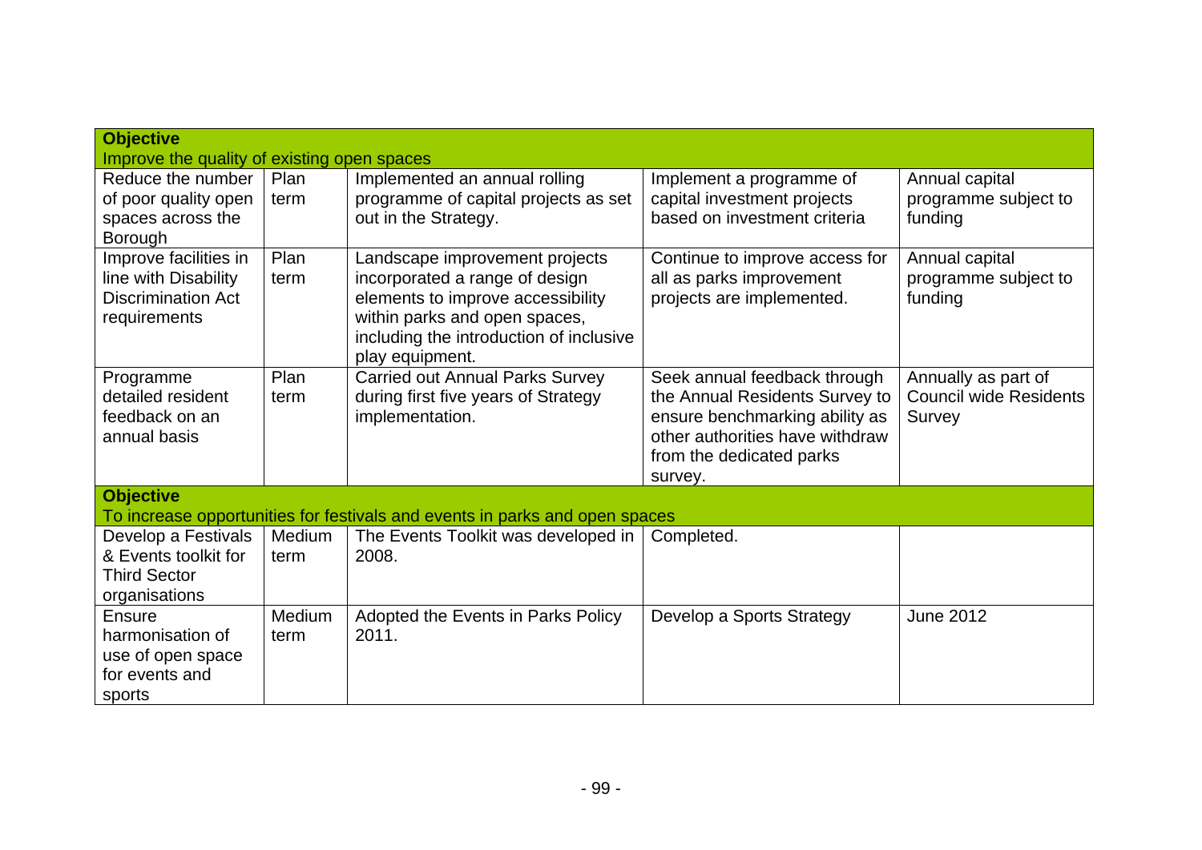| **Objective**<br>Improve the quality of existing open spaces | | | | |
|---|---|---|---|---|
| Reduce the number of poor quality open spaces across the Borough | Plan term | Implemented an annual rolling programme of capital projects as set out in the Strategy. | Implement a programme of capital investment projects based on investment criteria | Annual capital programme subject to funding |
| Improve facilities in line with Disability Discrimination Act requirements | Plan term | Landscape improvement projects incorporated a range of design elements to improve accessibility within parks and open spaces, including the introduction of inclusive play equipment. | Continue to improve access for all as parks improvement projects are implemented. | Annual capital programme subject to funding |
| Programme detailed resident feedback on an annual basis | Plan term | Carried out Annual Parks Survey during first five years of Strategy implementation. | Seek annual feedback through the Annual Residents Survey to ensure benchmarking ability as other authorities have withdraw from the dedicated parks survey. | Annually as part of Council wide Residents Survey |
| **Objective**<br>To increase opportunities for festivals and events in parks and open spaces | | | | |
| Develop a Festivals & Events toolkit for Third Sector organisations | Medium term | The Events Toolkit was developed in 2008. | Completed. | |
| Ensure harmonisation of use of open space for events and sports | Medium term | Adopted the Events in Parks Policy 2011. | Develop a Sports Strategy | June 2012 |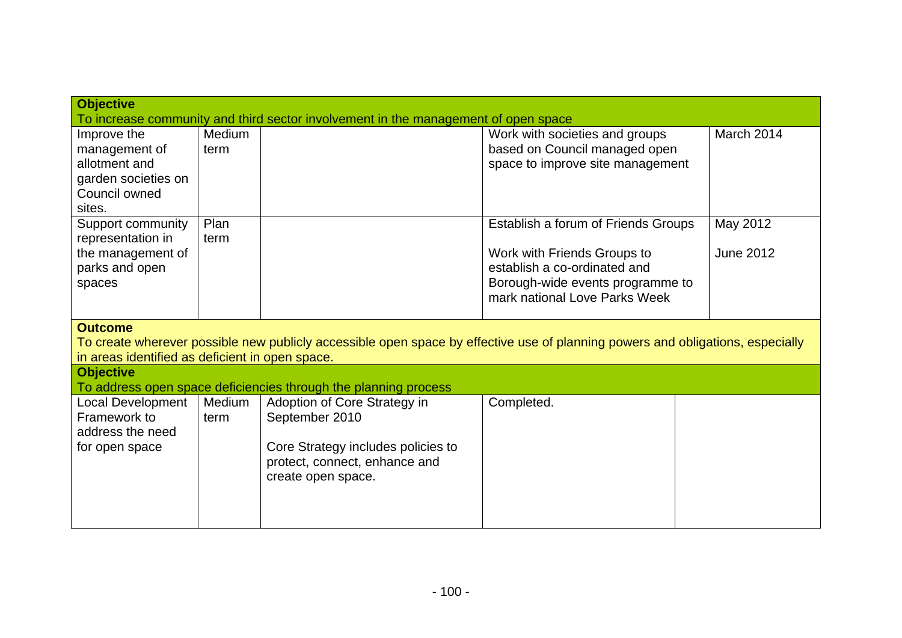| **Objective**<br>To increase community and third sector involvement in the management of open space | | | | |
|---|---|---|---|---|
| Improve the management of allotment and garden societies on Council owned sites. | Medium term | | Work with societies and groups based on Council managed open space to improve site management | March 2014 |
| Support community representation in the management of parks and open spaces | Plan term | | Establish a forum of Friends Groups<br><br>Work with Friends Groups to establish a co-ordinated and Borough-wide events programme to mark national Love Parks Week | May 2012<br><br>June 2012 |

**Outcome**

To create wherever possible new publicly accessible open space by effective use of planning powers and obligations, especially in areas identified as deficient in open space.

| **Objective**<br>To address open space deficiencies through the planning process | | | | |
|---|---|---|---|---|
| Local Development Framework to address the need for open space | Medium term | Adoption of Core Strategy in September 2010<br><br>Core Strategy includes policies to protect, connect, enhance and create open space. | Completed. | |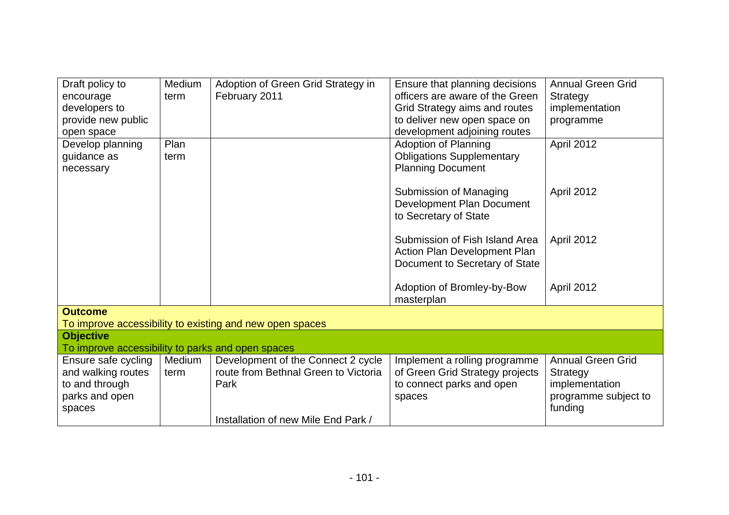| Draft policy to encourage developers to provide new public open space | Medium term | Adoption of Green Grid Strategy in February 2011 | Ensure that planning decisions officers are aware of the Green Grid Strategy aims and routes to deliver new open space on development adjoining routes | Annual Green Grid Strategy implementation programme |
|---|---|---|---|---|
| Develop planning guidance as necessary | Plan term | | Adoption of Planning Obligations Supplementary Planning Document | April 2012 |
| | | | Submission of Managing Development Plan Document to Secretary of State | April 2012 |
| | | | Submission of Fish Island Area Action Plan Development Plan Document to Secretary of State | April 2012 |
| | | | Adoption of Bromley-by-Bow masterplan | April 2012 |
| **Outcome**<br>To improve accessibility to existing and new open spaces | | | | |
| **Objective**<br>To improve accessibility to parks and open spaces | | | | |
| Ensure safe cycling and walking routes to and through parks and open spaces | Medium term | Development of the Connect 2 cycle route from Bethnal Green to Victoria Park<br><br>Installation of new Mile End Park / | Implement a rolling programme of Green Grid Strategy projects to connect parks and open spaces | Annual Green Grid Strategy implementation programme subject to funding |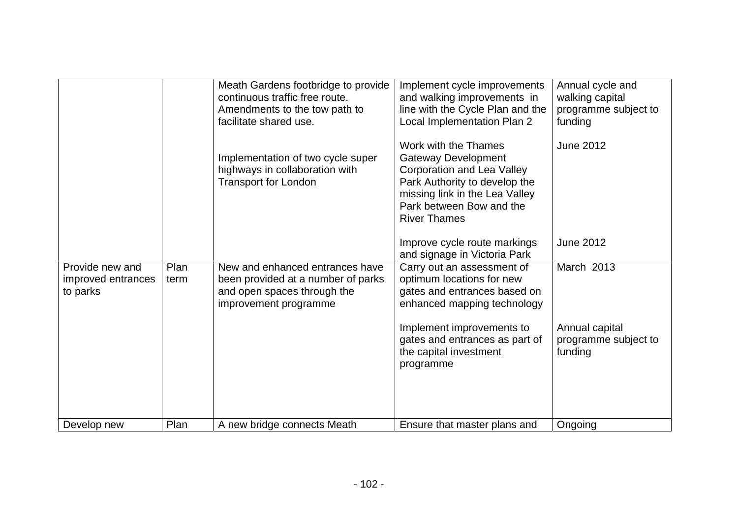| | | | | |
|---|---|---|---|---|
| | | Meath Gardens footbridge to provide continuous traffic free route. Amendments to the tow path to facilitate shared use.<br><br>Implementation of two cycle super highways in collaboration with Transport for London | Implement cycle improvements and walking improvements in line with the Cycle Plan and the Local Implementation Plan 2<br><br>Work with the Thames Gateway Development Corporation and Lea Valley Park Authority to develop the missing link in the Lea Valley Park between Bow and the River Thames<br><br>Improve cycle route markings and signage in Victoria Park | Annual cycle and walking capital programme subject to funding<br><br>June 2012<br><br>June 2012 |
| Provide new and improved entrances to parks | Plan term | New and enhanced entrances have been provided at a number of parks and open spaces through the improvement programme | Carry out an assessment of optimum locations for new gates and entrances based on enhanced mapping technology<br><br>Implement improvements to gates and entrances as part of the capital investment programme | March 2013<br><br>Annual capital programme subject to funding |
| Develop new | Plan | A new bridge connects Meath | Ensure that master plans and | Ongoing |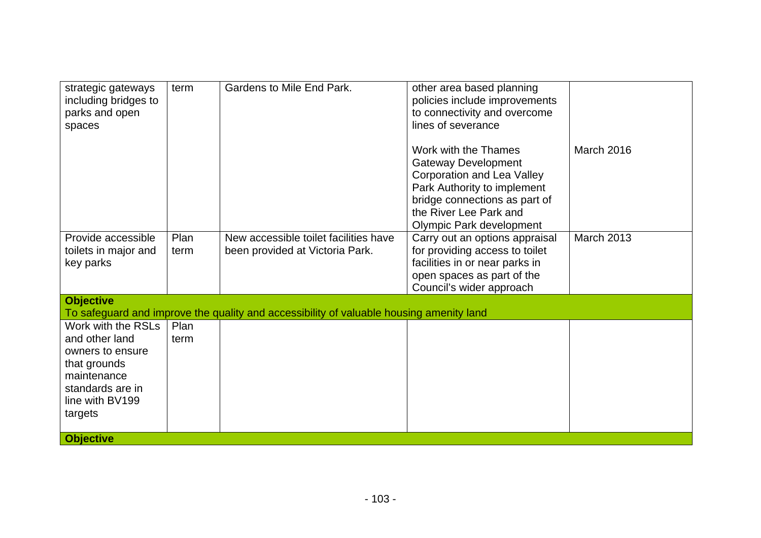| | | | | |
|---|---|---|---|---|
| strategic gateways including bridges to parks and open spaces | term | Gardens to Mile End Park. | other area based planning policies include improvements to connectivity and overcome lines of severance<br><br>Work with the Thames Gateway Development Corporation and Lea Valley Park Authority to implement bridge connections as part of the River Lee Park and Olympic Park development | <br><br><br><br>March 2016 |
| Provide accessible toilets in major and key parks | Plan term | New accessible toilet facilities have been provided at Victoria Park. | Carry out an options appraisal for providing access to toilet facilities in or near parks in open spaces as part of the Council's wider approach | March 2013 |
| **Objective**<br>To safeguard and improve the quality and accessibility of valuable housing amenity land | | | | |
| Work with the RSLs and other land owners to ensure that grounds maintenance standards are in line with BV199 targets | Plan term | | | |
| **Objective** | | | | |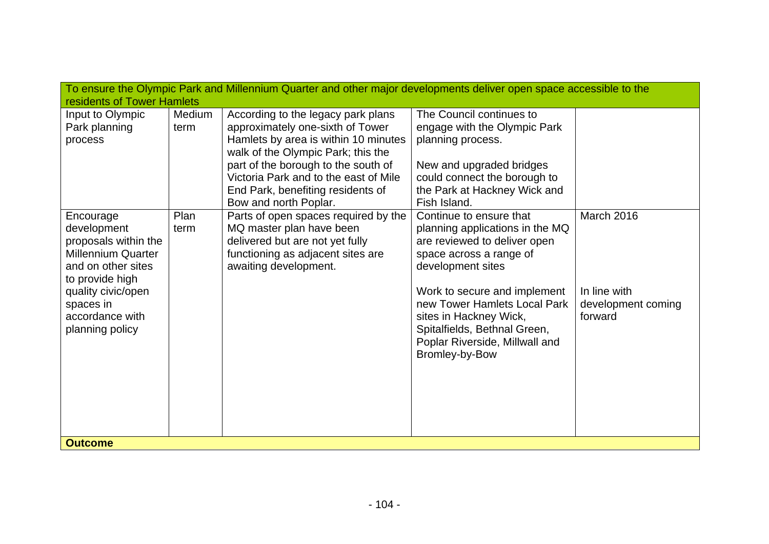| To ensure the Olympic Park and Millennium Quarter and other major developments deliver open space accessible to the residents of Tower Hamlets | | | | |
|---|---|---|---|---|
| Input to Olympic Park planning process | Medium term | According to the legacy park plans approximately one-sixth of Tower Hamlets by area is within 10 minutes walk of the Olympic Park; this the part of the borough to the south of Victoria Park and to the east of Mile End Park, benefiting residents of Bow and north Poplar. | The Council continues to engage with the Olympic Park planning process.<br><br>New and upgraded bridges could connect the borough to the Park at Hackney Wick and Fish Island. | |
| Encourage development proposals within the Millennium Quarter and on other sites to provide high quality civic/open spaces in accordance with planning policy | Plan term | Parts of open spaces required by the MQ master plan have been delivered but are not yet fully functioning as adjacent sites are awaiting development. | Continue to ensure that planning applications in the MQ are reviewed to deliver open space across a range of development sites<br><br>Work to secure and implement new Tower Hamlets Local Park sites in Hackney Wick, Spitalfields, Bethnal Green, Poplar Riverside, Millwall and Bromley-by-Bow | March 2016<br><br>In line with development coming forward |
| **Outcome** | | | | |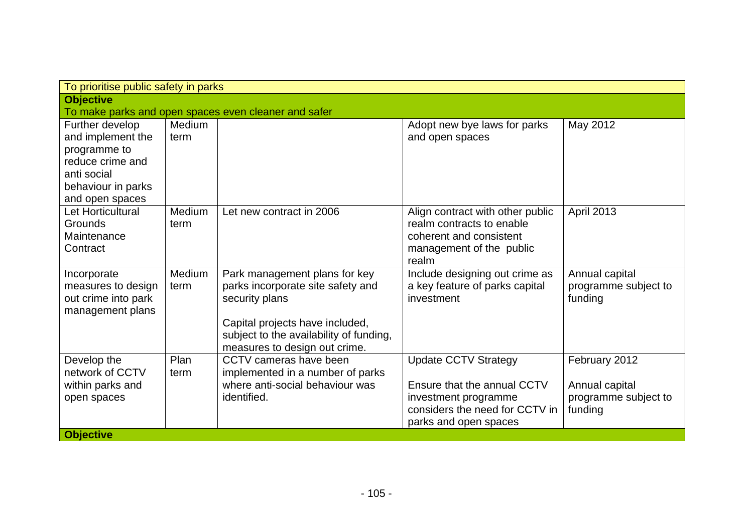| To prioritise public safety in parks | | | | |
|---|---|---|---|---|
| **Objective**<br>To make parks and open spaces even cleaner and safer | | | | |
| Further develop and implement the programme to reduce crime and anti social behaviour in parks and open spaces | Medium term | | Adopt new bye laws for parks and open spaces | May 2012 |
| Let Horticultural Grounds Maintenance Contract | Medium term | Let new contract in 2006 | Align contract with other public realm contracts to enable coherent and consistent management of the public realm | April 2013 |
| Incorporate measures to design out crime into park management plans | Medium term | Park management plans for key parks incorporate site safety and security plans<br><br>Capital projects have included, subject to the availability of funding, measures to design out crime. | Include designing out crime as a key feature of parks capital investment | Annual capital programme subject to funding |
| Develop the network of CCTV within parks and open spaces | Plan term | CCTV cameras have been implemented in a number of parks where anti-social behaviour was identified. | Update CCTV Strategy<br><br>Ensure that the annual CCTV investment programme considers the need for CCTV in parks and open spaces | February 2012<br><br>Annual capital programme subject to funding |
| **Objective** | | | | |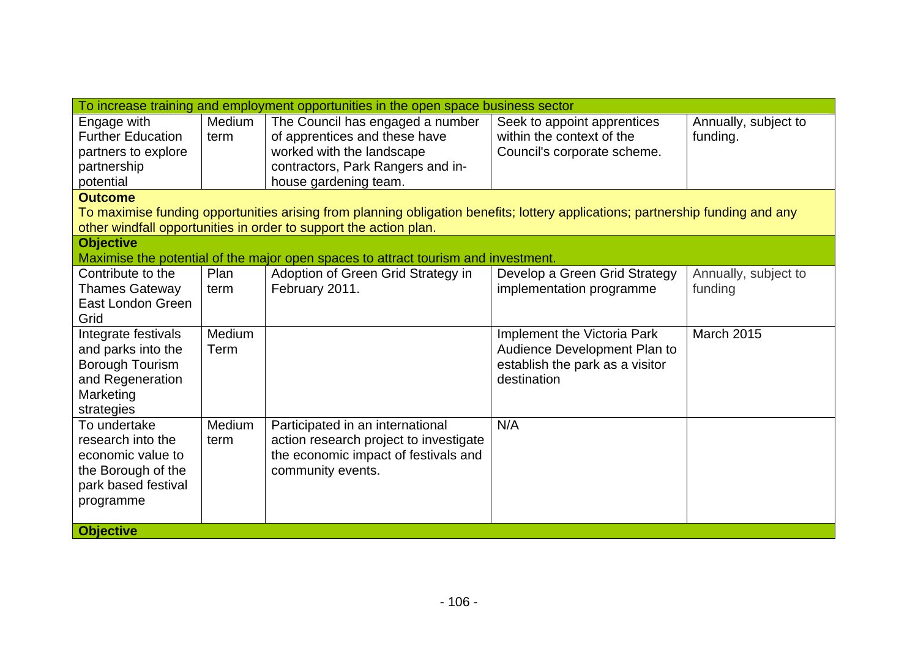| To increase training and employment opportunities in the open space business sector | | | | |
|---|---|---|---|---|
| Engage with Further Education partners to explore partnership potential | Medium term | The Council has engaged a number of apprentices and these have worked with the landscape contractors, Park Rangers and in-house gardening team. | Seek to appoint apprentices within the context of the Council's corporate scheme. | Annually, subject to funding. |
| **Outcome**<br>To maximise funding opportunities arising from planning obligation benefits; lottery applications; partnership funding and any other windfall opportunities in order to support the action plan. | | | | |
| **Objective**<br>Maximise the potential of the major open spaces to attract tourism and investment. | | | | |
| Contribute to the Thames Gateway East London Green Grid | Plan term | Adoption of Green Grid Strategy in February 2011. | Develop a Green Grid Strategy implementation programme | Annually, subject to funding |
| Integrate festivals and parks into the Borough Tourism and Regeneration Marketing strategies | Medium Term | | Implement the Victoria Park Audience Development Plan to establish the park as a visitor destination | March 2015 |
| To undertake research into the economic value to the Borough of the park based festival programme | Medium term | Participated in an international action research project to investigate the economic impact of festivals and community events. | N/A | |
| **Objective** | | | | |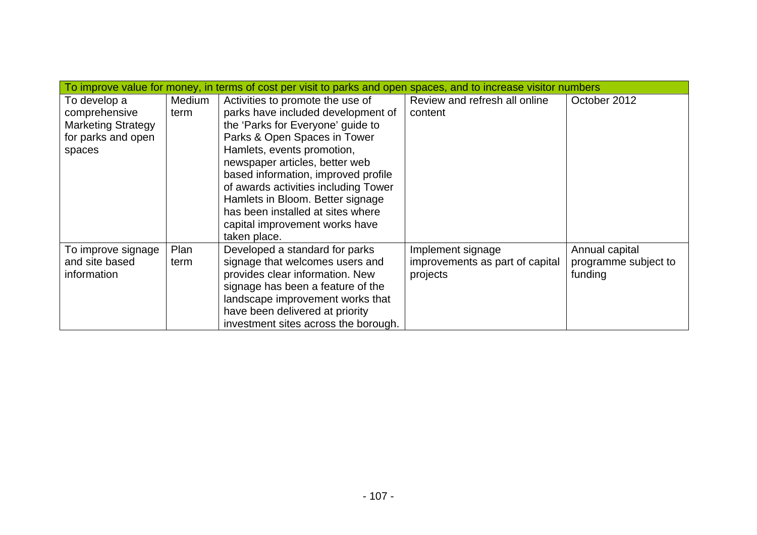| | | | | |
|---|---|---|---|---|
| To improve value for money, in terms of cost per visit to parks and open spaces, and to increase visitor numbers | | | | |
| To develop a comprehensive Marketing Strategy for parks and open spaces | Medium term | Activities to promote the use of parks have included development of the 'Parks for Everyone' guide to Parks & Open Spaces in Tower Hamlets, events promotion, newspaper articles, better web based information, improved profile of awards activities including Tower Hamlets in Bloom. Better signage has been installed at sites where capital improvement works have taken place. | Review and refresh all online content | October 2012 |
| To improve signage and site based information | Plan term | Developed a standard for parks signage that welcomes users and provides clear information. New signage has been a feature of the landscape improvement works that have been delivered at priority investment sites across the borough. | Implement signage improvements as part of capital projects | Annual capital programme subject to funding |